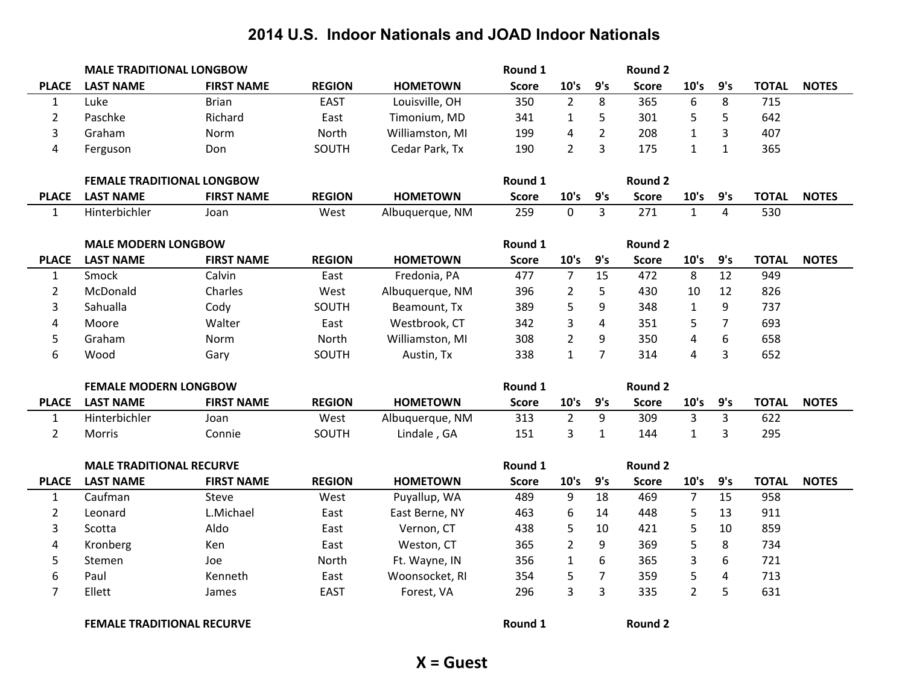# 2014 U.S. Indoor Nationals and JOAD Indoor Nationals

| PLACE | MALE TRADITIONAL LONGBOW<br>LAST NAME | FIRST NAME | REGION | HOMETOWN | Round 1<br>Score | 10's | 9's | Round 2<br>Score | 10's | 9's | TOTAL | NOTES |
|---|---|---|---|---|---|---|---|---|---|---|---|---|
| 1 | Luke | Brian | EAST | Louisville, OH | 350 | 2 | 8 | 365 | 6 | 8 | 715 | |
| 2 | Paschke | Richard | East | Timonium, MD | 341 | 1 | 5 | 301 | 5 | 5 | 642 | |
| 3 | Graham | Norm | North | Williamston, MI | 199 | 4 | 2 | 208 | 1 | 3 | 407 | |
| 4 | Ferguson | Don | SOUTH | Cedar Park, Tx | 190 | 2 | 3 | 175 | 1 | 1 | 365 | |

| PLACE | FEMALE TRADITIONAL LONGBOW<br>LAST NAME | FIRST NAME | REGION | HOMETOWN | Round 1<br>Score | 10's | 9's | Round 2<br>Score | 10's | 9's | TOTAL | NOTES |
|---|---|---|---|---|---|---|---|---|---|---|---|---|
| 1 | Hinterbichler | Joan | West | Albuquerque, NM | 259 | 0 | 3 | 271 | 1 | 4 | 530 | |

| PLACE | MALE MODERN LONGBOW<br>LAST NAME | FIRST NAME | REGION | HOMETOWN | Round 1<br>Score | 10's | 9's | Round 2<br>Score | 10's | 9's | TOTAL | NOTES |
|---|---|---|---|---|---|---|---|---|---|---|---|---|
| 1 | Smock | Calvin | East | Fredonia, PA | 477 | 7 | 15 | 472 | 8 | 12 | 949 | |
| 2 | McDonald | Charles | West | Albuquerque, NM | 396 | 2 | 5 | 430 | 10 | 12 | 826 | |
| 3 | Sahualla | Cody | SOUTH | Beamount, Tx | 389 | 5 | 9 | 348 | 1 | 9 | 737 | |
| 4 | Moore | Walter | East | Westbrook, CT | 342 | 3 | 4 | 351 | 5 | 7 | 693 | |
| 5 | Graham | Norm | North | Williamston, MI | 308 | 2 | 9 | 350 | 4 | 6 | 658 | |
| 6 | Wood | Gary | SOUTH | Austin, Tx | 338 | 1 | 7 | 314 | 4 | 3 | 652 | |

| PLACE | FEMALE MODERN LONGBOW<br>LAST NAME | FIRST NAME | REGION | HOMETOWN | Round 1<br>Score | 10's | 9's | Round 2<br>Score | 10's | 9's | TOTAL | NOTES |
|---|---|---|---|---|---|---|---|---|---|---|---|---|
| 1 | Hinterbichler | Joan | West | Albuquerque, NM | 313 | 2 | 9 | 309 | 3 | 3 | 622 | |
| 2 | Morris | Connie | SOUTH | Lindale , GA | 151 | 3 | 1 | 144 | 1 | 3 | 295 | |

| PLACE | MALE TRADITIONAL RECURVE<br>LAST NAME | FIRST NAME | REGION | HOMETOWN | Round 1<br>Score | 10's | 9's | Round 2<br>Score | 10's | 9's | TOTAL | NOTES |
|---|---|---|---|---|---|---|---|---|---|---|---|---|
| 1 | Caufman | Steve | West | Puyallup, WA | 489 | 9 | 18 | 469 | 7 | 15 | 958 | |
| 2 | Leonard | L.Michael | East | East Berne, NY | 463 | 6 | 14 | 448 | 5 | 13 | 911 | |
| 3 | Scotta | Aldo | East | Vernon, CT | 438 | 5 | 10 | 421 | 5 | 10 | 859 | |
| 4 | Kronberg | Ken | East | Weston, CT | 365 | 2 | 9 | 369 | 5 | 8 | 734 | |
| 5 | Stemen | Joe | North | Ft. Wayne, IN | 356 | 1 | 6 | 365 | 3 | 6 | 721 | |
| 6 | Paul | Kenneth | East | Woonsocket, RI | 354 | 5 | 7 | 359 | 5 | 4 | 713 | |
| 7 | Ellett | James | EAST | Forest, VA | 296 | 3 | 3 | 335 | 2 | 5 | 631 | |

**FEMALE TRADITIONAL RECURVE** — Round 1 — Round 2

**X = Guest**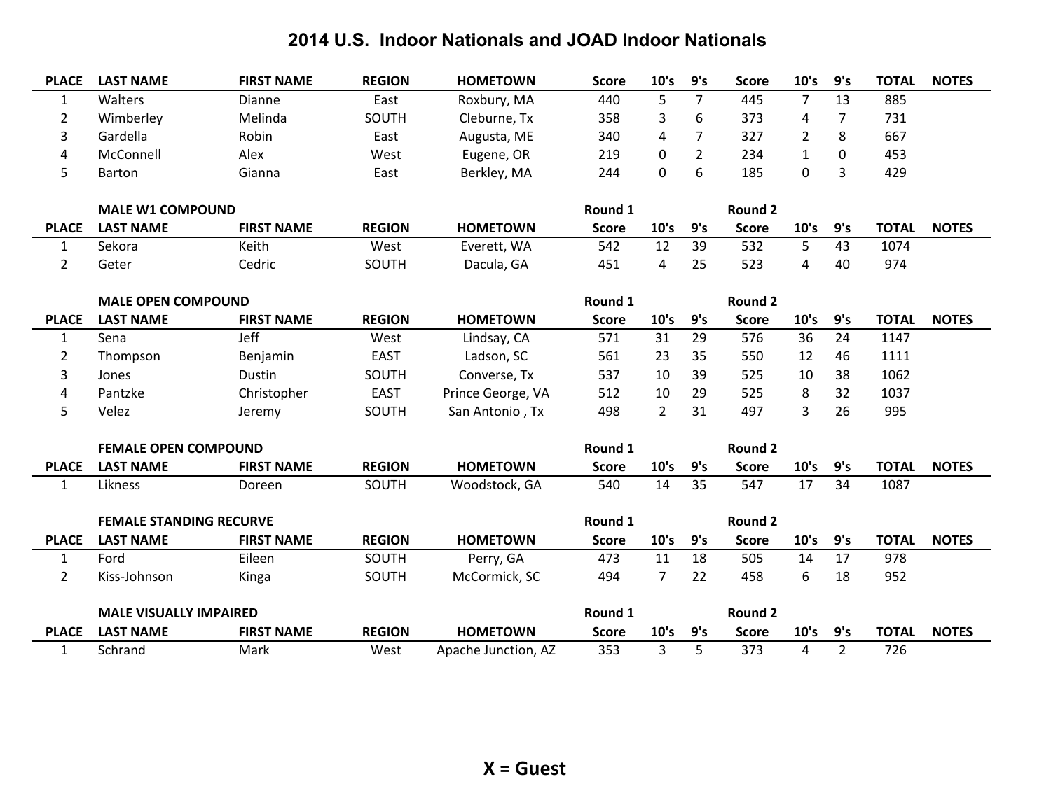# 2014 U.S. Indoor Nationals and JOAD Indoor Nationals

| PLACE | LAST NAME | FIRST NAME | REGION | HOMETOWN | Score | 10's | 9's | Score | 10's | 9's | TOTAL | NOTES |
|---|---|---|---|---|---|---|---|---|---|---|---|---|
| 1 | Walters | Dianne | East | Roxbury, MA | 440 | 5 | 7 | 445 | 7 | 13 | 885 | |
| 2 | Wimberley | Melinda | SOUTH | Cleburne, Tx | 358 | 3 | 6 | 373 | 4 | 7 | 731 | |
| 3 | Gardella | Robin | East | Augusta, ME | 340 | 4 | 7 | 327 | 2 | 8 | 667 | |
| 4 | McConnell | Alex | West | Eugene, OR | 219 | 0 | 2 | 234 | 1 | 0 | 453 | |
| 5 | Barton | Gianna | East | Berkley, MA | 244 | 0 | 6 | 185 | 0 | 3 | 429 | |

**MALE W1 COMPOUND**

| | | | | | Round 1 | | | Round 2 | | | | |
|---|---|---|---|---|---|---|---|---|---|---|---|---|
| PLACE | LAST NAME | FIRST NAME | REGION | HOMETOWN | Score | 10's | 9's | Score | 10's | 9's | TOTAL | NOTES |
| 1 | Sekora | Keith | West | Everett, WA | 542 | 12 | 39 | 532 | 5 | 43 | 1074 | |
| 2 | Geter | Cedric | SOUTH | Dacula, GA | 451 | 4 | 25 | 523 | 4 | 40 | 974 | |

**MALE OPEN COMPOUND**

| | | | | | Round 1 | | | Round 2 | | | | |
|---|---|---|---|---|---|---|---|---|---|---|---|---|
| PLACE | LAST NAME | FIRST NAME | REGION | HOMETOWN | Score | 10's | 9's | Score | 10's | 9's | TOTAL | NOTES |
| 1 | Sena | Jeff | West | Lindsay, CA | 571 | 31 | 29 | 576 | 36 | 24 | 1147 | |
| 2 | Thompson | Benjamin | EAST | Ladson, SC | 561 | 23 | 35 | 550 | 12 | 46 | 1111 | |
| 3 | Jones | Dustin | SOUTH | Converse, Tx | 537 | 10 | 39 | 525 | 10 | 38 | 1062 | |
| 4 | Pantzke | Christopher | EAST | Prince George, VA | 512 | 10 | 29 | 525 | 8 | 32 | 1037 | |
| 5 | Velez | Jeremy | SOUTH | San Antonio , Tx | 498 | 2 | 31 | 497 | 3 | 26 | 995 | |

**FEMALE OPEN COMPOUND**

| | | | | | Round 1 | | | Round 2 | | | | |
|---|---|---|---|---|---|---|---|---|---|---|---|---|
| PLACE | LAST NAME | FIRST NAME | REGION | HOMETOWN | Score | 10's | 9's | Score | 10's | 9's | TOTAL | NOTES |
| 1 | Likness | Doreen | SOUTH | Woodstock, GA | 540 | 14 | 35 | 547 | 17 | 34 | 1087 | |

**FEMALE STANDING RECURVE**

| | | | | | Round 1 | | | Round 2 | | | | |
|---|---|---|---|---|---|---|---|---|---|---|---|---|
| PLACE | LAST NAME | FIRST NAME | REGION | HOMETOWN | Score | 10's | 9's | Score | 10's | 9's | TOTAL | NOTES |
| 1 | Ford | Eileen | SOUTH | Perry, GA | 473 | 11 | 18 | 505 | 14 | 17 | 978 | |
| 2 | Kiss-Johnson | Kinga | SOUTH | McCormick, SC | 494 | 7 | 22 | 458 | 6 | 18 | 952 | |

**MALE VISUALLY IMPAIRED**

| | | | | | Round 1 | | | Round 2 | | | | |
|---|---|---|---|---|---|---|---|---|---|---|---|---|
| PLACE | LAST NAME | FIRST NAME | REGION | HOMETOWN | Score | 10's | 9's | Score | 10's | 9's | TOTAL | NOTES |
| 1 | Schrand | Mark | West | Apache Junction, AZ | 353 | 3 | 5 | 373 | 4 | 2 | 726 | |

**X = Guest**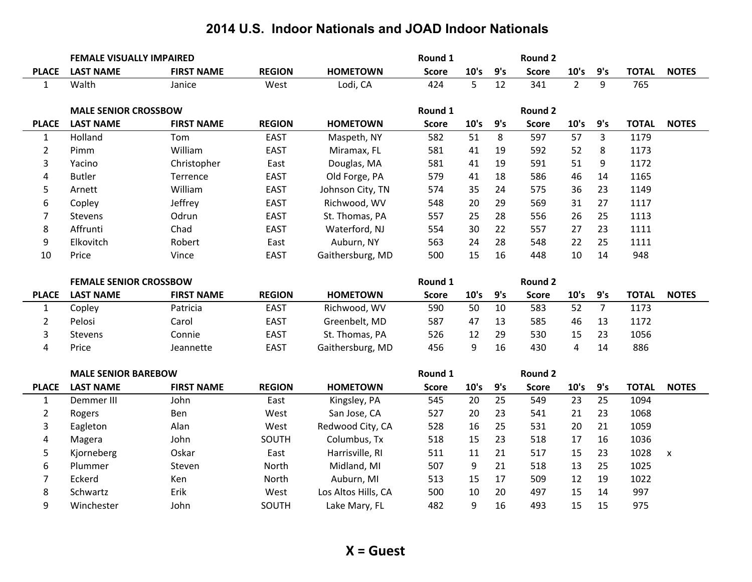# 2014 U.S. Indoor Nationals and JOAD Indoor Nationals

### FEMALE VISUALLY IMPAIRED

| PLACE | LAST NAME | FIRST NAME | REGION | HOMETOWN | Round 1 Score | 10's | 9's | Round 2 Score | 10's | 9's | TOTAL | NOTES |
|---|---|---|---|---|---|---|---|---|---|---|---|---|
| 1 | Walth | Janice | West | Lodi, CA | 424 | 5 | 12 | 341 | 2 | 9 | 765 | |

### MALE SENIOR CROSSBOW

| PLACE | LAST NAME | FIRST NAME | REGION | HOMETOWN | Round 1 Score | 10's | 9's | Round 2 Score | 10's | 9's | TOTAL | NOTES |
|---|---|---|---|---|---|---|---|---|---|---|---|---|
| 1 | Holland | Tom | EAST | Maspeth, NY | 582 | 51 | 8 | 597 | 57 | 3 | 1179 | |
| 2 | Pimm | William | EAST | Miramax, FL | 581 | 41 | 19 | 592 | 52 | 8 | 1173 | |
| 3 | Yacino | Christopher | East | Douglas, MA | 581 | 41 | 19 | 591 | 51 | 9 | 1172 | |
| 4 | Butler | Terrence | EAST | Old Forge, PA | 579 | 41 | 18 | 586 | 46 | 14 | 1165 | |
| 5 | Arnett | William | EAST | Johnson City, TN | 574 | 35 | 24 | 575 | 36 | 23 | 1149 | |
| 6 | Copley | Jeffrey | EAST | Richwood, WV | 548 | 20 | 29 | 569 | 31 | 27 | 1117 | |
| 7 | Stevens | Odrun | EAST | St. Thomas, PA | 557 | 25 | 28 | 556 | 26 | 25 | 1113 | |
| 8 | Affrunti | Chad | EAST | Waterford, NJ | 554 | 30 | 22 | 557 | 27 | 23 | 1111 | |
| 9 | Elkovitch | Robert | East | Auburn, NY | 563 | 24 | 28 | 548 | 22 | 25 | 1111 | |
| 10 | Price | Vince | EAST | Gaithersburg, MD | 500 | 15 | 16 | 448 | 10 | 14 | 948 | |

### FEMALE SENIOR CROSSBOW

| PLACE | LAST NAME | FIRST NAME | REGION | HOMETOWN | Round 1 Score | 10's | 9's | Round 2 Score | 10's | 9's | TOTAL | NOTES |
|---|---|---|---|---|---|---|---|---|---|---|---|---|
| 1 | Copley | Patricia | EAST | Richwood, WV | 590 | 50 | 10 | 583 | 52 | 7 | 1173 | |
| 2 | Pelosi | Carol | EAST | Greenbelt, MD | 587 | 47 | 13 | 585 | 46 | 13 | 1172 | |
| 3 | Stevens | Connie | EAST | St. Thomas, PA | 526 | 12 | 29 | 530 | 15 | 23 | 1056 | |
| 4 | Price | Jeannette | EAST | Gaithersburg, MD | 456 | 9 | 16 | 430 | 4 | 14 | 886 | |

### MALE SENIOR BAREBOW

| PLACE | LAST NAME | FIRST NAME | REGION | HOMETOWN | Round 1 Score | 10's | 9's | Round 2 Score | 10's | 9's | TOTAL | NOTES |
|---|---|---|---|---|---|---|---|---|---|---|---|---|
| 1 | Demmer III | John | East | Kingsley, PA | 545 | 20 | 25 | 549 | 23 | 25 | 1094 | |
| 2 | Rogers | Ben | West | San Jose, CA | 527 | 20 | 23 | 541 | 21 | 23 | 1068 | |
| 3 | Eagleton | Alan | West | Redwood City, CA | 528 | 16 | 25 | 531 | 20 | 21 | 1059 | |
| 4 | Magera | John | SOUTH | Columbus, Tx | 518 | 15 | 23 | 518 | 17 | 16 | 1036 | |
| 5 | Kjorneberg | Oskar | East | Harrisville, RI | 511 | 11 | 21 | 517 | 15 | 23 | 1028 | x |
| 6 | Plummer | Steven | North | Midland, MI | 507 | 9 | 21 | 518 | 13 | 25 | 1025 | |
| 7 | Eckerd | Ken | North | Auburn, MI | 513 | 15 | 17 | 509 | 12 | 19 | 1022 | |
| 8 | Schwartz | Erik | West | Los Altos Hills, CA | 500 | 10 | 20 | 497 | 15 | 14 | 997 | |
| 9 | Winchester | John | SOUTH | Lake Mary, FL | 482 | 9 | 16 | 493 | 15 | 15 | 975 | |

**X = Guest**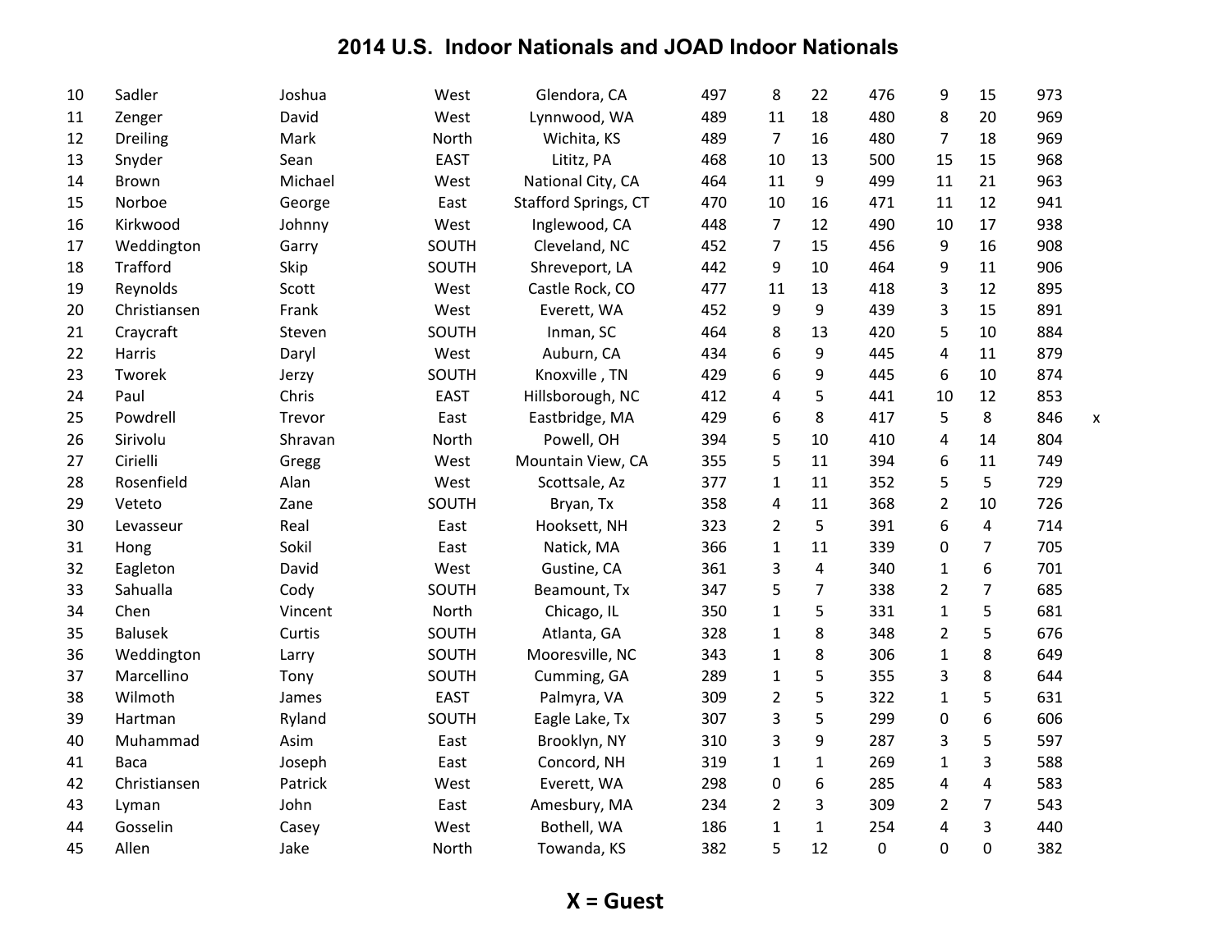# 2014 U.S. Indoor Nationals and JOAD Indoor Nationals

| | | | | | | | | | | | | |
|---|---|---|---|---|---|---|---|---|---|---|---|---|
| 10 | Sadler | Joshua | West | Glendora, CA | 497 | 8 | 22 | 476 | 9 | 15 | 973 | |
| 11 | Zenger | David | West | Lynnwood, WA | 489 | 11 | 18 | 480 | 8 | 20 | 969 | |
| 12 | Dreiling | Mark | North | Wichita, KS | 489 | 7 | 16 | 480 | 7 | 18 | 969 | |
| 13 | Snyder | Sean | EAST | Lititz, PA | 468 | 10 | 13 | 500 | 15 | 15 | 968 | |
| 14 | Brown | Michael | West | National City, CA | 464 | 11 | 9 | 499 | 11 | 21 | 963 | |
| 15 | Norboe | George | East | Stafford Springs, CT | 470 | 10 | 16 | 471 | 11 | 12 | 941 | |
| 16 | Kirkwood | Johnny | West | Inglewood, CA | 448 | 7 | 12 | 490 | 10 | 17 | 938 | |
| 17 | Weddington | Garry | SOUTH | Cleveland, NC | 452 | 7 | 15 | 456 | 9 | 16 | 908 | |
| 18 | Trafford | Skip | SOUTH | Shreveport, LA | 442 | 9 | 10 | 464 | 9 | 11 | 906 | |
| 19 | Reynolds | Scott | West | Castle Rock, CO | 477 | 11 | 13 | 418 | 3 | 12 | 895 | |
| 20 | Christiansen | Frank | West | Everett, WA | 452 | 9 | 9 | 439 | 3 | 15 | 891 | |
| 21 | Craycraft | Steven | SOUTH | Inman, SC | 464 | 8 | 13 | 420 | 5 | 10 | 884 | |
| 22 | Harris | Daryl | West | Auburn, CA | 434 | 6 | 9 | 445 | 4 | 11 | 879 | |
| 23 | Tworek | Jerzy | SOUTH | Knoxville , TN | 429 | 6 | 9 | 445 | 6 | 10 | 874 | |
| 24 | Paul | Chris | EAST | Hillsborough, NC | 412 | 4 | 5 | 441 | 10 | 12 | 853 | |
| 25 | Powdrell | Trevor | East | Eastbridge, MA | 429 | 6 | 8 | 417 | 5 | 8 | 846 | x |
| 26 | Sirivolu | Shravan | North | Powell, OH | 394 | 5 | 10 | 410 | 4 | 14 | 804 | |
| 27 | Cirielli | Gregg | West | Mountain View, CA | 355 | 5 | 11 | 394 | 6 | 11 | 749 | |
| 28 | Rosenfield | Alan | West | Scottsale, Az | 377 | 1 | 11 | 352 | 5 | 5 | 729 | |
| 29 | Veteto | Zane | SOUTH | Bryan, Tx | 358 | 4 | 11 | 368 | 2 | 10 | 726 | |
| 30 | Levasseur | Real | East | Hooksett, NH | 323 | 2 | 5 | 391 | 6 | 4 | 714 | |
| 31 | Hong | Sokil | East | Natick, MA | 366 | 1 | 11 | 339 | 0 | 7 | 705 | |
| 32 | Eagleton | David | West | Gustine, CA | 361 | 3 | 4 | 340 | 1 | 6 | 701 | |
| 33 | Sahualla | Cody | SOUTH | Beamount, Tx | 347 | 5 | 7 | 338 | 2 | 7 | 685 | |
| 34 | Chen | Vincent | North | Chicago, IL | 350 | 1 | 5 | 331 | 1 | 5 | 681 | |
| 35 | Balusek | Curtis | SOUTH | Atlanta, GA | 328 | 1 | 8 | 348 | 2 | 5 | 676 | |
| 36 | Weddington | Larry | SOUTH | Mooresville, NC | 343 | 1 | 8 | 306 | 1 | 8 | 649 | |
| 37 | Marcellino | Tony | SOUTH | Cumming, GA | 289 | 1 | 5 | 355 | 3 | 8 | 644 | |
| 38 | Wilmoth | James | EAST | Palmyra, VA | 309 | 2 | 5 | 322 | 1 | 5 | 631 | |
| 39 | Hartman | Ryland | SOUTH | Eagle Lake, Tx | 307 | 3 | 5 | 299 | 0 | 6 | 606 | |
| 40 | Muhammad | Asim | East | Brooklyn, NY | 310 | 3 | 9 | 287 | 3 | 5 | 597 | |
| 41 | Baca | Joseph | East | Concord, NH | 319 | 1 | 1 | 269 | 1 | 3 | 588 | |
| 42 | Christiansen | Patrick | West | Everett, WA | 298 | 0 | 6 | 285 | 4 | 4 | 583 | |
| 43 | Lyman | John | East | Amesbury, MA | 234 | 2 | 3 | 309 | 2 | 7 | 543 | |
| 44 | Gosselin | Casey | West | Bothell, WA | 186 | 1 | 1 | 254 | 4 | 3 | 440 | |
| 45 | Allen | Jake | North | Towanda, KS | 382 | 5 | 12 | 0 | 0 | 0 | 382 | |

**X = Guest**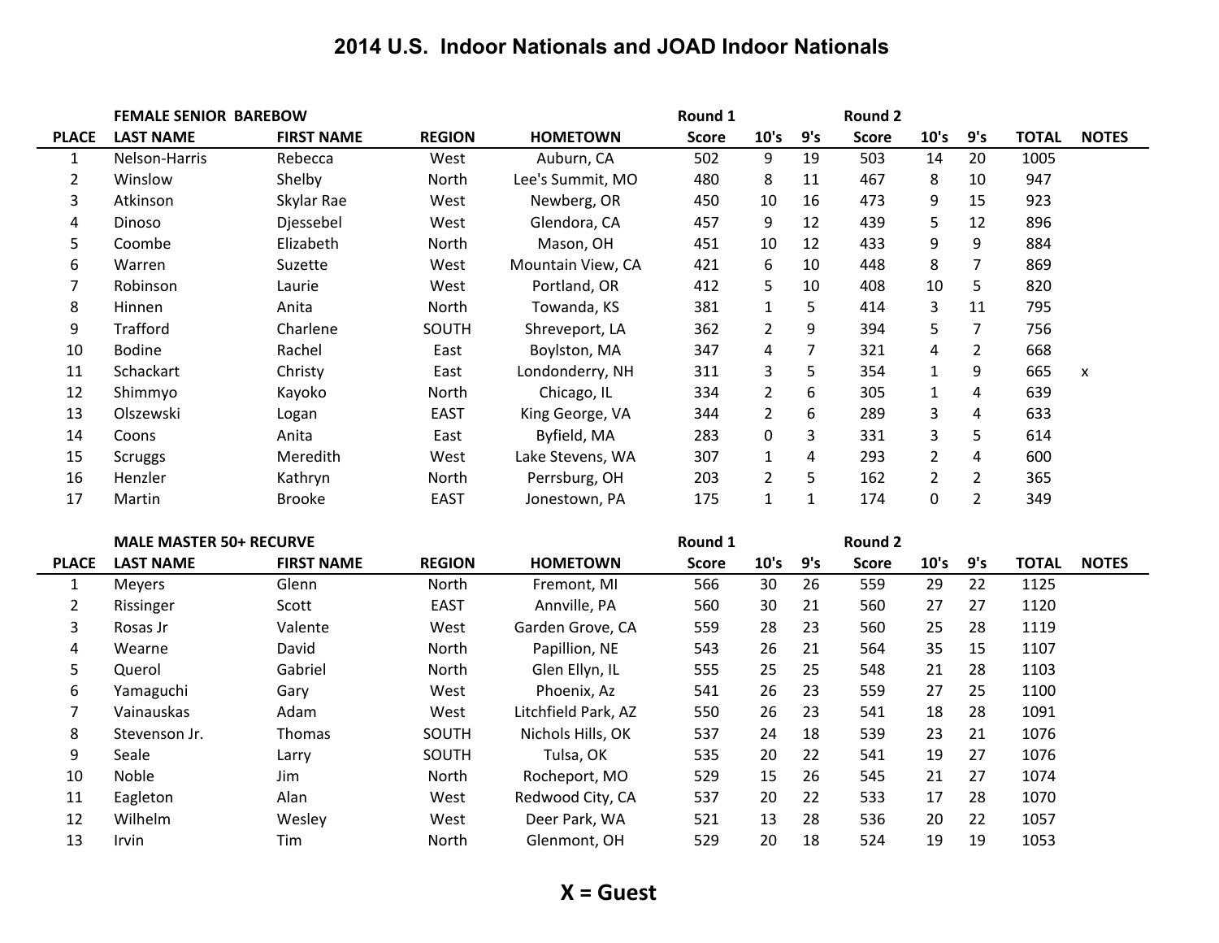# 2014 U.S. Indoor Nationals and JOAD Indoor Nationals

| | FEMALE SENIOR BAREBOW | | | | Round 1 | | | Round 2 | | | | |
|---|---|---|---|---|---|---|---|---|---|---|---|---|
| PLACE | LAST NAME | FIRST NAME | REGION | HOMETOWN | Score | 10's | 9's | Score | 10's | 9's | TOTAL | NOTES |
| 1 | Nelson-Harris | Rebecca | West | Auburn, CA | 502 | 9 | 19 | 503 | 14 | 20 | 1005 | |
| 2 | Winslow | Shelby | North | Lee's Summit, MO | 480 | 8 | 11 | 467 | 8 | 10 | 947 | |
| 3 | Atkinson | Skylar Rae | West | Newberg, OR | 450 | 10 | 16 | 473 | 9 | 15 | 923 | |
| 4 | Dinoso | Djessebel | West | Glendora, CA | 457 | 9 | 12 | 439 | 5 | 12 | 896 | |
| 5 | Coombe | Elizabeth | North | Mason, OH | 451 | 10 | 12 | 433 | 9 | 9 | 884 | |
| 6 | Warren | Suzette | West | Mountain View, CA | 421 | 6 | 10 | 448 | 8 | 7 | 869 | |
| 7 | Robinson | Laurie | West | Portland, OR | 412 | 5 | 10 | 408 | 10 | 5 | 820 | |
| 8 | Hinnen | Anita | North | Towanda, KS | 381 | 1 | 5 | 414 | 3 | 11 | 795 | |
| 9 | Trafford | Charlene | SOUTH | Shreveport, LA | 362 | 2 | 9 | 394 | 5 | 7 | 756 | |
| 10 | Bodine | Rachel | East | Boylston, MA | 347 | 4 | 7 | 321 | 4 | 2 | 668 | |
| 11 | Schackart | Christy | East | Londonderry, NH | 311 | 3 | 5 | 354 | 1 | 9 | 665 | x |
| 12 | Shimmyo | Kayoko | North | Chicago, IL | 334 | 2 | 6 | 305 | 1 | 4 | 639 | |
| 13 | Olszewski | Logan | EAST | King George, VA | 344 | 2 | 6 | 289 | 3 | 4 | 633 | |
| 14 | Coons | Anita | East | Byfield, MA | 283 | 0 | 3 | 331 | 3 | 5 | 614 | |
| 15 | Scruggs | Meredith | West | Lake Stevens, WA | 307 | 1 | 4 | 293 | 2 | 4 | 600 | |
| 16 | Henzler | Kathryn | North | Perrsburg, OH | 203 | 2 | 5 | 162 | 2 | 2 | 365 | |
| 17 | Martin | Brooke | EAST | Jonestown, PA | 175 | 1 | 1 | 174 | 0 | 2 | 349 | |

| | MALE MASTER 50+ RECURVE | | | | Round 1 | | | Round 2 | | | | |
|---|---|---|---|---|---|---|---|---|---|---|---|---|
| PLACE | LAST NAME | FIRST NAME | REGION | HOMETOWN | Score | 10's | 9's | Score | 10's | 9's | TOTAL | NOTES |
| 1 | Meyers | Glenn | North | Fremont, MI | 566 | 30 | 26 | 559 | 29 | 22 | 1125 | |
| 2 | Rissinger | Scott | EAST | Annville, PA | 560 | 30 | 21 | 560 | 27 | 27 | 1120 | |
| 3 | Rosas Jr | Valente | West | Garden Grove, CA | 559 | 28 | 23 | 560 | 25 | 28 | 1119 | |
| 4 | Wearne | David | North | Papillion, NE | 543 | 26 | 21 | 564 | 35 | 15 | 1107 | |
| 5 | Querol | Gabriel | North | Glen Ellyn, IL | 555 | 25 | 25 | 548 | 21 | 28 | 1103 | |
| 6 | Yamaguchi | Gary | West | Phoenix, Az | 541 | 26 | 23 | 559 | 27 | 25 | 1100 | |
| 7 | Vainauskas | Adam | West | Litchfield Park, AZ | 550 | 26 | 23 | 541 | 18 | 28 | 1091 | |
| 8 | Stevenson Jr. | Thomas | SOUTH | Nichols Hills, OK | 537 | 24 | 18 | 539 | 23 | 21 | 1076 | |
| 9 | Seale | Larry | SOUTH | Tulsa, OK | 535 | 20 | 22 | 541 | 19 | 27 | 1076 | |
| 10 | Noble | Jim | North | Rocheport, MO | 529 | 15 | 26 | 545 | 21 | 27 | 1074 | |
| 11 | Eagleton | Alan | West | Redwood City, CA | 537 | 20 | 22 | 533 | 17 | 28 | 1070 | |
| 12 | Wilhelm | Wesley | West | Deer Park, WA | 521 | 13 | 28 | 536 | 20 | 22 | 1057 | |
| 13 | Irvin | Tim | North | Glenmont, OH | 529 | 20 | 18 | 524 | 19 | 19 | 1053 | |

**X = Guest**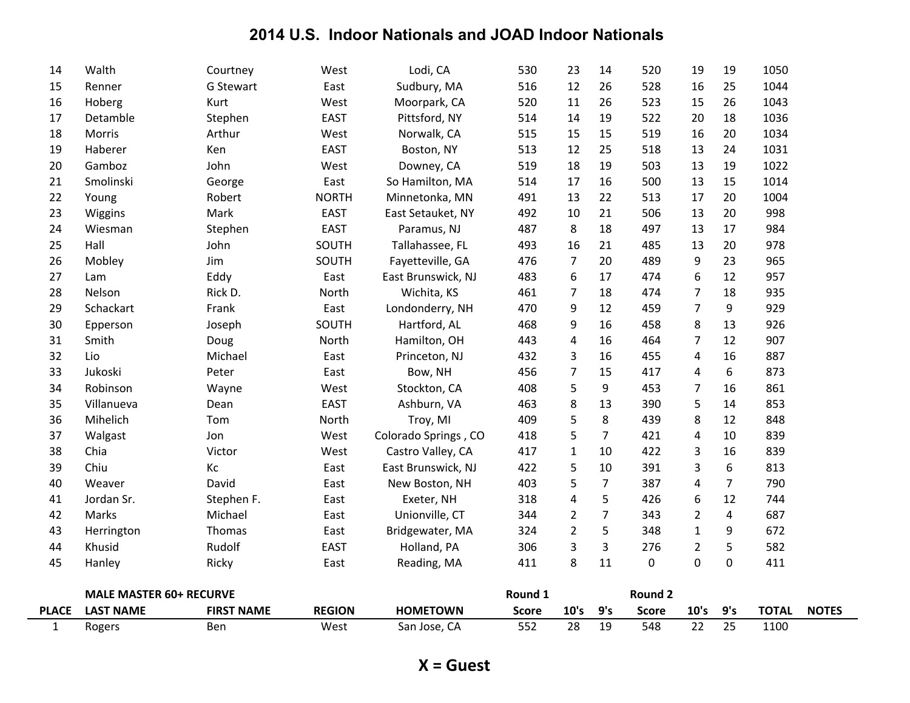# 2014 U.S. Indoor Nationals and JOAD Indoor Nationals

| | | | | | | | | | | | | |
|---|---|---|---|---|---|---|---|---|---|---|---|---|
| 14 | Walth | Courtney | West | Lodi, CA | 530 | 23 | 14 | 520 | 19 | 19 | 1050 | |
| 15 | Renner | G Stewart | East | Sudbury, MA | 516 | 12 | 26 | 528 | 16 | 25 | 1044 | |
| 16 | Hoberg | Kurt | West | Moorpark, CA | 520 | 11 | 26 | 523 | 15 | 26 | 1043 | |
| 17 | Detamble | Stephen | EAST | Pittsford, NY | 514 | 14 | 19 | 522 | 20 | 18 | 1036 | |
| 18 | Morris | Arthur | West | Norwalk, CA | 515 | 15 | 15 | 519 | 16 | 20 | 1034 | |
| 19 | Haberer | Ken | EAST | Boston, NY | 513 | 12 | 25 | 518 | 13 | 24 | 1031 | |
| 20 | Gamboz | John | West | Downey, CA | 519 | 18 | 19 | 503 | 13 | 19 | 1022 | |
| 21 | Smolinski | George | East | So Hamilton, MA | 514 | 17 | 16 | 500 | 13 | 15 | 1014 | |
| 22 | Young | Robert | NORTH | Minnetonka, MN | 491 | 13 | 22 | 513 | 17 | 20 | 1004 | |
| 23 | Wiggins | Mark | EAST | East Setauket, NY | 492 | 10 | 21 | 506 | 13 | 20 | 998 | |
| 24 | Wiesman | Stephen | EAST | Paramus, NJ | 487 | 8 | 18 | 497 | 13 | 17 | 984 | |
| 25 | Hall | John | SOUTH | Tallahassee, FL | 493 | 16 | 21 | 485 | 13 | 20 | 978 | |
| 26 | Mobley | Jim | SOUTH | Fayetteville, GA | 476 | 7 | 20 | 489 | 9 | 23 | 965 | |
| 27 | Lam | Eddy | East | East Brunswick, NJ | 483 | 6 | 17 | 474 | 6 | 12 | 957 | |
| 28 | Nelson | Rick D. | North | Wichita, KS | 461 | 7 | 18 | 474 | 7 | 18 | 935 | |
| 29 | Schackart | Frank | East | Londonderry, NH | 470 | 9 | 12 | 459 | 7 | 9 | 929 | |
| 30 | Epperson | Joseph | SOUTH | Hartford, AL | 468 | 9 | 16 | 458 | 8 | 13 | 926 | |
| 31 | Smith | Doug | North | Hamilton, OH | 443 | 4 | 16 | 464 | 7 | 12 | 907 | |
| 32 | Lio | Michael | East | Princeton, NJ | 432 | 3 | 16 | 455 | 4 | 16 | 887 | |
| 33 | Jukoski | Peter | East | Bow, NH | 456 | 7 | 15 | 417 | 4 | 6 | 873 | |
| 34 | Robinson | Wayne | West | Stockton, CA | 408 | 5 | 9 | 453 | 7 | 16 | 861 | |
| 35 | Villanueva | Dean | EAST | Ashburn, VA | 463 | 8 | 13 | 390 | 5 | 14 | 853 | |
| 36 | Mihelich | Tom | North | Troy, MI | 409 | 5 | 8 | 439 | 8 | 12 | 848 | |
| 37 | Walgast | Jon | West | Colorado Springs , CO | 418 | 5 | 7 | 421 | 4 | 10 | 839 | |
| 38 | Chia | Victor | West | Castro Valley, CA | 417 | 1 | 10 | 422 | 3 | 16 | 839 | |
| 39 | Chiu | Kc | East | East Brunswick, NJ | 422 | 5 | 10 | 391 | 3 | 6 | 813 | |
| 40 | Weaver | David | East | New Boston, NH | 403 | 5 | 7 | 387 | 4 | 7 | 790 | |
| 41 | Jordan Sr. | Stephen F. | East | Exeter, NH | 318 | 4 | 5 | 426 | 6 | 12 | 744 | |
| 42 | Marks | Michael | East | Unionville, CT | 344 | 2 | 7 | 343 | 2 | 4 | 687 | |
| 43 | Herrington | Thomas | East | Bridgewater, MA | 324 | 2 | 5 | 348 | 1 | 9 | 672 | |
| 44 | Khusid | Rudolf | EAST | Holland, PA | 306 | 3 | 3 | 276 | 2 | 5 | 582 | |
| 45 | Hanley | Ricky | East | Reading, MA | 411 | 8 | 11 | 0 | 0 | 0 | 411 | |

| | **MALE MASTER 60+ RECURVE** | | | | **Round 1** | | | **Round 2** | | | | |
|---|---|---|---|---|---|---|---|---|---|---|---|---|
| **PLACE** | **LAST NAME** | **FIRST NAME** | **REGION** | **HOMETOWN** | **Score** | **10's** | **9's** | **Score** | **10's** | **9's** | **TOTAL** | **NOTES** |
| 1 | Rogers | Ben | West | San Jose, CA | 552 | 28 | 19 | 548 | 22 | 25 | 1100 | |

**X = Guest**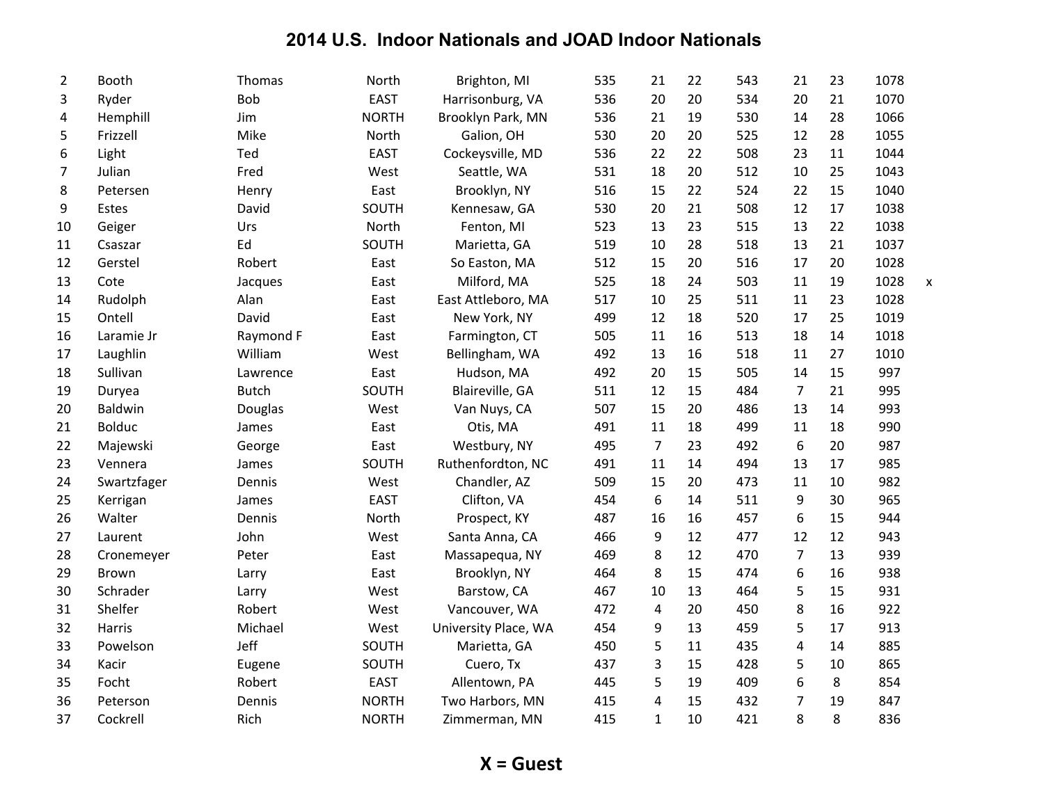# 2014 U.S. Indoor Nationals and JOAD Indoor Nationals

| | | | | | | | | | | | | |
|---|---|---|---|---|---|---|---|---|---|---|---|---|
| 2 | Booth | Thomas | North | Brighton, MI | 535 | 21 | 22 | 543 | 21 | 23 | 1078 | |
| 3 | Ryder | Bob | EAST | Harrisonburg, VA | 536 | 20 | 20 | 534 | 20 | 21 | 1070 | |
| 4 | Hemphill | Jim | NORTH | Brooklyn Park, MN | 536 | 21 | 19 | 530 | 14 | 28 | 1066 | |
| 5 | Frizzell | Mike | North | Galion, OH | 530 | 20 | 20 | 525 | 12 | 28 | 1055 | |
| 6 | Light | Ted | EAST | Cockeysville, MD | 536 | 22 | 22 | 508 | 23 | 11 | 1044 | |
| 7 | Julian | Fred | West | Seattle, WA | 531 | 18 | 20 | 512 | 10 | 25 | 1043 | |
| 8 | Petersen | Henry | East | Brooklyn, NY | 516 | 15 | 22 | 524 | 22 | 15 | 1040 | |
| 9 | Estes | David | SOUTH | Kennesaw, GA | 530 | 20 | 21 | 508 | 12 | 17 | 1038 | |
| 10 | Geiger | Urs | North | Fenton, MI | 523 | 13 | 23 | 515 | 13 | 22 | 1038 | |
| 11 | Csaszar | Ed | SOUTH | Marietta, GA | 519 | 10 | 28 | 518 | 13 | 21 | 1037 | |
| 12 | Gerstel | Robert | East | So Easton, MA | 512 | 15 | 20 | 516 | 17 | 20 | 1028 | |
| 13 | Cote | Jacques | East | Milford, MA | 525 | 18 | 24 | 503 | 11 | 19 | 1028 | x |
| 14 | Rudolph | Alan | East | East Attleboro, MA | 517 | 10 | 25 | 511 | 11 | 23 | 1028 | |
| 15 | Ontell | David | East | New York, NY | 499 | 12 | 18 | 520 | 17 | 25 | 1019 | |
| 16 | Laramie Jr | Raymond F | East | Farmington, CT | 505 | 11 | 16 | 513 | 18 | 14 | 1018 | |
| 17 | Laughlin | William | West | Bellingham, WA | 492 | 13 | 16 | 518 | 11 | 27 | 1010 | |
| 18 | Sullivan | Lawrence | East | Hudson, MA | 492 | 20 | 15 | 505 | 14 | 15 | 997 | |
| 19 | Duryea | Butch | SOUTH | Blaireville, GA | 511 | 12 | 15 | 484 | 7 | 21 | 995 | |
| 20 | Baldwin | Douglas | West | Van Nuys, CA | 507 | 15 | 20 | 486 | 13 | 14 | 993 | |
| 21 | Bolduc | James | East | Otis, MA | 491 | 11 | 18 | 499 | 11 | 18 | 990 | |
| 22 | Majewski | George | East | Westbury, NY | 495 | 7 | 23 | 492 | 6 | 20 | 987 | |
| 23 | Vennera | James | SOUTH | Ruthenfordton, NC | 491 | 11 | 14 | 494 | 13 | 17 | 985 | |
| 24 | Swartzfager | Dennis | West | Chandler, AZ | 509 | 15 | 20 | 473 | 11 | 10 | 982 | |
| 25 | Kerrigan | James | EAST | Clifton, VA | 454 | 6 | 14 | 511 | 9 | 30 | 965 | |
| 26 | Walter | Dennis | North | Prospect, KY | 487 | 16 | 16 | 457 | 6 | 15 | 944 | |
| 27 | Laurent | John | West | Santa Anna, CA | 466 | 9 | 12 | 477 | 12 | 12 | 943 | |
| 28 | Cronemeyer | Peter | East | Massapequa, NY | 469 | 8 | 12 | 470 | 7 | 13 | 939 | |
| 29 | Brown | Larry | East | Brooklyn, NY | 464 | 8 | 15 | 474 | 6 | 16 | 938 | |
| 30 | Schrader | Larry | West | Barstow, CA | 467 | 10 | 13 | 464 | 5 | 15 | 931 | |
| 31 | Shelfer | Robert | West | Vancouver, WA | 472 | 4 | 20 | 450 | 8 | 16 | 922 | |
| 32 | Harris | Michael | West | University Place, WA | 454 | 9 | 13 | 459 | 5 | 17 | 913 | |
| 33 | Powelson | Jeff | SOUTH | Marietta, GA | 450 | 5 | 11 | 435 | 4 | 14 | 885 | |
| 34 | Kacir | Eugene | SOUTH | Cuero, Tx | 437 | 3 | 15 | 428 | 5 | 10 | 865 | |
| 35 | Focht | Robert | EAST | Allentown, PA | 445 | 5 | 19 | 409 | 6 | 8 | 854 | |
| 36 | Peterson | Dennis | NORTH | Two Harbors, MN | 415 | 4 | 15 | 432 | 7 | 19 | 847 | |
| 37 | Cockrell | Rich | NORTH | Zimmerman, MN | 415 | 1 | 10 | 421 | 8 | 8 | 836 | |

**X = Guest**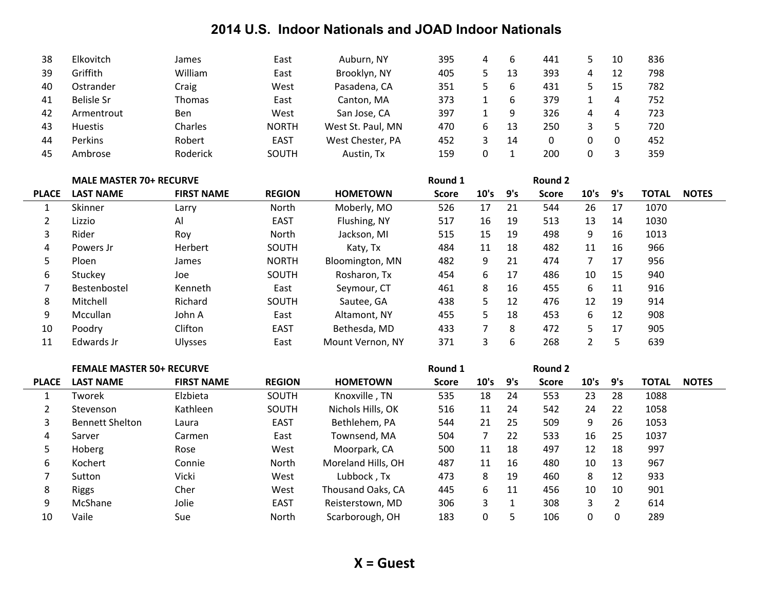# 2014 U.S. Indoor Nationals and JOAD Indoor Nationals

| | | | | | | | | | | | | |
|---|---|---|---|---|---|---|---|---|---|---|---|---|
| 38 | Elkovitch | James | East | Auburn, NY | 395 | 4 | 6 | 441 | 5 | 10 | 836 | |
| 39 | Griffith | William | East | Brooklyn, NY | 405 | 5 | 13 | 393 | 4 | 12 | 798 | |
| 40 | Ostrander | Craig | West | Pasadena, CA | 351 | 5 | 6 | 431 | 5 | 15 | 782 | |
| 41 | Belisle Sr | Thomas | East | Canton, MA | 373 | 1 | 6 | 379 | 1 | 4 | 752 | |
| 42 | Armentrout | Ben | West | San Jose, CA | 397 | 1 | 9 | 326 | 4 | 4 | 723 | |
| 43 | Huestis | Charles | NORTH | West St. Paul, MN | 470 | 6 | 13 | 250 | 3 | 5 | 720 | |
| 44 | Perkins | Robert | EAST | West Chester, PA | 452 | 3 | 14 | 0 | 0 | 0 | 452 | |
| 45 | Ambrose | Roderick | SOUTH | Austin, Tx | 159 | 0 | 1 | 200 | 0 | 3 | 359 | |

**MALE MASTER 70+ RECURVE**

| PLACE | LAST NAME | FIRST NAME | REGION | HOMETOWN | Round 1 Score | 10's | 9's | Round 2 Score | 10's | 9's | TOTAL | NOTES |
|---|---|---|---|---|---|---|---|---|---|---|---|---|
| 1 | Skinner | Larry | North | Moberly, MO | 526 | 17 | 21 | 544 | 26 | 17 | 1070 | |
| 2 | Lizzio | Al | EAST | Flushing, NY | 517 | 16 | 19 | 513 | 13 | 14 | 1030 | |
| 3 | Rider | Roy | North | Jackson, MI | 515 | 15 | 19 | 498 | 9 | 16 | 1013 | |
| 4 | Powers Jr | Herbert | SOUTH | Katy, Tx | 484 | 11 | 18 | 482 | 11 | 16 | 966 | |
| 5 | Ploen | James | NORTH | Bloomington, MN | 482 | 9 | 21 | 474 | 7 | 17 | 956 | |
| 6 | Stuckey | Joe | SOUTH | Rosharon, Tx | 454 | 6 | 17 | 486 | 10 | 15 | 940 | |
| 7 | Bestenbostel | Kenneth | East | Seymour, CT | 461 | 8 | 16 | 455 | 6 | 11 | 916 | |
| 8 | Mitchell | Richard | SOUTH | Sautee, GA | 438 | 5 | 12 | 476 | 12 | 19 | 914 | |
| 9 | Mccullan | John A | East | Altamont, NY | 455 | 5 | 18 | 453 | 6 | 12 | 908 | |
| 10 | Poodry | Clifton | EAST | Bethesda, MD | 433 | 7 | 8 | 472 | 5 | 17 | 905 | |
| 11 | Edwards Jr | Ulysses | East | Mount Vernon, NY | 371 | 3 | 6 | 268 | 2 | 5 | 639 | |

**FEMALE MASTER 50+ RECURVE**

| PLACE | LAST NAME | FIRST NAME | REGION | HOMETOWN | Round 1 Score | 10's | 9's | Round 2 Score | 10's | 9's | TOTAL | NOTES |
|---|---|---|---|---|---|---|---|---|---|---|---|---|
| 1 | Tworek | Elzbieta | SOUTH | Knoxville , TN | 535 | 18 | 24 | 553 | 23 | 28 | 1088 | |
| 2 | Stevenson | Kathleen | SOUTH | Nichols Hills, OK | 516 | 11 | 24 | 542 | 24 | 22 | 1058 | |
| 3 | Bennett Shelton | Laura | EAST | Bethlehem, PA | 544 | 21 | 25 | 509 | 9 | 26 | 1053 | |
| 4 | Sarver | Carmen | East | Townsend, MA | 504 | 7 | 22 | 533 | 16 | 25 | 1037 | |
| 5 | Hoberg | Rose | West | Moorpark, CA | 500 | 11 | 18 | 497 | 12 | 18 | 997 | |
| 6 | Kochert | Connie | North | Moreland Hills, OH | 487 | 11 | 16 | 480 | 10 | 13 | 967 | |
| 7 | Sutton | Vicki | West | Lubbock , Tx | 473 | 8 | 19 | 460 | 8 | 12 | 933 | |
| 8 | Riggs | Cher | West | Thousand Oaks, CA | 445 | 6 | 11 | 456 | 10 | 10 | 901 | |
| 9 | McShane | Jolie | EAST | Reisterstown, MD | 306 | 3 | 1 | 308 | 3 | 2 | 614 | |
| 10 | Vaile | Sue | North | Scarborough, OH | 183 | 0 | 5 | 106 | 0 | 0 | 289 | |

**X = Guest**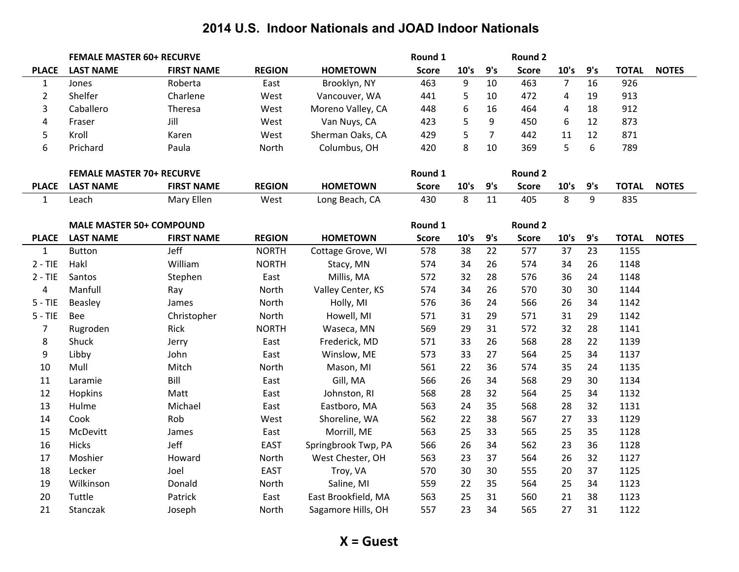# 2014 U.S. Indoor Nationals and JOAD Indoor Nationals

**FEMALE MASTER 60+ RECURVE**

| PLACE | LAST NAME | FIRST NAME | REGION | HOMETOWN | Round 1 Score | 10's | 9's | Round 2 Score | 10's | 9's | TOTAL | NOTES |
|---|---|---|---|---|---|---|---|---|---|---|---|---|
| 1 | Jones | Roberta | East | Brooklyn, NY | 463 | 9 | 10 | 463 | 7 | 16 | 926 | |
| 2 | Shelfer | Charlene | West | Vancouver, WA | 441 | 5 | 10 | 472 | 4 | 19 | 913 | |
| 3 | Caballero | Theresa | West | Moreno Valley, CA | 448 | 6 | 16 | 464 | 4 | 18 | 912 | |
| 4 | Fraser | Jill | West | Van Nuys, CA | 423 | 5 | 9 | 450 | 6 | 12 | 873 | |
| 5 | Kroll | Karen | West | Sherman Oaks, CA | 429 | 5 | 7 | 442 | 11 | 12 | 871 | |
| 6 | Prichard | Paula | North | Columbus, OH | 420 | 8 | 10 | 369 | 5 | 6 | 789 | |

**FEMALE MASTER 70+ RECURVE**

| PLACE | LAST NAME | FIRST NAME | REGION | HOMETOWN | Round 1 Score | 10's | 9's | Round 2 Score | 10's | 9's | TOTAL | NOTES |
|---|---|---|---|---|---|---|---|---|---|---|---|---|
| 1 | Leach | Mary Ellen | West | Long Beach, CA | 430 | 8 | 11 | 405 | 8 | 9 | 835 | |

**MALE MASTER 50+ COMPOUND**

| PLACE | LAST NAME | FIRST NAME | REGION | HOMETOWN | Round 1 Score | 10's | 9's | Round 2 Score | 10's | 9's | TOTAL | NOTES |
|---|---|---|---|---|---|---|---|---|---|---|---|---|
| 1 | Button | Jeff | NORTH | Cottage Grove, WI | 578 | 38 | 22 | 577 | 37 | 23 | 1155 | |
| 2 - TIE | Hakl | William | NORTH | Stacy, MN | 574 | 34 | 26 | 574 | 34 | 26 | 1148 | |
| 2 - TIE | Santos | Stephen | East | Millis, MA | 572 | 32 | 28 | 576 | 36 | 24 | 1148 | |
| 4 | Manfull | Ray | North | Valley Center, KS | 574 | 34 | 26 | 570 | 30 | 30 | 1144 | |
| 5 - TIE | Beasley | James | North | Holly, MI | 576 | 36 | 24 | 566 | 26 | 34 | 1142 | |
| 5 - TIE | Bee | Christopher | North | Howell, MI | 571 | 31 | 29 | 571 | 31 | 29 | 1142 | |
| 7 | Rugroden | Rick | NORTH | Waseca, MN | 569 | 29 | 31 | 572 | 32 | 28 | 1141 | |
| 8 | Shuck | Jerry | East | Frederick, MD | 571 | 33 | 26 | 568 | 28 | 22 | 1139 | |
| 9 | Libby | John | East | Winslow, ME | 573 | 33 | 27 | 564 | 25 | 34 | 1137 | |
| 10 | Mull | Mitch | North | Mason, MI | 561 | 22 | 36 | 574 | 35 | 24 | 1135 | |
| 11 | Laramie | Bill | East | Gill, MA | 566 | 26 | 34 | 568 | 29 | 30 | 1134 | |
| 12 | Hopkins | Matt | East | Johnston, RI | 568 | 28 | 32 | 564 | 25 | 34 | 1132 | |
| 13 | Hulme | Michael | East | Eastboro, MA | 563 | 24 | 35 | 568 | 28 | 32 | 1131 | |
| 14 | Cook | Rob | West | Shoreline, WA | 562 | 22 | 38 | 567 | 27 | 33 | 1129 | |
| 15 | McDevitt | James | East | Morrill, ME | 563 | 25 | 33 | 565 | 25 | 35 | 1128 | |
| 16 | Hicks | Jeff | EAST | Springbrook Twp, PA | 566 | 26 | 34 | 562 | 23 | 36 | 1128 | |
| 17 | Moshier | Howard | North | West Chester, OH | 563 | 23 | 37 | 564 | 26 | 32 | 1127 | |
| 18 | Lecker | Joel | EAST | Troy, VA | 570 | 30 | 30 | 555 | 20 | 37 | 1125 | |
| 19 | Wilkinson | Donald | North | Saline, MI | 559 | 22 | 35 | 564 | 25 | 34 | 1123 | |
| 20 | Tuttle | Patrick | East | East Brookfield, MA | 563 | 25 | 31 | 560 | 21 | 38 | 1123 | |
| 21 | Stanczak | Joseph | North | Sagamore Hills, OH | 557 | 23 | 34 | 565 | 27 | 31 | 1122 | |

**X = Guest**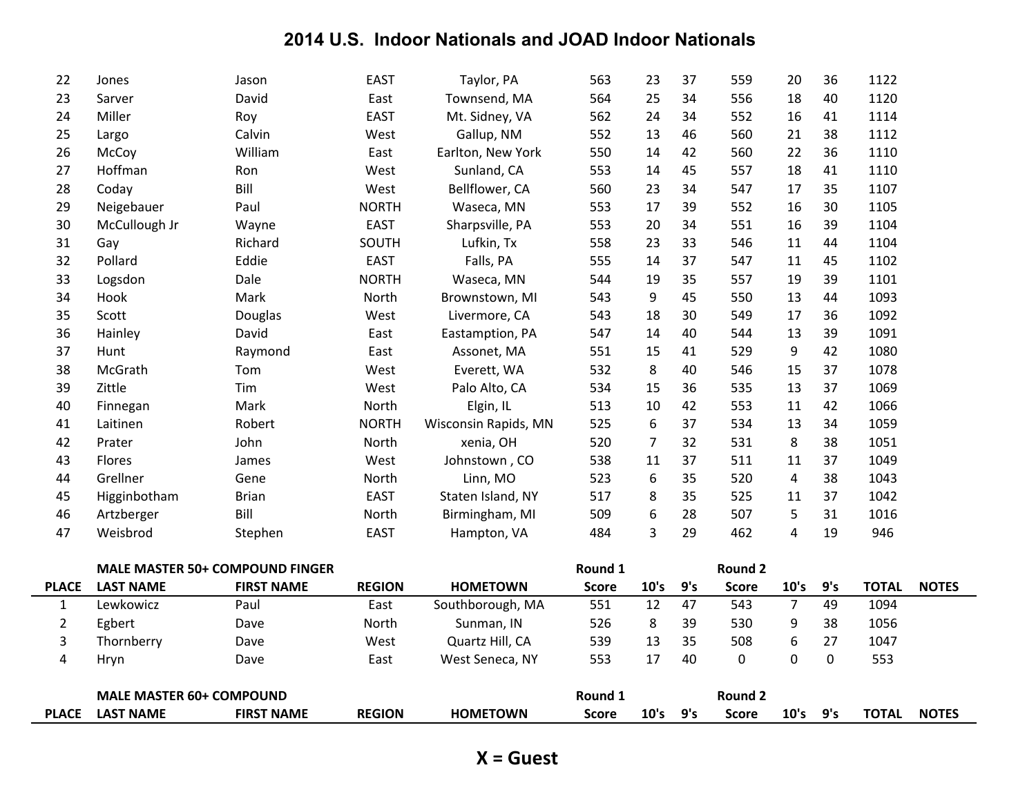## 2014 U.S. Indoor Nationals and JOAD Indoor Nationals

| | | | | | | | | | | | | |
|---|---|---|---|---|---|---|---|---|---|---|---|---|
| 22 | Jones | Jason | EAST | Taylor, PA | 563 | 23 | 37 | 559 | 20 | 36 | 1122 | |
| 23 | Sarver | David | East | Townsend, MA | 564 | 25 | 34 | 556 | 18 | 40 | 1120 | |
| 24 | Miller | Roy | EAST | Mt. Sidney, VA | 562 | 24 | 34 | 552 | 16 | 41 | 1114 | |
| 25 | Largo | Calvin | West | Gallup, NM | 552 | 13 | 46 | 560 | 21 | 38 | 1112 | |
| 26 | McCoy | William | East | Earlton, New York | 550 | 14 | 42 | 560 | 22 | 36 | 1110 | |
| 27 | Hoffman | Ron | West | Sunland, CA | 553 | 14 | 45 | 557 | 18 | 41 | 1110 | |
| 28 | Coday | Bill | West | Bellflower, CA | 560 | 23 | 34 | 547 | 17 | 35 | 1107 | |
| 29 | Neigebauer | Paul | NORTH | Waseca, MN | 553 | 17 | 39 | 552 | 16 | 30 | 1105 | |
| 30 | McCullough Jr | Wayne | EAST | Sharpsville, PA | 553 | 20 | 34 | 551 | 16 | 39 | 1104 | |
| 31 | Gay | Richard | SOUTH | Lufkin, Tx | 558 | 23 | 33 | 546 | 11 | 44 | 1104 | |
| 32 | Pollard | Eddie | EAST | Falls, PA | 555 | 14 | 37 | 547 | 11 | 45 | 1102 | |
| 33 | Logsdon | Dale | NORTH | Waseca, MN | 544 | 19 | 35 | 557 | 19 | 39 | 1101 | |
| 34 | Hook | Mark | North | Brownstown, MI | 543 | 9 | 45 | 550 | 13 | 44 | 1093 | |
| 35 | Scott | Douglas | West | Livermore, CA | 543 | 18 | 30 | 549 | 17 | 36 | 1092 | |
| 36 | Hainley | David | East | Eastamption, PA | 547 | 14 | 40 | 544 | 13 | 39 | 1091 | |
| 37 | Hunt | Raymond | East | Assonet, MA | 551 | 15 | 41 | 529 | 9 | 42 | 1080 | |
| 38 | McGrath | Tom | West | Everett, WA | 532 | 8 | 40 | 546 | 15 | 37 | 1078 | |
| 39 | Zittle | Tim | West | Palo Alto, CA | 534 | 15 | 36 | 535 | 13 | 37 | 1069 | |
| 40 | Finnegan | Mark | North | Elgin, IL | 513 | 10 | 42 | 553 | 11 | 42 | 1066 | |
| 41 | Laitinen | Robert | NORTH | Wisconsin Rapids, MN | 525 | 6 | 37 | 534 | 13 | 34 | 1059 | |
| 42 | Prater | John | North | xenia, OH | 520 | 7 | 32 | 531 | 8 | 38 | 1051 | |
| 43 | Flores | James | West | Johnstown , CO | 538 | 11 | 37 | 511 | 11 | 37 | 1049 | |
| 44 | Grellner | Gene | North | Linn, MO | 523 | 6 | 35 | 520 | 4 | 38 | 1043 | |
| 45 | Higginbotham | Brian | EAST | Staten Island, NY | 517 | 8 | 35 | 525 | 11 | 37 | 1042 | |
| 46 | Artzberger | Bill | North | Birmingham, MI | 509 | 6 | 28 | 507 | 5 | 31 | 1016 | |
| 47 | Weisbrod | Stephen | EAST | Hampton, VA | 484 | 3 | 29 | 462 | 4 | 19 | 946 | |

### MALE MASTER 50+ COMPOUND FINGER

| PLACE | LAST NAME | FIRST NAME | REGION | HOMETOWN | Round 1 Score | 10's | 9's | Round 2 Score | 10's | 9's | TOTAL | NOTES |
|---|---|---|---|---|---|---|---|---|---|---|---|---|
| 1 | Lewkowicz | Paul | East | Southborough, MA | 551 | 12 | 47 | 543 | 7 | 49 | 1094 | |
| 2 | Egbert | Dave | North | Sunman, IN | 526 | 8 | 39 | 530 | 9 | 38 | 1056 | |
| 3 | Thornberry | Dave | West | Quartz Hill, CA | 539 | 13 | 35 | 508 | 6 | 27 | 1047 | |
| 4 | Hryn | Dave | East | West Seneca, NY | 553 | 17 | 40 | 0 | 0 | 0 | 553 | |

### MALE MASTER 60+ COMPOUND

| PLACE | LAST NAME | FIRST NAME | REGION | HOMETOWN | Round 1 Score | 10's | 9's | Round 2 Score | 10's | 9's | TOTAL | NOTES |
|---|---|---|---|---|---|---|---|---|---|---|---|---|

**X = Guest**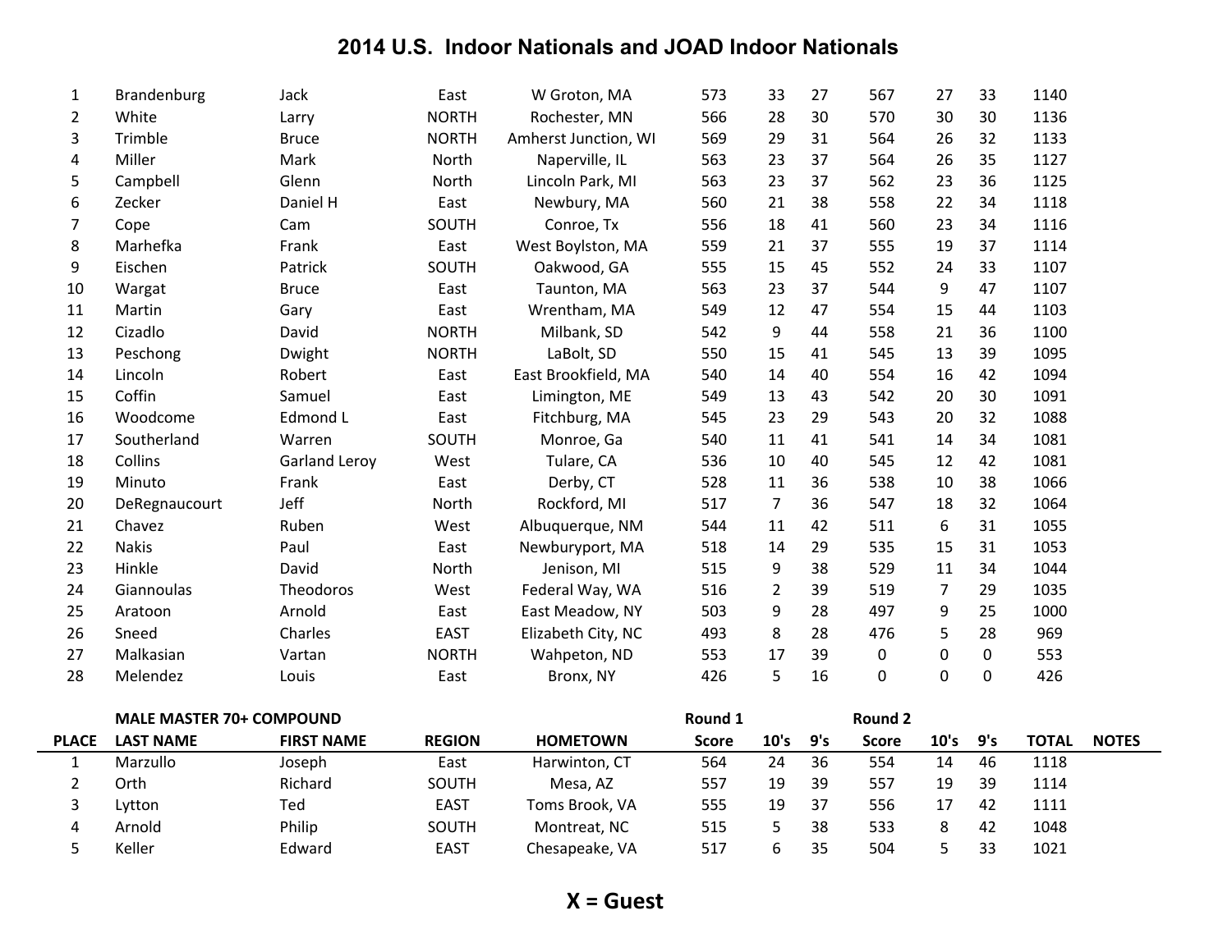# 2014 U.S. Indoor Nationals and JOAD Indoor Nationals

| | | | | | | | | | | | | |
|---|---|---|---|---|---|---|---|---|---|---|---|---|
| 1 | Brandenburg | Jack | East | W Groton, MA | 573 | 33 | 27 | 567 | 27 | 33 | 1140 | |
| 2 | White | Larry | NORTH | Rochester, MN | 566 | 28 | 30 | 570 | 30 | 30 | 1136 | |
| 3 | Trimble | Bruce | NORTH | Amherst Junction, WI | 569 | 29 | 31 | 564 | 26 | 32 | 1133 | |
| 4 | Miller | Mark | North | Naperville, IL | 563 | 23 | 37 | 564 | 26 | 35 | 1127 | |
| 5 | Campbell | Glenn | North | Lincoln Park, MI | 563 | 23 | 37 | 562 | 23 | 36 | 1125 | |
| 6 | Zecker | Daniel H | East | Newbury, MA | 560 | 21 | 38 | 558 | 22 | 34 | 1118 | |
| 7 | Cope | Cam | SOUTH | Conroe, Tx | 556 | 18 | 41 | 560 | 23 | 34 | 1116 | |
| 8 | Marhefka | Frank | East | West Boylston, MA | 559 | 21 | 37 | 555 | 19 | 37 | 1114 | |
| 9 | Eischen | Patrick | SOUTH | Oakwood, GA | 555 | 15 | 45 | 552 | 24 | 33 | 1107 | |
| 10 | Wargat | Bruce | East | Taunton, MA | 563 | 23 | 37 | 544 | 9 | 47 | 1107 | |
| 11 | Martin | Gary | East | Wrentham, MA | 549 | 12 | 47 | 554 | 15 | 44 | 1103 | |
| 12 | Cizadlo | David | NORTH | Milbank, SD | 542 | 9 | 44 | 558 | 21 | 36 | 1100 | |
| 13 | Peschong | Dwight | NORTH | LaBolt, SD | 550 | 15 | 41 | 545 | 13 | 39 | 1095 | |
| 14 | Lincoln | Robert | East | East Brookfield, MA | 540 | 14 | 40 | 554 | 16 | 42 | 1094 | |
| 15 | Coffin | Samuel | East | Limington, ME | 549 | 13 | 43 | 542 | 20 | 30 | 1091 | |
| 16 | Woodcome | Edmond L | East | Fitchburg, MA | 545 | 23 | 29 | 543 | 20 | 32 | 1088 | |
| 17 | Southerland | Warren | SOUTH | Monroe, Ga | 540 | 11 | 41 | 541 | 14 | 34 | 1081 | |
| 18 | Collins | Garland Leroy | West | Tulare, CA | 536 | 10 | 40 | 545 | 12 | 42 | 1081 | |
| 19 | Minuto | Frank | East | Derby, CT | 528 | 11 | 36 | 538 | 10 | 38 | 1066 | |
| 20 | DeRegnaucourt | Jeff | North | Rockford, MI | 517 | 7 | 36 | 547 | 18 | 32 | 1064 | |
| 21 | Chavez | Ruben | West | Albuquerque, NM | 544 | 11 | 42 | 511 | 6 | 31 | 1055 | |
| 22 | Nakis | Paul | East | Newburyport, MA | 518 | 14 | 29 | 535 | 15 | 31 | 1053 | |
| 23 | Hinkle | David | North | Jenison, MI | 515 | 9 | 38 | 529 | 11 | 34 | 1044 | |
| 24 | Giannoulas | Theodoros | West | Federal Way, WA | 516 | 2 | 39 | 519 | 7 | 29 | 1035 | |
| 25 | Aratoon | Arnold | East | East Meadow, NY | 503 | 9 | 28 | 497 | 9 | 25 | 1000 | |
| 26 | Sneed | Charles | EAST | Elizabeth City, NC | 493 | 8 | 28 | 476 | 5 | 28 | 969 | |
| 27 | Malkasian | Vartan | NORTH | Wahpeton, ND | 553 | 17 | 39 | 0 | 0 | 0 | 553 | |
| 28 | Melendez | Louis | East | Bronx, NY | 426 | 5 | 16 | 0 | 0 | 0 | 426 | |

**MALE MASTER 70+ COMPOUND**

| | | | | | Round 1 | | | Round 2 | | | | |
|---|---|---|---|---|---|---|---|---|---|---|---|---|
| **PLACE** | **LAST NAME** | **FIRST NAME** | **REGION** | **HOMETOWN** | **Score** | **10's** | **9's** | **Score** | **10's** | **9's** | **TOTAL** | **NOTES** |
| 1 | Marzullo | Joseph | East | Harwinton, CT | 564 | 24 | 36 | 554 | 14 | 46 | 1118 | |
| 2 | Orth | Richard | SOUTH | Mesa, AZ | 557 | 19 | 39 | 557 | 19 | 39 | 1114 | |
| 3 | Lytton | Ted | EAST | Toms Brook, VA | 555 | 19 | 37 | 556 | 17 | 42 | 1111 | |
| 4 | Arnold | Philip | SOUTH | Montreat, NC | 515 | 5 | 38 | 533 | 8 | 42 | 1048 | |
| 5 | Keller | Edward | EAST | Chesapeake, VA | 517 | 6 | 35 | 504 | 5 | 33 | 1021 | |

**X = Guest**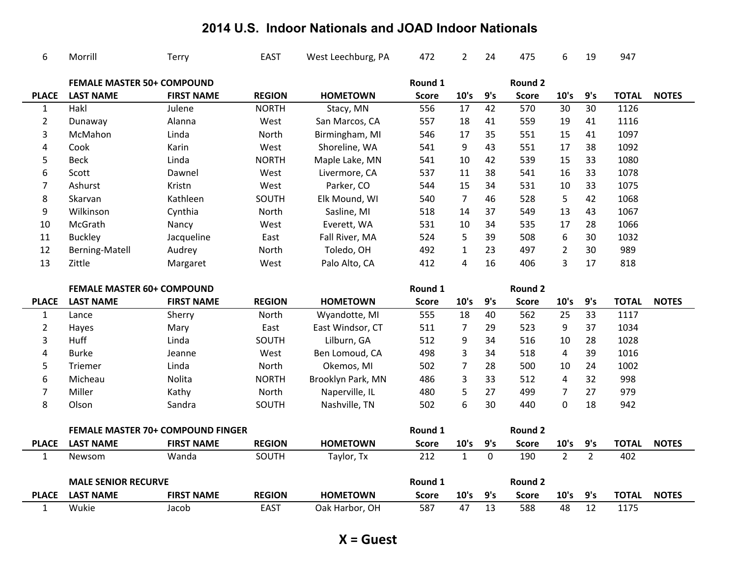# 2014 U.S. Indoor Nationals and JOAD Indoor Nationals

| 6 | Morrill | Terry | EAST | West Leechburg, PA | 472 | 2 | 24 | 475 | 6 | 19 | 947 | |
|---|---|---|---|---|---|---|---|---|---|---|---|---|

**FEMALE MASTER 50+ COMPOUND**

| | | | | | Round 1 | | | Round 2 | | | | |
|---|---|---|---|---|---|---|---|---|---|---|---|---|
| PLACE | LAST NAME | FIRST NAME | REGION | HOMETOWN | Score | 10's | 9's | Score | 10's | 9's | TOTAL | NOTES |
| 1 | Hakl | Julene | NORTH | Stacy, MN | 556 | 17 | 42 | 570 | 30 | 30 | 1126 | |
| 2 | Dunaway | Alanna | West | San Marcos, CA | 557 | 18 | 41 | 559 | 19 | 41 | 1116 | |
| 3 | McMahon | Linda | North | Birmingham, MI | 546 | 17 | 35 | 551 | 15 | 41 | 1097 | |
| 4 | Cook | Karin | West | Shoreline, WA | 541 | 9 | 43 | 551 | 17 | 38 | 1092 | |
| 5 | Beck | Linda | NORTH | Maple Lake, MN | 541 | 10 | 42 | 539 | 15 | 33 | 1080 | |
| 6 | Scott | Dawnel | West | Livermore, CA | 537 | 11 | 38 | 541 | 16 | 33 | 1078 | |
| 7 | Ashurst | Kristn | West | Parker, CO | 544 | 15 | 34 | 531 | 10 | 33 | 1075 | |
| 8 | Skarvan | Kathleen | SOUTH | Elk Mound, WI | 540 | 7 | 46 | 528 | 5 | 42 | 1068 | |
| 9 | Wilkinson | Cynthia | North | Sasline, MI | 518 | 14 | 37 | 549 | 13 | 43 | 1067 | |
| 10 | McGrath | Nancy | West | Everett, WA | 531 | 10 | 34 | 535 | 17 | 28 | 1066 | |
| 11 | Buckley | Jacqueline | East | Fall River, MA | 524 | 5 | 39 | 508 | 6 | 30 | 1032 | |
| 12 | Berning-Matell | Audrey | North | Toledo, OH | 492 | 1 | 23 | 497 | 2 | 30 | 989 | |
| 13 | Zittle | Margaret | West | Palo Alto, CA | 412 | 4 | 16 | 406 | 3 | 17 | 818 | |

**FEMALE MASTER 60+ COMPOUND**

| | | | | | Round 1 | | | Round 2 | | | | |
|---|---|---|---|---|---|---|---|---|---|---|---|---|
| PLACE | LAST NAME | FIRST NAME | REGION | HOMETOWN | Score | 10's | 9's | Score | 10's | 9's | TOTAL | NOTES |
| 1 | Lance | Sherry | North | Wyandotte, MI | 555 | 18 | 40 | 562 | 25 | 33 | 1117 | |
| 2 | Hayes | Mary | East | East Windsor, CT | 511 | 7 | 29 | 523 | 9 | 37 | 1034 | |
| 3 | Huff | Linda | SOUTH | Lilburn, GA | 512 | 9 | 34 | 516 | 10 | 28 | 1028 | |
| 4 | Burke | Jeanne | West | Ben Lomoud, CA | 498 | 3 | 34 | 518 | 4 | 39 | 1016 | |
| 5 | Triemer | Linda | North | Okemos, MI | 502 | 7 | 28 | 500 | 10 | 24 | 1002 | |
| 6 | Micheau | Nolita | NORTH | Brooklyn Park, MN | 486 | 3 | 33 | 512 | 4 | 32 | 998 | |
| 7 | Miller | Kathy | North | Naperville, IL | 480 | 5 | 27 | 499 | 7 | 27 | 979 | |
| 8 | Olson | Sandra | SOUTH | Nashville, TN | 502 | 6 | 30 | 440 | 0 | 18 | 942 | |

**FEMALE MASTER 70+ COMPOUND FINGER**

| | | | | | Round 1 | | | Round 2 | | | | |
|---|---|---|---|---|---|---|---|---|---|---|---|---|
| PLACE | LAST NAME | FIRST NAME | REGION | HOMETOWN | Score | 10's | 9's | Score | 10's | 9's | TOTAL | NOTES |
| 1 | Newsom | Wanda | SOUTH | Taylor, Tx | 212 | 1 | 0 | 190 | 2 | 2 | 402 | |

**MALE SENIOR RECURVE**

| | | | | | Round 1 | | | Round 2 | | | | |
|---|---|---|---|---|---|---|---|---|---|---|---|---|
| PLACE | LAST NAME | FIRST NAME | REGION | HOMETOWN | Score | 10's | 9's | Score | 10's | 9's | TOTAL | NOTES |
| 1 | Wukie | Jacob | EAST | Oak Harbor, OH | 587 | 47 | 13 | 588 | 48 | 12 | 1175 | |

**X = Guest**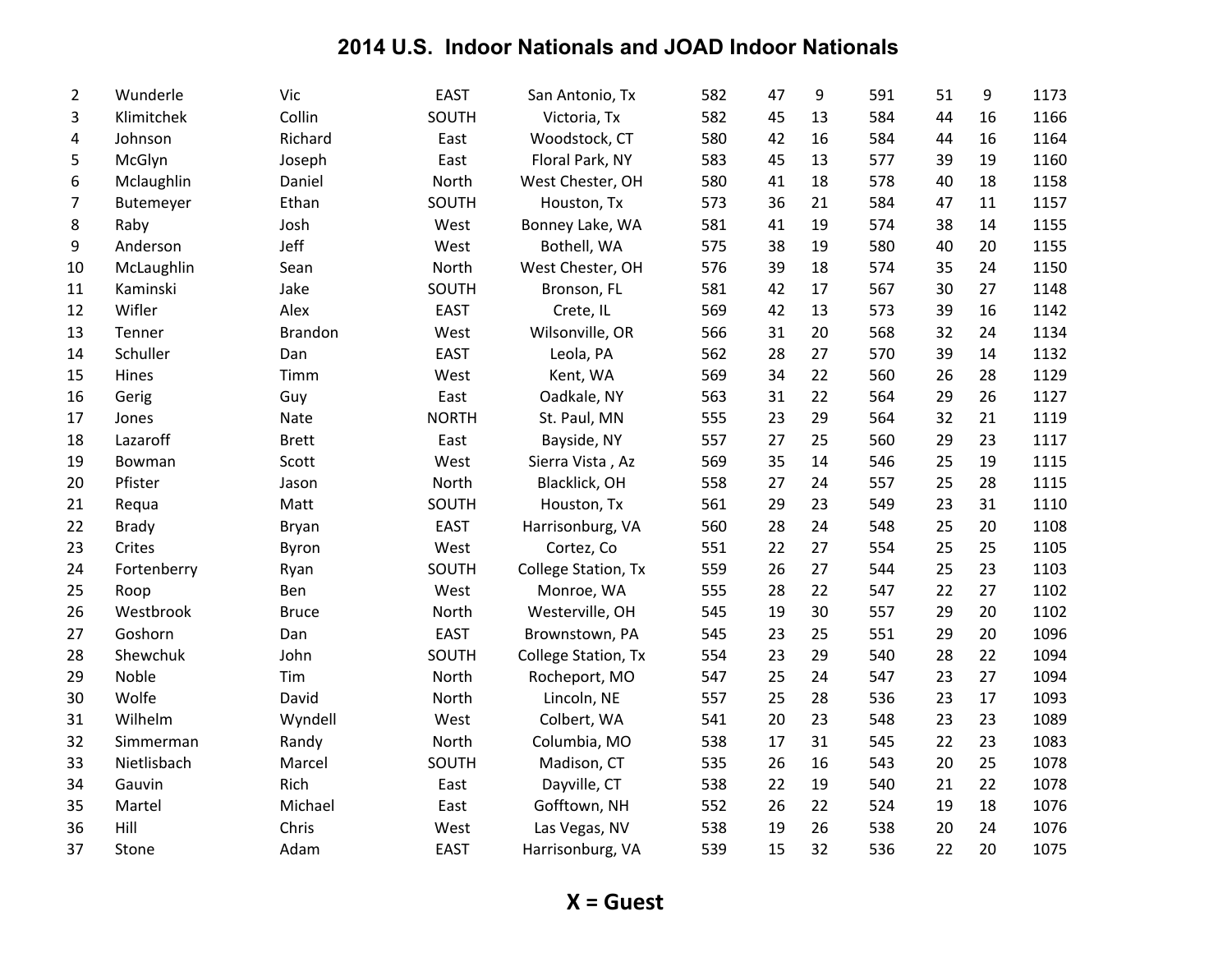# 2014 U.S. Indoor Nationals and JOAD Indoor Nationals

| | | | | | | | | | | | |
|---|---|---|---|---|---|---|---|---|---|---|---|
| 2 | Wunderle | Vic | EAST | San Antonio, Tx | 582 | 47 | 9 | 591 | 51 | 9 | 1173 |
| 3 | Klimitchek | Collin | SOUTH | Victoria, Tx | 582 | 45 | 13 | 584 | 44 | 16 | 1166 |
| 4 | Johnson | Richard | East | Woodstock, CT | 580 | 42 | 16 | 584 | 44 | 16 | 1164 |
| 5 | McGlyn | Joseph | East | Floral Park, NY | 583 | 45 | 13 | 577 | 39 | 19 | 1160 |
| 6 | Mclaughlin | Daniel | North | West Chester, OH | 580 | 41 | 18 | 578 | 40 | 18 | 1158 |
| 7 | Butemeyer | Ethan | SOUTH | Houston, Tx | 573 | 36 | 21 | 584 | 47 | 11 | 1157 |
| 8 | Raby | Josh | West | Bonney Lake, WA | 581 | 41 | 19 | 574 | 38 | 14 | 1155 |
| 9 | Anderson | Jeff | West | Bothell, WA | 575 | 38 | 19 | 580 | 40 | 20 | 1155 |
| 10 | McLaughlin | Sean | North | West Chester, OH | 576 | 39 | 18 | 574 | 35 | 24 | 1150 |
| 11 | Kaminski | Jake | SOUTH | Bronson, FL | 581 | 42 | 17 | 567 | 30 | 27 | 1148 |
| 12 | Wifler | Alex | EAST | Crete, IL | 569 | 42 | 13 | 573 | 39 | 16 | 1142 |
| 13 | Tenner | Brandon | West | Wilsonville, OR | 566 | 31 | 20 | 568 | 32 | 24 | 1134 |
| 14 | Schuller | Dan | EAST | Leola, PA | 562 | 28 | 27 | 570 | 39 | 14 | 1132 |
| 15 | Hines | Timm | West | Kent, WA | 569 | 34 | 22 | 560 | 26 | 28 | 1129 |
| 16 | Gerig | Guy | East | Oadkale, NY | 563 | 31 | 22 | 564 | 29 | 26 | 1127 |
| 17 | Jones | Nate | NORTH | St. Paul, MN | 555 | 23 | 29 | 564 | 32 | 21 | 1119 |
| 18 | Lazaroff | Brett | East | Bayside, NY | 557 | 27 | 25 | 560 | 29 | 23 | 1117 |
| 19 | Bowman | Scott | West | Sierra Vista , Az | 569 | 35 | 14 | 546 | 25 | 19 | 1115 |
| 20 | Pfister | Jason | North | Blacklick, OH | 558 | 27 | 24 | 557 | 25 | 28 | 1115 |
| 21 | Requa | Matt | SOUTH | Houston, Tx | 561 | 29 | 23 | 549 | 23 | 31 | 1110 |
| 22 | Brady | Bryan | EAST | Harrisonburg, VA | 560 | 28 | 24 | 548 | 25 | 20 | 1108 |
| 23 | Crites | Byron | West | Cortez, Co | 551 | 22 | 27 | 554 | 25 | 25 | 1105 |
| 24 | Fortenberry | Ryan | SOUTH | College Station, Tx | 559 | 26 | 27 | 544 | 25 | 23 | 1103 |
| 25 | Roop | Ben | West | Monroe, WA | 555 | 28 | 22 | 547 | 22 | 27 | 1102 |
| 26 | Westbrook | Bruce | North | Westerville, OH | 545 | 19 | 30 | 557 | 29 | 20 | 1102 |
| 27 | Goshorn | Dan | EAST | Brownstown, PA | 545 | 23 | 25 | 551 | 29 | 20 | 1096 |
| 28 | Shewchuk | John | SOUTH | College Station, Tx | 554 | 23 | 29 | 540 | 28 | 22 | 1094 |
| 29 | Noble | Tim | North | Rocheport, MO | 547 | 25 | 24 | 547 | 23 | 27 | 1094 |
| 30 | Wolfe | David | North | Lincoln, NE | 557 | 25 | 28 | 536 | 23 | 17 | 1093 |
| 31 | Wilhelm | Wyndell | West | Colbert, WA | 541 | 20 | 23 | 548 | 23 | 23 | 1089 |
| 32 | Simmerman | Randy | North | Columbia, MO | 538 | 17 | 31 | 545 | 22 | 23 | 1083 |
| 33 | Nietlisbach | Marcel | SOUTH | Madison, CT | 535 | 26 | 16 | 543 | 20 | 25 | 1078 |
| 34 | Gauvin | Rich | East | Dayville, CT | 538 | 22 | 19 | 540 | 21 | 22 | 1078 |
| 35 | Martel | Michael | East | Gofftown, NH | 552 | 26 | 22 | 524 | 19 | 18 | 1076 |
| 36 | Hill | Chris | West | Las Vegas, NV | 538 | 19 | 26 | 538 | 20 | 24 | 1076 |
| 37 | Stone | Adam | EAST | Harrisonburg, VA | 539 | 15 | 32 | 536 | 22 | 20 | 1075 |

**X = Guest**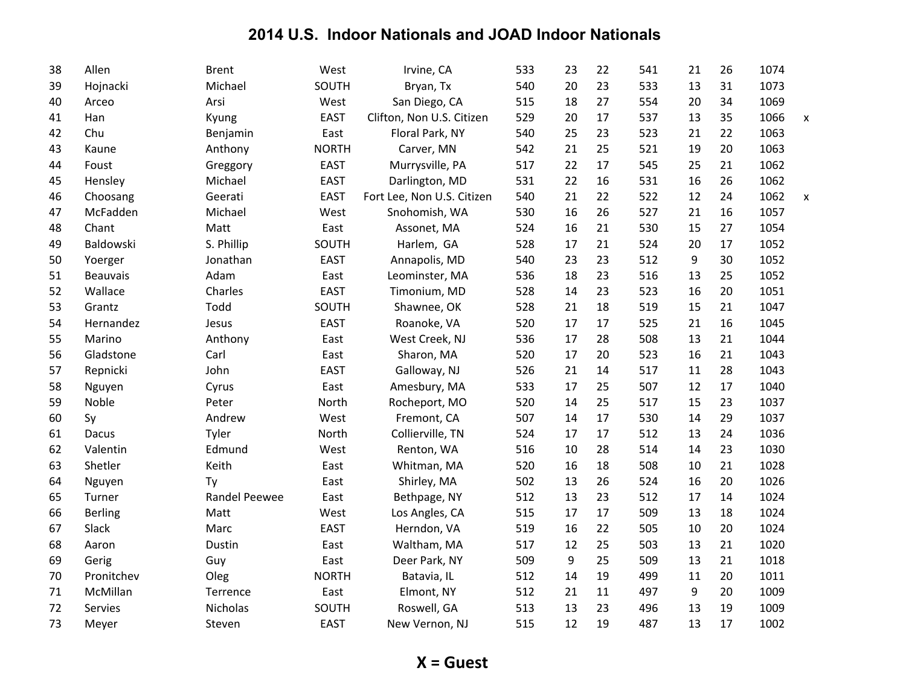# 2014 U.S. Indoor Nationals and JOAD Indoor Nationals

| | | | | | | | | | | | | |
|---|---|---|---|---|---|---|---|---|---|---|---|---|
| 38 | Allen | Brent | West | Irvine, CA | 533 | 23 | 22 | 541 | 21 | 26 | 1074 | |
| 39 | Hojnacki | Michael | SOUTH | Bryan, Tx | 540 | 20 | 23 | 533 | 13 | 31 | 1073 | |
| 40 | Arceo | Arsi | West | San Diego, CA | 515 | 18 | 27 | 554 | 20 | 34 | 1069 | |
| 41 | Han | Kyung | EAST | Clifton, Non U.S. Citizen | 529 | 20 | 17 | 537 | 13 | 35 | 1066 | x |
| 42 | Chu | Benjamin | East | Floral Park, NY | 540 | 25 | 23 | 523 | 21 | 22 | 1063 | |
| 43 | Kaune | Anthony | NORTH | Carver, MN | 542 | 21 | 25 | 521 | 19 | 20 | 1063 | |
| 44 | Foust | Greggory | EAST | Murrysville, PA | 517 | 22 | 17 | 545 | 25 | 21 | 1062 | |
| 45 | Hensley | Michael | EAST | Darlington, MD | 531 | 22 | 16 | 531 | 16 | 26 | 1062 | |
| 46 | Choosang | Geerati | EAST | Fort Lee, Non U.S. Citizen | 540 | 21 | 22 | 522 | 12 | 24 | 1062 | x |
| 47 | McFadden | Michael | West | Snohomish, WA | 530 | 16 | 26 | 527 | 21 | 16 | 1057 | |
| 48 | Chant | Matt | East | Assonet, MA | 524 | 16 | 21 | 530 | 15 | 27 | 1054 | |
| 49 | Baldowski | S. Phillip | SOUTH | Harlem, GA | 528 | 17 | 21 | 524 | 20 | 17 | 1052 | |
| 50 | Yoerger | Jonathan | EAST | Annapolis, MD | 540 | 23 | 23 | 512 | 9 | 30 | 1052 | |
| 51 | Beauvais | Adam | East | Leominster, MA | 536 | 18 | 23 | 516 | 13 | 25 | 1052 | |
| 52 | Wallace | Charles | EAST | Timonium, MD | 528 | 14 | 23 | 523 | 16 | 20 | 1051 | |
| 53 | Grantz | Todd | SOUTH | Shawnee, OK | 528 | 21 | 18 | 519 | 15 | 21 | 1047 | |
| 54 | Hernandez | Jesus | EAST | Roanoke, VA | 520 | 17 | 17 | 525 | 21 | 16 | 1045 | |
| 55 | Marino | Anthony | East | West Creek, NJ | 536 | 17 | 28 | 508 | 13 | 21 | 1044 | |
| 56 | Gladstone | Carl | East | Sharon, MA | 520 | 17 | 20 | 523 | 16 | 21 | 1043 | |
| 57 | Repnicki | John | EAST | Galloway, NJ | 526 | 21 | 14 | 517 | 11 | 28 | 1043 | |
| 58 | Nguyen | Cyrus | East | Amesbury, MA | 533 | 17 | 25 | 507 | 12 | 17 | 1040 | |
| 59 | Noble | Peter | North | Rocheport, MO | 520 | 14 | 25 | 517 | 15 | 23 | 1037 | |
| 60 | Sy | Andrew | West | Fremont, CA | 507 | 14 | 17 | 530 | 14 | 29 | 1037 | |
| 61 | Dacus | Tyler | North | Collierville, TN | 524 | 17 | 17 | 512 | 13 | 24 | 1036 | |
| 62 | Valentin | Edmund | West | Renton, WA | 516 | 10 | 28 | 514 | 14 | 23 | 1030 | |
| 63 | Shetler | Keith | East | Whitman, MA | 520 | 16 | 18 | 508 | 10 | 21 | 1028 | |
| 64 | Nguyen | Ty | East | Shirley, MA | 502 | 13 | 26 | 524 | 16 | 20 | 1026 | |
| 65 | Turner | Randel Peewee | East | Bethpage, NY | 512 | 13 | 23 | 512 | 17 | 14 | 1024 | |
| 66 | Berling | Matt | West | Los Angles, CA | 515 | 17 | 17 | 509 | 13 | 18 | 1024 | |
| 67 | Slack | Marc | EAST | Herndon, VA | 519 | 16 | 22 | 505 | 10 | 20 | 1024 | |
| 68 | Aaron | Dustin | East | Waltham, MA | 517 | 12 | 25 | 503 | 13 | 21 | 1020 | |
| 69 | Gerig | Guy | East | Deer Park, NY | 509 | 9 | 25 | 509 | 13 | 21 | 1018 | |
| 70 | Pronitchev | Oleg | NORTH | Batavia, IL | 512 | 14 | 19 | 499 | 11 | 20 | 1011 | |
| 71 | McMillan | Terrence | East | Elmont, NY | 512 | 21 | 11 | 497 | 9 | 20 | 1009 | |
| 72 | Servies | Nicholas | SOUTH | Roswell, GA | 513 | 13 | 23 | 496 | 13 | 19 | 1009 | |
| 73 | Meyer | Steven | EAST | New Vernon, NJ | 515 | 12 | 19 | 487 | 13 | 17 | 1002 | |

**X = Guest**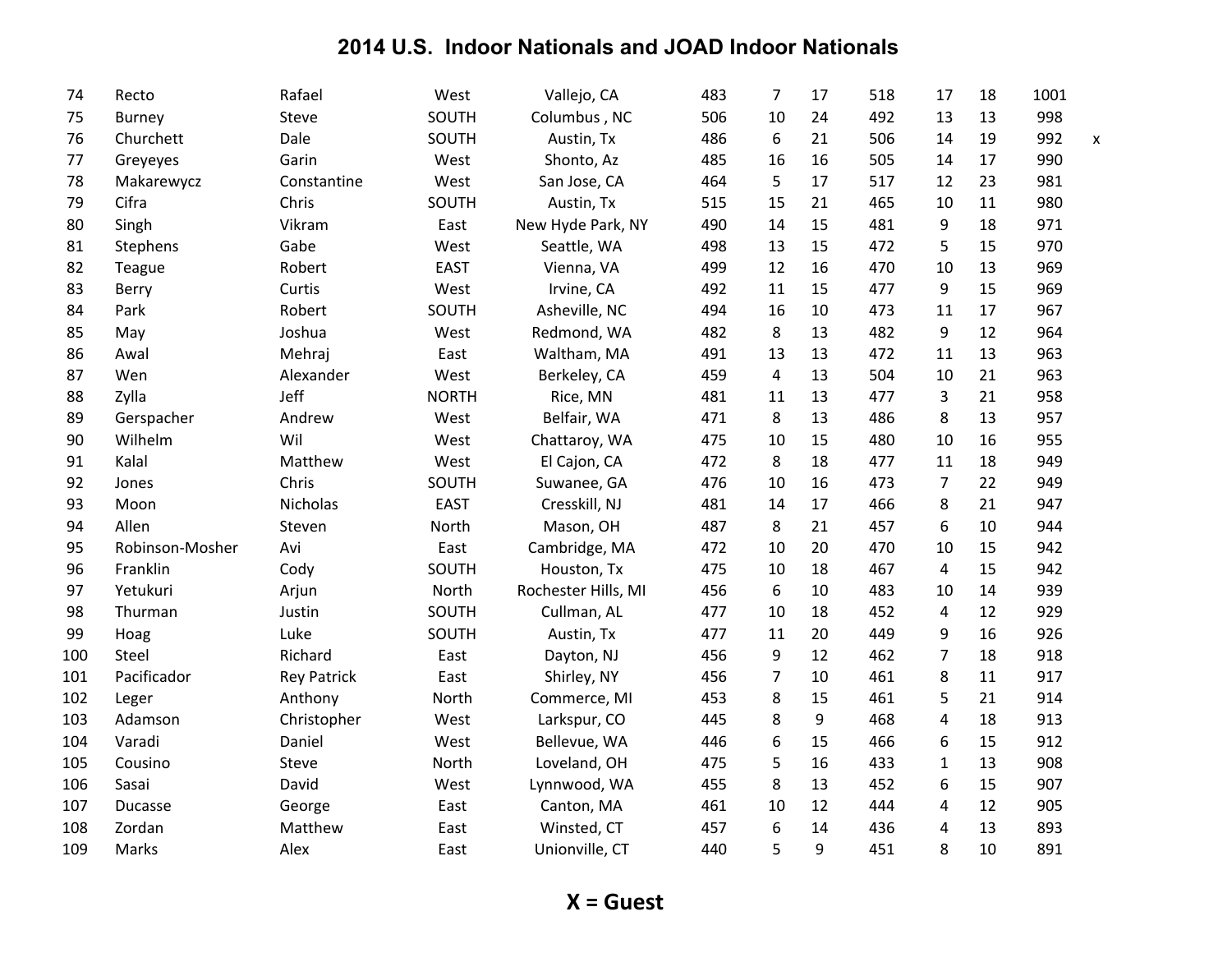# 2014 U.S. Indoor Nationals and JOAD Indoor Nationals

| | | | | | | | | | | | | |
|---|---|---|---|---|---|---|---|---|---|---|---|---|
| 74 | Recto | Rafael | West | Vallejo, CA | 483 | 7 | 17 | 518 | 17 | 18 | 1001 | |
| 75 | Burney | Steve | SOUTH | Columbus , NC | 506 | 10 | 24 | 492 | 13 | 13 | 998 | |
| 76 | Churchett | Dale | SOUTH | Austin, Tx | 486 | 6 | 21 | 506 | 14 | 19 | 992 | x |
| 77 | Greyeyes | Garin | West | Shonto, Az | 485 | 16 | 16 | 505 | 14 | 17 | 990 | |
| 78 | Makarewycz | Constantine | West | San Jose, CA | 464 | 5 | 17 | 517 | 12 | 23 | 981 | |
| 79 | Cifra | Chris | SOUTH | Austin, Tx | 515 | 15 | 21 | 465 | 10 | 11 | 980 | |
| 80 | Singh | Vikram | East | New Hyde Park, NY | 490 | 14 | 15 | 481 | 9 | 18 | 971 | |
| 81 | Stephens | Gabe | West | Seattle, WA | 498 | 13 | 15 | 472 | 5 | 15 | 970 | |
| 82 | Teague | Robert | EAST | Vienna, VA | 499 | 12 | 16 | 470 | 10 | 13 | 969 | |
| 83 | Berry | Curtis | West | Irvine, CA | 492 | 11 | 15 | 477 | 9 | 15 | 969 | |
| 84 | Park | Robert | SOUTH | Asheville, NC | 494 | 16 | 10 | 473 | 11 | 17 | 967 | |
| 85 | May | Joshua | West | Redmond, WA | 482 | 8 | 13 | 482 | 9 | 12 | 964 | |
| 86 | Awal | Mehraj | East | Waltham, MA | 491 | 13 | 13 | 472 | 11 | 13 | 963 | |
| 87 | Wen | Alexander | West | Berkeley, CA | 459 | 4 | 13 | 504 | 10 | 21 | 963 | |
| 88 | Zylla | Jeff | NORTH | Rice, MN | 481 | 11 | 13 | 477 | 3 | 21 | 958 | |
| 89 | Gerspacher | Andrew | West | Belfair, WA | 471 | 8 | 13 | 486 | 8 | 13 | 957 | |
| 90 | Wilhelm | Wil | West | Chattaroy, WA | 475 | 10 | 15 | 480 | 10 | 16 | 955 | |
| 91 | Kalal | Matthew | West | El Cajon, CA | 472 | 8 | 18 | 477 | 11 | 18 | 949 | |
| 92 | Jones | Chris | SOUTH | Suwanee, GA | 476 | 10 | 16 | 473 | 7 | 22 | 949 | |
| 93 | Moon | Nicholas | EAST | Cresskill, NJ | 481 | 14 | 17 | 466 | 8 | 21 | 947 | |
| 94 | Allen | Steven | North | Mason, OH | 487 | 8 | 21 | 457 | 6 | 10 | 944 | |
| 95 | Robinson-Mosher | Avi | East | Cambridge, MA | 472 | 10 | 20 | 470 | 10 | 15 | 942 | |
| 96 | Franklin | Cody | SOUTH | Houston, Tx | 475 | 10 | 18 | 467 | 4 | 15 | 942 | |
| 97 | Yetukuri | Arjun | North | Rochester Hills, MI | 456 | 6 | 10 | 483 | 10 | 14 | 939 | |
| 98 | Thurman | Justin | SOUTH | Cullman, AL | 477 | 10 | 18 | 452 | 4 | 12 | 929 | |
| 99 | Hoag | Luke | SOUTH | Austin, Tx | 477 | 11 | 20 | 449 | 9 | 16 | 926 | |
| 100 | Steel | Richard | East | Dayton, NJ | 456 | 9 | 12 | 462 | 7 | 18 | 918 | |
| 101 | Pacificador | Rey Patrick | East | Shirley, NY | 456 | 7 | 10 | 461 | 8 | 11 | 917 | |
| 102 | Leger | Anthony | North | Commerce, MI | 453 | 8 | 15 | 461 | 5 | 21 | 914 | |
| 103 | Adamson | Christopher | West | Larkspur, CO | 445 | 8 | 9 | 468 | 4 | 18 | 913 | |
| 104 | Varadi | Daniel | West | Bellevue, WA | 446 | 6 | 15 | 466 | 6 | 15 | 912 | |
| 105 | Cousino | Steve | North | Loveland, OH | 475 | 5 | 16 | 433 | 1 | 13 | 908 | |
| 106 | Sasai | David | West | Lynnwood, WA | 455 | 8 | 13 | 452 | 6 | 15 | 907 | |
| 107 | Ducasse | George | East | Canton, MA | 461 | 10 | 12 | 444 | 4 | 12 | 905 | |
| 108 | Zordan | Matthew | East | Winsted, CT | 457 | 6 | 14 | 436 | 4 | 13 | 893 | |
| 109 | Marks | Alex | East | Unionville, CT | 440 | 5 | 9 | 451 | 8 | 10 | 891 | |

**X = Guest**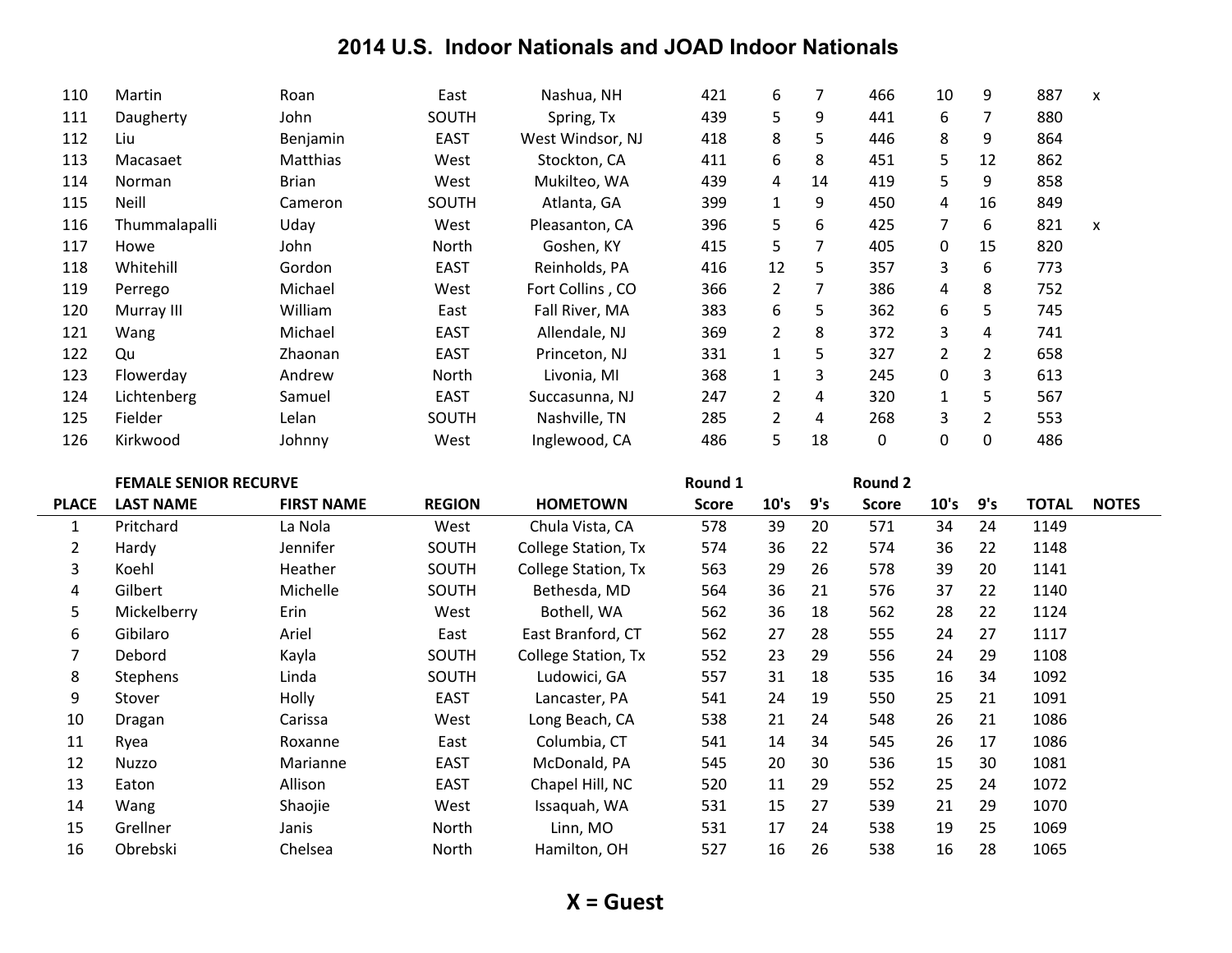# 2014 U.S. Indoor Nationals and JOAD Indoor Nationals

| | | | | | | | | | | | | |
|---|---|---|---|---|---|---|---|---|---|---|---|---|
| 110 | Martin | Roan | East | Nashua, NH | 421 | 6 | 7 | 466 | 10 | 9 | 887 | x |
| 111 | Daugherty | John | SOUTH | Spring, Tx | 439 | 5 | 9 | 441 | 6 | 7 | 880 | |
| 112 | Liu | Benjamin | EAST | West Windsor, NJ | 418 | 8 | 5 | 446 | 8 | 9 | 864 | |
| 113 | Macasaet | Matthias | West | Stockton, CA | 411 | 6 | 8 | 451 | 5 | 12 | 862 | |
| 114 | Norman | Brian | West | Mukilteo, WA | 439 | 4 | 14 | 419 | 5 | 9 | 858 | |
| 115 | Neill | Cameron | SOUTH | Atlanta, GA | 399 | 1 | 9 | 450 | 4 | 16 | 849 | |
| 116 | Thummalapalli | Uday | West | Pleasanton, CA | 396 | 5 | 6 | 425 | 7 | 6 | 821 | x |
| 117 | Howe | John | North | Goshen, KY | 415 | 5 | 7 | 405 | 0 | 15 | 820 | |
| 118 | Whitehill | Gordon | EAST | Reinholds, PA | 416 | 12 | 5 | 357 | 3 | 6 | 773 | |
| 119 | Perrego | Michael | West | Fort Collins , CO | 366 | 2 | 7 | 386 | 4 | 8 | 752 | |
| 120 | Murray III | William | East | Fall River, MA | 383 | 6 | 5 | 362 | 6 | 5 | 745 | |
| 121 | Wang | Michael | EAST | Allendale, NJ | 369 | 2 | 8 | 372 | 3 | 4 | 741 | |
| 122 | Qu | Zhaonan | EAST | Princeton, NJ | 331 | 1 | 5 | 327 | 2 | 2 | 658 | |
| 123 | Flowerday | Andrew | North | Livonia, MI | 368 | 1 | 3 | 245 | 0 | 3 | 613 | |
| 124 | Lichtenberg | Samuel | EAST | Succasunna, NJ | 247 | 2 | 4 | 320 | 1 | 5 | 567 | |
| 125 | Fielder | Lelan | SOUTH | Nashville, TN | 285 | 2 | 4 | 268 | 3 | 2 | 553 | |
| 126 | Kirkwood | Johnny | West | Inglewood, CA | 486 | 5 | 18 | 0 | 0 | 0 | 486 | |

| | FEMALE SENIOR RECURVE | | | | Round 1 | | | Round 2 | | | | |
|---|---|---|---|---|---|---|---|---|---|---|---|---|
| PLACE | LAST NAME | FIRST NAME | REGION | HOMETOWN | Score | 10's | 9's | Score | 10's | 9's | TOTAL | NOTES |
| 1 | Pritchard | La Nola | West | Chula Vista, CA | 578 | 39 | 20 | 571 | 34 | 24 | 1149 | |
| 2 | Hardy | Jennifer | SOUTH | College Station, Tx | 574 | 36 | 22 | 574 | 36 | 22 | 1148 | |
| 3 | Koehl | Heather | SOUTH | College Station, Tx | 563 | 29 | 26 | 578 | 39 | 20 | 1141 | |
| 4 | Gilbert | Michelle | SOUTH | Bethesda, MD | 564 | 36 | 21 | 576 | 37 | 22 | 1140 | |
| 5 | Mickelberry | Erin | West | Bothell, WA | 562 | 36 | 18 | 562 | 28 | 22 | 1124 | |
| 6 | Gibilaro | Ariel | East | East Branford, CT | 562 | 27 | 28 | 555 | 24 | 27 | 1117 | |
| 7 | Debord | Kayla | SOUTH | College Station, Tx | 552 | 23 | 29 | 556 | 24 | 29 | 1108 | |
| 8 | Stephens | Linda | SOUTH | Ludowici, GA | 557 | 31 | 18 | 535 | 16 | 34 | 1092 | |
| 9 | Stover | Holly | EAST | Lancaster, PA | 541 | 24 | 19 | 550 | 25 | 21 | 1091 | |
| 10 | Dragan | Carissa | West | Long Beach, CA | 538 | 21 | 24 | 548 | 26 | 21 | 1086 | |
| 11 | Ryea | Roxanne | East | Columbia, CT | 541 | 14 | 34 | 545 | 26 | 17 | 1086 | |
| 12 | Nuzzo | Marianne | EAST | McDonald, PA | 545 | 20 | 30 | 536 | 15 | 30 | 1081 | |
| 13 | Eaton | Allison | EAST | Chapel Hill, NC | 520 | 11 | 29 | 552 | 25 | 24 | 1072 | |
| 14 | Wang | Shaojie | West | Issaquah, WA | 531 | 15 | 27 | 539 | 21 | 29 | 1070 | |
| 15 | Grellner | Janis | North | Linn, MO | 531 | 17 | 24 | 538 | 19 | 25 | 1069 | |
| 16 | Obrebski | Chelsea | North | Hamilton, OH | 527 | 16 | 26 | 538 | 16 | 28 | 1065 | |

**X = Guest**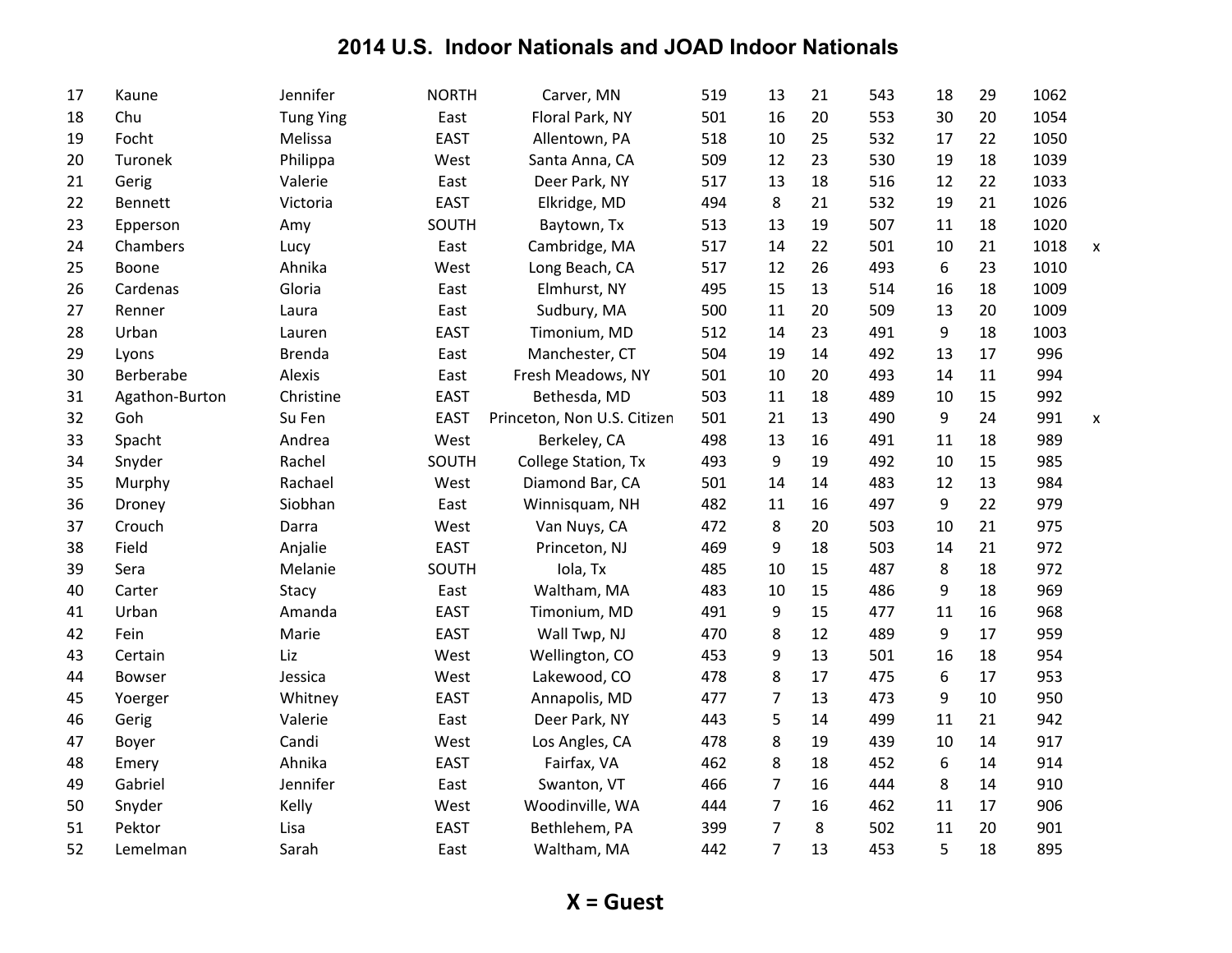# 2014 U.S. Indoor Nationals and JOAD Indoor Nationals

| | | | | | | | | | | | | |
|---|---|---|---|---|---|---|---|---|---|---|---|---|
| 17 | Kaune | Jennifer | NORTH | Carver, MN | 519 | 13 | 21 | 543 | 18 | 29 | 1062 | |
| 18 | Chu | Tung Ying | East | Floral Park, NY | 501 | 16 | 20 | 553 | 30 | 20 | 1054 | |
| 19 | Focht | Melissa | EAST | Allentown, PA | 518 | 10 | 25 | 532 | 17 | 22 | 1050 | |
| 20 | Turonek | Philippa | West | Santa Anna, CA | 509 | 12 | 23 | 530 | 19 | 18 | 1039 | |
| 21 | Gerig | Valerie | East | Deer Park, NY | 517 | 13 | 18 | 516 | 12 | 22 | 1033 | |
| 22 | Bennett | Victoria | EAST | Elkridge, MD | 494 | 8 | 21 | 532 | 19 | 21 | 1026 | |
| 23 | Epperson | Amy | SOUTH | Baytown, Tx | 513 | 13 | 19 | 507 | 11 | 18 | 1020 | |
| 24 | Chambers | Lucy | East | Cambridge, MA | 517 | 14 | 22 | 501 | 10 | 21 | 1018 | x |
| 25 | Boone | Ahnika | West | Long Beach, CA | 517 | 12 | 26 | 493 | 6 | 23 | 1010 | |
| 26 | Cardenas | Gloria | East | Elmhurst, NY | 495 | 15 | 13 | 514 | 16 | 18 | 1009 | |
| 27 | Renner | Laura | East | Sudbury, MA | 500 | 11 | 20 | 509 | 13 | 20 | 1009 | |
| 28 | Urban | Lauren | EAST | Timonium, MD | 512 | 14 | 23 | 491 | 9 | 18 | 1003 | |
| 29 | Lyons | Brenda | East | Manchester, CT | 504 | 19 | 14 | 492 | 13 | 17 | 996 | |
| 30 | Berberabe | Alexis | East | Fresh Meadows, NY | 501 | 10 | 20 | 493 | 14 | 11 | 994 | |
| 31 | Agathon-Burton | Christine | EAST | Bethesda, MD | 503 | 11 | 18 | 489 | 10 | 15 | 992 | |
| 32 | Goh | Su Fen | EAST | Princeton, Non U.S. Citizen | 501 | 21 | 13 | 490 | 9 | 24 | 991 | x |
| 33 | Spacht | Andrea | West | Berkeley, CA | 498 | 13 | 16 | 491 | 11 | 18 | 989 | |
| 34 | Snyder | Rachel | SOUTH | College Station, Tx | 493 | 9 | 19 | 492 | 10 | 15 | 985 | |
| 35 | Murphy | Rachael | West | Diamond Bar, CA | 501 | 14 | 14 | 483 | 12 | 13 | 984 | |
| 36 | Droney | Siobhan | East | Winnisquam, NH | 482 | 11 | 16 | 497 | 9 | 22 | 979 | |
| 37 | Crouch | Darra | West | Van Nuys, CA | 472 | 8 | 20 | 503 | 10 | 21 | 975 | |
| 38 | Field | Anjalie | EAST | Princeton, NJ | 469 | 9 | 18 | 503 | 14 | 21 | 972 | |
| 39 | Sera | Melanie | SOUTH | Iola, Tx | 485 | 10 | 15 | 487 | 8 | 18 | 972 | |
| 40 | Carter | Stacy | East | Waltham, MA | 483 | 10 | 15 | 486 | 9 | 18 | 969 | |
| 41 | Urban | Amanda | EAST | Timonium, MD | 491 | 9 | 15 | 477 | 11 | 16 | 968 | |
| 42 | Fein | Marie | EAST | Wall Twp, NJ | 470 | 8 | 12 | 489 | 9 | 17 | 959 | |
| 43 | Certain | Liz | West | Wellington, CO | 453 | 9 | 13 | 501 | 16 | 18 | 954 | |
| 44 | Bowser | Jessica | West | Lakewood, CO | 478 | 8 | 17 | 475 | 6 | 17 | 953 | |
| 45 | Yoerger | Whitney | EAST | Annapolis, MD | 477 | 7 | 13 | 473 | 9 | 10 | 950 | |
| 46 | Gerig | Valerie | East | Deer Park, NY | 443 | 5 | 14 | 499 | 11 | 21 | 942 | |
| 47 | Boyer | Candi | West | Los Angles, CA | 478 | 8 | 19 | 439 | 10 | 14 | 917 | |
| 48 | Emery | Ahnika | EAST | Fairfax, VA | 462 | 8 | 18 | 452 | 6 | 14 | 914 | |
| 49 | Gabriel | Jennifer | East | Swanton, VT | 466 | 7 | 16 | 444 | 8 | 14 | 910 | |
| 50 | Snyder | Kelly | West | Woodinville, WA | 444 | 7 | 16 | 462 | 11 | 17 | 906 | |
| 51 | Pektor | Lisa | EAST | Bethlehem, PA | 399 | 7 | 8 | 502 | 11 | 20 | 901 | |
| 52 | Lemelman | Sarah | East | Waltham, MA | 442 | 7 | 13 | 453 | 5 | 18 | 895 | |

**X = Guest**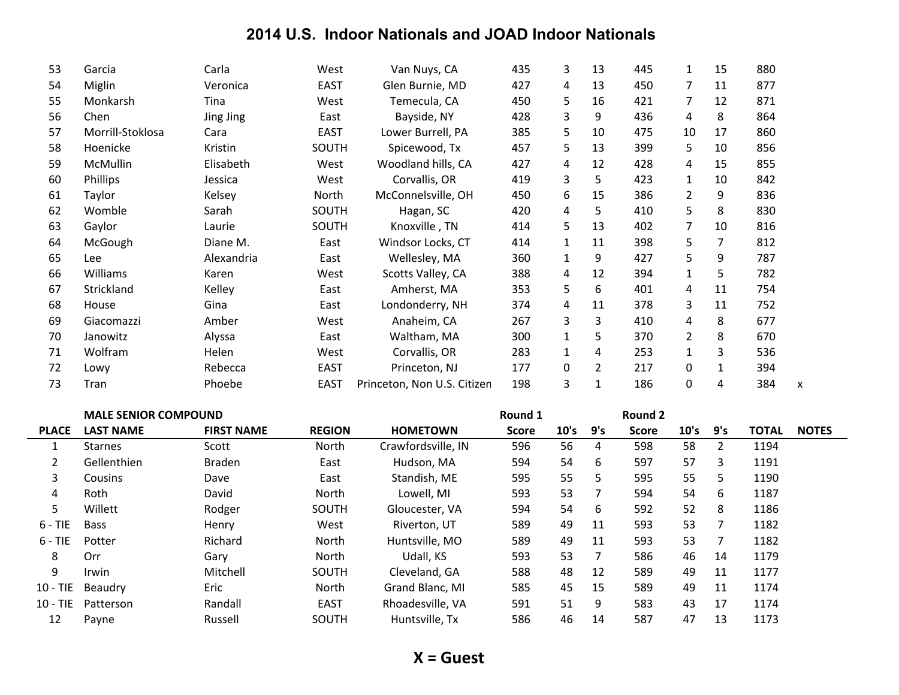# 2014 U.S. Indoor Nationals and JOAD Indoor Nationals

| | | | | | | | | | | | | |
|---|---|---|---|---|---|---|---|---|---|---|---|---|
| 53 | Garcia | Carla | West | Van Nuys, CA | 435 | 3 | 13 | 445 | 1 | 15 | 880 | |
| 54 | Miglin | Veronica | EAST | Glen Burnie, MD | 427 | 4 | 13 | 450 | 7 | 11 | 877 | |
| 55 | Monkarsh | Tina | West | Temecula, CA | 450 | 5 | 16 | 421 | 7 | 12 | 871 | |
| 56 | Chen | Jing Jing | East | Bayside, NY | 428 | 3 | 9 | 436 | 4 | 8 | 864 | |
| 57 | Morrill-Stoklosa | Cara | EAST | Lower Burrell, PA | 385 | 5 | 10 | 475 | 10 | 17 | 860 | |
| 58 | Hoenicke | Kristin | SOUTH | Spicewood, Tx | 457 | 5 | 13 | 399 | 5 | 10 | 856 | |
| 59 | McMullin | Elisabeth | West | Woodland hills, CA | 427 | 4 | 12 | 428 | 4 | 15 | 855 | |
| 60 | Phillips | Jessica | West | Corvallis, OR | 419 | 3 | 5 | 423 | 1 | 10 | 842 | |
| 61 | Taylor | Kelsey | North | McConnelsville, OH | 450 | 6 | 15 | 386 | 2 | 9 | 836 | |
| 62 | Womble | Sarah | SOUTH | Hagan, SC | 420 | 4 | 5 | 410 | 5 | 8 | 830 | |
| 63 | Gaylor | Laurie | SOUTH | Knoxville , TN | 414 | 5 | 13 | 402 | 7 | 10 | 816 | |
| 64 | McGough | Diane M. | East | Windsor Locks, CT | 414 | 1 | 11 | 398 | 5 | 7 | 812 | |
| 65 | Lee | Alexandria | East | Wellesley, MA | 360 | 1 | 9 | 427 | 5 | 9 | 787 | |
| 66 | Williams | Karen | West | Scotts Valley, CA | 388 | 4 | 12 | 394 | 1 | 5 | 782 | |
| 67 | Strickland | Kelley | East | Amherst, MA | 353 | 5 | 6 | 401 | 4 | 11 | 754 | |
| 68 | House | Gina | East | Londonderry, NH | 374 | 4 | 11 | 378 | 3 | 11 | 752 | |
| 69 | Giacomazzi | Amber | West | Anaheim, CA | 267 | 3 | 3 | 410 | 4 | 8 | 677 | |
| 70 | Janowitz | Alyssa | East | Waltham, MA | 300 | 1 | 5 | 370 | 2 | 8 | 670 | |
| 71 | Wolfram | Helen | West | Corvallis, OR | 283 | 1 | 4 | 253 | 1 | 3 | 536 | |
| 72 | Lowy | Rebecca | EAST | Princeton, NJ | 177 | 0 | 2 | 217 | 0 | 1 | 394 | |
| 73 | Tran | Phoebe | EAST | Princeton, Non U.S. Citizen | 198 | 3 | 1 | 186 | 0 | 4 | 384 | x |

| | MALE SENIOR COMPOUND | | | | Round 1 | | | Round 2 | | | | |
|---|---|---|---|---|---|---|---|---|---|---|---|---|
| PLACE | LAST NAME | FIRST NAME | REGION | HOMETOWN | Score | 10's | 9's | Score | 10's | 9's | TOTAL | NOTES |
| 1 | Starnes | Scott | North | Crawfordsville, IN | 596 | 56 | 4 | 598 | 58 | 2 | 1194 | |
| 2 | Gellenthien | Braden | East | Hudson, MA | 594 | 54 | 6 | 597 | 57 | 3 | 1191 | |
| 3 | Cousins | Dave | East | Standish, ME | 595 | 55 | 5 | 595 | 55 | 5 | 1190 | |
| 4 | Roth | David | North | Lowell, MI | 593 | 53 | 7 | 594 | 54 | 6 | 1187 | |
| 5 | Willett | Rodger | SOUTH | Gloucester, VA | 594 | 54 | 6 | 592 | 52 | 8 | 1186 | |
| 6 - TIE | Bass | Henry | West | Riverton, UT | 589 | 49 | 11 | 593 | 53 | 7 | 1182 | |
| 6 - TIE | Potter | Richard | North | Huntsville, MO | 589 | 49 | 11 | 593 | 53 | 7 | 1182 | |
| 8 | Orr | Gary | North | Udall, KS | 593 | 53 | 7 | 586 | 46 | 14 | 1179 | |
| 9 | Irwin | Mitchell | SOUTH | Cleveland, GA | 588 | 48 | 12 | 589 | 49 | 11 | 1177 | |
| 10 - TIE | Beaudry | Eric | North | Grand Blanc, MI | 585 | 45 | 15 | 589 | 49 | 11 | 1174 | |
| 10 - TIE | Patterson | Randall | EAST | Rhoadesville, VA | 591 | 51 | 9 | 583 | 43 | 17 | 1174 | |
| 12 | Payne | Russell | SOUTH | Huntsville, Tx | 586 | 46 | 14 | 587 | 47 | 13 | 1173 | |

**X = Guest**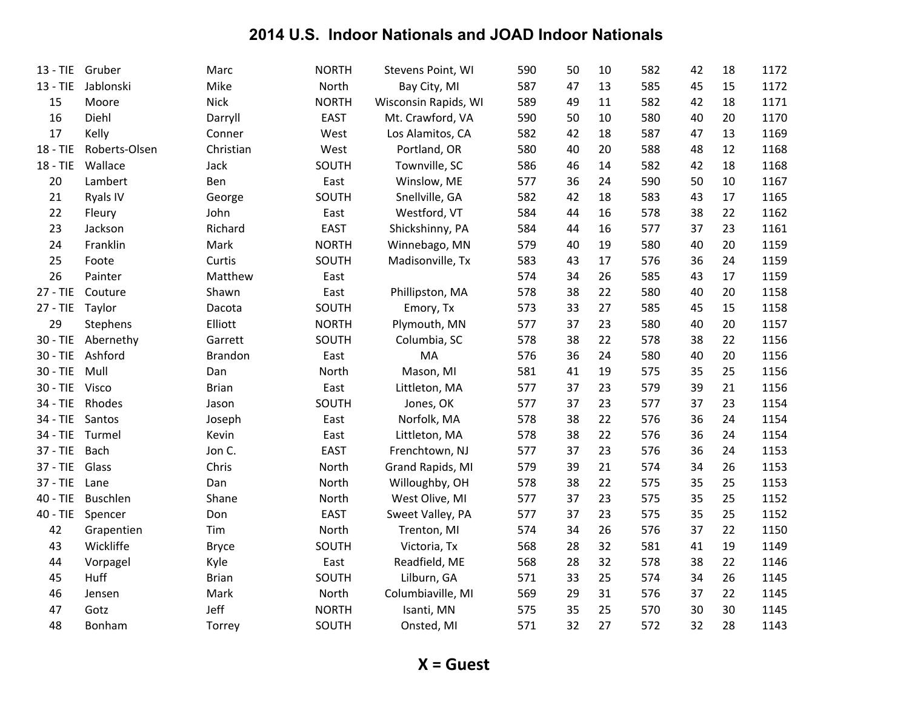# 2014 U.S. Indoor Nationals and JOAD Indoor Nationals

| | | | | | | | | | | | |
|---|---|---|---|---|---|---|---|---|---|---|---|
| 13 - TIE | Gruber | Marc | NORTH | Stevens Point, WI | 590 | 50 | 10 | 582 | 42 | 18 | 1172 |
| 13 - TIE | Jablonski | Mike | North | Bay City, MI | 587 | 47 | 13 | 585 | 45 | 15 | 1172 |
| 15 | Moore | Nick | NORTH | Wisconsin Rapids, WI | 589 | 49 | 11 | 582 | 42 | 18 | 1171 |
| 16 | Diehl | Darryll | EAST | Mt. Crawford, VA | 590 | 50 | 10 | 580 | 40 | 20 | 1170 |
| 17 | Kelly | Conner | West | Los Alamitos, CA | 582 | 42 | 18 | 587 | 47 | 13 | 1169 |
| 18 - TIE | Roberts-Olsen | Christian | West | Portland, OR | 580 | 40 | 20 | 588 | 48 | 12 | 1168 |
| 18 - TIE | Wallace | Jack | SOUTH | Townville, SC | 586 | 46 | 14 | 582 | 42 | 18 | 1168 |
| 20 | Lambert | Ben | East | Winslow, ME | 577 | 36 | 24 | 590 | 50 | 10 | 1167 |
| 21 | Ryals IV | George | SOUTH | Snellville, GA | 582 | 42 | 18 | 583 | 43 | 17 | 1165 |
| 22 | Fleury | John | East | Westford, VT | 584 | 44 | 16 | 578 | 38 | 22 | 1162 |
| 23 | Jackson | Richard | EAST | Shickshinny, PA | 584 | 44 | 16 | 577 | 37 | 23 | 1161 |
| 24 | Franklin | Mark | NORTH | Winnebago, MN | 579 | 40 | 19 | 580 | 40 | 20 | 1159 |
| 25 | Foote | Curtis | SOUTH | Madisonville, Tx | 583 | 43 | 17 | 576 | 36 | 24 | 1159 |
| 26 | Painter | Matthew | East | | 574 | 34 | 26 | 585 | 43 | 17 | 1159 |
| 27 - TIE | Couture | Shawn | East | Phillipston, MA | 578 | 38 | 22 | 580 | 40 | 20 | 1158 |
| 27 - TIE | Taylor | Dacota | SOUTH | Emory, Tx | 573 | 33 | 27 | 585 | 45 | 15 | 1158 |
| 29 | Stephens | Elliott | NORTH | Plymouth, MN | 577 | 37 | 23 | 580 | 40 | 20 | 1157 |
| 30 - TIE | Abernethy | Garrett | SOUTH | Columbia, SC | 578 | 38 | 22 | 578 | 38 | 22 | 1156 |
| 30 - TIE | Ashford | Brandon | East | MA | 576 | 36 | 24 | 580 | 40 | 20 | 1156 |
| 30 - TIE | Mull | Dan | North | Mason, MI | 581 | 41 | 19 | 575 | 35 | 25 | 1156 |
| 30 - TIE | Visco | Brian | East | Littleton, MA | 577 | 37 | 23 | 579 | 39 | 21 | 1156 |
| 34 - TIE | Rhodes | Jason | SOUTH | Jones, OK | 577 | 37 | 23 | 577 | 37 | 23 | 1154 |
| 34 - TIE | Santos | Joseph | East | Norfolk, MA | 578 | 38 | 22 | 576 | 36 | 24 | 1154 |
| 34 - TIE | Turmel | Kevin | East | Littleton, MA | 578 | 38 | 22 | 576 | 36 | 24 | 1154 |
| 37 - TIE | Bach | Jon C. | EAST | Frenchtown, NJ | 577 | 37 | 23 | 576 | 36 | 24 | 1153 |
| 37 - TIE | Glass | Chris | North | Grand Rapids, MI | 579 | 39 | 21 | 574 | 34 | 26 | 1153 |
| 37 - TIE | Lane | Dan | North | Willoughby, OH | 578 | 38 | 22 | 575 | 35 | 25 | 1153 |
| 40 - TIE | Buschlen | Shane | North | West Olive, MI | 577 | 37 | 23 | 575 | 35 | 25 | 1152 |
| 40 - TIE | Spencer | Don | EAST | Sweet Valley, PA | 577 | 37 | 23 | 575 | 35 | 25 | 1152 |
| 42 | Grapentien | Tim | North | Trenton, MI | 574 | 34 | 26 | 576 | 37 | 22 | 1150 |
| 43 | Wickliffe | Bryce | SOUTH | Victoria, Tx | 568 | 28 | 32 | 581 | 41 | 19 | 1149 |
| 44 | Vorpagel | Kyle | East | Readfield, ME | 568 | 28 | 32 | 578 | 38 | 22 | 1146 |
| 45 | Huff | Brian | SOUTH | Lilburn, GA | 571 | 33 | 25 | 574 | 34 | 26 | 1145 |
| 46 | Jensen | Mark | North | Columbiaville, MI | 569 | 29 | 31 | 576 | 37 | 22 | 1145 |
| 47 | Gotz | Jeff | NORTH | Isanti, MN | 575 | 35 | 25 | 570 | 30 | 30 | 1145 |
| 48 | Bonham | Torrey | SOUTH | Onsted, MI | 571 | 32 | 27 | 572 | 32 | 28 | 1143 |

**X = Guest**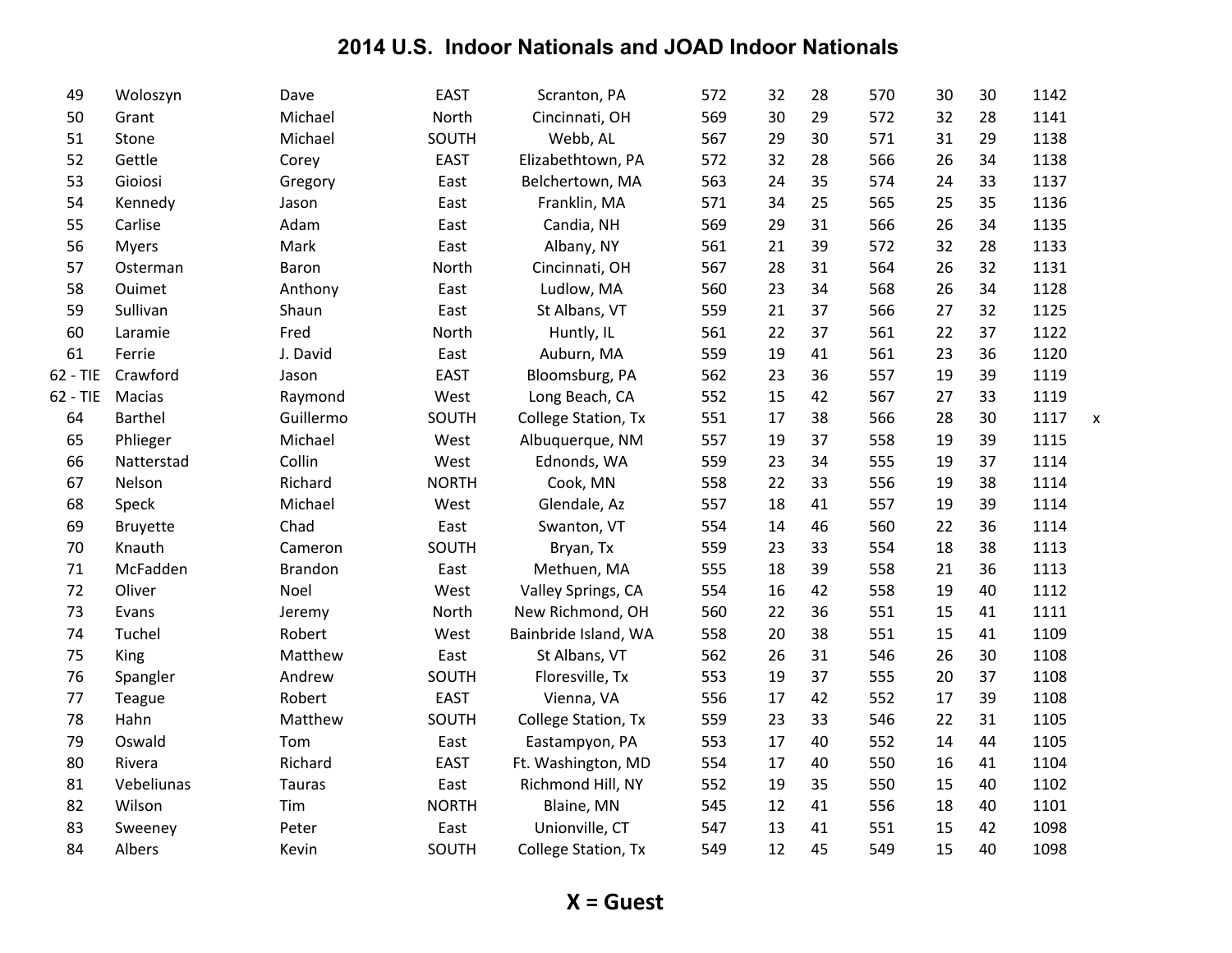# 2014 U.S. Indoor Nationals and JOAD Indoor Nationals

| | | | | | | | | | | | | |
|---|---|---|---|---|---|---|---|---|---|---|---|---|
| 49 | Woloszyn | Dave | EAST | Scranton, PA | 572 | 32 | 28 | 570 | 30 | 30 | 1142 | |
| 50 | Grant | Michael | North | Cincinnati, OH | 569 | 30 | 29 | 572 | 32 | 28 | 1141 | |
| 51 | Stone | Michael | SOUTH | Webb, AL | 567 | 29 | 30 | 571 | 31 | 29 | 1138 | |
| 52 | Gettle | Corey | EAST | Elizabethtown, PA | 572 | 32 | 28 | 566 | 26 | 34 | 1138 | |
| 53 | Gioiosi | Gregory | East | Belchertown, MA | 563 | 24 | 35 | 574 | 24 | 33 | 1137 | |
| 54 | Kennedy | Jason | East | Franklin, MA | 571 | 34 | 25 | 565 | 25 | 35 | 1136 | |
| 55 | Carlise | Adam | East | Candia, NH | 569 | 29 | 31 | 566 | 26 | 34 | 1135 | |
| 56 | Myers | Mark | East | Albany, NY | 561 | 21 | 39 | 572 | 32 | 28 | 1133 | |
| 57 | Osterman | Baron | North | Cincinnati, OH | 567 | 28 | 31 | 564 | 26 | 32 | 1131 | |
| 58 | Ouimet | Anthony | East | Ludlow, MA | 560 | 23 | 34 | 568 | 26 | 34 | 1128 | |
| 59 | Sullivan | Shaun | East | St Albans, VT | 559 | 21 | 37 | 566 | 27 | 32 | 1125 | |
| 60 | Laramie | Fred | North | Huntly, IL | 561 | 22 | 37 | 561 | 22 | 37 | 1122 | |
| 61 | Ferrie | J. David | East | Auburn, MA | 559 | 19 | 41 | 561 | 23 | 36 | 1120 | |
| 62 - TIE | Crawford | Jason | EAST | Bloomsburg, PA | 562 | 23 | 36 | 557 | 19 | 39 | 1119 | |
| 62 - TIE | Macias | Raymond | West | Long Beach, CA | 552 | 15 | 42 | 567 | 27 | 33 | 1119 | |
| 64 | Barthel | Guillermo | SOUTH | College Station, Tx | 551 | 17 | 38 | 566 | 28 | 30 | 1117 | x |
| 65 | Phlieger | Michael | West | Albuquerque, NM | 557 | 19 | 37 | 558 | 19 | 39 | 1115 | |
| 66 | Natterstad | Collin | West | Ednonds, WA | 559 | 23 | 34 | 555 | 19 | 37 | 1114 | |
| 67 | Nelson | Richard | NORTH | Cook, MN | 558 | 22 | 33 | 556 | 19 | 38 | 1114 | |
| 68 | Speck | Michael | West | Glendale, Az | 557 | 18 | 41 | 557 | 19 | 39 | 1114 | |
| 69 | Bruyette | Chad | East | Swanton, VT | 554 | 14 | 46 | 560 | 22 | 36 | 1114 | |
| 70 | Knauth | Cameron | SOUTH | Bryan, Tx | 559 | 23 | 33 | 554 | 18 | 38 | 1113 | |
| 71 | McFadden | Brandon | East | Methuen, MA | 555 | 18 | 39 | 558 | 21 | 36 | 1113 | |
| 72 | Oliver | Noel | West | Valley Springs, CA | 554 | 16 | 42 | 558 | 19 | 40 | 1112 | |
| 73 | Evans | Jeremy | North | New Richmond, OH | 560 | 22 | 36 | 551 | 15 | 41 | 1111 | |
| 74 | Tuchel | Robert | West | Bainbride Island, WA | 558 | 20 | 38 | 551 | 15 | 41 | 1109 | |
| 75 | King | Matthew | East | St Albans, VT | 562 | 26 | 31 | 546 | 26 | 30 | 1108 | |
| 76 | Spangler | Andrew | SOUTH | Floresville, Tx | 553 | 19 | 37 | 555 | 20 | 37 | 1108 | |
| 77 | Teague | Robert | EAST | Vienna, VA | 556 | 17 | 42 | 552 | 17 | 39 | 1108 | |
| 78 | Hahn | Matthew | SOUTH | College Station, Tx | 559 | 23 | 33 | 546 | 22 | 31 | 1105 | |
| 79 | Oswald | Tom | East | Eastampyon, PA | 553 | 17 | 40 | 552 | 14 | 44 | 1105 | |
| 80 | Rivera | Richard | EAST | Ft. Washington, MD | 554 | 17 | 40 | 550 | 16 | 41 | 1104 | |
| 81 | Vebeliunas | Tauras | East | Richmond Hill, NY | 552 | 19 | 35 | 550 | 15 | 40 | 1102 | |
| 82 | Wilson | Tim | NORTH | Blaine, MN | 545 | 12 | 41 | 556 | 18 | 40 | 1101 | |
| 83 | Sweeney | Peter | East | Unionville, CT | 547 | 13 | 41 | 551 | 15 | 42 | 1098 | |
| 84 | Albers | Kevin | SOUTH | College Station, Tx | 549 | 12 | 45 | 549 | 15 | 40 | 1098 | |

**X = Guest**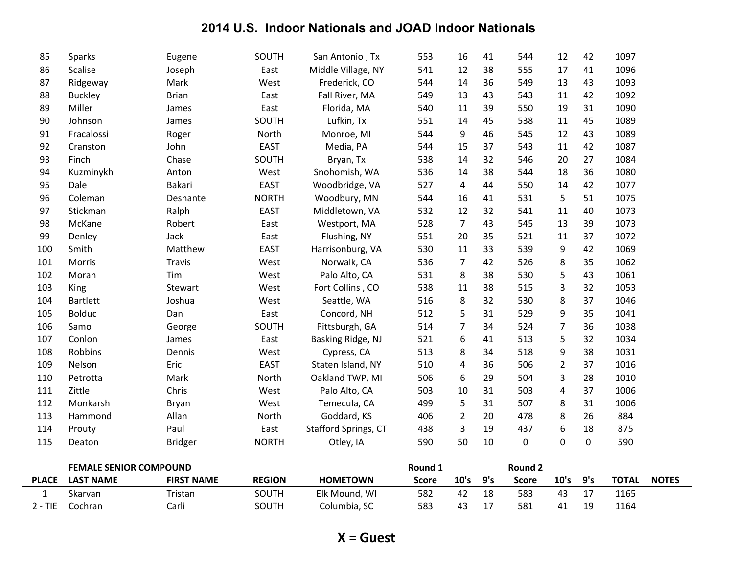# 2014 U.S. Indoor Nationals and JOAD Indoor Nationals

| | | | | | | | | | | | | |
|---|---|---|---|---|---|---|---|---|---|---|---|---|
| 85 | Sparks | Eugene | SOUTH | San Antonio , Tx | 553 | 16 | 41 | 544 | 12 | 42 | 1097 | |
| 86 | Scalise | Joseph | East | Middle Village, NY | 541 | 12 | 38 | 555 | 17 | 41 | 1096 | |
| 87 | Ridgeway | Mark | West | Frederick, CO | 544 | 14 | 36 | 549 | 13 | 43 | 1093 | |
| 88 | Buckley | Brian | East | Fall River, MA | 549 | 13 | 43 | 543 | 11 | 42 | 1092 | |
| 89 | Miller | James | East | Florida, MA | 540 | 11 | 39 | 550 | 19 | 31 | 1090 | |
| 90 | Johnson | James | SOUTH | Lufkin, Tx | 551 | 14 | 45 | 538 | 11 | 45 | 1089 | |
| 91 | Fracalossi | Roger | North | Monroe, MI | 544 | 9 | 46 | 545 | 12 | 43 | 1089 | |
| 92 | Cranston | John | EAST | Media, PA | 544 | 15 | 37 | 543 | 11 | 42 | 1087 | |
| 93 | Finch | Chase | SOUTH | Bryan, Tx | 538 | 14 | 32 | 546 | 20 | 27 | 1084 | |
| 94 | Kuzminykh | Anton | West | Snohomish, WA | 536 | 14 | 38 | 544 | 18 | 36 | 1080 | |
| 95 | Dale | Bakari | EAST | Woodbridge, VA | 527 | 4 | 44 | 550 | 14 | 42 | 1077 | |
| 96 | Coleman | Deshante | NORTH | Woodbury, MN | 544 | 16 | 41 | 531 | 5 | 51 | 1075 | |
| 97 | Stickman | Ralph | EAST | Middletown, VA | 532 | 12 | 32 | 541 | 11 | 40 | 1073 | |
| 98 | McKane | Robert | East | Westport, MA | 528 | 7 | 43 | 545 | 13 | 39 | 1073 | |
| 99 | Denley | Jack | East | Flushing, NY | 551 | 20 | 35 | 521 | 11 | 37 | 1072 | |
| 100 | Smith | Matthew | EAST | Harrisonburg, VA | 530 | 11 | 33 | 539 | 9 | 42 | 1069 | |
| 101 | Morris | Travis | West | Norwalk, CA | 536 | 7 | 42 | 526 | 8 | 35 | 1062 | |
| 102 | Moran | Tim | West | Palo Alto, CA | 531 | 8 | 38 | 530 | 5 | 43 | 1061 | |
| 103 | King | Stewart | West | Fort Collins , CO | 538 | 11 | 38 | 515 | 3 | 32 | 1053 | |
| 104 | Bartlett | Joshua | West | Seattle, WA | 516 | 8 | 32 | 530 | 8 | 37 | 1046 | |
| 105 | Bolduc | Dan | East | Concord, NH | 512 | 5 | 31 | 529 | 9 | 35 | 1041 | |
| 106 | Samo | George | SOUTH | Pittsburgh, GA | 514 | 7 | 34 | 524 | 7 | 36 | 1038 | |
| 107 | Conlon | James | East | Basking Ridge, NJ | 521 | 6 | 41 | 513 | 5 | 32 | 1034 | |
| 108 | Robbins | Dennis | West | Cypress, CA | 513 | 8 | 34 | 518 | 9 | 38 | 1031 | |
| 109 | Nelson | Eric | EAST | Staten Island, NY | 510 | 4 | 36 | 506 | 2 | 37 | 1016 | |
| 110 | Petrotta | Mark | North | Oakland TWP, MI | 506 | 6 | 29 | 504 | 3 | 28 | 1010 | |
| 111 | Zittle | Chris | West | Palo Alto, CA | 503 | 10 | 31 | 503 | 4 | 37 | 1006 | |
| 112 | Monkarsh | Bryan | West | Temecula, CA | 499 | 5 | 31 | 507 | 8 | 31 | 1006 | |
| 113 | Hammond | Allan | North | Goddard, KS | 406 | 2 | 20 | 478 | 8 | 26 | 884 | |
| 114 | Prouty | Paul | East | Stafford Springs, CT | 438 | 3 | 19 | 437 | 6 | 18 | 875 | |
| 115 | Deaton | Bridger | NORTH | Otley, IA | 590 | 50 | 10 | 0 | 0 | 0 | 590 | |

| | **FEMALE SENIOR COMPOUND** | | | | **Round 1** | | | **Round 2** | | | | |
|---|---|---|---|---|---|---|---|---|---|---|---|---|
| **PLACE** | **LAST NAME** | **FIRST NAME** | **REGION** | **HOMETOWN** | **Score** | **10's** | **9's** | **Score** | **10's** | **9's** | **TOTAL** | **NOTES** |
| 1 | Skarvan | Tristan | SOUTH | Elk Mound, WI | 582 | 42 | 18 | 583 | 43 | 17 | 1165 | |
| 2 - TIE | Cochran | Carli | SOUTH | Columbia, SC | 583 | 43 | 17 | 581 | 41 | 19 | 1164 | |

**X = Guest**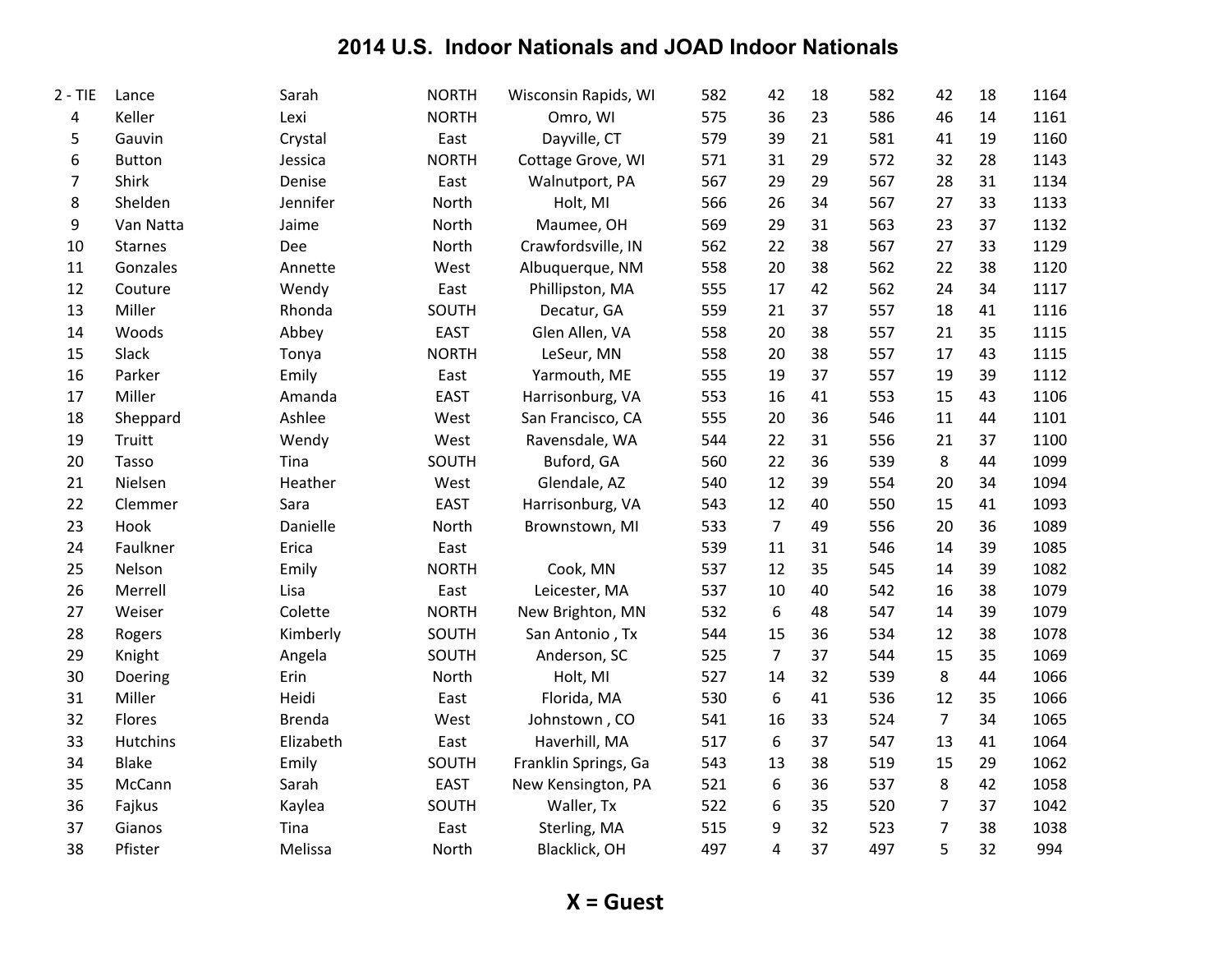# 2014 U.S. Indoor Nationals and JOAD Indoor Nationals

| | | | | | | | | | | | |
|---|---|---|---|---|---|---|---|---|---|---|---|
| 2 - TIE | Lance | Sarah | NORTH | Wisconsin Rapids, WI | 582 | 42 | 18 | 582 | 42 | 18 | 1164 |
| 4 | Keller | Lexi | NORTH | Omro, WI | 575 | 36 | 23 | 586 | 46 | 14 | 1161 |
| 5 | Gauvin | Crystal | East | Dayville, CT | 579 | 39 | 21 | 581 | 41 | 19 | 1160 |
| 6 | Button | Jessica | NORTH | Cottage Grove, WI | 571 | 31 | 29 | 572 | 32 | 28 | 1143 |
| 7 | Shirk | Denise | East | Walnutport, PA | 567 | 29 | 29 | 567 | 28 | 31 | 1134 |
| 8 | Shelden | Jennifer | North | Holt, MI | 566 | 26 | 34 | 567 | 27 | 33 | 1133 |
| 9 | Van Natta | Jaime | North | Maumee, OH | 569 | 29 | 31 | 563 | 23 | 37 | 1132 |
| 10 | Starnes | Dee | North | Crawfordsville, IN | 562 | 22 | 38 | 567 | 27 | 33 | 1129 |
| 11 | Gonzales | Annette | West | Albuquerque, NM | 558 | 20 | 38 | 562 | 22 | 38 | 1120 |
| 12 | Couture | Wendy | East | Phillipston, MA | 555 | 17 | 42 | 562 | 24 | 34 | 1117 |
| 13 | Miller | Rhonda | SOUTH | Decatur, GA | 559 | 21 | 37 | 557 | 18 | 41 | 1116 |
| 14 | Woods | Abbey | EAST | Glen Allen, VA | 558 | 20 | 38 | 557 | 21 | 35 | 1115 |
| 15 | Slack | Tonya | NORTH | LeSeur, MN | 558 | 20 | 38 | 557 | 17 | 43 | 1115 |
| 16 | Parker | Emily | East | Yarmouth, ME | 555 | 19 | 37 | 557 | 19 | 39 | 1112 |
| 17 | Miller | Amanda | EAST | Harrisonburg, VA | 553 | 16 | 41 | 553 | 15 | 43 | 1106 |
| 18 | Sheppard | Ashlee | West | San Francisco, CA | 555 | 20 | 36 | 546 | 11 | 44 | 1101 |
| 19 | Truitt | Wendy | West | Ravensdale, WA | 544 | 22 | 31 | 556 | 21 | 37 | 1100 |
| 20 | Tasso | Tina | SOUTH | Buford, GA | 560 | 22 | 36 | 539 | 8 | 44 | 1099 |
| 21 | Nielsen | Heather | West | Glendale, AZ | 540 | 12 | 39 | 554 | 20 | 34 | 1094 |
| 22 | Clemmer | Sara | EAST | Harrisonburg, VA | 543 | 12 | 40 | 550 | 15 | 41 | 1093 |
| 23 | Hook | Danielle | North | Brownstown, MI | 533 | 7 | 49 | 556 | 20 | 36 | 1089 |
| 24 | Faulkner | Erica | East | | 539 | 11 | 31 | 546 | 14 | 39 | 1085 |
| 25 | Nelson | Emily | NORTH | Cook, MN | 537 | 12 | 35 | 545 | 14 | 39 | 1082 |
| 26 | Merrell | Lisa | East | Leicester, MA | 537 | 10 | 40 | 542 | 16 | 38 | 1079 |
| 27 | Weiser | Colette | NORTH | New Brighton, MN | 532 | 6 | 48 | 547 | 14 | 39 | 1079 |
| 28 | Rogers | Kimberly | SOUTH | San Antonio , Tx | 544 | 15 | 36 | 534 | 12 | 38 | 1078 |
| 29 | Knight | Angela | SOUTH | Anderson, SC | 525 | 7 | 37 | 544 | 15 | 35 | 1069 |
| 30 | Doering | Erin | North | Holt, MI | 527 | 14 | 32 | 539 | 8 | 44 | 1066 |
| 31 | Miller | Heidi | East | Florida, MA | 530 | 6 | 41 | 536 | 12 | 35 | 1066 |
| 32 | Flores | Brenda | West | Johnstown , CO | 541 | 16 | 33 | 524 | 7 | 34 | 1065 |
| 33 | Hutchins | Elizabeth | East | Haverhill, MA | 517 | 6 | 37 | 547 | 13 | 41 | 1064 |
| 34 | Blake | Emily | SOUTH | Franklin Springs, Ga | 543 | 13 | 38 | 519 | 15 | 29 | 1062 |
| 35 | McCann | Sarah | EAST | New Kensington, PA | 521 | 6 | 36 | 537 | 8 | 42 | 1058 |
| 36 | Fajkus | Kaylea | SOUTH | Waller, Tx | 522 | 6 | 35 | 520 | 7 | 37 | 1042 |
| 37 | Gianos | Tina | East | Sterling, MA | 515 | 9 | 32 | 523 | 7 | 38 | 1038 |
| 38 | Pfister | Melissa | North | Blacklick, OH | 497 | 4 | 37 | 497 | 5 | 32 | 994 |

**X = Guest**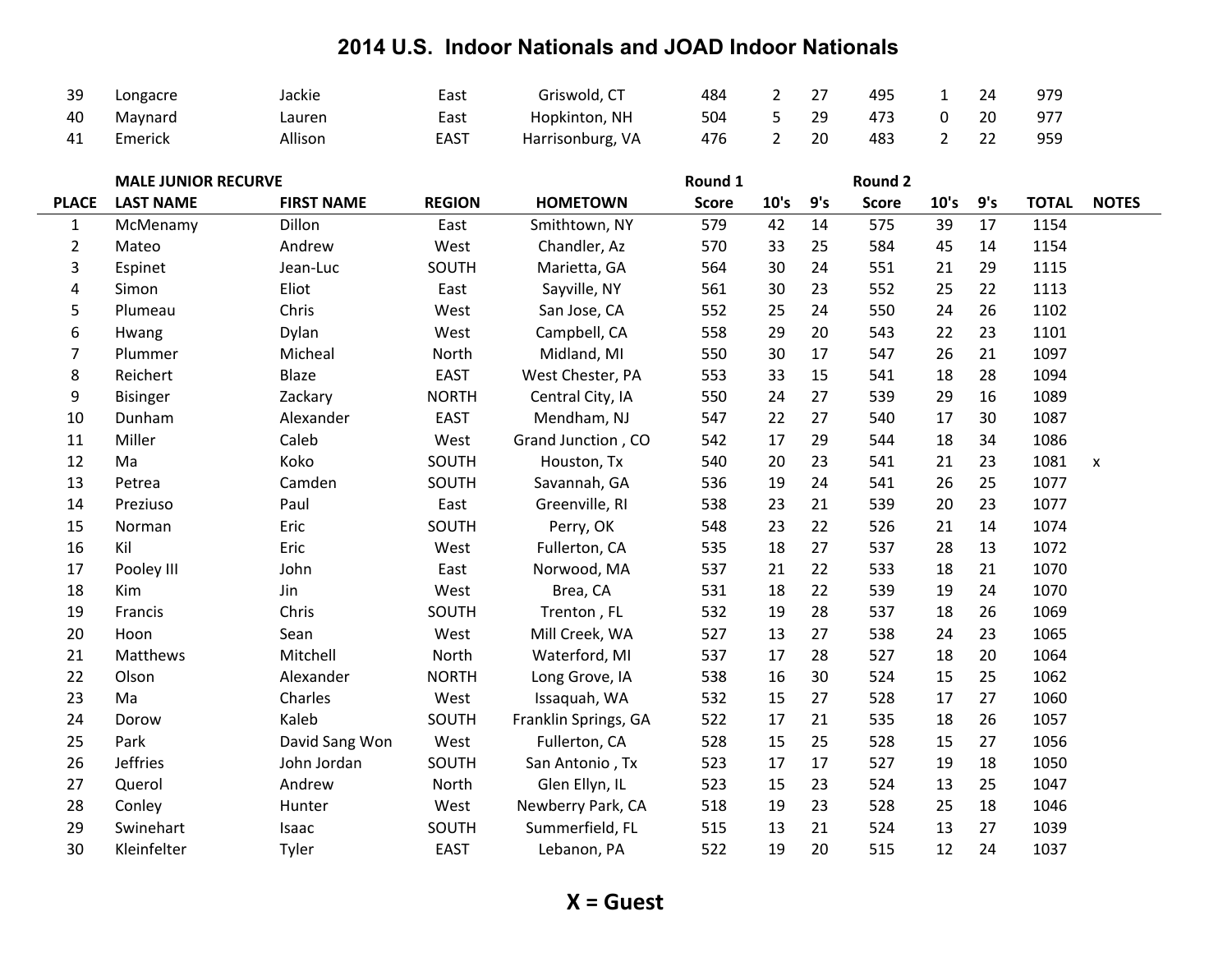# 2014 U.S. Indoor Nationals and JOAD Indoor Nationals

| | | | | | | | | | | | | |
|---|---|---|---|---|---|---|---|---|---|---|---|---|
| 39 | Longacre | Jackie | East | Griswold, CT | 484 | 2 | 27 | 495 | 1 | 24 | 979 | |
| 40 | Maynard | Lauren | East | Hopkinton, NH | 504 | 5 | 29 | 473 | 0 | 20 | 977 | |
| 41 | Emerick | Allison | EAST | Harrisonburg, VA | 476 | 2 | 20 | 483 | 2 | 22 | 959 | |

| | MALE JUNIOR RECURVE | | | | Round 1 | | | Round 2 | | | | |
|---|---|---|---|---|---|---|---|---|---|---|---|---|
| PLACE | LAST NAME | FIRST NAME | REGION | HOMETOWN | Score | 10's | 9's | Score | 10's | 9's | TOTAL | NOTES |
| 1 | McMenamy | Dillon | East | Smithtown, NY | 579 | 42 | 14 | 575 | 39 | 17 | 1154 | |
| 2 | Mateo | Andrew | West | Chandler, Az | 570 | 33 | 25 | 584 | 45 | 14 | 1154 | |
| 3 | Espinet | Jean-Luc | SOUTH | Marietta, GA | 564 | 30 | 24 | 551 | 21 | 29 | 1115 | |
| 4 | Simon | Eliot | East | Sayville, NY | 561 | 30 | 23 | 552 | 25 | 22 | 1113 | |
| 5 | Plumeau | Chris | West | San Jose, CA | 552 | 25 | 24 | 550 | 24 | 26 | 1102 | |
| 6 | Hwang | Dylan | West | Campbell, CA | 558 | 29 | 20 | 543 | 22 | 23 | 1101 | |
| 7 | Plummer | Micheal | North | Midland, MI | 550 | 30 | 17 | 547 | 26 | 21 | 1097 | |
| 8 | Reichert | Blaze | EAST | West Chester, PA | 553 | 33 | 15 | 541 | 18 | 28 | 1094 | |
| 9 | Bisinger | Zackary | NORTH | Central City, IA | 550 | 24 | 27 | 539 | 29 | 16 | 1089 | |
| 10 | Dunham | Alexander | EAST | Mendham, NJ | 547 | 22 | 27 | 540 | 17 | 30 | 1087 | |
| 11 | Miller | Caleb | West | Grand Junction , CO | 542 | 17 | 29 | 544 | 18 | 34 | 1086 | |
| 12 | Ma | Koko | SOUTH | Houston, Tx | 540 | 20 | 23 | 541 | 21 | 23 | 1081 | x |
| 13 | Petrea | Camden | SOUTH | Savannah, GA | 536 | 19 | 24 | 541 | 26 | 25 | 1077 | |
| 14 | Preziuso | Paul | East | Greenville, RI | 538 | 23 | 21 | 539 | 20 | 23 | 1077 | |
| 15 | Norman | Eric | SOUTH | Perry, OK | 548 | 23 | 22 | 526 | 21 | 14 | 1074 | |
| 16 | Kil | Eric | West | Fullerton, CA | 535 | 18 | 27 | 537 | 28 | 13 | 1072 | |
| 17 | Pooley III | John | East | Norwood, MA | 537 | 21 | 22 | 533 | 18 | 21 | 1070 | |
| 18 | Kim | Jin | West | Brea, CA | 531 | 18 | 22 | 539 | 19 | 24 | 1070 | |
| 19 | Francis | Chris | SOUTH | Trenton , FL | 532 | 19 | 28 | 537 | 18 | 26 | 1069 | |
| 20 | Hoon | Sean | West | Mill Creek, WA | 527 | 13 | 27 | 538 | 24 | 23 | 1065 | |
| 21 | Matthews | Mitchell | North | Waterford, MI | 537 | 17 | 28 | 527 | 18 | 20 | 1064 | |
| 22 | Olson | Alexander | NORTH | Long Grove, IA | 538 | 16 | 30 | 524 | 15 | 25 | 1062 | |
| 23 | Ma | Charles | West | Issaquah, WA | 532 | 15 | 27 | 528 | 17 | 27 | 1060 | |
| 24 | Dorow | Kaleb | SOUTH | Franklin Springs, GA | 522 | 17 | 21 | 535 | 18 | 26 | 1057 | |
| 25 | Park | David Sang Won | West | Fullerton, CA | 528 | 15 | 25 | 528 | 15 | 27 | 1056 | |
| 26 | Jeffries | John Jordan | SOUTH | San Antonio , Tx | 523 | 17 | 17 | 527 | 19 | 18 | 1050 | |
| 27 | Querol | Andrew | North | Glen Ellyn, IL | 523 | 15 | 23 | 524 | 13 | 25 | 1047 | |
| 28 | Conley | Hunter | West | Newberry Park, CA | 518 | 19 | 23 | 528 | 25 | 18 | 1046 | |
| 29 | Swinehart | Isaac | SOUTH | Summerfield, FL | 515 | 13 | 21 | 524 | 13 | 27 | 1039 | |
| 30 | Kleinfelter | Tyler | EAST | Lebanon, PA | 522 | 19 | 20 | 515 | 12 | 24 | 1037 | |

**X = Guest**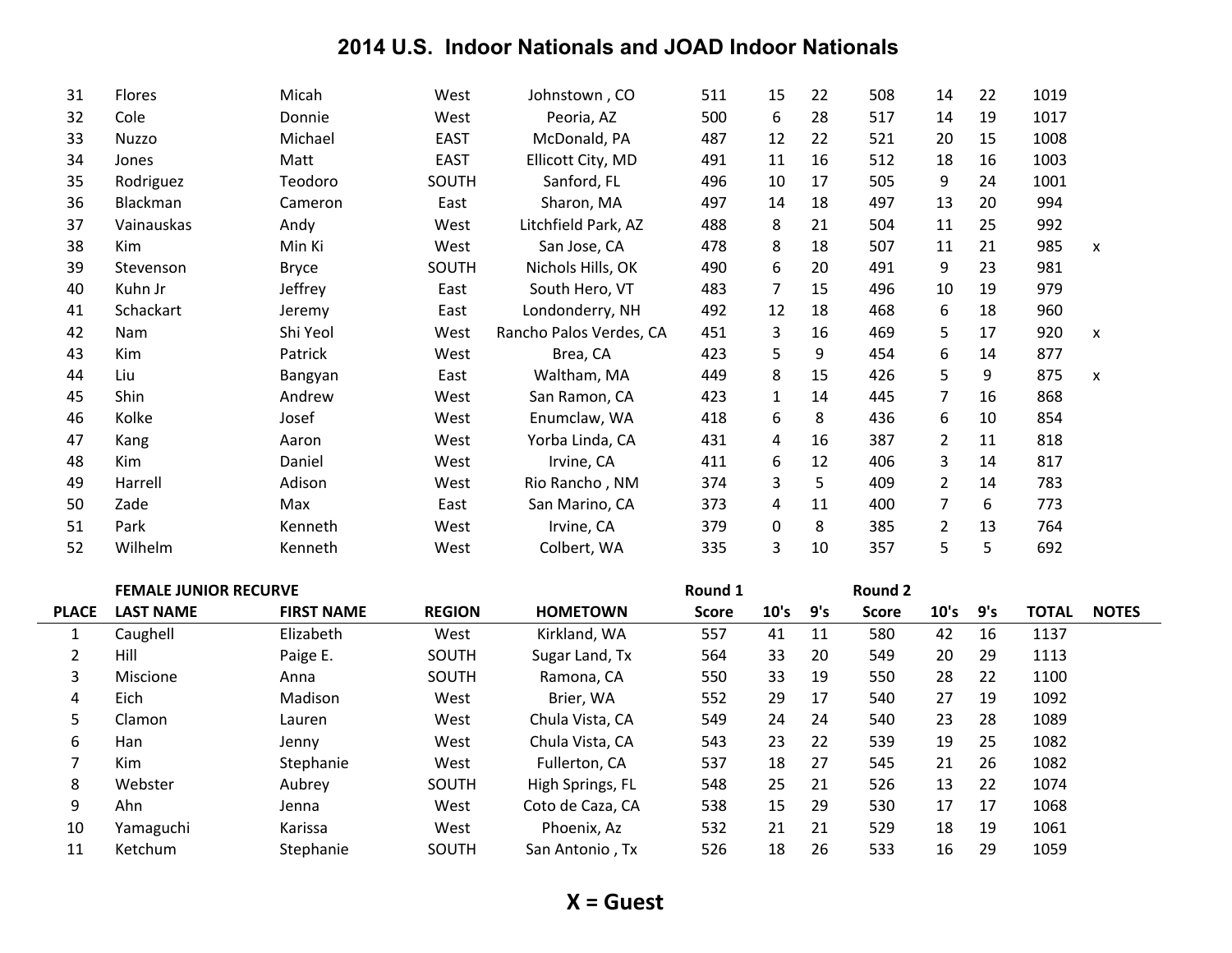# 2014 U.S. Indoor Nationals and JOAD Indoor Nationals

| | | | | | | | | | | | | |
|---|---|---|---|---|---|---|---|---|---|---|---|---|
| 31 | Flores | Micah | West | Johnstown , CO | 511 | 15 | 22 | 508 | 14 | 22 | 1019 | |
| 32 | Cole | Donnie | West | Peoria, AZ | 500 | 6 | 28 | 517 | 14 | 19 | 1017 | |
| 33 | Nuzzo | Michael | EAST | McDonald, PA | 487 | 12 | 22 | 521 | 20 | 15 | 1008 | |
| 34 | Jones | Matt | EAST | Ellicott City, MD | 491 | 11 | 16 | 512 | 18 | 16 | 1003 | |
| 35 | Rodriguez | Teodoro | SOUTH | Sanford, FL | 496 | 10 | 17 | 505 | 9 | 24 | 1001 | |
| 36 | Blackman | Cameron | East | Sharon, MA | 497 | 14 | 18 | 497 | 13 | 20 | 994 | |
| 37 | Vainauskas | Andy | West | Litchfield Park, AZ | 488 | 8 | 21 | 504 | 11 | 25 | 992 | |
| 38 | Kim | Min Ki | West | San Jose, CA | 478 | 8 | 18 | 507 | 11 | 21 | 985 | x |
| 39 | Stevenson | Bryce | SOUTH | Nichols Hills, OK | 490 | 6 | 20 | 491 | 9 | 23 | 981 | |
| 40 | Kuhn Jr | Jeffrey | East | South Hero, VT | 483 | 7 | 15 | 496 | 10 | 19 | 979 | |
| 41 | Schackart | Jeremy | East | Londonderry, NH | 492 | 12 | 18 | 468 | 6 | 18 | 960 | |
| 42 | Nam | Shi Yeol | West | Rancho Palos Verdes, CA | 451 | 3 | 16 | 469 | 5 | 17 | 920 | x |
| 43 | Kim | Patrick | West | Brea, CA | 423 | 5 | 9 | 454 | 6 | 14 | 877 | |
| 44 | Liu | Bangyan | East | Waltham, MA | 449 | 8 | 15 | 426 | 5 | 9 | 875 | x |
| 45 | Shin | Andrew | West | San Ramon, CA | 423 | 1 | 14 | 445 | 7 | 16 | 868 | |
| 46 | Kolke | Josef | West | Enumclaw, WA | 418 | 6 | 8 | 436 | 6 | 10 | 854 | |
| 47 | Kang | Aaron | West | Yorba Linda, CA | 431 | 4 | 16 | 387 | 2 | 11 | 818 | |
| 48 | Kim | Daniel | West | Irvine, CA | 411 | 6 | 12 | 406 | 3 | 14 | 817 | |
| 49 | Harrell | Adison | West | Rio Rancho , NM | 374 | 3 | 5 | 409 | 2 | 14 | 783 | |
| 50 | Zade | Max | East | San Marino, CA | 373 | 4 | 11 | 400 | 7 | 6 | 773 | |
| 51 | Park | Kenneth | West | Irvine, CA | 379 | 0 | 8 | 385 | 2 | 13 | 764 | |
| 52 | Wilhelm | Kenneth | West | Colbert, WA | 335 | 3 | 10 | 357 | 5 | 5 | 692 | |

| | FEMALE JUNIOR RECURVE | | | | Round 1 | | | Round 2 | | | | |
|---|---|---|---|---|---|---|---|---|---|---|---|---|
| PLACE | LAST NAME | FIRST NAME | REGION | HOMETOWN | Score | 10's | 9's | Score | 10's | 9's | TOTAL | NOTES |
| 1 | Caughell | Elizabeth | West | Kirkland, WA | 557 | 41 | 11 | 580 | 42 | 16 | 1137 | |
| 2 | Hill | Paige E. | SOUTH | Sugar Land, Tx | 564 | 33 | 20 | 549 | 20 | 29 | 1113 | |
| 3 | Miscione | Anna | SOUTH | Ramona, CA | 550 | 33 | 19 | 550 | 28 | 22 | 1100 | |
| 4 | Eich | Madison | West | Brier, WA | 552 | 29 | 17 | 540 | 27 | 19 | 1092 | |
| 5 | Clamon | Lauren | West | Chula Vista, CA | 549 | 24 | 24 | 540 | 23 | 28 | 1089 | |
| 6 | Han | Jenny | West | Chula Vista, CA | 543 | 23 | 22 | 539 | 19 | 25 | 1082 | |
| 7 | Kim | Stephanie | West | Fullerton, CA | 537 | 18 | 27 | 545 | 21 | 26 | 1082 | |
| 8 | Webster | Aubrey | SOUTH | High Springs, FL | 548 | 25 | 21 | 526 | 13 | 22 | 1074 | |
| 9 | Ahn | Jenna | West | Coto de Caza, CA | 538 | 15 | 29 | 530 | 17 | 17 | 1068 | |
| 10 | Yamaguchi | Karissa | West | Phoenix, Az | 532 | 21 | 21 | 529 | 18 | 19 | 1061 | |
| 11 | Ketchum | Stephanie | SOUTH | San Antonio , Tx | 526 | 18 | 26 | 533 | 16 | 29 | 1059 | |

**X = Guest**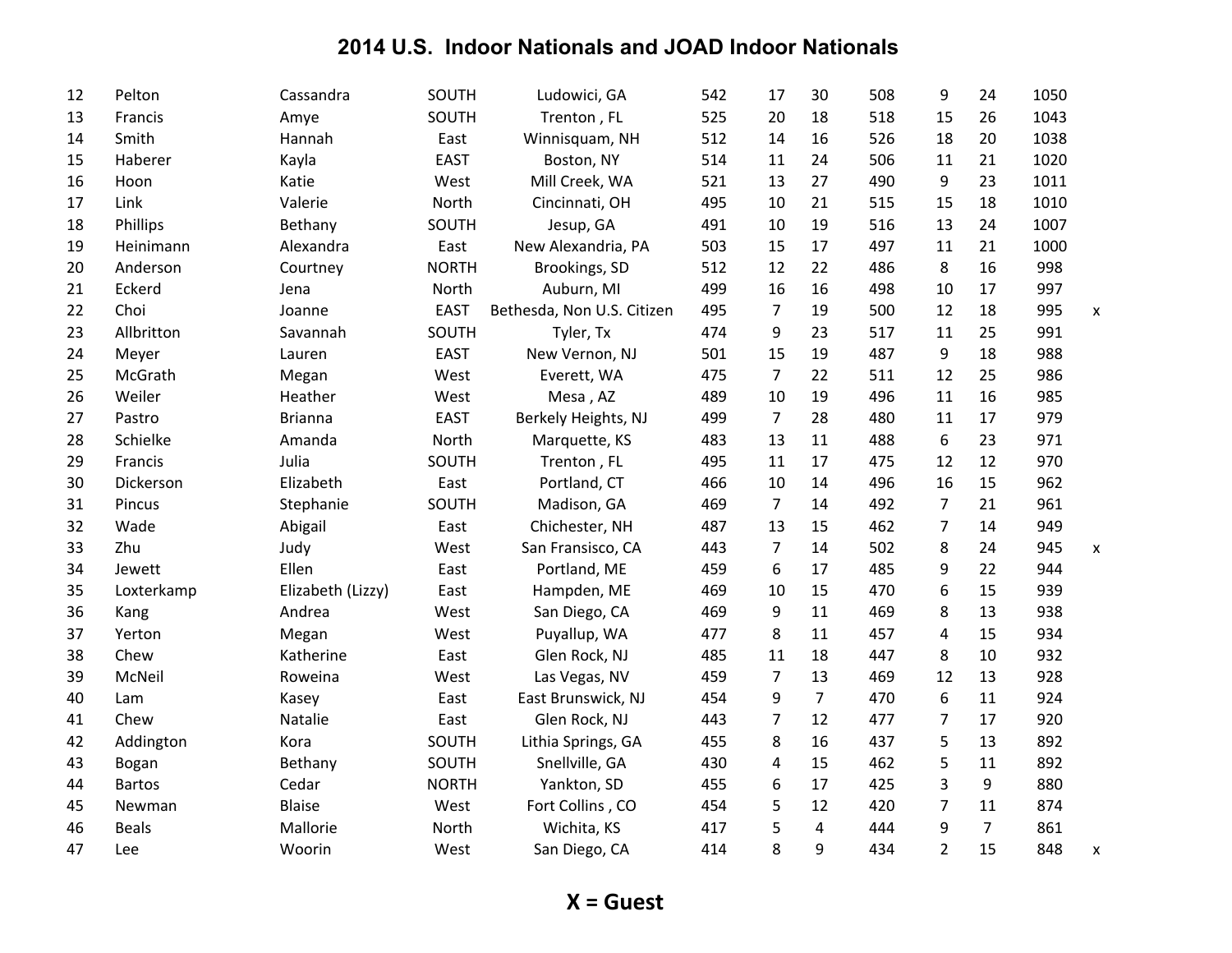# 2014 U.S. Indoor Nationals and JOAD Indoor Nationals

| | | | | | | | | | | | | |
|---|---|---|---|---|---|---|---|---|---|---|---|---|
| 12 | Pelton | Cassandra | SOUTH | Ludowici, GA | 542 | 17 | 30 | 508 | 9 | 24 | 1050 | |
| 13 | Francis | Amye | SOUTH | Trenton , FL | 525 | 20 | 18 | 518 | 15 | 26 | 1043 | |
| 14 | Smith | Hannah | East | Winnisquam, NH | 512 | 14 | 16 | 526 | 18 | 20 | 1038 | |
| 15 | Haberer | Kayla | EAST | Boston, NY | 514 | 11 | 24 | 506 | 11 | 21 | 1020 | |
| 16 | Hoon | Katie | West | Mill Creek, WA | 521 | 13 | 27 | 490 | 9 | 23 | 1011 | |
| 17 | Link | Valerie | North | Cincinnati, OH | 495 | 10 | 21 | 515 | 15 | 18 | 1010 | |
| 18 | Phillips | Bethany | SOUTH | Jesup, GA | 491 | 10 | 19 | 516 | 13 | 24 | 1007 | |
| 19 | Heinimann | Alexandra | East | New Alexandria, PA | 503 | 15 | 17 | 497 | 11 | 21 | 1000 | |
| 20 | Anderson | Courtney | NORTH | Brookings, SD | 512 | 12 | 22 | 486 | 8 | 16 | 998 | |
| 21 | Eckerd | Jena | North | Auburn, MI | 499 | 16 | 16 | 498 | 10 | 17 | 997 | |
| 22 | Choi | Joanne | EAST | Bethesda, Non U.S. Citizen | 495 | 7 | 19 | 500 | 12 | 18 | 995 | x |
| 23 | Allbritton | Savannah | SOUTH | Tyler, Tx | 474 | 9 | 23 | 517 | 11 | 25 | 991 | |
| 24 | Meyer | Lauren | EAST | New Vernon, NJ | 501 | 15 | 19 | 487 | 9 | 18 | 988 | |
| 25 | McGrath | Megan | West | Everett, WA | 475 | 7 | 22 | 511 | 12 | 25 | 986 | |
| 26 | Weiler | Heather | West | Mesa , AZ | 489 | 10 | 19 | 496 | 11 | 16 | 985 | |
| 27 | Pastro | Brianna | EAST | Berkely Heights, NJ | 499 | 7 | 28 | 480 | 11 | 17 | 979 | |
| 28 | Schielke | Amanda | North | Marquette, KS | 483 | 13 | 11 | 488 | 6 | 23 | 971 | |
| 29 | Francis | Julia | SOUTH | Trenton , FL | 495 | 11 | 17 | 475 | 12 | 12 | 970 | |
| 30 | Dickerson | Elizabeth | East | Portland, CT | 466 | 10 | 14 | 496 | 16 | 15 | 962 | |
| 31 | Pincus | Stephanie | SOUTH | Madison, GA | 469 | 7 | 14 | 492 | 7 | 21 | 961 | |
| 32 | Wade | Abigail | East | Chichester, NH | 487 | 13 | 15 | 462 | 7 | 14 | 949 | |
| 33 | Zhu | Judy | West | San Fransisco, CA | 443 | 7 | 14 | 502 | 8 | 24 | 945 | x |
| 34 | Jewett | Ellen | East | Portland, ME | 459 | 6 | 17 | 485 | 9 | 22 | 944 | |
| 35 | Loxterkamp | Elizabeth (Lizzy) | East | Hampden, ME | 469 | 10 | 15 | 470 | 6 | 15 | 939 | |
| 36 | Kang | Andrea | West | San Diego, CA | 469 | 9 | 11 | 469 | 8 | 13 | 938 | |
| 37 | Yerton | Megan | West | Puyallup, WA | 477 | 8 | 11 | 457 | 4 | 15 | 934 | |
| 38 | Chew | Katherine | East | Glen Rock, NJ | 485 | 11 | 18 | 447 | 8 | 10 | 932 | |
| 39 | McNeil | Roweina | West | Las Vegas, NV | 459 | 7 | 13 | 469 | 12 | 13 | 928 | |
| 40 | Lam | Kasey | East | East Brunswick, NJ | 454 | 9 | 7 | 470 | 6 | 11 | 924 | |
| 41 | Chew | Natalie | East | Glen Rock, NJ | 443 | 7 | 12 | 477 | 7 | 17 | 920 | |
| 42 | Addington | Kora | SOUTH | Lithia Springs, GA | 455 | 8 | 16 | 437 | 5 | 13 | 892 | |
| 43 | Bogan | Bethany | SOUTH | Snellville, GA | 430 | 4 | 15 | 462 | 5 | 11 | 892 | |
| 44 | Bartos | Cedar | NORTH | Yankton, SD | 455 | 6 | 17 | 425 | 3 | 9 | 880 | |
| 45 | Newman | Blaise | West | Fort Collins , CO | 454 | 5 | 12 | 420 | 7 | 11 | 874 | |
| 46 | Beals | Mallorie | North | Wichita, KS | 417 | 5 | 4 | 444 | 9 | 7 | 861 | |
| 47 | Lee | Woorin | West | San Diego, CA | 414 | 8 | 9 | 434 | 2 | 15 | 848 | x |

**X = Guest**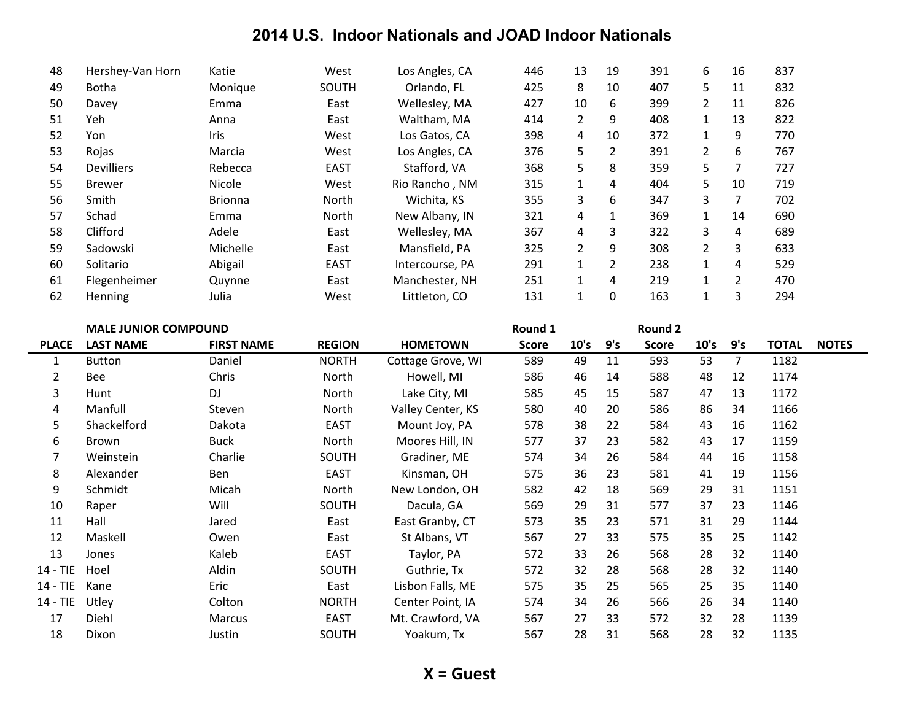# 2014 U.S. Indoor Nationals and JOAD Indoor Nationals

| | | | | | | | | | | | | |
|---|---|---|---|---|---|---|---|---|---|---|---|---|
| 48 | Hershey-Van Horn | Katie | West | Los Angles, CA | 446 | 13 | 19 | 391 | 6 | 16 | 837 | |
| 49 | Botha | Monique | SOUTH | Orlando, FL | 425 | 8 | 10 | 407 | 5 | 11 | 832 | |
| 50 | Davey | Emma | East | Wellesley, MA | 427 | 10 | 6 | 399 | 2 | 11 | 826 | |
| 51 | Yeh | Anna | East | Waltham, MA | 414 | 2 | 9 | 408 | 1 | 13 | 822 | |
| 52 | Yon | Iris | West | Los Gatos, CA | 398 | 4 | 10 | 372 | 1 | 9 | 770 | |
| 53 | Rojas | Marcia | West | Los Angles, CA | 376 | 5 | 2 | 391 | 2 | 6 | 767 | |
| 54 | Devilliers | Rebecca | EAST | Stafford, VA | 368 | 5 | 8 | 359 | 5 | 7 | 727 | |
| 55 | Brewer | Nicole | West | Rio Rancho , NM | 315 | 1 | 4 | 404 | 5 | 10 | 719 | |
| 56 | Smith | Brionna | North | Wichita, KS | 355 | 3 | 6 | 347 | 3 | 7 | 702 | |
| 57 | Schad | Emma | North | New Albany, IN | 321 | 4 | 1 | 369 | 1 | 14 | 690 | |
| 58 | Clifford | Adele | East | Wellesley, MA | 367 | 4 | 3 | 322 | 3 | 4 | 689 | |
| 59 | Sadowski | Michelle | East | Mansfield, PA | 325 | 2 | 9 | 308 | 2 | 3 | 633 | |
| 60 | Solitario | Abigail | EAST | Intercourse, PA | 291 | 1 | 2 | 238 | 1 | 4 | 529 | |
| 61 | Flegenheimer | Quynne | East | Manchester, NH | 251 | 1 | 4 | 219 | 1 | 2 | 470 | |
| 62 | Henning | Julia | West | Littleton, CO | 131 | 1 | 0 | 163 | 1 | 3 | 294 | |

| | **MALE JUNIOR COMPOUND** | | | | **Round 1** | | | **Round 2** | | | | |
|---|---|---|---|---|---|---|---|---|---|---|---|---|
| **PLACE** | **LAST NAME** | **FIRST NAME** | **REGION** | **HOMETOWN** | **Score** | **10's** | **9's** | **Score** | **10's** | **9's** | **TOTAL** | **NOTES** |
| 1 | Button | Daniel | NORTH | Cottage Grove, WI | 589 | 49 | 11 | 593 | 53 | 7 | 1182 | |
| 2 | Bee | Chris | North | Howell, MI | 586 | 46 | 14 | 588 | 48 | 12 | 1174 | |
| 3 | Hunt | DJ | North | Lake City, MI | 585 | 45 | 15 | 587 | 47 | 13 | 1172 | |
| 4 | Manfull | Steven | North | Valley Center, KS | 580 | 40 | 20 | 586 | 86 | 34 | 1166 | |
| 5 | Shackelford | Dakota | EAST | Mount Joy, PA | 578 | 38 | 22 | 584 | 43 | 16 | 1162 | |
| 6 | Brown | Buck | North | Moores Hill, IN | 577 | 37 | 23 | 582 | 43 | 17 | 1159 | |
| 7 | Weinstein | Charlie | SOUTH | Gradiner, ME | 574 | 34 | 26 | 584 | 44 | 16 | 1158 | |
| 8 | Alexander | Ben | EAST | Kinsman, OH | 575 | 36 | 23 | 581 | 41 | 19 | 1156 | |
| 9 | Schmidt | Micah | North | New London, OH | 582 | 42 | 18 | 569 | 29 | 31 | 1151 | |
| 10 | Raper | Will | SOUTH | Dacula, GA | 569 | 29 | 31 | 577 | 37 | 23 | 1146 | |
| 11 | Hall | Jared | East | East Granby, CT | 573 | 35 | 23 | 571 | 31 | 29 | 1144 | |
| 12 | Maskell | Owen | East | St Albans, VT | 567 | 27 | 33 | 575 | 35 | 25 | 1142 | |
| 13 | Jones | Kaleb | EAST | Taylor, PA | 572 | 33 | 26 | 568 | 28 | 32 | 1140 | |
| 14 - TIE | Hoel | Aldin | SOUTH | Guthrie, Tx | 572 | 32 | 28 | 568 | 28 | 32 | 1140 | |
| 14 - TIE | Kane | Eric | East | Lisbon Falls, ME | 575 | 35 | 25 | 565 | 25 | 35 | 1140 | |
| 14 - TIE | Utley | Colton | NORTH | Center Point, IA | 574 | 34 | 26 | 566 | 26 | 34 | 1140 | |
| 17 | Diehl | Marcus | EAST | Mt. Crawford, VA | 567 | 27 | 33 | 572 | 32 | 28 | 1139 | |
| 18 | Dixon | Justin | SOUTH | Yoakum, Tx | 567 | 28 | 31 | 568 | 28 | 32 | 1135 | |

**X = Guest**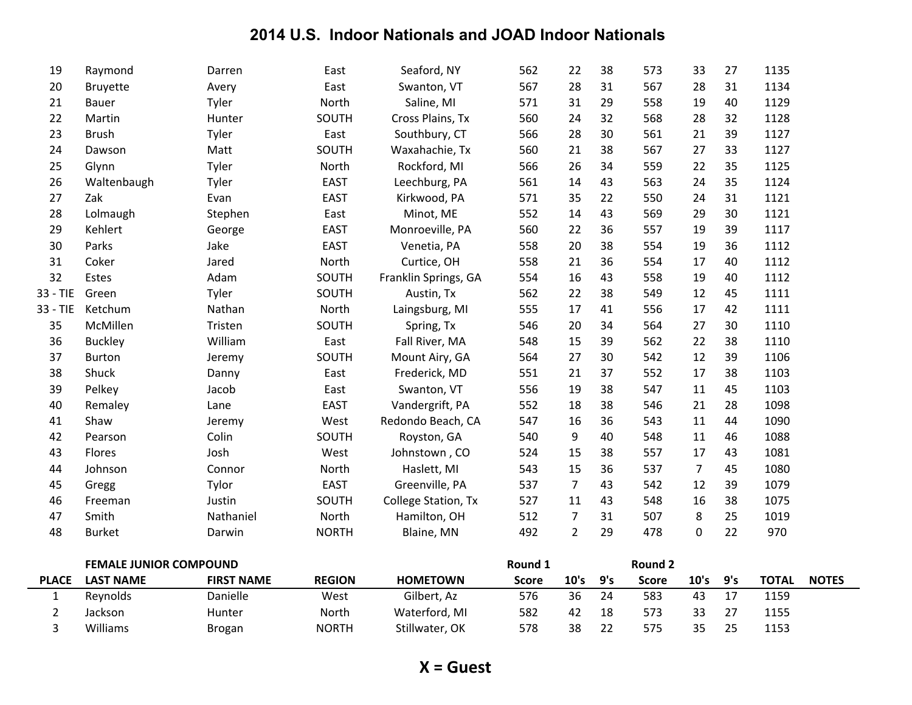# 2014 U.S. Indoor Nationals and JOAD Indoor Nationals

| | | | | | | | | | | | | |
|---|---|---|---|---|---|---|---|---|---|---|---|---|
| 19 | Raymond | Darren | East | Seaford, NY | 562 | 22 | 38 | 573 | 33 | 27 | 1135 | |
| 20 | Bruyette | Avery | East | Swanton, VT | 567 | 28 | 31 | 567 | 28 | 31 | 1134 | |
| 21 | Bauer | Tyler | North | Saline, MI | 571 | 31 | 29 | 558 | 19 | 40 | 1129 | |
| 22 | Martin | Hunter | SOUTH | Cross Plains, Tx | 560 | 24 | 32 | 568 | 28 | 32 | 1128 | |
| 23 | Brush | Tyler | East | Southbury, CT | 566 | 28 | 30 | 561 | 21 | 39 | 1127 | |
| 24 | Dawson | Matt | SOUTH | Waxahachie, Tx | 560 | 21 | 38 | 567 | 27 | 33 | 1127 | |
| 25 | Glynn | Tyler | North | Rockford, MI | 566 | 26 | 34 | 559 | 22 | 35 | 1125 | |
| 26 | Waltenbaugh | Tyler | EAST | Leechburg, PA | 561 | 14 | 43 | 563 | 24 | 35 | 1124 | |
| 27 | Zak | Evan | EAST | Kirkwood, PA | 571 | 35 | 22 | 550 | 24 | 31 | 1121 | |
| 28 | Lolmaugh | Stephen | East | Minot, ME | 552 | 14 | 43 | 569 | 29 | 30 | 1121 | |
| 29 | Kehlert | George | EAST | Monroeville, PA | 560 | 22 | 36 | 557 | 19 | 39 | 1117 | |
| 30 | Parks | Jake | EAST | Venetia, PA | 558 | 20 | 38 | 554 | 19 | 36 | 1112 | |
| 31 | Coker | Jared | North | Curtice, OH | 558 | 21 | 36 | 554 | 17 | 40 | 1112 | |
| 32 | Estes | Adam | SOUTH | Franklin Springs, GA | 554 | 16 | 43 | 558 | 19 | 40 | 1112 | |
| 33 - TIE | Green | Tyler | SOUTH | Austin, Tx | 562 | 22 | 38 | 549 | 12 | 45 | 1111 | |
| 33 - TIE | Ketchum | Nathan | North | Laingsburg, MI | 555 | 17 | 41 | 556 | 17 | 42 | 1111 | |
| 35 | McMillen | Tristen | SOUTH | Spring, Tx | 546 | 20 | 34 | 564 | 27 | 30 | 1110 | |
| 36 | Buckley | William | East | Fall River, MA | 548 | 15 | 39 | 562 | 22 | 38 | 1110 | |
| 37 | Burton | Jeremy | SOUTH | Mount Airy, GA | 564 | 27 | 30 | 542 | 12 | 39 | 1106 | |
| 38 | Shuck | Danny | East | Frederick, MD | 551 | 21 | 37 | 552 | 17 | 38 | 1103 | |
| 39 | Pelkey | Jacob | East | Swanton, VT | 556 | 19 | 38 | 547 | 11 | 45 | 1103 | |
| 40 | Remaley | Lane | EAST | Vandergrift, PA | 552 | 18 | 38 | 546 | 21 | 28 | 1098 | |
| 41 | Shaw | Jeremy | West | Redondo Beach, CA | 547 | 16 | 36 | 543 | 11 | 44 | 1090 | |
| 42 | Pearson | Colin | SOUTH | Royston, GA | 540 | 9 | 40 | 548 | 11 | 46 | 1088 | |
| 43 | Flores | Josh | West | Johnstown , CO | 524 | 15 | 38 | 557 | 17 | 43 | 1081 | |
| 44 | Johnson | Connor | North | Haslett, MI | 543 | 15 | 36 | 537 | 7 | 45 | 1080 | |
| 45 | Gregg | Tylor | EAST | Greenville, PA | 537 | 7 | 43 | 542 | 12 | 39 | 1079 | |
| 46 | Freeman | Justin | SOUTH | College Station, Tx | 527 | 11 | 43 | 548 | 16 | 38 | 1075 | |
| 47 | Smith | Nathaniel | North | Hamilton, OH | 512 | 7 | 31 | 507 | 8 | 25 | 1019 | |
| 48 | Burket | Darwin | NORTH | Blaine, MN | 492 | 2 | 29 | 478 | 0 | 22 | 970 | |

| | FEMALE JUNIOR COMPOUND | | | | Round 1 | | | Round 2 | | | | |
|---|---|---|---|---|---|---|---|---|---|---|---|---|
| **PLACE** | **LAST NAME** | **FIRST NAME** | **REGION** | **HOMETOWN** | **Score** | **10's** | **9's** | **Score** | **10's** | **9's** | **TOTAL** | **NOTES** |
| 1 | Reynolds | Danielle | West | Gilbert, Az | 576 | 36 | 24 | 583 | 43 | 17 | 1159 | |
| 2 | Jackson | Hunter | North | Waterford, MI | 582 | 42 | 18 | 573 | 33 | 27 | 1155 | |
| 3 | Williams | Brogan | NORTH | Stillwater, OK | 578 | 38 | 22 | 575 | 35 | 25 | 1153 | |

**X = Guest**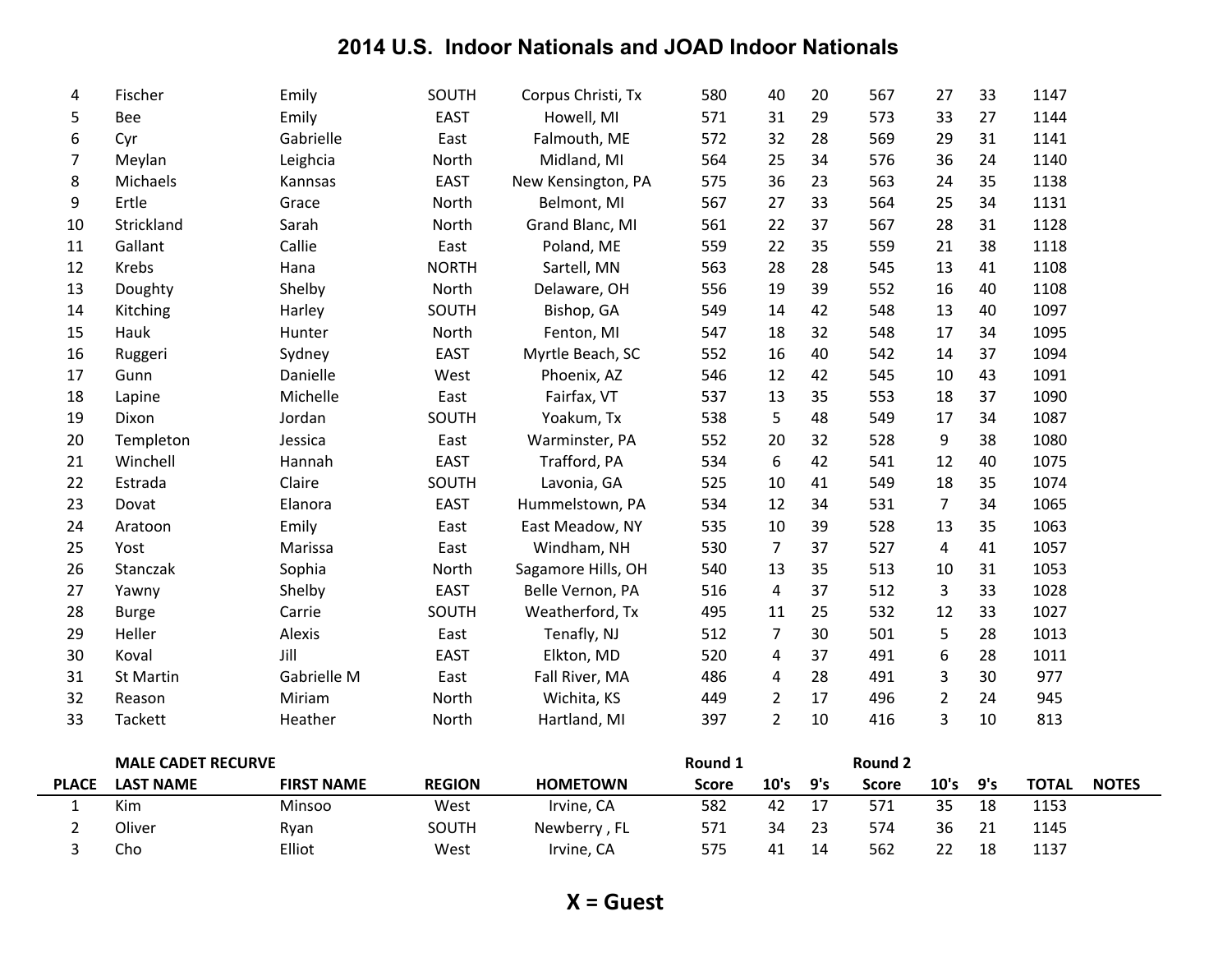## 2014 U.S. Indoor Nationals and JOAD Indoor Nationals

| | | | | | | | | | | | | |
|---|---|---|---|---|---|---|---|---|---|---|---|---|
| 4 | Fischer | Emily | SOUTH | Corpus Christi, Tx | 580 | 40 | 20 | 567 | 27 | 33 | 1147 | |
| 5 | Bee | Emily | EAST | Howell, MI | 571 | 31 | 29 | 573 | 33 | 27 | 1144 | |
| 6 | Cyr | Gabrielle | East | Falmouth, ME | 572 | 32 | 28 | 569 | 29 | 31 | 1141 | |
| 7 | Meylan | Leighcia | North | Midland, MI | 564 | 25 | 34 | 576 | 36 | 24 | 1140 | |
| 8 | Michaels | Kannsas | EAST | New Kensington, PA | 575 | 36 | 23 | 563 | 24 | 35 | 1138 | |
| 9 | Ertle | Grace | North | Belmont, MI | 567 | 27 | 33 | 564 | 25 | 34 | 1131 | |
| 10 | Strickland | Sarah | North | Grand Blanc, MI | 561 | 22 | 37 | 567 | 28 | 31 | 1128 | |
| 11 | Gallant | Callie | East | Poland, ME | 559 | 22 | 35 | 559 | 21 | 38 | 1118 | |
| 12 | Krebs | Hana | NORTH | Sartell, MN | 563 | 28 | 28 | 545 | 13 | 41 | 1108 | |
| 13 | Doughty | Shelby | North | Delaware, OH | 556 | 19 | 39 | 552 | 16 | 40 | 1108 | |
| 14 | Kitching | Harley | SOUTH | Bishop, GA | 549 | 14 | 42 | 548 | 13 | 40 | 1097 | |
| 15 | Hauk | Hunter | North | Fenton, MI | 547 | 18 | 32 | 548 | 17 | 34 | 1095 | |
| 16 | Ruggeri | Sydney | EAST | Myrtle Beach, SC | 552 | 16 | 40 | 542 | 14 | 37 | 1094 | |
| 17 | Gunn | Danielle | West | Phoenix, AZ | 546 | 12 | 42 | 545 | 10 | 43 | 1091 | |
| 18 | Lapine | Michelle | East | Fairfax, VT | 537 | 13 | 35 | 553 | 18 | 37 | 1090 | |
| 19 | Dixon | Jordan | SOUTH | Yoakum, Tx | 538 | 5 | 48 | 549 | 17 | 34 | 1087 | |
| 20 | Templeton | Jessica | East | Warminster, PA | 552 | 20 | 32 | 528 | 9 | 38 | 1080 | |
| 21 | Winchell | Hannah | EAST | Trafford, PA | 534 | 6 | 42 | 541 | 12 | 40 | 1075 | |
| 22 | Estrada | Claire | SOUTH | Lavonia, GA | 525 | 10 | 41 | 549 | 18 | 35 | 1074 | |
| 23 | Dovat | Elanora | EAST | Hummelstown, PA | 534 | 12 | 34 | 531 | 7 | 34 | 1065 | |
| 24 | Aratoon | Emily | East | East Meadow, NY | 535 | 10 | 39 | 528 | 13 | 35 | 1063 | |
| 25 | Yost | Marissa | East | Windham, NH | 530 | 7 | 37 | 527 | 4 | 41 | 1057 | |
| 26 | Stanczak | Sophia | North | Sagamore Hills, OH | 540 | 13 | 35 | 513 | 10 | 31 | 1053 | |
| 27 | Yawny | Shelby | EAST | Belle Vernon, PA | 516 | 4 | 37 | 512 | 3 | 33 | 1028 | |
| 28 | Burge | Carrie | SOUTH | Weatherford, Tx | 495 | 11 | 25 | 532 | 12 | 33 | 1027 | |
| 29 | Heller | Alexis | East | Tenafly, NJ | 512 | 7 | 30 | 501 | 5 | 28 | 1013 | |
| 30 | Koval | Jill | EAST | Elkton, MD | 520 | 4 | 37 | 491 | 6 | 28 | 1011 | |
| 31 | St Martin | Gabrielle M | East | Fall River, MA | 486 | 4 | 28 | 491 | 3 | 30 | 977 | |
| 32 | Reason | Miriam | North | Wichita, KS | 449 | 2 | 17 | 496 | 2 | 24 | 945 | |
| 33 | Tackett | Heather | North | Hartland, MI | 397 | 2 | 10 | 416 | 3 | 10 | 813 | |

| | MALE CADET RECURVE | | | | Round 1 | | | Round 2 | | | | |
|---|---|---|---|---|---|---|---|---|---|---|---|---|
| PLACE | LAST NAME | FIRST NAME | REGION | HOMETOWN | Score | 10's | 9's | Score | 10's | 9's | TOTAL | NOTES |
| 1 | Kim | Minsoo | West | Irvine, CA | 582 | 42 | 17 | 571 | 35 | 18 | 1153 | |
| 2 | Oliver | Ryan | SOUTH | Newberry , FL | 571 | 34 | 23 | 574 | 36 | 21 | 1145 | |
| 3 | Cho | Elliot | West | Irvine, CA | 575 | 41 | 14 | 562 | 22 | 18 | 1137 | |

**X = Guest**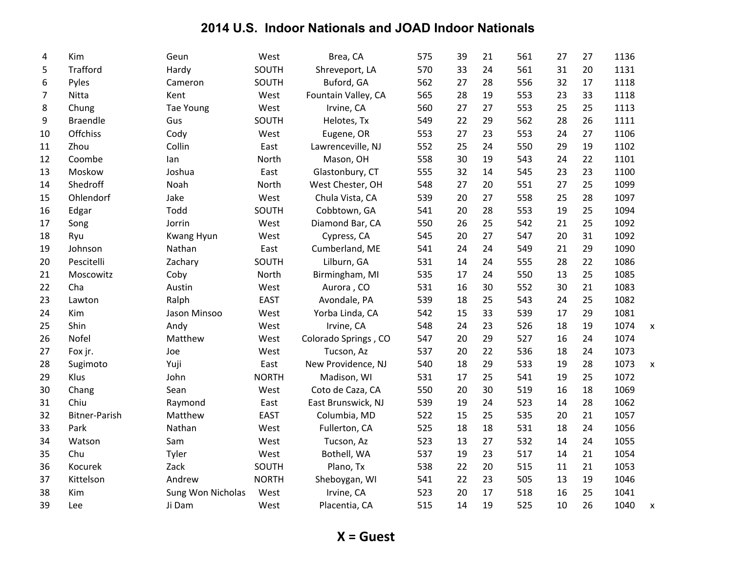# 2014 U.S. Indoor Nationals and JOAD Indoor Nationals

| | | | | | | | | | | | | |
|---|---|---|---|---|---|---|---|---|---|---|---|---|
| 4 | Kim | Geun | West | Brea, CA | 575 | 39 | 21 | 561 | 27 | 27 | 1136 | |
| 5 | Trafford | Hardy | SOUTH | Shreveport, LA | 570 | 33 | 24 | 561 | 31 | 20 | 1131 | |
| 6 | Pyles | Cameron | SOUTH | Buford, GA | 562 | 27 | 28 | 556 | 32 | 17 | 1118 | |
| 7 | Nitta | Kent | West | Fountain Valley, CA | 565 | 28 | 19 | 553 | 23 | 33 | 1118 | |
| 8 | Chung | Tae Young | West | Irvine, CA | 560 | 27 | 27 | 553 | 25 | 25 | 1113 | |
| 9 | Braendle | Gus | SOUTH | Helotes, Tx | 549 | 22 | 29 | 562 | 28 | 26 | 1111 | |
| 10 | Offchiss | Cody | West | Eugene, OR | 553 | 27 | 23 | 553 | 24 | 27 | 1106 | |
| 11 | Zhou | Collin | East | Lawrenceville, NJ | 552 | 25 | 24 | 550 | 29 | 19 | 1102 | |
| 12 | Coombe | Ian | North | Mason, OH | 558 | 30 | 19 | 543 | 24 | 22 | 1101 | |
| 13 | Moskow | Joshua | East | Glastonbury, CT | 555 | 32 | 14 | 545 | 23 | 23 | 1100 | |
| 14 | Shedroff | Noah | North | West Chester, OH | 548 | 27 | 20 | 551 | 27 | 25 | 1099 | |
| 15 | Ohlendorf | Jake | West | Chula Vista, CA | 539 | 20 | 27 | 558 | 25 | 28 | 1097 | |
| 16 | Edgar | Todd | SOUTH | Cobbtown, GA | 541 | 20 | 28 | 553 | 19 | 25 | 1094 | |
| 17 | Song | Jorrin | West | Diamond Bar, CA | 550 | 26 | 25 | 542 | 21 | 25 | 1092 | |
| 18 | Ryu | Kwang Hyun | West | Cypress, CA | 545 | 20 | 27 | 547 | 20 | 31 | 1092 | |
| 19 | Johnson | Nathan | East | Cumberland, ME | 541 | 24 | 24 | 549 | 21 | 29 | 1090 | |
| 20 | Pescitelli | Zachary | SOUTH | Lilburn, GA | 531 | 14 | 24 | 555 | 28 | 22 | 1086 | |
| 21 | Moscowitz | Coby | North | Birmingham, MI | 535 | 17 | 24 | 550 | 13 | 25 | 1085 | |
| 22 | Cha | Austin | West | Aurora , CO | 531 | 16 | 30 | 552 | 30 | 21 | 1083 | |
| 23 | Lawton | Ralph | EAST | Avondale, PA | 539 | 18 | 25 | 543 | 24 | 25 | 1082 | |
| 24 | Kim | Jason Minsoo | West | Yorba Linda, CA | 542 | 15 | 33 | 539 | 17 | 29 | 1081 | |
| 25 | Shin | Andy | West | Irvine, CA | 548 | 24 | 23 | 526 | 18 | 19 | 1074 | x |
| 26 | Nofel | Matthew | West | Colorado Springs , CO | 547 | 20 | 29 | 527 | 16 | 24 | 1074 | |
| 27 | Fox jr. | Joe | West | Tucson, Az | 537 | 20 | 22 | 536 | 18 | 24 | 1073 | |
| 28 | Sugimoto | Yuji | East | New Providence, NJ | 540 | 18 | 29 | 533 | 19 | 28 | 1073 | x |
| 29 | Klus | John | NORTH | Madison, WI | 531 | 17 | 25 | 541 | 19 | 25 | 1072 | |
| 30 | Chang | Sean | West | Coto de Caza, CA | 550 | 20 | 30 | 519 | 16 | 18 | 1069 | |
| 31 | Chiu | Raymond | East | East Brunswick, NJ | 539 | 19 | 24 | 523 | 14 | 28 | 1062 | |
| 32 | Bitner-Parish | Matthew | EAST | Columbia, MD | 522 | 15 | 25 | 535 | 20 | 21 | 1057 | |
| 33 | Park | Nathan | West | Fullerton, CA | 525 | 18 | 18 | 531 | 18 | 24 | 1056 | |
| 34 | Watson | Sam | West | Tucson, Az | 523 | 13 | 27 | 532 | 14 | 24 | 1055 | |
| 35 | Chu | Tyler | West | Bothell, WA | 537 | 19 | 23 | 517 | 14 | 21 | 1054 | |
| 36 | Kocurek | Zack | SOUTH | Plano, Tx | 538 | 22 | 20 | 515 | 11 | 21 | 1053 | |
| 37 | Kittelson | Andrew | NORTH | Sheboygan, WI | 541 | 22 | 23 | 505 | 13 | 19 | 1046 | |
| 38 | Kim | Sung Won Nicholas | West | Irvine, CA | 523 | 20 | 17 | 518 | 16 | 25 | 1041 | |
| 39 | Lee | Ji Dam | West | Placentia, CA | 515 | 14 | 19 | 525 | 10 | 26 | 1040 | x |

**X = Guest**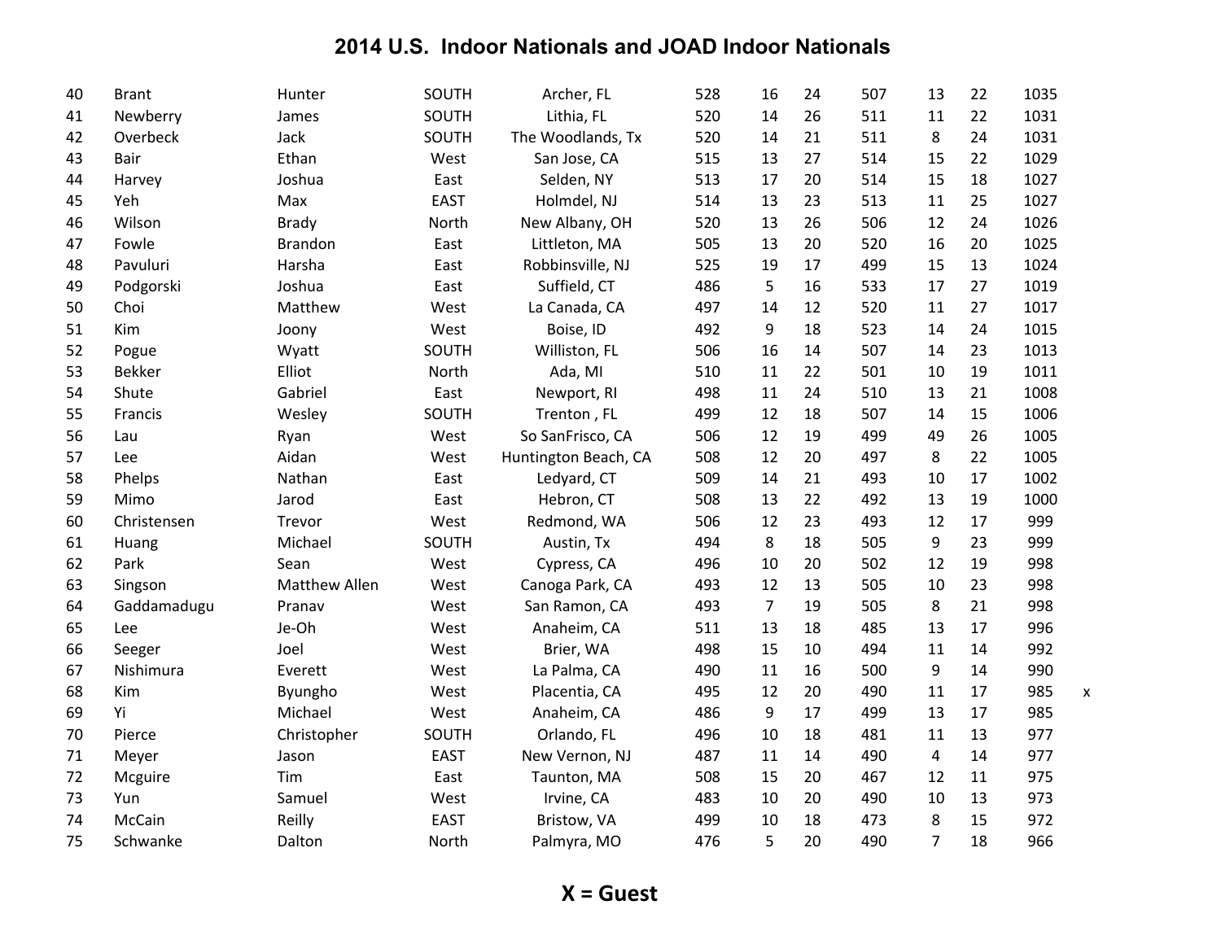# 2014 U.S. Indoor Nationals and JOAD Indoor Nationals

| | | | | | | | | | | | | |
|---|---|---|---|---|---|---|---|---|---|---|---|---|
| 40 | Brant | Hunter | SOUTH | Archer, FL | 528 | 16 | 24 | 507 | 13 | 22 | 1035 | |
| 41 | Newberry | James | SOUTH | Lithia, FL | 520 | 14 | 26 | 511 | 11 | 22 | 1031 | |
| 42 | Overbeck | Jack | SOUTH | The Woodlands, Tx | 520 | 14 | 21 | 511 | 8 | 24 | 1031 | |
| 43 | Bair | Ethan | West | San Jose, CA | 515 | 13 | 27 | 514 | 15 | 22 | 1029 | |
| 44 | Harvey | Joshua | East | Selden, NY | 513 | 17 | 20 | 514 | 15 | 18 | 1027 | |
| 45 | Yeh | Max | EAST | Holmdel, NJ | 514 | 13 | 23 | 513 | 11 | 25 | 1027 | |
| 46 | Wilson | Brady | North | New Albany, OH | 520 | 13 | 26 | 506 | 12 | 24 | 1026 | |
| 47 | Fowle | Brandon | East | Littleton, MA | 505 | 13 | 20 | 520 | 16 | 20 | 1025 | |
| 48 | Pavuluri | Harsha | East | Robbinsville, NJ | 525 | 19 | 17 | 499 | 15 | 13 | 1024 | |
| 49 | Podgorski | Joshua | East | Suffield, CT | 486 | 5 | 16 | 533 | 17 | 27 | 1019 | |
| 50 | Choi | Matthew | West | La Canada, CA | 497 | 14 | 12 | 520 | 11 | 27 | 1017 | |
| 51 | Kim | Joony | West | Boise, ID | 492 | 9 | 18 | 523 | 14 | 24 | 1015 | |
| 52 | Pogue | Wyatt | SOUTH | Williston, FL | 506 | 16 | 14 | 507 | 14 | 23 | 1013 | |
| 53 | Bekker | Elliot | North | Ada, MI | 510 | 11 | 22 | 501 | 10 | 19 | 1011 | |
| 54 | Shute | Gabriel | East | Newport, RI | 498 | 11 | 24 | 510 | 13 | 21 | 1008 | |
| 55 | Francis | Wesley | SOUTH | Trenton , FL | 499 | 12 | 18 | 507 | 14 | 15 | 1006 | |
| 56 | Lau | Ryan | West | So SanFrisco, CA | 506 | 12 | 19 | 499 | 49 | 26 | 1005 | |
| 57 | Lee | Aidan | West | Huntington Beach, CA | 508 | 12 | 20 | 497 | 8 | 22 | 1005 | |
| 58 | Phelps | Nathan | East | Ledyard, CT | 509 | 14 | 21 | 493 | 10 | 17 | 1002 | |
| 59 | Mimo | Jarod | East | Hebron, CT | 508 | 13 | 22 | 492 | 13 | 19 | 1000 | |
| 60 | Christensen | Trevor | West | Redmond, WA | 506 | 12 | 23 | 493 | 12 | 17 | 999 | |
| 61 | Huang | Michael | SOUTH | Austin, Tx | 494 | 8 | 18 | 505 | 9 | 23 | 999 | |
| 62 | Park | Sean | West | Cypress, CA | 496 | 10 | 20 | 502 | 12 | 19 | 998 | |
| 63 | Singson | Matthew Allen | West | Canoga Park, CA | 493 | 12 | 13 | 505 | 10 | 23 | 998 | |
| 64 | Gaddamadugu | Pranav | West | San Ramon, CA | 493 | 7 | 19 | 505 | 8 | 21 | 998 | |
| 65 | Lee | Je-Oh | West | Anaheim, CA | 511 | 13 | 18 | 485 | 13 | 17 | 996 | |
| 66 | Seeger | Joel | West | Brier, WA | 498 | 15 | 10 | 494 | 11 | 14 | 992 | |
| 67 | Nishimura | Everett | West | La Palma, CA | 490 | 11 | 16 | 500 | 9 | 14 | 990 | |
| 68 | Kim | Byungho | West | Placentia, CA | 495 | 12 | 20 | 490 | 11 | 17 | 985 | x |
| 69 | Yi | Michael | West | Anaheim, CA | 486 | 9 | 17 | 499 | 13 | 17 | 985 | |
| 70 | Pierce | Christopher | SOUTH | Orlando, FL | 496 | 10 | 18 | 481 | 11 | 13 | 977 | |
| 71 | Meyer | Jason | EAST | New Vernon, NJ | 487 | 11 | 14 | 490 | 4 | 14 | 977 | |
| 72 | Mcguire | Tim | East | Taunton, MA | 508 | 15 | 20 | 467 | 12 | 11 | 975 | |
| 73 | Yun | Samuel | West | Irvine, CA | 483 | 10 | 20 | 490 | 10 | 13 | 973 | |
| 74 | McCain | Reilly | EAST | Bristow, VA | 499 | 10 | 18 | 473 | 8 | 15 | 972 | |
| 75 | Schwanke | Dalton | North | Palmyra, MO | 476 | 5 | 20 | 490 | 7 | 18 | 966 | |

**X = Guest**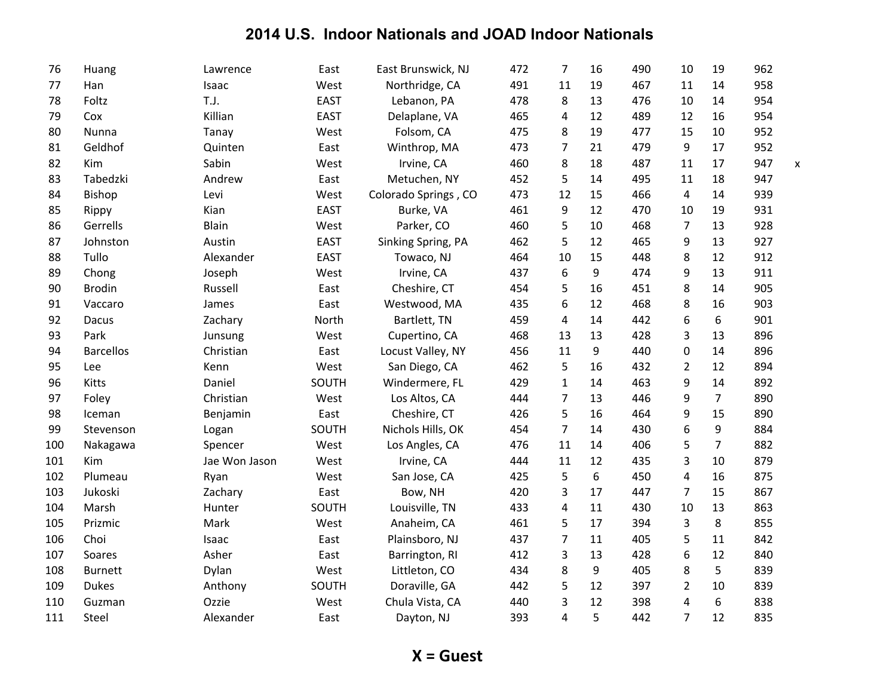# 2014 U.S. Indoor Nationals and JOAD Indoor Nationals

| | | | | | | | | | | | | |
|---|---|---|---|---|---|---|---|---|---|---|---|---|
| 76 | Huang | Lawrence | East | East Brunswick, NJ | 472 | 7 | 16 | 490 | 10 | 19 | 962 | |
| 77 | Han | Isaac | West | Northridge, CA | 491 | 11 | 19 | 467 | 11 | 14 | 958 | |
| 78 | Foltz | T.J. | EAST | Lebanon, PA | 478 | 8 | 13 | 476 | 10 | 14 | 954 | |
| 79 | Cox | Killian | EAST | Delaplane, VA | 465 | 4 | 12 | 489 | 12 | 16 | 954 | |
| 80 | Nunna | Tanay | West | Folsom, CA | 475 | 8 | 19 | 477 | 15 | 10 | 952 | |
| 81 | Geldhof | Quinten | East | Winthrop, MA | 473 | 7 | 21 | 479 | 9 | 17 | 952 | |
| 82 | Kim | Sabin | West | Irvine, CA | 460 | 8 | 18 | 487 | 11 | 17 | 947 | x |
| 83 | Tabedzki | Andrew | East | Metuchen, NY | 452 | 5 | 14 | 495 | 11 | 18 | 947 | |
| 84 | Bishop | Levi | West | Colorado Springs , CO | 473 | 12 | 15 | 466 | 4 | 14 | 939 | |
| 85 | Rippy | Kian | EAST | Burke, VA | 461 | 9 | 12 | 470 | 10 | 19 | 931 | |
| 86 | Gerrells | Blain | West | Parker, CO | 460 | 5 | 10 | 468 | 7 | 13 | 928 | |
| 87 | Johnston | Austin | EAST | Sinking Spring, PA | 462 | 5 | 12 | 465 | 9 | 13 | 927 | |
| 88 | Tullo | Alexander | EAST | Towaco, NJ | 464 | 10 | 15 | 448 | 8 | 12 | 912 | |
| 89 | Chong | Joseph | West | Irvine, CA | 437 | 6 | 9 | 474 | 9 | 13 | 911 | |
| 90 | Brodin | Russell | East | Cheshire, CT | 454 | 5 | 16 | 451 | 8 | 14 | 905 | |
| 91 | Vaccaro | James | East | Westwood, MA | 435 | 6 | 12 | 468 | 8 | 16 | 903 | |
| 92 | Dacus | Zachary | North | Bartlett, TN | 459 | 4 | 14 | 442 | 6 | 6 | 901 | |
| 93 | Park | Junsung | West | Cupertino, CA | 468 | 13 | 13 | 428 | 3 | 13 | 896 | |
| 94 | Barcellos | Christian | East | Locust Valley, NY | 456 | 11 | 9 | 440 | 0 | 14 | 896 | |
| 95 | Lee | Kenn | West | San Diego, CA | 462 | 5 | 16 | 432 | 2 | 12 | 894 | |
| 96 | Kitts | Daniel | SOUTH | Windermere, FL | 429 | 1 | 14 | 463 | 9 | 14 | 892 | |
| 97 | Foley | Christian | West | Los Altos, CA | 444 | 7 | 13 | 446 | 9 | 7 | 890 | |
| 98 | Iceman | Benjamin | East | Cheshire, CT | 426 | 5 | 16 | 464 | 9 | 15 | 890 | |
| 99 | Stevenson | Logan | SOUTH | Nichols Hills, OK | 454 | 7 | 14 | 430 | 6 | 9 | 884 | |
| 100 | Nakagawa | Spencer | West | Los Angles, CA | 476 | 11 | 14 | 406 | 5 | 7 | 882 | |
| 101 | Kim | Jae Won Jason | West | Irvine, CA | 444 | 11 | 12 | 435 | 3 | 10 | 879 | |
| 102 | Plumeau | Ryan | West | San Jose, CA | 425 | 5 | 6 | 450 | 4 | 16 | 875 | |
| 103 | Jukoski | Zachary | East | Bow, NH | 420 | 3 | 17 | 447 | 7 | 15 | 867 | |
| 104 | Marsh | Hunter | SOUTH | Louisville, TN | 433 | 4 | 11 | 430 | 10 | 13 | 863 | |
| 105 | Prizmic | Mark | West | Anaheim, CA | 461 | 5 | 17 | 394 | 3 | 8 | 855 | |
| 106 | Choi | Isaac | East | Plainsboro, NJ | 437 | 7 | 11 | 405 | 5 | 11 | 842 | |
| 107 | Soares | Asher | East | Barrington, RI | 412 | 3 | 13 | 428 | 6 | 12 | 840 | |
| 108 | Burnett | Dylan | West | Littleton, CO | 434 | 8 | 9 | 405 | 8 | 5 | 839 | |
| 109 | Dukes | Anthony | SOUTH | Doraville, GA | 442 | 5 | 12 | 397 | 2 | 10 | 839 | |
| 110 | Guzman | Ozzie | West | Chula Vista, CA | 440 | 3 | 12 | 398 | 4 | 6 | 838 | |
| 111 | Steel | Alexander | East | Dayton, NJ | 393 | 4 | 5 | 442 | 7 | 12 | 835 | |

**X = Guest**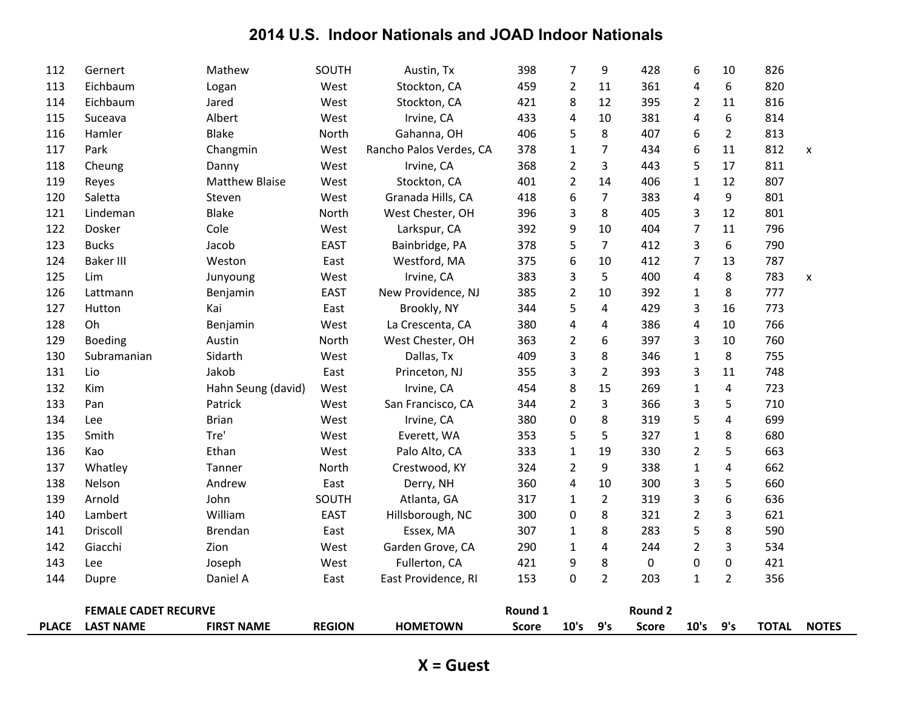# 2014 U.S. Indoor Nationals and JOAD Indoor Nationals

| | | | | | | | | | | | | |
|---|---|---|---|---|---|---|---|---|---|---|---|---|
| 112 | Gernert | Mathew | SOUTH | Austin, Tx | 398 | 7 | 9 | 428 | 6 | 10 | 826 | |
| 113 | Eichbaum | Logan | West | Stockton, CA | 459 | 2 | 11 | 361 | 4 | 6 | 820 | |
| 114 | Eichbaum | Jared | West | Stockton, CA | 421 | 8 | 12 | 395 | 2 | 11 | 816 | |
| 115 | Suceava | Albert | West | Irvine, CA | 433 | 4 | 10 | 381 | 4 | 6 | 814 | |
| 116 | Hamler | Blake | North | Gahanna, OH | 406 | 5 | 8 | 407 | 6 | 2 | 813 | |
| 117 | Park | Changmin | West | Rancho Palos Verdes, CA | 378 | 1 | 7 | 434 | 6 | 11 | 812 | x |
| 118 | Cheung | Danny | West | Irvine, CA | 368 | 2 | 3 | 443 | 5 | 17 | 811 | |
| 119 | Reyes | Matthew Blaise | West | Stockton, CA | 401 | 2 | 14 | 406 | 1 | 12 | 807 | |
| 120 | Saletta | Steven | West | Granada Hills, CA | 418 | 6 | 7 | 383 | 4 | 9 | 801 | |
| 121 | Lindeman | Blake | North | West Chester, OH | 396 | 3 | 8 | 405 | 3 | 12 | 801 | |
| 122 | Dosker | Cole | West | Larkspur, CA | 392 | 9 | 10 | 404 | 7 | 11 | 796 | |
| 123 | Bucks | Jacob | EAST | Bainbridge, PA | 378 | 5 | 7 | 412 | 3 | 6 | 790 | |
| 124 | Baker III | Weston | East | Westford, MA | 375 | 6 | 10 | 412 | 7 | 13 | 787 | |
| 125 | Lim | Junyoung | West | Irvine, CA | 383 | 3 | 5 | 400 | 4 | 8 | 783 | x |
| 126 | Lattmann | Benjamin | EAST | New Providence, NJ | 385 | 2 | 10 | 392 | 1 | 8 | 777 | |
| 127 | Hutton | Kai | East | Brookly, NY | 344 | 5 | 4 | 429 | 3 | 16 | 773 | |
| 128 | Oh | Benjamin | West | La Crescenta, CA | 380 | 4 | 4 | 386 | 4 | 10 | 766 | |
| 129 | Boeding | Austin | North | West Chester, OH | 363 | 2 | 6 | 397 | 3 | 10 | 760 | |
| 130 | Subramanian | Sidarth | West | Dallas, Tx | 409 | 3 | 8 | 346 | 1 | 8 | 755 | |
| 131 | Lio | Jakob | East | Princeton, NJ | 355 | 3 | 2 | 393 | 3 | 11 | 748 | |
| 132 | Kim | Hahn Seung (david) | West | Irvine, CA | 454 | 8 | 15 | 269 | 1 | 4 | 723 | |
| 133 | Pan | Patrick | West | San Francisco, CA | 344 | 2 | 3 | 366 | 3 | 5 | 710 | |
| 134 | Lee | Brian | West | Irvine, CA | 380 | 0 | 8 | 319 | 5 | 4 | 699 | |
| 135 | Smith | Tre' | West | Everett, WA | 353 | 5 | 5 | 327 | 1 | 8 | 680 | |
| 136 | Kao | Ethan | West | Palo Alto, CA | 333 | 1 | 19 | 330 | 2 | 5 | 663 | |
| 137 | Whatley | Tanner | North | Crestwood, KY | 324 | 2 | 9 | 338 | 1 | 4 | 662 | |
| 138 | Nelson | Andrew | East | Derry, NH | 360 | 4 | 10 | 300 | 3 | 5 | 660 | |
| 139 | Arnold | John | SOUTH | Atlanta, GA | 317 | 1 | 2 | 319 | 3 | 6 | 636 | |
| 140 | Lambert | William | EAST | Hillsborough, NC | 300 | 0 | 8 | 321 | 2 | 3 | 621 | |
| 141 | Driscoll | Brendan | East | Essex, MA | 307 | 1 | 8 | 283 | 5 | 8 | 590 | |
| 142 | Giacchi | Zion | West | Garden Grove, CA | 290 | 1 | 4 | 244 | 2 | 3 | 534 | |
| 143 | Lee | Joseph | West | Fullerton, CA | 421 | 9 | 8 | 0 | 0 | 0 | 421 | |
| 144 | Dupre | Daniel A | East | East Providence, RI | 153 | 0 | 2 | 203 | 1 | 2 | 356 | |

| | FEMALE CADET RECURVE | | | | Round 1 | | | Round 2 | | | | |
|---|---|---|---|---|---|---|---|---|---|---|---|---|
| PLACE | LAST NAME | FIRST NAME | REGION | HOMETOWN | Score | 10's | 9's | Score | 10's | 9's | TOTAL | NOTES |

**X = Guest**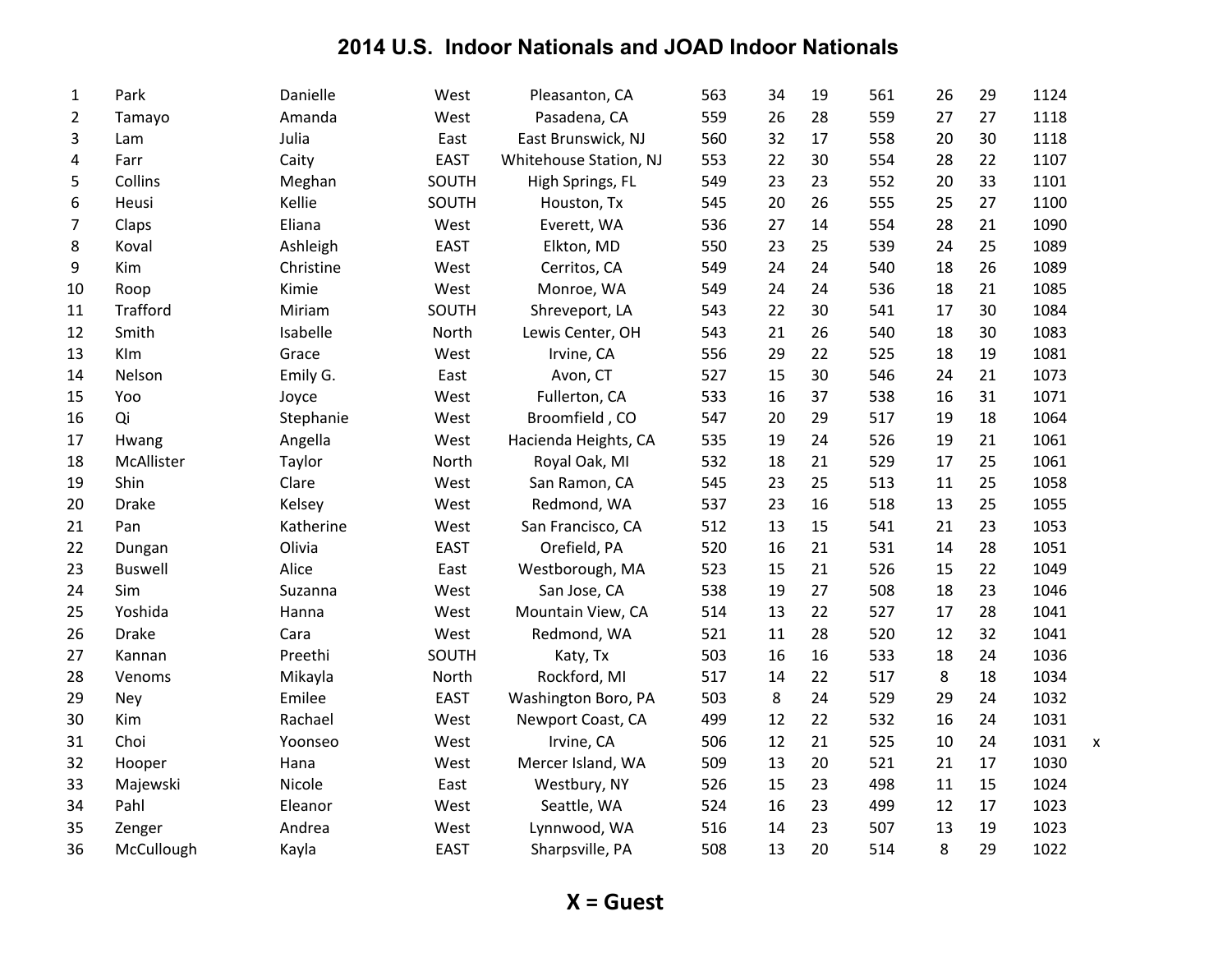# 2014 U.S. Indoor Nationals and JOAD Indoor Nationals

| | | | | | | | | | | | | |
|---|---|---|---|---|---|---|---|---|---|---|---|---|
| 1 | Park | Danielle | West | Pleasanton, CA | 563 | 34 | 19 | 561 | 26 | 29 | 1124 | |
| 2 | Tamayo | Amanda | West | Pasadena, CA | 559 | 26 | 28 | 559 | 27 | 27 | 1118 | |
| 3 | Lam | Julia | East | East Brunswick, NJ | 560 | 32 | 17 | 558 | 20 | 30 | 1118 | |
| 4 | Farr | Caity | EAST | Whitehouse Station, NJ | 553 | 22 | 30 | 554 | 28 | 22 | 1107 | |
| 5 | Collins | Meghan | SOUTH | High Springs, FL | 549 | 23 | 23 | 552 | 20 | 33 | 1101 | |
| 6 | Heusi | Kellie | SOUTH | Houston, Tx | 545 | 20 | 26 | 555 | 25 | 27 | 1100 | |
| 7 | Claps | Eliana | West | Everett, WA | 536 | 27 | 14 | 554 | 28 | 21 | 1090 | |
| 8 | Koval | Ashleigh | EAST | Elkton, MD | 550 | 23 | 25 | 539 | 24 | 25 | 1089 | |
| 9 | Kim | Christine | West | Cerritos, CA | 549 | 24 | 24 | 540 | 18 | 26 | 1089 | |
| 10 | Roop | Kimie | West | Monroe, WA | 549 | 24 | 24 | 536 | 18 | 21 | 1085 | |
| 11 | Trafford | Miriam | SOUTH | Shreveport, LA | 543 | 22 | 30 | 541 | 17 | 30 | 1084 | |
| 12 | Smith | Isabelle | North | Lewis Center, OH | 543 | 21 | 26 | 540 | 18 | 30 | 1083 | |
| 13 | KIm | Grace | West | Irvine, CA | 556 | 29 | 22 | 525 | 18 | 19 | 1081 | |
| 14 | Nelson | Emily G. | East | Avon, CT | 527 | 15 | 30 | 546 | 24 | 21 | 1073 | |
| 15 | Yoo | Joyce | West | Fullerton, CA | 533 | 16 | 37 | 538 | 16 | 31 | 1071 | |
| 16 | Qi | Stephanie | West | Broomfield , CO | 547 | 20 | 29 | 517 | 19 | 18 | 1064 | |
| 17 | Hwang | Angella | West | Hacienda Heights, CA | 535 | 19 | 24 | 526 | 19 | 21 | 1061 | |
| 18 | McAllister | Taylor | North | Royal Oak, MI | 532 | 18 | 21 | 529 | 17 | 25 | 1061 | |
| 19 | Shin | Clare | West | San Ramon, CA | 545 | 23 | 25 | 513 | 11 | 25 | 1058 | |
| 20 | Drake | Kelsey | West | Redmond, WA | 537 | 23 | 16 | 518 | 13 | 25 | 1055 | |
| 21 | Pan | Katherine | West | San Francisco, CA | 512 | 13 | 15 | 541 | 21 | 23 | 1053 | |
| 22 | Dungan | Olivia | EAST | Orefield, PA | 520 | 16 | 21 | 531 | 14 | 28 | 1051 | |
| 23 | Buswell | Alice | East | Westborough, MA | 523 | 15 | 21 | 526 | 15 | 22 | 1049 | |
| 24 | Sim | Suzanna | West | San Jose, CA | 538 | 19 | 27 | 508 | 18 | 23 | 1046 | |
| 25 | Yoshida | Hanna | West | Mountain View, CA | 514 | 13 | 22 | 527 | 17 | 28 | 1041 | |
| 26 | Drake | Cara | West | Redmond, WA | 521 | 11 | 28 | 520 | 12 | 32 | 1041 | |
| 27 | Kannan | Preethi | SOUTH | Katy, Tx | 503 | 16 | 16 | 533 | 18 | 24 | 1036 | |
| 28 | Venoms | Mikayla | North | Rockford, MI | 517 | 14 | 22 | 517 | 8 | 18 | 1034 | |
| 29 | Ney | Emilee | EAST | Washington Boro, PA | 503 | 8 | 24 | 529 | 29 | 24 | 1032 | |
| 30 | Kim | Rachael | West | Newport Coast, CA | 499 | 12 | 22 | 532 | 16 | 24 | 1031 | |
| 31 | Choi | Yoonseo | West | Irvine, CA | 506 | 12 | 21 | 525 | 10 | 24 | 1031 | x |
| 32 | Hooper | Hana | West | Mercer Island, WA | 509 | 13 | 20 | 521 | 21 | 17 | 1030 | |
| 33 | Majewski | Nicole | East | Westbury, NY | 526 | 15 | 23 | 498 | 11 | 15 | 1024 | |
| 34 | Pahl | Eleanor | West | Seattle, WA | 524 | 16 | 23 | 499 | 12 | 17 | 1023 | |
| 35 | Zenger | Andrea | West | Lynnwood, WA | 516 | 14 | 23 | 507 | 13 | 19 | 1023 | |
| 36 | McCullough | Kayla | EAST | Sharpsville, PA | 508 | 13 | 20 | 514 | 8 | 29 | 1022 | |

**X = Guest**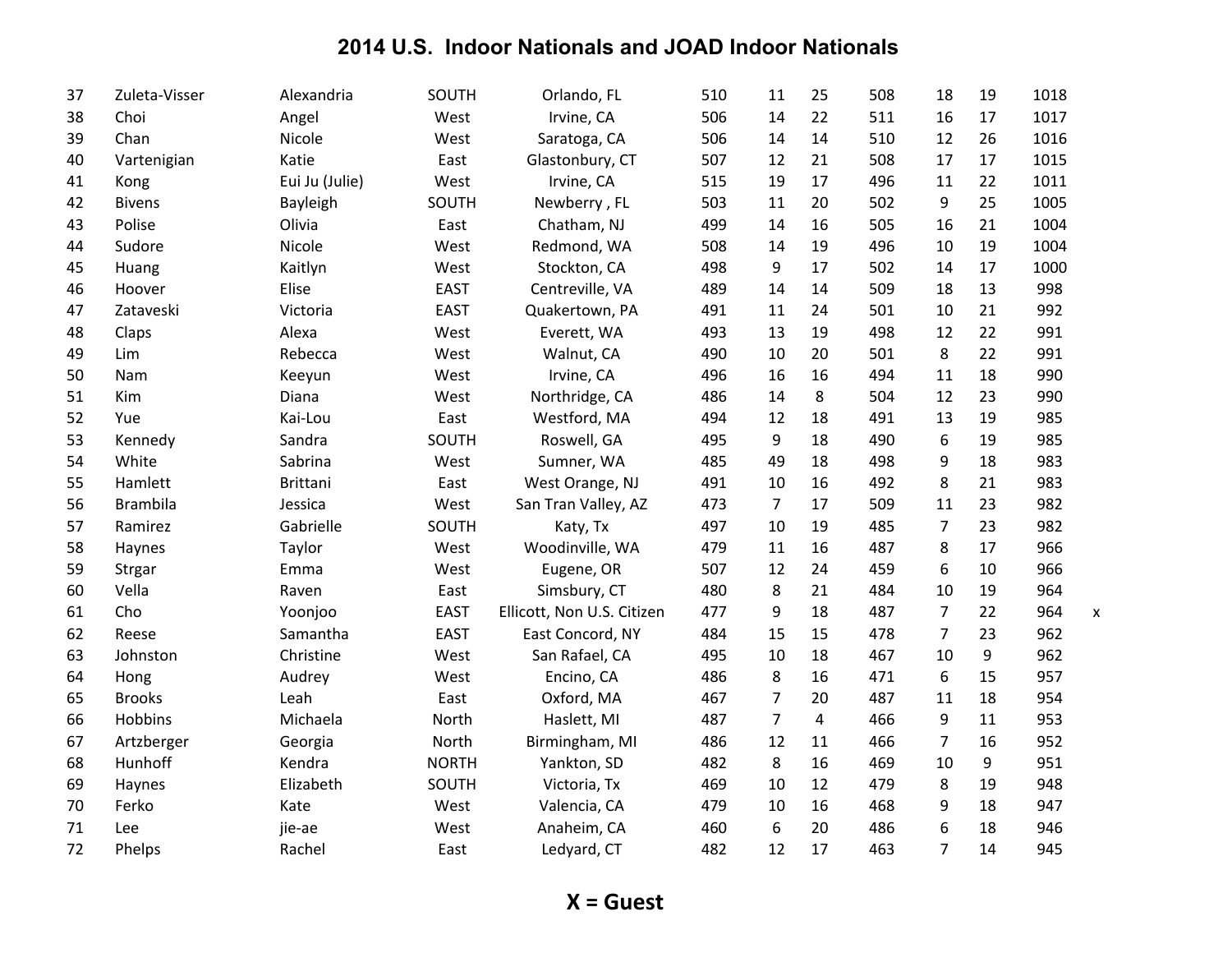# 2014 U.S. Indoor Nationals and JOAD Indoor Nationals

| | | | | | | | | | | | | |
|---|---|---|---|---|---|---|---|---|---|---|---|---|
| 37 | Zuleta-Visser | Alexandria | SOUTH | Orlando, FL | 510 | 11 | 25 | 508 | 18 | 19 | 1018 | |
| 38 | Choi | Angel | West | Irvine, CA | 506 | 14 | 22 | 511 | 16 | 17 | 1017 | |
| 39 | Chan | Nicole | West | Saratoga, CA | 506 | 14 | 14 | 510 | 12 | 26 | 1016 | |
| 40 | Vartenigian | Katie | East | Glastonbury, CT | 507 | 12 | 21 | 508 | 17 | 17 | 1015 | |
| 41 | Kong | Eui Ju (Julie) | West | Irvine, CA | 515 | 19 | 17 | 496 | 11 | 22 | 1011 | |
| 42 | Bivens | Bayleigh | SOUTH | Newberry , FL | 503 | 11 | 20 | 502 | 9 | 25 | 1005 | |
| 43 | Polise | Olivia | East | Chatham, NJ | 499 | 14 | 16 | 505 | 16 | 21 | 1004 | |
| 44 | Sudore | Nicole | West | Redmond, WA | 508 | 14 | 19 | 496 | 10 | 19 | 1004 | |
| 45 | Huang | Kaitlyn | West | Stockton, CA | 498 | 9 | 17 | 502 | 14 | 17 | 1000 | |
| 46 | Hoover | Elise | EAST | Centreville, VA | 489 | 14 | 14 | 509 | 18 | 13 | 998 | |
| 47 | Zataveski | Victoria | EAST | Quakertown, PA | 491 | 11 | 24 | 501 | 10 | 21 | 992 | |
| 48 | Claps | Alexa | West | Everett, WA | 493 | 13 | 19 | 498 | 12 | 22 | 991 | |
| 49 | Lim | Rebecca | West | Walnut, CA | 490 | 10 | 20 | 501 | 8 | 22 | 991 | |
| 50 | Nam | Keeyun | West | Irvine, CA | 496 | 16 | 16 | 494 | 11 | 18 | 990 | |
| 51 | Kim | Diana | West | Northridge, CA | 486 | 14 | 8 | 504 | 12 | 23 | 990 | |
| 52 | Yue | Kai-Lou | East | Westford, MA | 494 | 12 | 18 | 491 | 13 | 19 | 985 | |
| 53 | Kennedy | Sandra | SOUTH | Roswell, GA | 495 | 9 | 18 | 490 | 6 | 19 | 985 | |
| 54 | White | Sabrina | West | Sumner, WA | 485 | 49 | 18 | 498 | 9 | 18 | 983 | |
| 55 | Hamlett | Brittani | East | West Orange, NJ | 491 | 10 | 16 | 492 | 8 | 21 | 983 | |
| 56 | Brambila | Jessica | West | San Tran Valley, AZ | 473 | 7 | 17 | 509 | 11 | 23 | 982 | |
| 57 | Ramirez | Gabrielle | SOUTH | Katy, Tx | 497 | 10 | 19 | 485 | 7 | 23 | 982 | |
| 58 | Haynes | Taylor | West | Woodinville, WA | 479 | 11 | 16 | 487 | 8 | 17 | 966 | |
| 59 | Strgar | Emma | West | Eugene, OR | 507 | 12 | 24 | 459 | 6 | 10 | 966 | |
| 60 | Vella | Raven | East | Simsbury, CT | 480 | 8 | 21 | 484 | 10 | 19 | 964 | |
| 61 | Cho | Yoonjoo | EAST | Ellicott, Non U.S. Citizen | 477 | 9 | 18 | 487 | 7 | 22 | 964 | x |
| 62 | Reese | Samantha | EAST | East Concord, NY | 484 | 15 | 15 | 478 | 7 | 23 | 962 | |
| 63 | Johnston | Christine | West | San Rafael, CA | 495 | 10 | 18 | 467 | 10 | 9 | 962 | |
| 64 | Hong | Audrey | West | Encino, CA | 486 | 8 | 16 | 471 | 6 | 15 | 957 | |
| 65 | Brooks | Leah | East | Oxford, MA | 467 | 7 | 20 | 487 | 11 | 18 | 954 | |
| 66 | Hobbins | Michaela | North | Haslett, MI | 487 | 7 | 4 | 466 | 9 | 11 | 953 | |
| 67 | Artzberger | Georgia | North | Birmingham, MI | 486 | 12 | 11 | 466 | 7 | 16 | 952 | |
| 68 | Hunhoff | Kendra | NORTH | Yankton, SD | 482 | 8 | 16 | 469 | 10 | 9 | 951 | |
| 69 | Haynes | Elizabeth | SOUTH | Victoria, Tx | 469 | 10 | 12 | 479 | 8 | 19 | 948 | |
| 70 | Ferko | Kate | West | Valencia, CA | 479 | 10 | 16 | 468 | 9 | 18 | 947 | |
| 71 | Lee | jie-ae | West | Anaheim, CA | 460 | 6 | 20 | 486 | 6 | 18 | 946 | |
| 72 | Phelps | Rachel | East | Ledyard, CT | 482 | 12 | 17 | 463 | 7 | 14 | 945 | |

**X = Guest**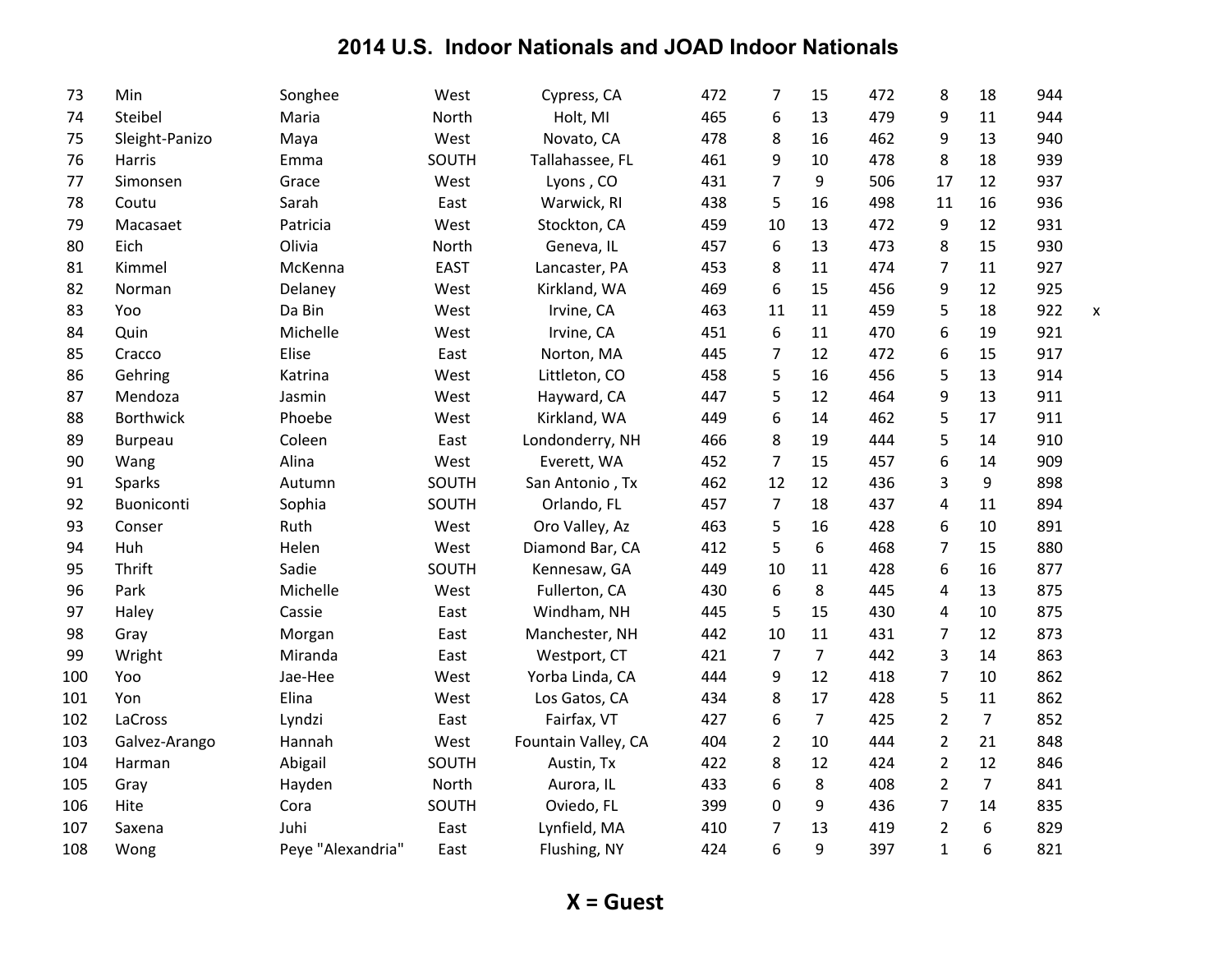# 2014 U.S. Indoor Nationals and JOAD Indoor Nationals

| | | | | | | | | | | | | |
|---|---|---|---|---|---|---|---|---|---|---|---|---|
| 73 | Min | Songhee | West | Cypress, CA | 472 | 7 | 15 | 472 | 8 | 18 | 944 | |
| 74 | Steibel | Maria | North | Holt, MI | 465 | 6 | 13 | 479 | 9 | 11 | 944 | |
| 75 | Sleight-Panizo | Maya | West | Novato, CA | 478 | 8 | 16 | 462 | 9 | 13 | 940 | |
| 76 | Harris | Emma | SOUTH | Tallahassee, FL | 461 | 9 | 10 | 478 | 8 | 18 | 939 | |
| 77 | Simonsen | Grace | West | Lyons , CO | 431 | 7 | 9 | 506 | 17 | 12 | 937 | |
| 78 | Coutu | Sarah | East | Warwick, RI | 438 | 5 | 16 | 498 | 11 | 16 | 936 | |
| 79 | Macasaet | Patricia | West | Stockton, CA | 459 | 10 | 13 | 472 | 9 | 12 | 931 | |
| 80 | Eich | Olivia | North | Geneva, IL | 457 | 6 | 13 | 473 | 8 | 15 | 930 | |
| 81 | Kimmel | McKenna | EAST | Lancaster, PA | 453 | 8 | 11 | 474 | 7 | 11 | 927 | |
| 82 | Norman | Delaney | West | Kirkland, WA | 469 | 6 | 15 | 456 | 9 | 12 | 925 | |
| 83 | Yoo | Da Bin | West | Irvine, CA | 463 | 11 | 11 | 459 | 5 | 18 | 922 | x |
| 84 | Quin | Michelle | West | Irvine, CA | 451 | 6 | 11 | 470 | 6 | 19 | 921 | |
| 85 | Cracco | Elise | East | Norton, MA | 445 | 7 | 12 | 472 | 6 | 15 | 917 | |
| 86 | Gehring | Katrina | West | Littleton, CO | 458 | 5 | 16 | 456 | 5 | 13 | 914 | |
| 87 | Mendoza | Jasmin | West | Hayward, CA | 447 | 5 | 12 | 464 | 9 | 13 | 911 | |
| 88 | Borthwick | Phoebe | West | Kirkland, WA | 449 | 6 | 14 | 462 | 5 | 17 | 911 | |
| 89 | Burpeau | Coleen | East | Londonderry, NH | 466 | 8 | 19 | 444 | 5 | 14 | 910 | |
| 90 | Wang | Alina | West | Everett, WA | 452 | 7 | 15 | 457 | 6 | 14 | 909 | |
| 91 | Sparks | Autumn | SOUTH | San Antonio , Tx | 462 | 12 | 12 | 436 | 3 | 9 | 898 | |
| 92 | Buoniconti | Sophia | SOUTH | Orlando, FL | 457 | 7 | 18 | 437 | 4 | 11 | 894 | |
| 93 | Conser | Ruth | West | Oro Valley, Az | 463 | 5 | 16 | 428 | 6 | 10 | 891 | |
| 94 | Huh | Helen | West | Diamond Bar, CA | 412 | 5 | 6 | 468 | 7 | 15 | 880 | |
| 95 | Thrift | Sadie | SOUTH | Kennesaw, GA | 449 | 10 | 11 | 428 | 6 | 16 | 877 | |
| 96 | Park | Michelle | West | Fullerton, CA | 430 | 6 | 8 | 445 | 4 | 13 | 875 | |
| 97 | Haley | Cassie | East | Windham, NH | 445 | 5 | 15 | 430 | 4 | 10 | 875 | |
| 98 | Gray | Morgan | East | Manchester, NH | 442 | 10 | 11 | 431 | 7 | 12 | 873 | |
| 99 | Wright | Miranda | East | Westport, CT | 421 | 7 | 7 | 442 | 3 | 14 | 863 | |
| 100 | Yoo | Jae-Hee | West | Yorba Linda, CA | 444 | 9 | 12 | 418 | 7 | 10 | 862 | |
| 101 | Yon | Elina | West | Los Gatos, CA | 434 | 8 | 17 | 428 | 5 | 11 | 862 | |
| 102 | LaCross | Lyndzi | East | Fairfax, VT | 427 | 6 | 7 | 425 | 2 | 7 | 852 | |
| 103 | Galvez-Arango | Hannah | West | Fountain Valley, CA | 404 | 2 | 10 | 444 | 2 | 21 | 848 | |
| 104 | Harman | Abigail | SOUTH | Austin, Tx | 422 | 8 | 12 | 424 | 2 | 12 | 846 | |
| 105 | Gray | Hayden | North | Aurora, IL | 433 | 6 | 8 | 408 | 2 | 7 | 841 | |
| 106 | Hite | Cora | SOUTH | Oviedo, FL | 399 | 0 | 9 | 436 | 7 | 14 | 835 | |
| 107 | Saxena | Juhi | East | Lynfield, MA | 410 | 7 | 13 | 419 | 2 | 6 | 829 | |
| 108 | Wong | Peye "Alexandria" | East | Flushing, NY | 424 | 6 | 9 | 397 | 1 | 6 | 821 | |

**X = Guest**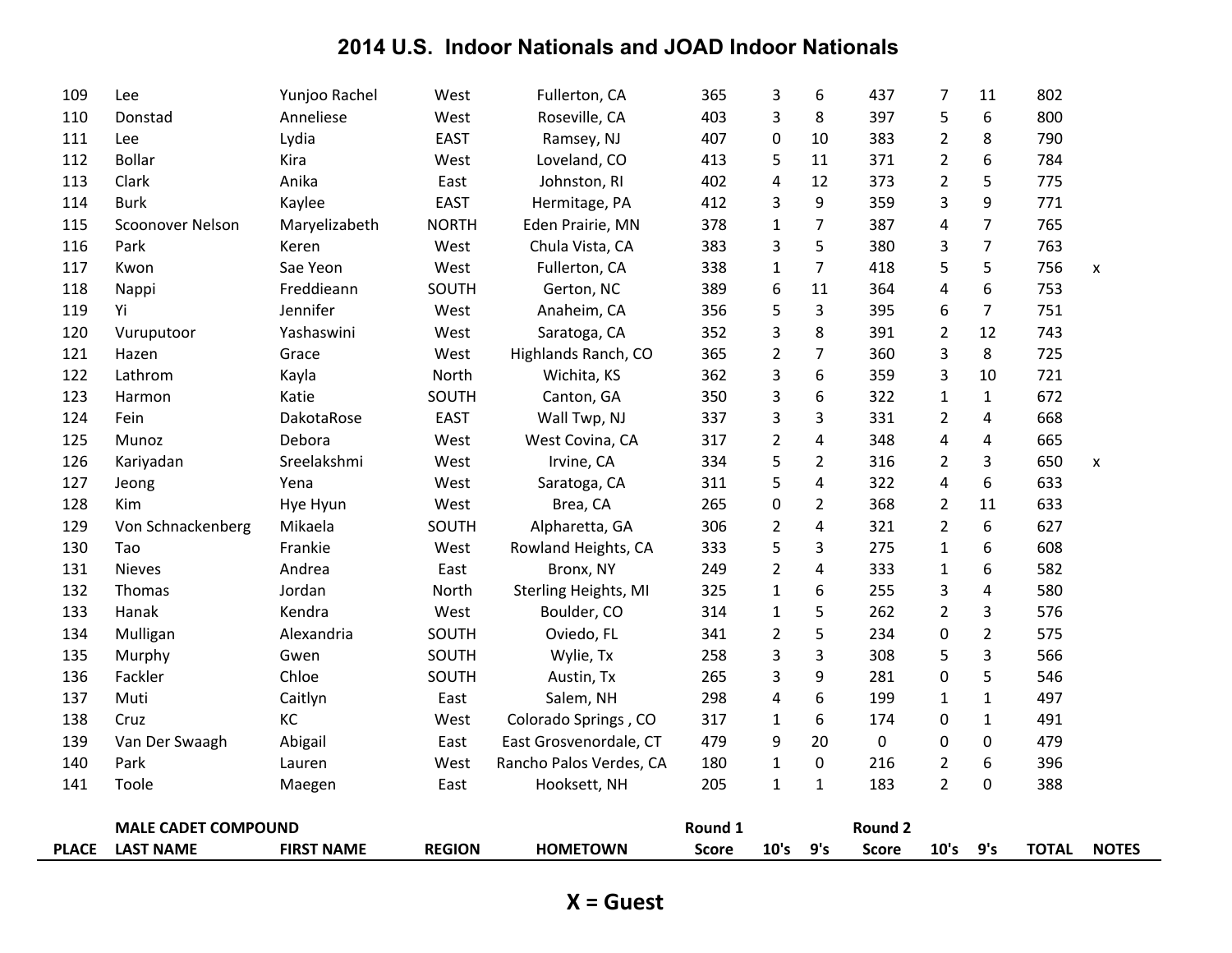## 2014 U.S. Indoor Nationals and JOAD Indoor Nationals

| | | | | | | | | | | | | |
|---|---|---|---|---|---|---|---|---|---|---|---|---|
| 109 | Lee | Yunjoo Rachel | West | Fullerton, CA | 365 | 3 | 6 | 437 | 7 | 11 | 802 | |
| 110 | Donstad | Anneliese | West | Roseville, CA | 403 | 3 | 8 | 397 | 5 | 6 | 800 | |
| 111 | Lee | Lydia | EAST | Ramsey, NJ | 407 | 0 | 10 | 383 | 2 | 8 | 790 | |
| 112 | Bollar | Kira | West | Loveland, CO | 413 | 5 | 11 | 371 | 2 | 6 | 784 | |
| 113 | Clark | Anika | East | Johnston, RI | 402 | 4 | 12 | 373 | 2 | 5 | 775 | |
| 114 | Burk | Kaylee | EAST | Hermitage, PA | 412 | 3 | 9 | 359 | 3 | 9 | 771 | |
| 115 | Scoonover Nelson | Maryelizabeth | NORTH | Eden Prairie, MN | 378 | 1 | 7 | 387 | 4 | 7 | 765 | |
| 116 | Park | Keren | West | Chula Vista, CA | 383 | 3 | 5 | 380 | 3 | 7 | 763 | |
| 117 | Kwon | Sae Yeon | West | Fullerton, CA | 338 | 1 | 7 | 418 | 5 | 5 | 756 | x |
| 118 | Nappi | Freddieann | SOUTH | Gerton, NC | 389 | 6 | 11 | 364 | 4 | 6 | 753 | |
| 119 | Yi | Jennifer | West | Anaheim, CA | 356 | 5 | 3 | 395 | 6 | 7 | 751 | |
| 120 | Vuruputoor | Yashaswini | West | Saratoga, CA | 352 | 3 | 8 | 391 | 2 | 12 | 743 | |
| 121 | Hazen | Grace | West | Highlands Ranch, CO | 365 | 2 | 7 | 360 | 3 | 8 | 725 | |
| 122 | Lathrom | Kayla | North | Wichita, KS | 362 | 3 | 6 | 359 | 3 | 10 | 721 | |
| 123 | Harmon | Katie | SOUTH | Canton, GA | 350 | 3 | 6 | 322 | 1 | 1 | 672 | |
| 124 | Fein | DakotaRose | EAST | Wall Twp, NJ | 337 | 3 | 3 | 331 | 2 | 4 | 668 | |
| 125 | Munoz | Debora | West | West Covina, CA | 317 | 2 | 4 | 348 | 4 | 4 | 665 | |
| 126 | Kariyadan | Sreelakshmi | West | Irvine, CA | 334 | 5 | 2 | 316 | 2 | 3 | 650 | x |
| 127 | Jeong | Yena | West | Saratoga, CA | 311 | 5 | 4 | 322 | 4 | 6 | 633 | |
| 128 | Kim | Hye Hyun | West | Brea, CA | 265 | 0 | 2 | 368 | 2 | 11 | 633 | |
| 129 | Von Schnackenberg | Mikaela | SOUTH | Alpharetta, GA | 306 | 2 | 4 | 321 | 2 | 6 | 627 | |
| 130 | Tao | Frankie | West | Rowland Heights, CA | 333 | 5 | 3 | 275 | 1 | 6 | 608 | |
| 131 | Nieves | Andrea | East | Bronx, NY | 249 | 2 | 4 | 333 | 1 | 6 | 582 | |
| 132 | Thomas | Jordan | North | Sterling Heights, MI | 325 | 1 | 6 | 255 | 3 | 4 | 580 | |
| 133 | Hanak | Kendra | West | Boulder, CO | 314 | 1 | 5 | 262 | 2 | 3 | 576 | |
| 134 | Mulligan | Alexandria | SOUTH | Oviedo, FL | 341 | 2 | 5 | 234 | 0 | 2 | 575 | |
| 135 | Murphy | Gwen | SOUTH | Wylie, Tx | 258 | 3 | 3 | 308 | 5 | 3 | 566 | |
| 136 | Fackler | Chloe | SOUTH | Austin, Tx | 265 | 3 | 9 | 281 | 0 | 5 | 546 | |
| 137 | Muti | Caitlyn | East | Salem, NH | 298 | 4 | 6 | 199 | 1 | 1 | 497 | |
| 138 | Cruz | KC | West | Colorado Springs , CO | 317 | 1 | 6 | 174 | 0 | 1 | 491 | |
| 139 | Van Der Swaagh | Abigail | East | East Grosvenordale, CT | 479 | 9 | 20 | 0 | 0 | 0 | 479 | |
| 140 | Park | Lauren | West | Rancho Palos Verdes, CA | 180 | 1 | 0 | 216 | 2 | 6 | 396 | |
| 141 | Toole | Maegen | East | Hooksett, NH | 205 | 1 | 1 | 183 | 2 | 0 | 388 | |

**MALE CADET COMPOUND**

| PLACE | LAST NAME | FIRST NAME | REGION | HOMETOWN | Round 1 Score | 10's | 9's | Round 2 Score | 10's | 9's | TOTAL | NOTES |
|---|---|---|---|---|---|---|---|---|---|---|---|---|

**X = Guest**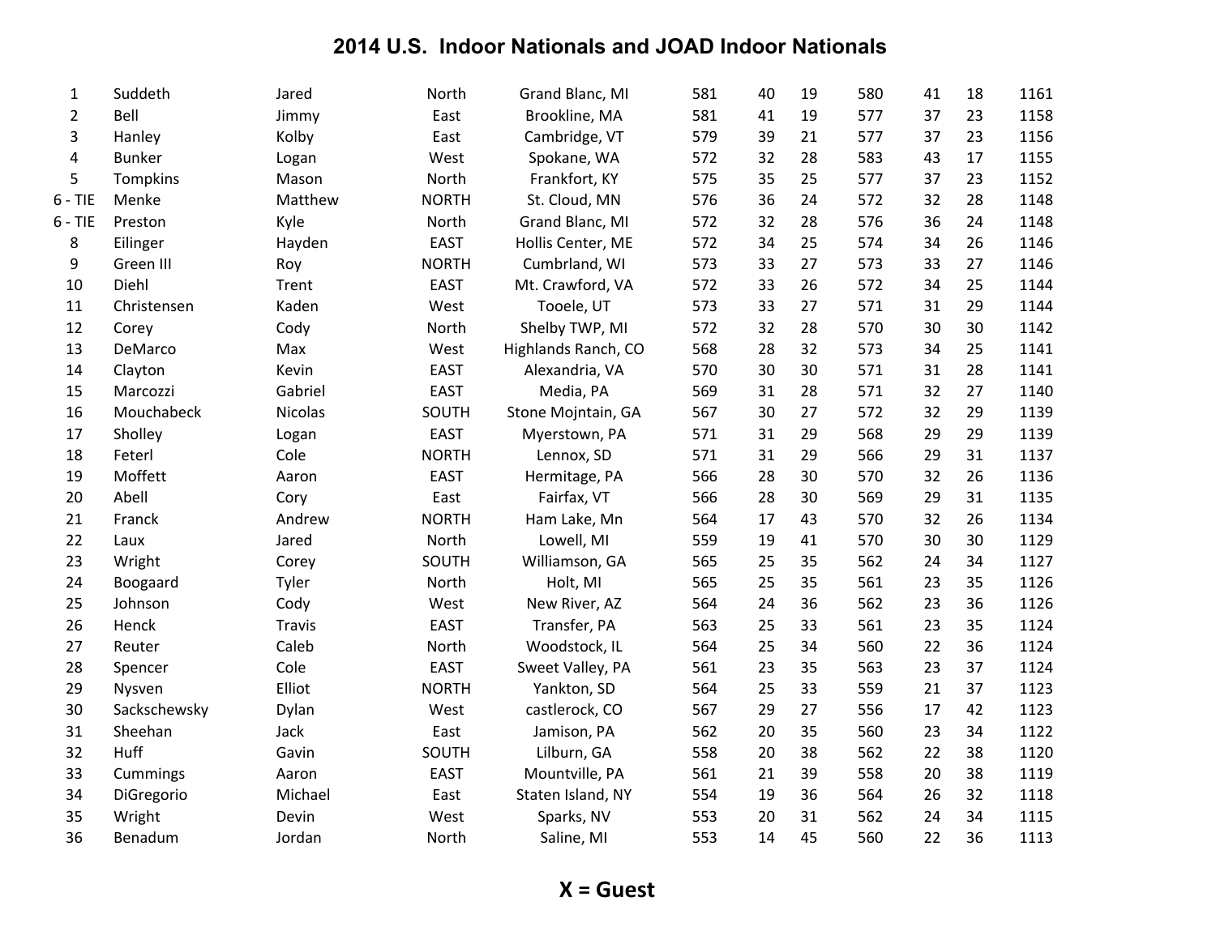# 2014 U.S. Indoor Nationals and JOAD Indoor Nationals

| | | | | | | | | | | | |
|---|---|---|---|---|---|---|---|---|---|---|---|
| 1 | Suddeth | Jared | North | Grand Blanc, MI | 581 | 40 | 19 | 580 | 41 | 18 | 1161 |
| 2 | Bell | Jimmy | East | Brookline, MA | 581 | 41 | 19 | 577 | 37 | 23 | 1158 |
| 3 | Hanley | Kolby | East | Cambridge, VT | 579 | 39 | 21 | 577 | 37 | 23 | 1156 |
| 4 | Bunker | Logan | West | Spokane, WA | 572 | 32 | 28 | 583 | 43 | 17 | 1155 |
| 5 | Tompkins | Mason | North | Frankfort, KY | 575 | 35 | 25 | 577 | 37 | 23 | 1152 |
| 6 - TIE | Menke | Matthew | NORTH | St. Cloud, MN | 576 | 36 | 24 | 572 | 32 | 28 | 1148 |
| 6 - TIE | Preston | Kyle | North | Grand Blanc, MI | 572 | 32 | 28 | 576 | 36 | 24 | 1148 |
| 8 | Eilinger | Hayden | EAST | Hollis Center, ME | 572 | 34 | 25 | 574 | 34 | 26 | 1146 |
| 9 | Green III | Roy | NORTH | Cumbrland, WI | 573 | 33 | 27 | 573 | 33 | 27 | 1146 |
| 10 | Diehl | Trent | EAST | Mt. Crawford, VA | 572 | 33 | 26 | 572 | 34 | 25 | 1144 |
| 11 | Christensen | Kaden | West | Tooele, UT | 573 | 33 | 27 | 571 | 31 | 29 | 1144 |
| 12 | Corey | Cody | North | Shelby TWP, MI | 572 | 32 | 28 | 570 | 30 | 30 | 1142 |
| 13 | DeMarco | Max | West | Highlands Ranch, CO | 568 | 28 | 32 | 573 | 34 | 25 | 1141 |
| 14 | Clayton | Kevin | EAST | Alexandria, VA | 570 | 30 | 30 | 571 | 31 | 28 | 1141 |
| 15 | Marcozzi | Gabriel | EAST | Media, PA | 569 | 31 | 28 | 571 | 32 | 27 | 1140 |
| 16 | Mouchabeck | Nicolas | SOUTH | Stone Mojntain, GA | 567 | 30 | 27 | 572 | 32 | 29 | 1139 |
| 17 | Sholley | Logan | EAST | Myerstown, PA | 571 | 31 | 29 | 568 | 29 | 29 | 1139 |
| 18 | Feterl | Cole | NORTH | Lennox, SD | 571 | 31 | 29 | 566 | 29 | 31 | 1137 |
| 19 | Moffett | Aaron | EAST | Hermitage, PA | 566 | 28 | 30 | 570 | 32 | 26 | 1136 |
| 20 | Abell | Cory | East | Fairfax, VT | 566 | 28 | 30 | 569 | 29 | 31 | 1135 |
| 21 | Franck | Andrew | NORTH | Ham Lake, Mn | 564 | 17 | 43 | 570 | 32 | 26 | 1134 |
| 22 | Laux | Jared | North | Lowell, MI | 559 | 19 | 41 | 570 | 30 | 30 | 1129 |
| 23 | Wright | Corey | SOUTH | Williamson, GA | 565 | 25 | 35 | 562 | 24 | 34 | 1127 |
| 24 | Boogaard | Tyler | North | Holt, MI | 565 | 25 | 35 | 561 | 23 | 35 | 1126 |
| 25 | Johnson | Cody | West | New River, AZ | 564 | 24 | 36 | 562 | 23 | 36 | 1126 |
| 26 | Henck | Travis | EAST | Transfer, PA | 563 | 25 | 33 | 561 | 23 | 35 | 1124 |
| 27 | Reuter | Caleb | North | Woodstock, IL | 564 | 25 | 34 | 560 | 22 | 36 | 1124 |
| 28 | Spencer | Cole | EAST | Sweet Valley, PA | 561 | 23 | 35 | 563 | 23 | 37 | 1124 |
| 29 | Nysven | Elliot | NORTH | Yankton, SD | 564 | 25 | 33 | 559 | 21 | 37 | 1123 |
| 30 | Sackschewsky | Dylan | West | castlerock, CO | 567 | 29 | 27 | 556 | 17 | 42 | 1123 |
| 31 | Sheehan | Jack | East | Jamison, PA | 562 | 20 | 35 | 560 | 23 | 34 | 1122 |
| 32 | Huff | Gavin | SOUTH | Lilburn, GA | 558 | 20 | 38 | 562 | 22 | 38 | 1120 |
| 33 | Cummings | Aaron | EAST | Mountville, PA | 561 | 21 | 39 | 558 | 20 | 38 | 1119 |
| 34 | DiGregorio | Michael | East | Staten Island, NY | 554 | 19 | 36 | 564 | 26 | 32 | 1118 |
| 35 | Wright | Devin | West | Sparks, NV | 553 | 20 | 31 | 562 | 24 | 34 | 1115 |
| 36 | Benadum | Jordan | North | Saline, MI | 553 | 14 | 45 | 560 | 22 | 36 | 1113 |

**X = Guest**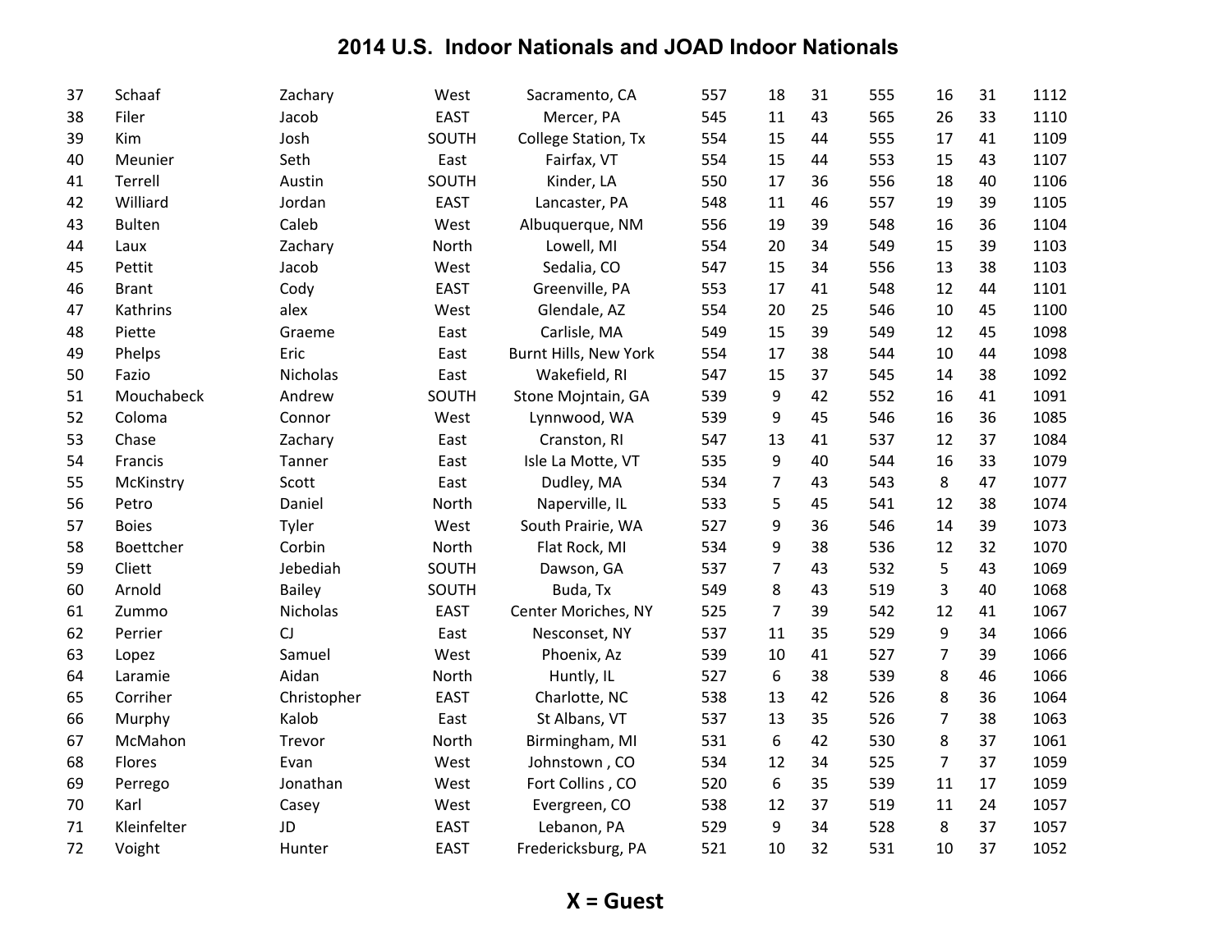# 2014 U.S. Indoor Nationals and JOAD Indoor Nationals

| | | | | | | | | | | | |
|---|---|---|---|---|---|---|---|---|---|---|---|
| 37 | Schaaf | Zachary | West | Sacramento, CA | 557 | 18 | 31 | 555 | 16 | 31 | 1112 |
| 38 | Filer | Jacob | EAST | Mercer, PA | 545 | 11 | 43 | 565 | 26 | 33 | 1110 |
| 39 | Kim | Josh | SOUTH | College Station, Tx | 554 | 15 | 44 | 555 | 17 | 41 | 1109 |
| 40 | Meunier | Seth | East | Fairfax, VT | 554 | 15 | 44 | 553 | 15 | 43 | 1107 |
| 41 | Terrell | Austin | SOUTH | Kinder, LA | 550 | 17 | 36 | 556 | 18 | 40 | 1106 |
| 42 | Williard | Jordan | EAST | Lancaster, PA | 548 | 11 | 46 | 557 | 19 | 39 | 1105 |
| 43 | Bulten | Caleb | West | Albuquerque, NM | 556 | 19 | 39 | 548 | 16 | 36 | 1104 |
| 44 | Laux | Zachary | North | Lowell, MI | 554 | 20 | 34 | 549 | 15 | 39 | 1103 |
| 45 | Pettit | Jacob | West | Sedalia, CO | 547 | 15 | 34 | 556 | 13 | 38 | 1103 |
| 46 | Brant | Cody | EAST | Greenville, PA | 553 | 17 | 41 | 548 | 12 | 44 | 1101 |
| 47 | Kathrins | alex | West | Glendale, AZ | 554 | 20 | 25 | 546 | 10 | 45 | 1100 |
| 48 | Piette | Graeme | East | Carlisle, MA | 549 | 15 | 39 | 549 | 12 | 45 | 1098 |
| 49 | Phelps | Eric | East | Burnt Hills, New York | 554 | 17 | 38 | 544 | 10 | 44 | 1098 |
| 50 | Fazio | Nicholas | East | Wakefield, RI | 547 | 15 | 37 | 545 | 14 | 38 | 1092 |
| 51 | Mouchabeck | Andrew | SOUTH | Stone Mojntain, GA | 539 | 9 | 42 | 552 | 16 | 41 | 1091 |
| 52 | Coloma | Connor | West | Lynnwood, WA | 539 | 9 | 45 | 546 | 16 | 36 | 1085 |
| 53 | Chase | Zachary | East | Cranston, RI | 547 | 13 | 41 | 537 | 12 | 37 | 1084 |
| 54 | Francis | Tanner | East | Isle La Motte, VT | 535 | 9 | 40 | 544 | 16 | 33 | 1079 |
| 55 | McKinstry | Scott | East | Dudley, MA | 534 | 7 | 43 | 543 | 8 | 47 | 1077 |
| 56 | Petro | Daniel | North | Naperville, IL | 533 | 5 | 45 | 541 | 12 | 38 | 1074 |
| 57 | Boies | Tyler | West | South Prairie, WA | 527 | 9 | 36 | 546 | 14 | 39 | 1073 |
| 58 | Boettcher | Corbin | North | Flat Rock, MI | 534 | 9 | 38 | 536 | 12 | 32 | 1070 |
| 59 | Cliett | Jebediah | SOUTH | Dawson, GA | 537 | 7 | 43 | 532 | 5 | 43 | 1069 |
| 60 | Arnold | Bailey | SOUTH | Buda, Tx | 549 | 8 | 43 | 519 | 3 | 40 | 1068 |
| 61 | Zummo | Nicholas | EAST | Center Moriches, NY | 525 | 7 | 39 | 542 | 12 | 41 | 1067 |
| 62 | Perrier | CJ | East | Nesconset, NY | 537 | 11 | 35 | 529 | 9 | 34 | 1066 |
| 63 | Lopez | Samuel | West | Phoenix, Az | 539 | 10 | 41 | 527 | 7 | 39 | 1066 |
| 64 | Laramie | Aidan | North | Huntly, IL | 527 | 6 | 38 | 539 | 8 | 46 | 1066 |
| 65 | Corriher | Christopher | EAST | Charlotte, NC | 538 | 13 | 42 | 526 | 8 | 36 | 1064 |
| 66 | Murphy | Kalob | East | St Albans, VT | 537 | 13 | 35 | 526 | 7 | 38 | 1063 |
| 67 | McMahon | Trevor | North | Birmingham, MI | 531 | 6 | 42 | 530 | 8 | 37 | 1061 |
| 68 | Flores | Evan | West | Johnstown , CO | 534 | 12 | 34 | 525 | 7 | 37 | 1059 |
| 69 | Perrego | Jonathan | West | Fort Collins , CO | 520 | 6 | 35 | 539 | 11 | 17 | 1059 |
| 70 | Karl | Casey | West | Evergreen, CO | 538 | 12 | 37 | 519 | 11 | 24 | 1057 |
| 71 | Kleinfelter | JD | EAST | Lebanon, PA | 529 | 9 | 34 | 528 | 8 | 37 | 1057 |
| 72 | Voight | Hunter | EAST | Fredericksburg, PA | 521 | 10 | 32 | 531 | 10 | 37 | 1052 |

**X = Guest**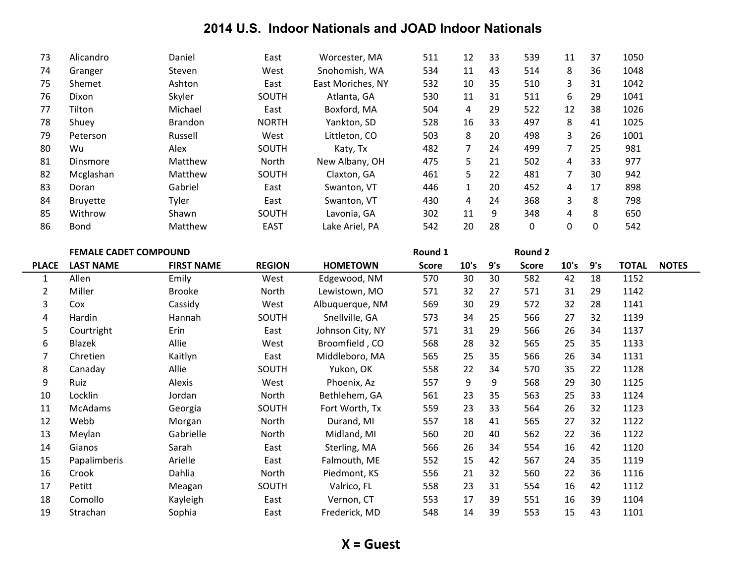## 2014 U.S. Indoor Nationals and JOAD Indoor Nationals

| | | | | | | | | | | | | |
|---|---|---|---|---|---|---|---|---|---|---|---|---|
| 73 | Alicandro | Daniel | East | Worcester, MA | 511 | 12 | 33 | 539 | 11 | 37 | 1050 | |
| 74 | Granger | Steven | West | Snohomish, WA | 534 | 11 | 43 | 514 | 8 | 36 | 1048 | |
| 75 | Shemet | Ashton | East | East Moriches, NY | 532 | 10 | 35 | 510 | 3 | 31 | 1042 | |
| 76 | Dixon | Skyler | SOUTH | Atlanta, GA | 530 | 11 | 31 | 511 | 6 | 29 | 1041 | |
| 77 | Tilton | Michael | East | Boxford, MA | 504 | 4 | 29 | 522 | 12 | 38 | 1026 | |
| 78 | Shuey | Brandon | NORTH | Yankton, SD | 528 | 16 | 33 | 497 | 8 | 41 | 1025 | |
| 79 | Peterson | Russell | West | Littleton, CO | 503 | 8 | 20 | 498 | 3 | 26 | 1001 | |
| 80 | Wu | Alex | SOUTH | Katy, Tx | 482 | 7 | 24 | 499 | 7 | 25 | 981 | |
| 81 | Dinsmore | Matthew | North | New Albany, OH | 475 | 5 | 21 | 502 | 4 | 33 | 977 | |
| 82 | Mcglashan | Matthew | SOUTH | Claxton, GA | 461 | 5 | 22 | 481 | 7 | 30 | 942 | |
| 83 | Doran | Gabriel | East | Swanton, VT | 446 | 1 | 20 | 452 | 4 | 17 | 898 | |
| 84 | Bruyette | Tyler | East | Swanton, VT | 430 | 4 | 24 | 368 | 3 | 8 | 798 | |
| 85 | Withrow | Shawn | SOUTH | Lavonia, GA | 302 | 11 | 9 | 348 | 4 | 8 | 650 | |
| 86 | Bond | Matthew | EAST | Lake Ariel, PA | 542 | 20 | 28 | 0 | 0 | 0 | 542 | |

| | FEMALE CADET COMPOUND | | | | Round 1 | | | Round 2 | | | | |
|---|---|---|---|---|---|---|---|---|---|---|---|---|
| PLACE | LAST NAME | FIRST NAME | REGION | HOMETOWN | Score | 10's | 9's | Score | 10's | 9's | TOTAL | NOTES |
| 1 | Allen | Emily | West | Edgewood, NM | 570 | 30 | 30 | 582 | 42 | 18 | 1152 | |
| 2 | Miller | Brooke | North | Lewistown, MO | 571 | 32 | 27 | 571 | 31 | 29 | 1142 | |
| 3 | Cox | Cassidy | West | Albuquerque, NM | 569 | 30 | 29 | 572 | 32 | 28 | 1141 | |
| 4 | Hardin | Hannah | SOUTH | Snellville, GA | 573 | 34 | 25 | 566 | 27 | 32 | 1139 | |
| 5 | Courtright | Erin | East | Johnson City, NY | 571 | 31 | 29 | 566 | 26 | 34 | 1137 | |
| 6 | Blazek | Allie | West | Broomfield , CO | 568 | 28 | 32 | 565 | 25 | 35 | 1133 | |
| 7 | Chretien | Kaitlyn | East | Middleboro, MA | 565 | 25 | 35 | 566 | 26 | 34 | 1131 | |
| 8 | Canaday | Allie | SOUTH | Yukon, OK | 558 | 22 | 34 | 570 | 35 | 22 | 1128 | |
| 9 | Ruiz | Alexis | West | Phoenix, Az | 557 | 9 | 9 | 568 | 29 | 30 | 1125 | |
| 10 | Locklin | Jordan | North | Bethlehem, GA | 561 | 23 | 35 | 563 | 25 | 33 | 1124 | |
| 11 | McAdams | Georgia | SOUTH | Fort Worth, Tx | 559 | 23 | 33 | 564 | 26 | 32 | 1123 | |
| 12 | Webb | Morgan | North | Durand, MI | 557 | 18 | 41 | 565 | 27 | 32 | 1122 | |
| 13 | Meylan | Gabrielle | North | Midland, MI | 560 | 20 | 40 | 562 | 22 | 36 | 1122 | |
| 14 | Gianos | Sarah | East | Sterling, MA | 566 | 26 | 34 | 554 | 16 | 42 | 1120 | |
| 15 | Papalimberis | Arielle | East | Falmouth, ME | 552 | 15 | 42 | 567 | 24 | 35 | 1119 | |
| 16 | Crook | Dahlia | North | Piedmont, KS | 556 | 21 | 32 | 560 | 22 | 36 | 1116 | |
| 17 | Petitt | Meagan | SOUTH | Valrico, FL | 558 | 23 | 31 | 554 | 16 | 42 | 1112 | |
| 18 | Comollo | Kayleigh | East | Vernon, CT | 553 | 17 | 39 | 551 | 16 | 39 | 1104 | |
| 19 | Strachan | Sophia | East | Frederick, MD | 548 | 14 | 39 | 553 | 15 | 43 | 1101 | |

**X = Guest**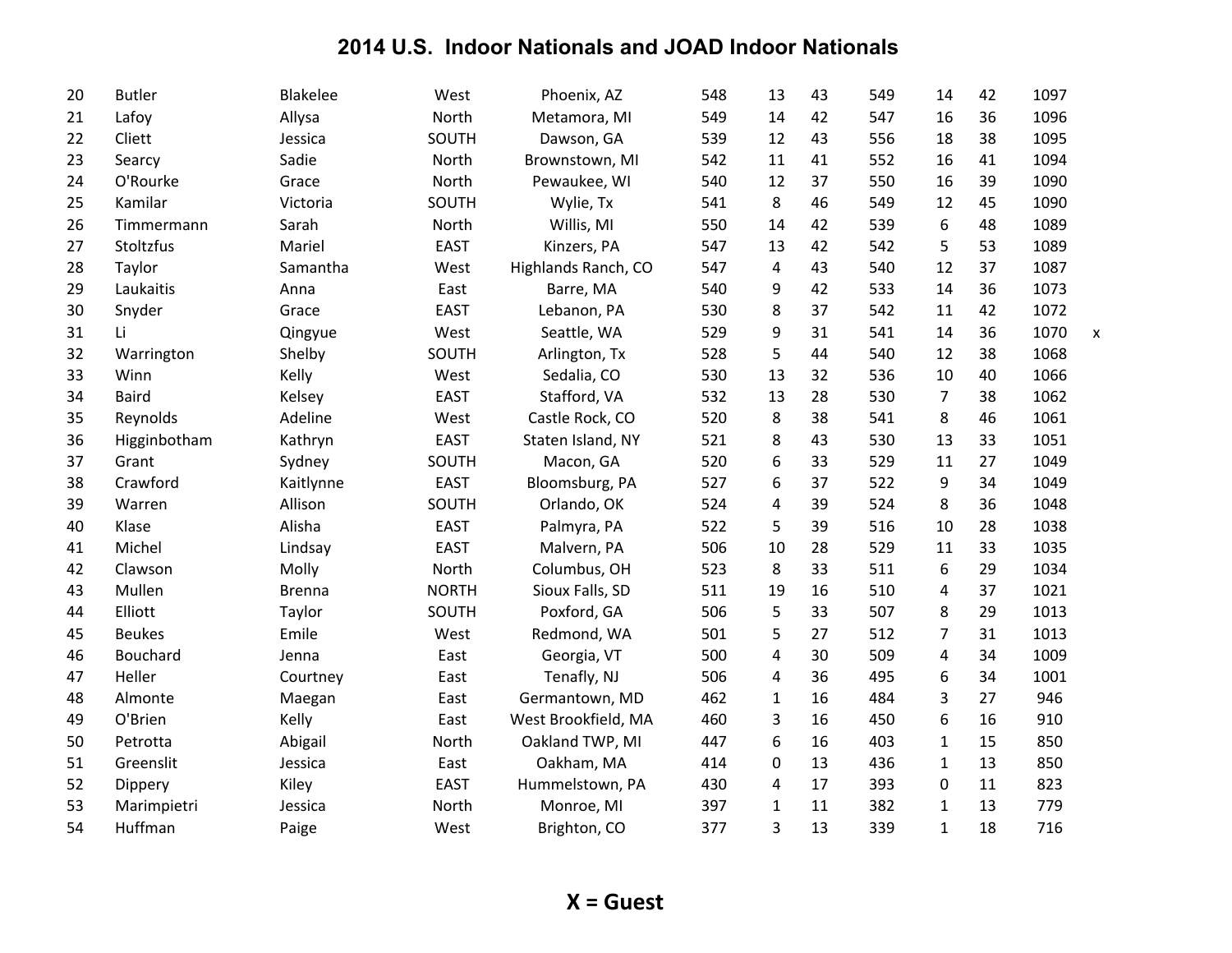# 2014 U.S. Indoor Nationals and JOAD Indoor Nationals

| | | | | | | | | | | | | |
|---|---|---|---|---|---|---|---|---|---|---|---|---|
| 20 | Butler | Blakelee | West | Phoenix, AZ | 548 | 13 | 43 | 549 | 14 | 42 | 1097 | |
| 21 | Lafoy | Allysa | North | Metamora, MI | 549 | 14 | 42 | 547 | 16 | 36 | 1096 | |
| 22 | Cliett | Jessica | SOUTH | Dawson, GA | 539 | 12 | 43 | 556 | 18 | 38 | 1095 | |
| 23 | Searcy | Sadie | North | Brownstown, MI | 542 | 11 | 41 | 552 | 16 | 41 | 1094 | |
| 24 | O'Rourke | Grace | North | Pewaukee, WI | 540 | 12 | 37 | 550 | 16 | 39 | 1090 | |
| 25 | Kamilar | Victoria | SOUTH | Wylie, Tx | 541 | 8 | 46 | 549 | 12 | 45 | 1090 | |
| 26 | Timmermann | Sarah | North | Willis, MI | 550 | 14 | 42 | 539 | 6 | 48 | 1089 | |
| 27 | Stoltzfus | Mariel | EAST | Kinzers, PA | 547 | 13 | 42 | 542 | 5 | 53 | 1089 | |
| 28 | Taylor | Samantha | West | Highlands Ranch, CO | 547 | 4 | 43 | 540 | 12 | 37 | 1087 | |
| 29 | Laukaitis | Anna | East | Barre, MA | 540 | 9 | 42 | 533 | 14 | 36 | 1073 | |
| 30 | Snyder | Grace | EAST | Lebanon, PA | 530 | 8 | 37 | 542 | 11 | 42 | 1072 | |
| 31 | Li | Qingyue | West | Seattle, WA | 529 | 9 | 31 | 541 | 14 | 36 | 1070 | x |
| 32 | Warrington | Shelby | SOUTH | Arlington, Tx | 528 | 5 | 44 | 540 | 12 | 38 | 1068 | |
| 33 | Winn | Kelly | West | Sedalia, CO | 530 | 13 | 32 | 536 | 10 | 40 | 1066 | |
| 34 | Baird | Kelsey | EAST | Stafford, VA | 532 | 13 | 28 | 530 | 7 | 38 | 1062 | |
| 35 | Reynolds | Adeline | West | Castle Rock, CO | 520 | 8 | 38 | 541 | 8 | 46 | 1061 | |
| 36 | Higginbotham | Kathryn | EAST | Staten Island, NY | 521 | 8 | 43 | 530 | 13 | 33 | 1051 | |
| 37 | Grant | Sydney | SOUTH | Macon, GA | 520 | 6 | 33 | 529 | 11 | 27 | 1049 | |
| 38 | Crawford | Kaitlynne | EAST | Bloomsburg, PA | 527 | 6 | 37 | 522 | 9 | 34 | 1049 | |
| 39 | Warren | Allison | SOUTH | Orlando, OK | 524 | 4 | 39 | 524 | 8 | 36 | 1048 | |
| 40 | Klase | Alisha | EAST | Palmyra, PA | 522 | 5 | 39 | 516 | 10 | 28 | 1038 | |
| 41 | Michel | Lindsay | EAST | Malvern, PA | 506 | 10 | 28 | 529 | 11 | 33 | 1035 | |
| 42 | Clawson | Molly | North | Columbus, OH | 523 | 8 | 33 | 511 | 6 | 29 | 1034 | |
| 43 | Mullen | Brenna | NORTH | Sioux Falls, SD | 511 | 19 | 16 | 510 | 4 | 37 | 1021 | |
| 44 | Elliott | Taylor | SOUTH | Poxford, GA | 506 | 5 | 33 | 507 | 8 | 29 | 1013 | |
| 45 | Beukes | Emile | West | Redmond, WA | 501 | 5 | 27 | 512 | 7 | 31 | 1013 | |
| 46 | Bouchard | Jenna | East | Georgia, VT | 500 | 4 | 30 | 509 | 4 | 34 | 1009 | |
| 47 | Heller | Courtney | East | Tenafly, NJ | 506 | 4 | 36 | 495 | 6 | 34 | 1001 | |
| 48 | Almonte | Maegan | East | Germantown, MD | 462 | 1 | 16 | 484 | 3 | 27 | 946 | |
| 49 | O'Brien | Kelly | East | West Brookfield, MA | 460 | 3 | 16 | 450 | 6 | 16 | 910 | |
| 50 | Petrotta | Abigail | North | Oakland TWP, MI | 447 | 6 | 16 | 403 | 1 | 15 | 850 | |
| 51 | Greenslit | Jessica | East | Oakham, MA | 414 | 0 | 13 | 436 | 1 | 13 | 850 | |
| 52 | Dippery | Kiley | EAST | Hummelstown, PA | 430 | 4 | 17 | 393 | 0 | 11 | 823 | |
| 53 | Marimpietri | Jessica | North | Monroe, MI | 397 | 1 | 11 | 382 | 1 | 13 | 779 | |
| 54 | Huffman | Paige | West | Brighton, CO | 377 | 3 | 13 | 339 | 1 | 18 | 716 | |

**X = Guest**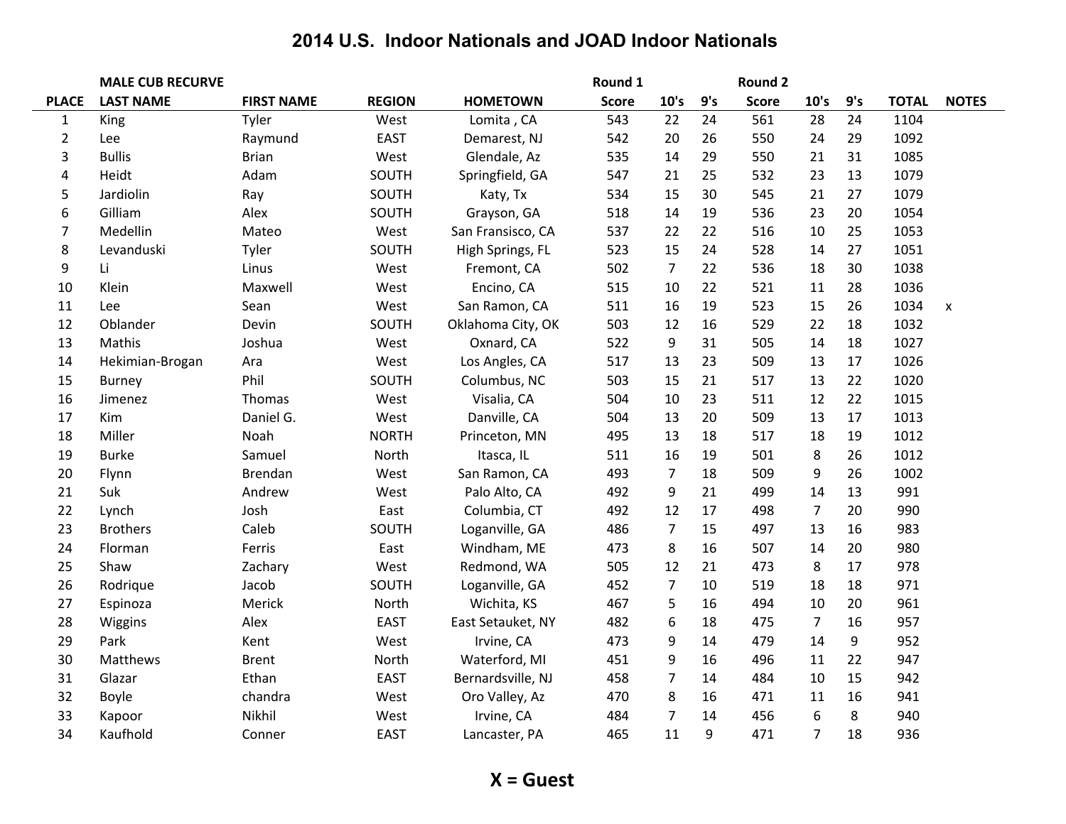# 2014 U.S. Indoor Nationals and JOAD Indoor Nationals

| | MALE CUB RECURVE | | | | Round 1 | | | Round 2 | | | | |
|---|---|---|---|---|---|---|---|---|---|---|---|---|
| PLACE | LAST NAME | FIRST NAME | REGION | HOMETOWN | Score | 10's | 9's | Score | 10's | 9's | TOTAL | NOTES |
| 1 | King | Tyler | West | Lomita , CA | 543 | 22 | 24 | 561 | 28 | 24 | 1104 | |
| 2 | Lee | Raymund | EAST | Demarest, NJ | 542 | 20 | 26 | 550 | 24 | 29 | 1092 | |
| 3 | Bullis | Brian | West | Glendale, Az | 535 | 14 | 29 | 550 | 21 | 31 | 1085 | |
| 4 | Heidt | Adam | SOUTH | Springfield, GA | 547 | 21 | 25 | 532 | 23 | 13 | 1079 | |
| 5 | Jardiolin | Ray | SOUTH | Katy, Tx | 534 | 15 | 30 | 545 | 21 | 27 | 1079 | |
| 6 | Gilliam | Alex | SOUTH | Grayson, GA | 518 | 14 | 19 | 536 | 23 | 20 | 1054 | |
| 7 | Medellin | Mateo | West | San Fransisco, CA | 537 | 22 | 22 | 516 | 10 | 25 | 1053 | |
| 8 | Levanduski | Tyler | SOUTH | High Springs, FL | 523 | 15 | 24 | 528 | 14 | 27 | 1051 | |
| 9 | Li | Linus | West | Fremont, CA | 502 | 7 | 22 | 536 | 18 | 30 | 1038 | |
| 10 | Klein | Maxwell | West | Encino, CA | 515 | 10 | 22 | 521 | 11 | 28 | 1036 | |
| 11 | Lee | Sean | West | San Ramon, CA | 511 | 16 | 19 | 523 | 15 | 26 | 1034 | x |
| 12 | Oblander | Devin | SOUTH | Oklahoma City, OK | 503 | 12 | 16 | 529 | 22 | 18 | 1032 | |
| 13 | Mathis | Joshua | West | Oxnard, CA | 522 | 9 | 31 | 505 | 14 | 18 | 1027 | |
| 14 | Hekimian-Brogan | Ara | West | Los Angles, CA | 517 | 13 | 23 | 509 | 13 | 17 | 1026 | |
| 15 | Burney | Phil | SOUTH | Columbus, NC | 503 | 15 | 21 | 517 | 13 | 22 | 1020 | |
| 16 | Jimenez | Thomas | West | Visalia, CA | 504 | 10 | 23 | 511 | 12 | 22 | 1015 | |
| 17 | Kim | Daniel G. | West | Danville, CA | 504 | 13 | 20 | 509 | 13 | 17 | 1013 | |
| 18 | Miller | Noah | NORTH | Princeton, MN | 495 | 13 | 18 | 517 | 18 | 19 | 1012 | |
| 19 | Burke | Samuel | North | Itasca, IL | 511 | 16 | 19 | 501 | 8 | 26 | 1012 | |
| 20 | Flynn | Brendan | West | San Ramon, CA | 493 | 7 | 18 | 509 | 9 | 26 | 1002 | |
| 21 | Suk | Andrew | West | Palo Alto, CA | 492 | 9 | 21 | 499 | 14 | 13 | 991 | |
| 22 | Lynch | Josh | East | Columbia, CT | 492 | 12 | 17 | 498 | 7 | 20 | 990 | |
| 23 | Brothers | Caleb | SOUTH | Loganville, GA | 486 | 7 | 15 | 497 | 13 | 16 | 983 | |
| 24 | Florman | Ferris | East | Windham, ME | 473 | 8 | 16 | 507 | 14 | 20 | 980 | |
| 25 | Shaw | Zachary | West | Redmond, WA | 505 | 12 | 21 | 473 | 8 | 17 | 978 | |
| 26 | Rodrique | Jacob | SOUTH | Loganville, GA | 452 | 7 | 10 | 519 | 18 | 18 | 971 | |
| 27 | Espinoza | Merick | North | Wichita, KS | 467 | 5 | 16 | 494 | 10 | 20 | 961 | |
| 28 | Wiggins | Alex | EAST | East Setauket, NY | 482 | 6 | 18 | 475 | 7 | 16 | 957 | |
| 29 | Park | Kent | West | Irvine, CA | 473 | 9 | 14 | 479 | 14 | 9 | 952 | |
| 30 | Matthews | Brent | North | Waterford, MI | 451 | 9 | 16 | 496 | 11 | 22 | 947 | |
| 31 | Glazar | Ethan | EAST | Bernardsville, NJ | 458 | 7 | 14 | 484 | 10 | 15 | 942 | |
| 32 | Boyle | chandra | West | Oro Valley, Az | 470 | 8 | 16 | 471 | 11 | 16 | 941 | |
| 33 | Kapoor | Nikhil | West | Irvine, CA | 484 | 7 | 14 | 456 | 6 | 8 | 940 | |
| 34 | Kaufhold | Conner | EAST | Lancaster, PA | 465 | 11 | 9 | 471 | 7 | 18 | 936 | |

**X = Guest**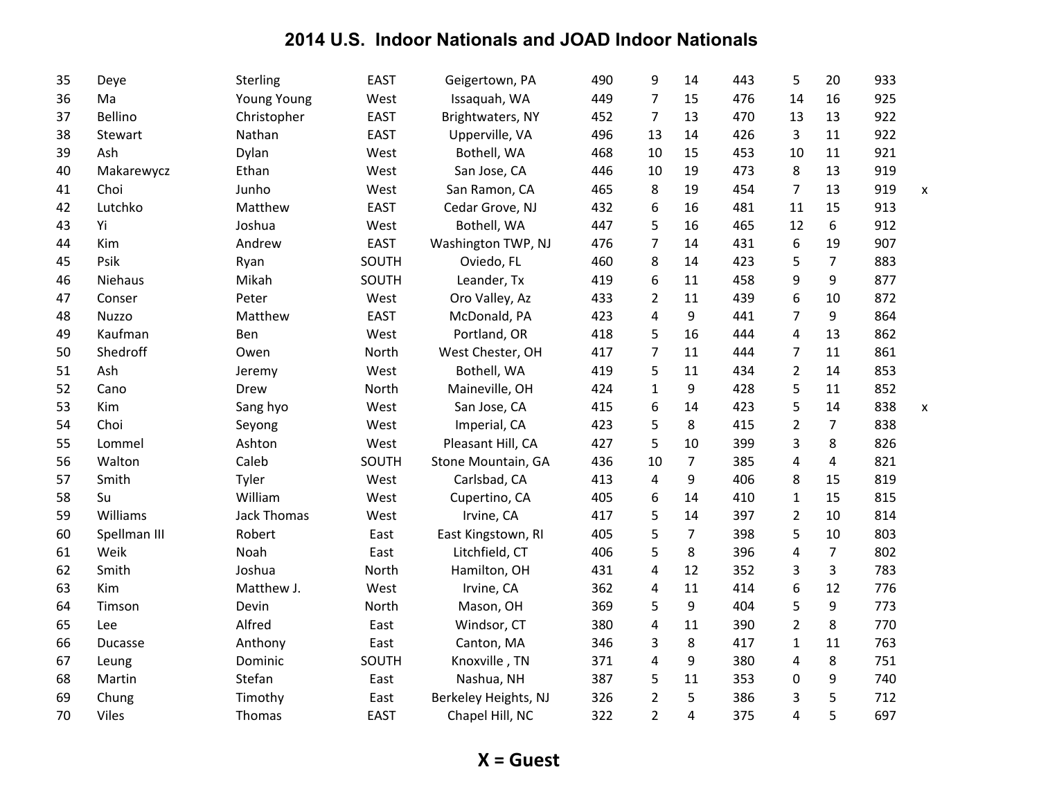## 2014 U.S. Indoor Nationals and JOAD Indoor Nationals

| | | | | | | | | | | | | |
|---|---|---|---|---|---|---|---|---|---|---|---|---|
| 35 | Deye | Sterling | EAST | Geigertown, PA | 490 | 9 | 14 | 443 | 5 | 20 | 933 | |
| 36 | Ma | Young Young | West | Issaquah, WA | 449 | 7 | 15 | 476 | 14 | 16 | 925 | |
| 37 | Bellino | Christopher | EAST | Brightwaters, NY | 452 | 7 | 13 | 470 | 13 | 13 | 922 | |
| 38 | Stewart | Nathan | EAST | Upperville, VA | 496 | 13 | 14 | 426 | 3 | 11 | 922 | |
| 39 | Ash | Dylan | West | Bothell, WA | 468 | 10 | 15 | 453 | 10 | 11 | 921 | |
| 40 | Makarewycz | Ethan | West | San Jose, CA | 446 | 10 | 19 | 473 | 8 | 13 | 919 | |
| 41 | Choi | Junho | West | San Ramon, CA | 465 | 8 | 19 | 454 | 7 | 13 | 919 | x |
| 42 | Lutchko | Matthew | EAST | Cedar Grove, NJ | 432 | 6 | 16 | 481 | 11 | 15 | 913 | |
| 43 | Yi | Joshua | West | Bothell, WA | 447 | 5 | 16 | 465 | 12 | 6 | 912 | |
| 44 | Kim | Andrew | EAST | Washington TWP, NJ | 476 | 7 | 14 | 431 | 6 | 19 | 907 | |
| 45 | Psik | Ryan | SOUTH | Oviedo, FL | 460 | 8 | 14 | 423 | 5 | 7 | 883 | |
| 46 | Niehaus | Mikah | SOUTH | Leander, Tx | 419 | 6 | 11 | 458 | 9 | 9 | 877 | |
| 47 | Conser | Peter | West | Oro Valley, Az | 433 | 2 | 11 | 439 | 6 | 10 | 872 | |
| 48 | Nuzzo | Matthew | EAST | McDonald, PA | 423 | 4 | 9 | 441 | 7 | 9 | 864 | |
| 49 | Kaufman | Ben | West | Portland, OR | 418 | 5 | 16 | 444 | 4 | 13 | 862 | |
| 50 | Shedroff | Owen | North | West Chester, OH | 417 | 7 | 11 | 444 | 7 | 11 | 861 | |
| 51 | Ash | Jeremy | West | Bothell, WA | 419 | 5 | 11 | 434 | 2 | 14 | 853 | |
| 52 | Cano | Drew | North | Maineville, OH | 424 | 1 | 9 | 428 | 5 | 11 | 852 | |
| 53 | Kim | Sang hyo | West | San Jose, CA | 415 | 6 | 14 | 423 | 5 | 14 | 838 | x |
| 54 | Choi | Seyong | West | Imperial, CA | 423 | 5 | 8 | 415 | 2 | 7 | 838 | |
| 55 | Lommel | Ashton | West | Pleasant Hill, CA | 427 | 5 | 10 | 399 | 3 | 8 | 826 | |
| 56 | Walton | Caleb | SOUTH | Stone Mountain, GA | 436 | 10 | 7 | 385 | 4 | 4 | 821 | |
| 57 | Smith | Tyler | West | Carlsbad, CA | 413 | 4 | 9 | 406 | 8 | 15 | 819 | |
| 58 | Su | William | West | Cupertino, CA | 405 | 6 | 14 | 410 | 1 | 15 | 815 | |
| 59 | Williams | Jack Thomas | West | Irvine, CA | 417 | 5 | 14 | 397 | 2 | 10 | 814 | |
| 60 | Spellman III | Robert | East | East Kingstown, RI | 405 | 5 | 7 | 398 | 5 | 10 | 803 | |
| 61 | Weik | Noah | East | Litchfield, CT | 406 | 5 | 8 | 396 | 4 | 7 | 802 | |
| 62 | Smith | Joshua | North | Hamilton, OH | 431 | 4 | 12 | 352 | 3 | 3 | 783 | |
| 63 | Kim | Matthew J. | West | Irvine, CA | 362 | 4 | 11 | 414 | 6 | 12 | 776 | |
| 64 | Timson | Devin | North | Mason, OH | 369 | 5 | 9 | 404 | 5 | 9 | 773 | |
| 65 | Lee | Alfred | East | Windsor, CT | 380 | 4 | 11 | 390 | 2 | 8 | 770 | |
| 66 | Ducasse | Anthony | East | Canton, MA | 346 | 3 | 8 | 417 | 1 | 11 | 763 | |
| 67 | Leung | Dominic | SOUTH | Knoxville , TN | 371 | 4 | 9 | 380 | 4 | 8 | 751 | |
| 68 | Martin | Stefan | East | Nashua, NH | 387 | 5 | 11 | 353 | 0 | 9 | 740 | |
| 69 | Chung | Timothy | East | Berkeley Heights, NJ | 326 | 2 | 5 | 386 | 3 | 5 | 712 | |
| 70 | Viles | Thomas | EAST | Chapel Hill, NC | 322 | 2 | 4 | 375 | 4 | 5 | 697 | |

**X = Guest**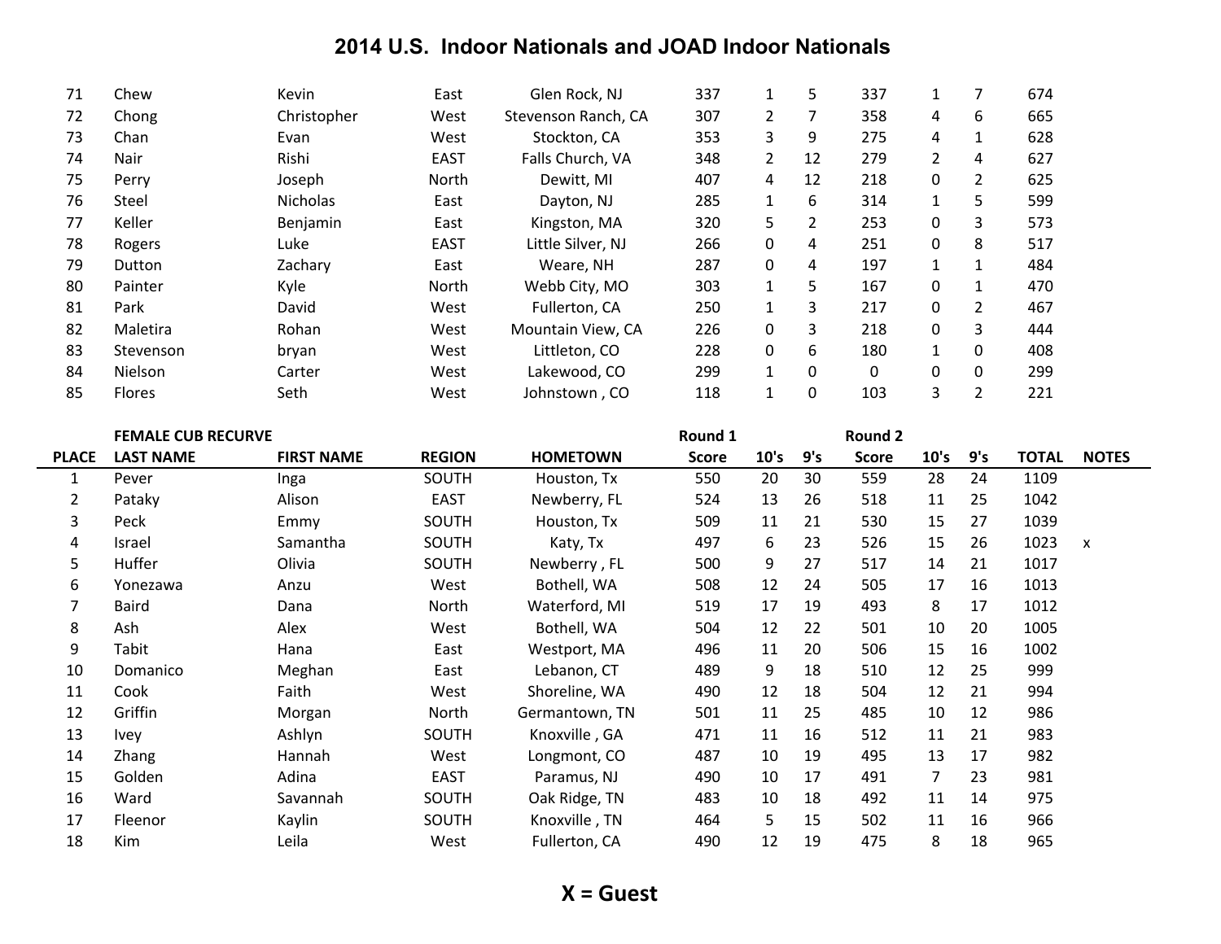# 2014 U.S. Indoor Nationals and JOAD Indoor Nationals

| | | | | | | | | | | | | |
|---|---|---|---|---|---|---|---|---|---|---|---|---|
| 71 | Chew | Kevin | East | Glen Rock, NJ | 337 | 1 | 5 | 337 | 1 | 7 | 674 | |
| 72 | Chong | Christopher | West | Stevenson Ranch, CA | 307 | 2 | 7 | 358 | 4 | 6 | 665 | |
| 73 | Chan | Evan | West | Stockton, CA | 353 | 3 | 9 | 275 | 4 | 1 | 628 | |
| 74 | Nair | Rishi | EAST | Falls Church, VA | 348 | 2 | 12 | 279 | 2 | 4 | 627 | |
| 75 | Perry | Joseph | North | Dewitt, MI | 407 | 4 | 12 | 218 | 0 | 2 | 625 | |
| 76 | Steel | Nicholas | East | Dayton, NJ | 285 | 1 | 6 | 314 | 1 | 5 | 599 | |
| 77 | Keller | Benjamin | East | Kingston, MA | 320 | 5 | 2 | 253 | 0 | 3 | 573 | |
| 78 | Rogers | Luke | EAST | Little Silver, NJ | 266 | 0 | 4 | 251 | 0 | 8 | 517 | |
| 79 | Dutton | Zachary | East | Weare, NH | 287 | 0 | 4 | 197 | 1 | 1 | 484 | |
| 80 | Painter | Kyle | North | Webb City, MO | 303 | 1 | 5 | 167 | 0 | 1 | 470 | |
| 81 | Park | David | West | Fullerton, CA | 250 | 1 | 3 | 217 | 0 | 2 | 467 | |
| 82 | Maletira | Rohan | West | Mountain View, CA | 226 | 0 | 3 | 218 | 0 | 3 | 444 | |
| 83 | Stevenson | bryan | West | Littleton, CO | 228 | 0 | 6 | 180 | 1 | 0 | 408 | |
| 84 | Nielson | Carter | West | Lakewood, CO | 299 | 1 | 0 | 0 | 0 | 0 | 299 | |
| 85 | Flores | Seth | West | Johnstown , CO | 118 | 1 | 0 | 103 | 3 | 2 | 221 | |

| | **FEMALE CUB RECURVE** | | | | **Round 1** | | | **Round 2** | | | | |
|---|---|---|---|---|---|---|---|---|---|---|---|---|
| **PLACE** | **LAST NAME** | **FIRST NAME** | **REGION** | **HOMETOWN** | **Score** | **10's** | **9's** | **Score** | **10's** | **9's** | **TOTAL** | **NOTES** |
| 1 | Pever | Inga | SOUTH | Houston, Tx | 550 | 20 | 30 | 559 | 28 | 24 | 1109 | |
| 2 | Pataky | Alison | EAST | Newberry, FL | 524 | 13 | 26 | 518 | 11 | 25 | 1042 | |
| 3 | Peck | Emmy | SOUTH | Houston, Tx | 509 | 11 | 21 | 530 | 15 | 27 | 1039 | |
| 4 | Israel | Samantha | SOUTH | Katy, Tx | 497 | 6 | 23 | 526 | 15 | 26 | 1023 | x |
| 5 | Huffer | Olivia | SOUTH | Newberry , FL | 500 | 9 | 27 | 517 | 14 | 21 | 1017 | |
| 6 | Yonezawa | Anzu | West | Bothell, WA | 508 | 12 | 24 | 505 | 17 | 16 | 1013 | |
| 7 | Baird | Dana | North | Waterford, MI | 519 | 17 | 19 | 493 | 8 | 17 | 1012 | |
| 8 | Ash | Alex | West | Bothell, WA | 504 | 12 | 22 | 501 | 10 | 20 | 1005 | |
| 9 | Tabit | Hana | East | Westport, MA | 496 | 11 | 20 | 506 | 15 | 16 | 1002 | |
| 10 | Domanico | Meghan | East | Lebanon, CT | 489 | 9 | 18 | 510 | 12 | 25 | 999 | |
| 11 | Cook | Faith | West | Shoreline, WA | 490 | 12 | 18 | 504 | 12 | 21 | 994 | |
| 12 | Griffin | Morgan | North | Germantown, TN | 501 | 11 | 25 | 485 | 10 | 12 | 986 | |
| 13 | Ivey | Ashlyn | SOUTH | Knoxville , GA | 471 | 11 | 16 | 512 | 11 | 21 | 983 | |
| 14 | Zhang | Hannah | West | Longmont, CO | 487 | 10 | 19 | 495 | 13 | 17 | 982 | |
| 15 | Golden | Adina | EAST | Paramus, NJ | 490 | 10 | 17 | 491 | 7 | 23 | 981 | |
| 16 | Ward | Savannah | SOUTH | Oak Ridge, TN | 483 | 10 | 18 | 492 | 11 | 14 | 975 | |
| 17 | Fleenor | Kaylin | SOUTH | Knoxville , TN | 464 | 5 | 15 | 502 | 11 | 16 | 966 | |
| 18 | Kim | Leila | West | Fullerton, CA | 490 | 12 | 19 | 475 | 8 | 18 | 965 | |

**X = Guest**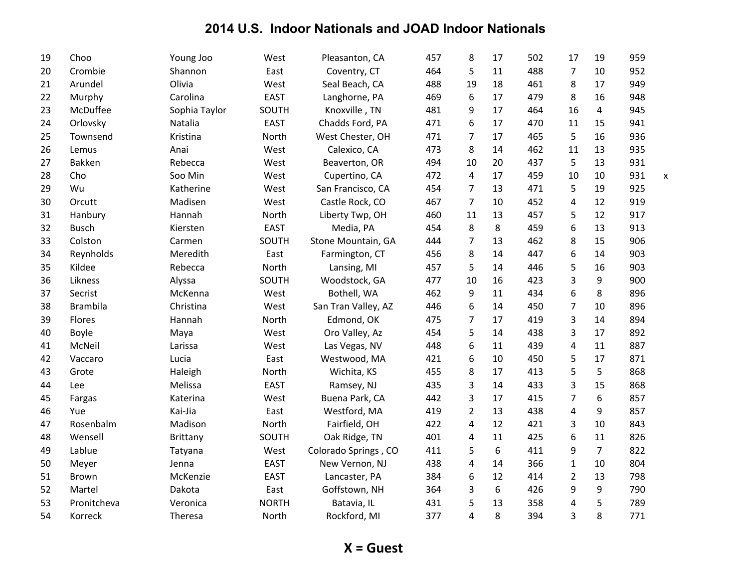# 2014 U.S. Indoor Nationals and JOAD Indoor Nationals

| | | | | | | | | | | | | |
|---|---|---|---|---|---|---|---|---|---|---|---|---|
| 19 | Choo | Young Joo | West | Pleasanton, CA | 457 | 8 | 17 | 502 | 17 | 19 | 959 | |
| 20 | Crombie | Shannon | East | Coventry, CT | 464 | 5 | 11 | 488 | 7 | 10 | 952 | |
| 21 | Arundel | Olivia | West | Seal Beach, CA | 488 | 19 | 18 | 461 | 8 | 17 | 949 | |
| 22 | Murphy | Carolina | EAST | Langhorne, PA | 469 | 6 | 17 | 479 | 8 | 16 | 948 | |
| 23 | McDuffee | Sophia Taylor | SOUTH | Knoxville , TN | 481 | 9 | 17 | 464 | 16 | 4 | 945 | |
| 24 | Orlovsky | Natalia | EAST | Chadds Ford, PA | 471 | 6 | 17 | 470 | 11 | 15 | 941 | |
| 25 | Townsend | Kristina | North | West Chester, OH | 471 | 7 | 17 | 465 | 5 | 16 | 936 | |
| 26 | Lemus | Anai | West | Calexico, CA | 473 | 8 | 14 | 462 | 11 | 13 | 935 | |
| 27 | Bakken | Rebecca | West | Beaverton, OR | 494 | 10 | 20 | 437 | 5 | 13 | 931 | |
| 28 | Cho | Soo Min | West | Cupertino, CA | 472 | 4 | 17 | 459 | 10 | 10 | 931 | x |
| 29 | Wu | Katherine | West | San Francisco, CA | 454 | 7 | 13 | 471 | 5 | 19 | 925 | |
| 30 | Orcutt | Madisen | West | Castle Rock, CO | 467 | 7 | 10 | 452 | 4 | 12 | 919 | |
| 31 | Hanbury | Hannah | North | Liberty Twp, OH | 460 | 11 | 13 | 457 | 5 | 12 | 917 | |
| 32 | Busch | Kiersten | EAST | Media, PA | 454 | 8 | 8 | 459 | 6 | 13 | 913 | |
| 33 | Colston | Carmen | SOUTH | Stone Mountain, GA | 444 | 7 | 13 | 462 | 8 | 15 | 906 | |
| 34 | Reynholds | Meredith | East | Farmington, CT | 456 | 8 | 14 | 447 | 6 | 14 | 903 | |
| 35 | Kildee | Rebecca | North | Lansing, MI | 457 | 5 | 14 | 446 | 5 | 16 | 903 | |
| 36 | Likness | Alyssa | SOUTH | Woodstock, GA | 477 | 10 | 16 | 423 | 3 | 9 | 900 | |
| 37 | Secrist | McKenna | West | Bothell, WA | 462 | 9 | 11 | 434 | 6 | 8 | 896 | |
| 38 | Brambila | Christina | West | San Tran Valley, AZ | 446 | 6 | 14 | 450 | 7 | 10 | 896 | |
| 39 | Flores | Hannah | North | Edmond, OK | 475 | 7 | 17 | 419 | 3 | 14 | 894 | |
| 40 | Boyle | Maya | West | Oro Valley, Az | 454 | 5 | 14 | 438 | 3 | 17 | 892 | |
| 41 | McNeil | Larissa | West | Las Vegas, NV | 448 | 6 | 11 | 439 | 4 | 11 | 887 | |
| 42 | Vaccaro | Lucia | East | Westwood, MA | 421 | 6 | 10 | 450 | 5 | 17 | 871 | |
| 43 | Grote | Haleigh | North | Wichita, KS | 455 | 8 | 17 | 413 | 5 | 5 | 868 | |
| 44 | Lee | Melissa | EAST | Ramsey, NJ | 435 | 3 | 14 | 433 | 3 | 15 | 868 | |
| 45 | Fargas | Katerina | West | Buena Park, CA | 442 | 3 | 17 | 415 | 7 | 6 | 857 | |
| 46 | Yue | Kai-Jia | East | Westford, MA | 419 | 2 | 13 | 438 | 4 | 9 | 857 | |
| 47 | Rosenbalm | Madison | North | Fairfield, OH | 422 | 4 | 12 | 421 | 3 | 10 | 843 | |
| 48 | Wensell | Brittany | SOUTH | Oak Ridge, TN | 401 | 4 | 11 | 425 | 6 | 11 | 826 | |
| 49 | Lablue | Tatyana | West | Colorado Springs , CO | 411 | 5 | 6 | 411 | 9 | 7 | 822 | |
| 50 | Meyer | Jenna | EAST | New Vernon, NJ | 438 | 4 | 14 | 366 | 1 | 10 | 804 | |
| 51 | Brown | McKenzie | EAST | Lancaster, PA | 384 | 6 | 12 | 414 | 2 | 13 | 798 | |
| 52 | Martel | Dakota | East | Goffstown, NH | 364 | 3 | 6 | 426 | 9 | 9 | 790 | |
| 53 | Pronitcheva | Veronica | NORTH | Batavia, IL | 431 | 5 | 13 | 358 | 4 | 5 | 789 | |
| 54 | Korreck | Theresa | North | Rockford, MI | 377 | 4 | 8 | 394 | 3 | 8 | 771 | |

**X = Guest**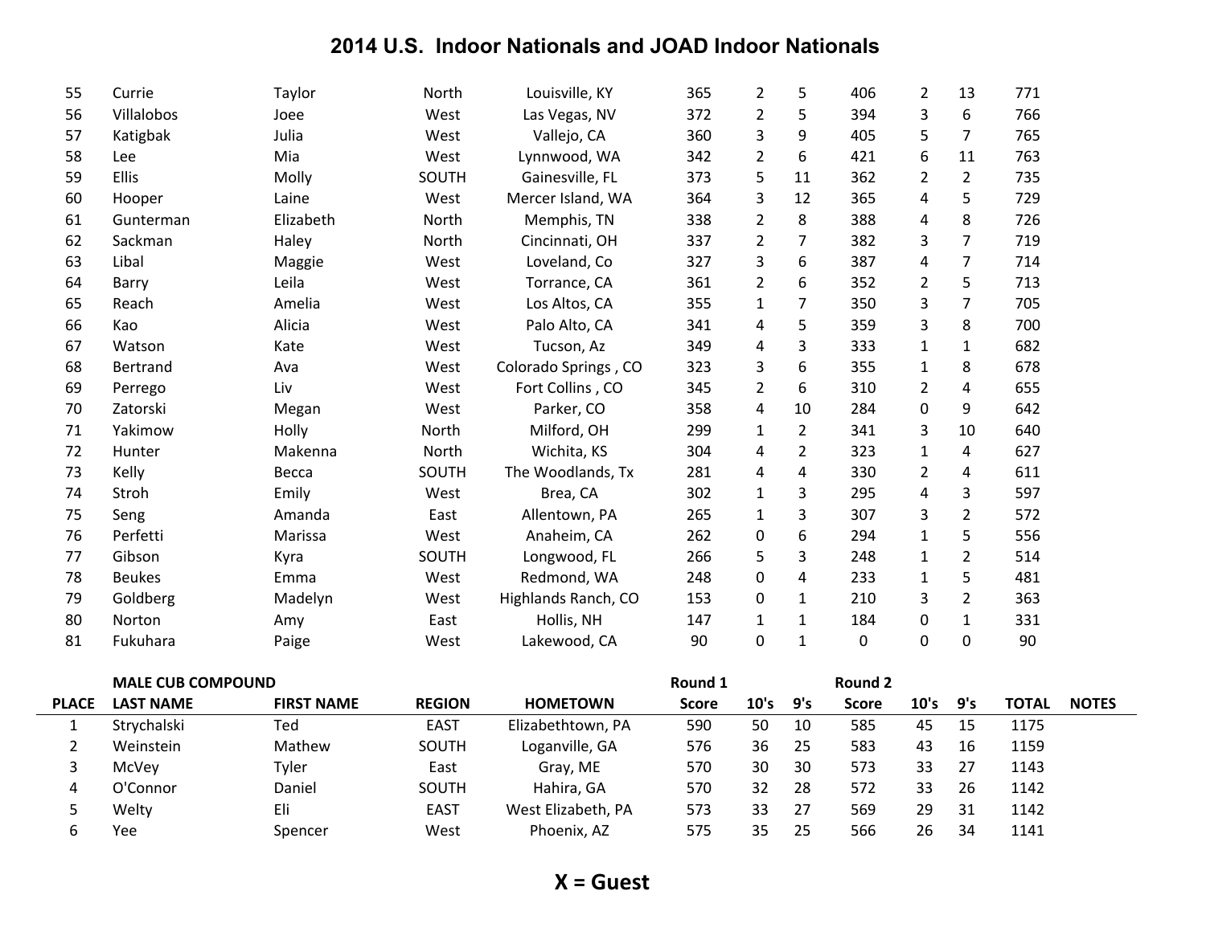# 2014 U.S. Indoor Nationals and JOAD Indoor Nationals

| | | | | | | | | | | | | |
|---|---|---|---|---|---|---|---|---|---|---|---|---|
| 55 | Currie | Taylor | North | Louisville, KY | 365 | 2 | 5 | 406 | 2 | 13 | 771 | |
| 56 | Villalobos | Joee | West | Las Vegas, NV | 372 | 2 | 5 | 394 | 3 | 6 | 766 | |
| 57 | Katigbak | Julia | West | Vallejo, CA | 360 | 3 | 9 | 405 | 5 | 7 | 765 | |
| 58 | Lee | Mia | West | Lynnwood, WA | 342 | 2 | 6 | 421 | 6 | 11 | 763 | |
| 59 | Ellis | Molly | SOUTH | Gainesville, FL | 373 | 5 | 11 | 362 | 2 | 2 | 735 | |
| 60 | Hooper | Laine | West | Mercer Island, WA | 364 | 3 | 12 | 365 | 4 | 5 | 729 | |
| 61 | Gunterman | Elizabeth | North | Memphis, TN | 338 | 2 | 8 | 388 | 4 | 8 | 726 | |
| 62 | Sackman | Haley | North | Cincinnati, OH | 337 | 2 | 7 | 382 | 3 | 7 | 719 | |
| 63 | Libal | Maggie | West | Loveland, Co | 327 | 3 | 6 | 387 | 4 | 7 | 714 | |
| 64 | Barry | Leila | West | Torrance, CA | 361 | 2 | 6 | 352 | 2 | 5 | 713 | |
| 65 | Reach | Amelia | West | Los Altos, CA | 355 | 1 | 7 | 350 | 3 | 7 | 705 | |
| 66 | Kao | Alicia | West | Palo Alto, CA | 341 | 4 | 5 | 359 | 3 | 8 | 700 | |
| 67 | Watson | Kate | West | Tucson, Az | 349 | 4 | 3 | 333 | 1 | 1 | 682 | |
| 68 | Bertrand | Ava | West | Colorado Springs , CO | 323 | 3 | 6 | 355 | 1 | 8 | 678 | |
| 69 | Perrego | Liv | West | Fort Collins , CO | 345 | 2 | 6 | 310 | 2 | 4 | 655 | |
| 70 | Zatorski | Megan | West | Parker, CO | 358 | 4 | 10 | 284 | 0 | 9 | 642 | |
| 71 | Yakimow | Holly | North | Milford, OH | 299 | 1 | 2 | 341 | 3 | 10 | 640 | |
| 72 | Hunter | Makenna | North | Wichita, KS | 304 | 4 | 2 | 323 | 1 | 4 | 627 | |
| 73 | Kelly | Becca | SOUTH | The Woodlands, Tx | 281 | 4 | 4 | 330 | 2 | 4 | 611 | |
| 74 | Stroh | Emily | West | Brea, CA | 302 | 1 | 3 | 295 | 4 | 3 | 597 | |
| 75 | Seng | Amanda | East | Allentown, PA | 265 | 1 | 3 | 307 | 3 | 2 | 572 | |
| 76 | Perfetti | Marissa | West | Anaheim, CA | 262 | 0 | 6 | 294 | 1 | 5 | 556 | |
| 77 | Gibson | Kyra | SOUTH | Longwood, FL | 266 | 5 | 3 | 248 | 1 | 2 | 514 | |
| 78 | Beukes | Emma | West | Redmond, WA | 248 | 0 | 4 | 233 | 1 | 5 | 481 | |
| 79 | Goldberg | Madelyn | West | Highlands Ranch, CO | 153 | 0 | 1 | 210 | 3 | 2 | 363 | |
| 80 | Norton | Amy | East | Hollis, NH | 147 | 1 | 1 | 184 | 0 | 1 | 331 | |
| 81 | Fukuhara | Paige | West | Lakewood, CA | 90 | 0 | 1 | 0 | 0 | 0 | 90 | |

| | MALE CUB COMPOUND | | | | Round 1 | | | Round 2 | | | | |
|---|---|---|---|---|---|---|---|---|---|---|---|---|
| PLACE | LAST NAME | FIRST NAME | REGION | HOMETOWN | Score | 10's | 9's | Score | 10's | 9's | TOTAL | NOTES |
| 1 | Strychalski | Ted | EAST | Elizabethtown, PA | 590 | 50 | 10 | 585 | 45 | 15 | 1175 | |
| 2 | Weinstein | Mathew | SOUTH | Loganville, GA | 576 | 36 | 25 | 583 | 43 | 16 | 1159 | |
| 3 | McVey | Tyler | East | Gray, ME | 570 | 30 | 30 | 573 | 33 | 27 | 1143 | |
| 4 | O'Connor | Daniel | SOUTH | Hahira, GA | 570 | 32 | 28 | 572 | 33 | 26 | 1142 | |
| 5 | Welty | Eli | EAST | West Elizabeth, PA | 573 | 33 | 27 | 569 | 29 | 31 | 1142 | |
| 6 | Yee | Spencer | West | Phoenix, AZ | 575 | 35 | 25 | 566 | 26 | 34 | 1141 | |

**X = Guest**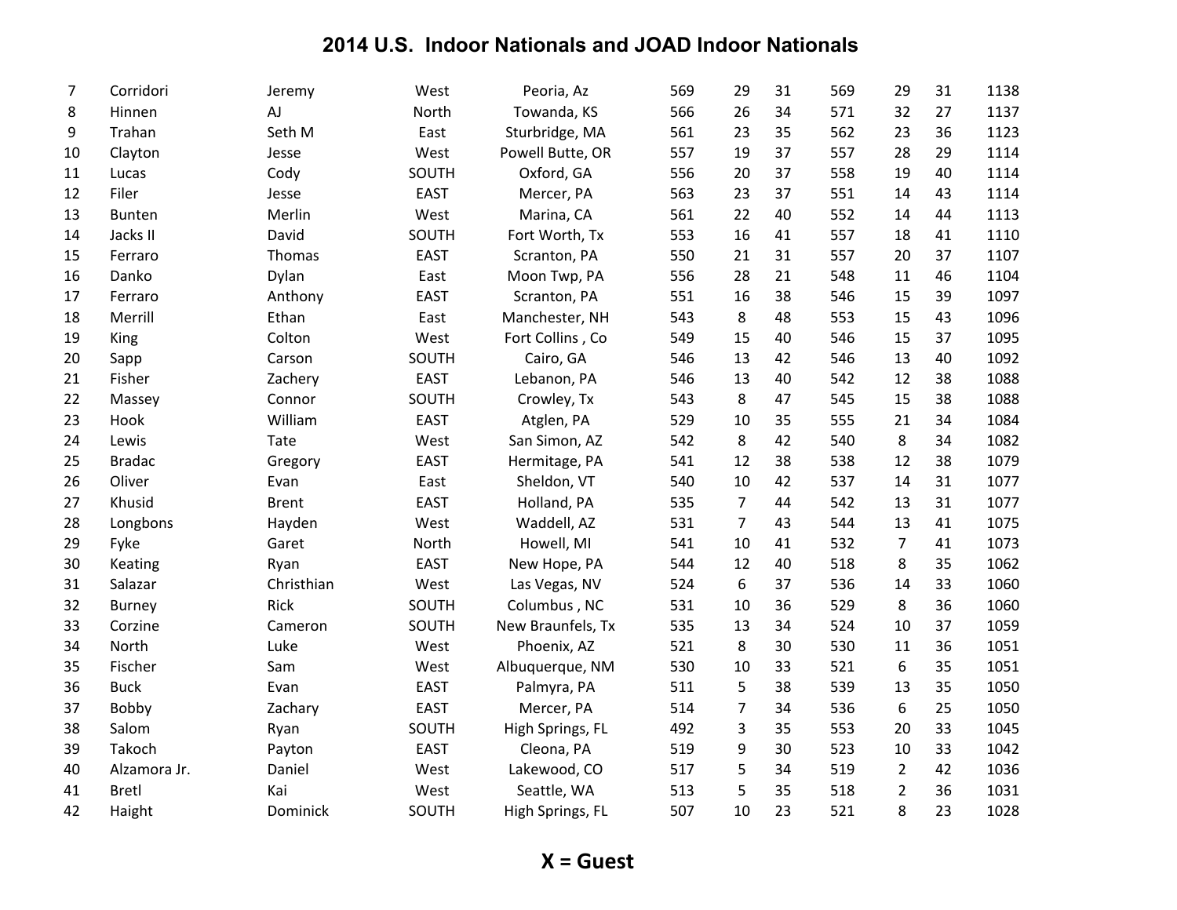# 2014 U.S. Indoor Nationals and JOAD Indoor Nationals

| | | | | | | | | | | | |
|---|---|---|---|---|---|---|---|---|---|---|---|
| 7 | Corridori | Jeremy | West | Peoria, Az | 569 | 29 | 31 | 569 | 29 | 31 | 1138 |
| 8 | Hinnen | AJ | North | Towanda, KS | 566 | 26 | 34 | 571 | 32 | 27 | 1137 |
| 9 | Trahan | Seth M | East | Sturbridge, MA | 561 | 23 | 35 | 562 | 23 | 36 | 1123 |
| 10 | Clayton | Jesse | West | Powell Butte, OR | 557 | 19 | 37 | 557 | 28 | 29 | 1114 |
| 11 | Lucas | Cody | SOUTH | Oxford, GA | 556 | 20 | 37 | 558 | 19 | 40 | 1114 |
| 12 | Filer | Jesse | EAST | Mercer, PA | 563 | 23 | 37 | 551 | 14 | 43 | 1114 |
| 13 | Bunten | Merlin | West | Marina, CA | 561 | 22 | 40 | 552 | 14 | 44 | 1113 |
| 14 | Jacks II | David | SOUTH | Fort Worth, Tx | 553 | 16 | 41 | 557 | 18 | 41 | 1110 |
| 15 | Ferraro | Thomas | EAST | Scranton, PA | 550 | 21 | 31 | 557 | 20 | 37 | 1107 |
| 16 | Danko | Dylan | East | Moon Twp, PA | 556 | 28 | 21 | 548 | 11 | 46 | 1104 |
| 17 | Ferraro | Anthony | EAST | Scranton, PA | 551 | 16 | 38 | 546 | 15 | 39 | 1097 |
| 18 | Merrill | Ethan | East | Manchester, NH | 543 | 8 | 48 | 553 | 15 | 43 | 1096 |
| 19 | King | Colton | West | Fort Collins , Co | 549 | 15 | 40 | 546 | 15 | 37 | 1095 |
| 20 | Sapp | Carson | SOUTH | Cairo, GA | 546 | 13 | 42 | 546 | 13 | 40 | 1092 |
| 21 | Fisher | Zachery | EAST | Lebanon, PA | 546 | 13 | 40 | 542 | 12 | 38 | 1088 |
| 22 | Massey | Connor | SOUTH | Crowley, Tx | 543 | 8 | 47 | 545 | 15 | 38 | 1088 |
| 23 | Hook | William | EAST | Atglen, PA | 529 | 10 | 35 | 555 | 21 | 34 | 1084 |
| 24 | Lewis | Tate | West | San Simon, AZ | 542 | 8 | 42 | 540 | 8 | 34 | 1082 |
| 25 | Bradac | Gregory | EAST | Hermitage, PA | 541 | 12 | 38 | 538 | 12 | 38 | 1079 |
| 26 | Oliver | Evan | East | Sheldon, VT | 540 | 10 | 42 | 537 | 14 | 31 | 1077 |
| 27 | Khusid | Brent | EAST | Holland, PA | 535 | 7 | 44 | 542 | 13 | 31 | 1077 |
| 28 | Longbons | Hayden | West | Waddell, AZ | 531 | 7 | 43 | 544 | 13 | 41 | 1075 |
| 29 | Fyke | Garet | North | Howell, MI | 541 | 10 | 41 | 532 | 7 | 41 | 1073 |
| 30 | Keating | Ryan | EAST | New Hope, PA | 544 | 12 | 40 | 518 | 8 | 35 | 1062 |
| 31 | Salazar | Christhian | West | Las Vegas, NV | 524 | 6 | 37 | 536 | 14 | 33 | 1060 |
| 32 | Burney | Rick | SOUTH | Columbus , NC | 531 | 10 | 36 | 529 | 8 | 36 | 1060 |
| 33 | Corzine | Cameron | SOUTH | New Braunfels, Tx | 535 | 13 | 34 | 524 | 10 | 37 | 1059 |
| 34 | North | Luke | West | Phoenix, AZ | 521 | 8 | 30 | 530 | 11 | 36 | 1051 |
| 35 | Fischer | Sam | West | Albuquerque, NM | 530 | 10 | 33 | 521 | 6 | 35 | 1051 |
| 36 | Buck | Evan | EAST | Palmyra, PA | 511 | 5 | 38 | 539 | 13 | 35 | 1050 |
| 37 | Bobby | Zachary | EAST | Mercer, PA | 514 | 7 | 34 | 536 | 6 | 25 | 1050 |
| 38 | Salom | Ryan | SOUTH | High Springs, FL | 492 | 3 | 35 | 553 | 20 | 33 | 1045 |
| 39 | Takoch | Payton | EAST | Cleona, PA | 519 | 9 | 30 | 523 | 10 | 33 | 1042 |
| 40 | Alzamora Jr. | Daniel | West | Lakewood, CO | 517 | 5 | 34 | 519 | 2 | 42 | 1036 |
| 41 | Bretl | Kai | West | Seattle, WA | 513 | 5 | 35 | 518 | 2 | 36 | 1031 |
| 42 | Haight | Dominick | SOUTH | High Springs, FL | 507 | 10 | 23 | 521 | 8 | 23 | 1028 |

**X = Guest**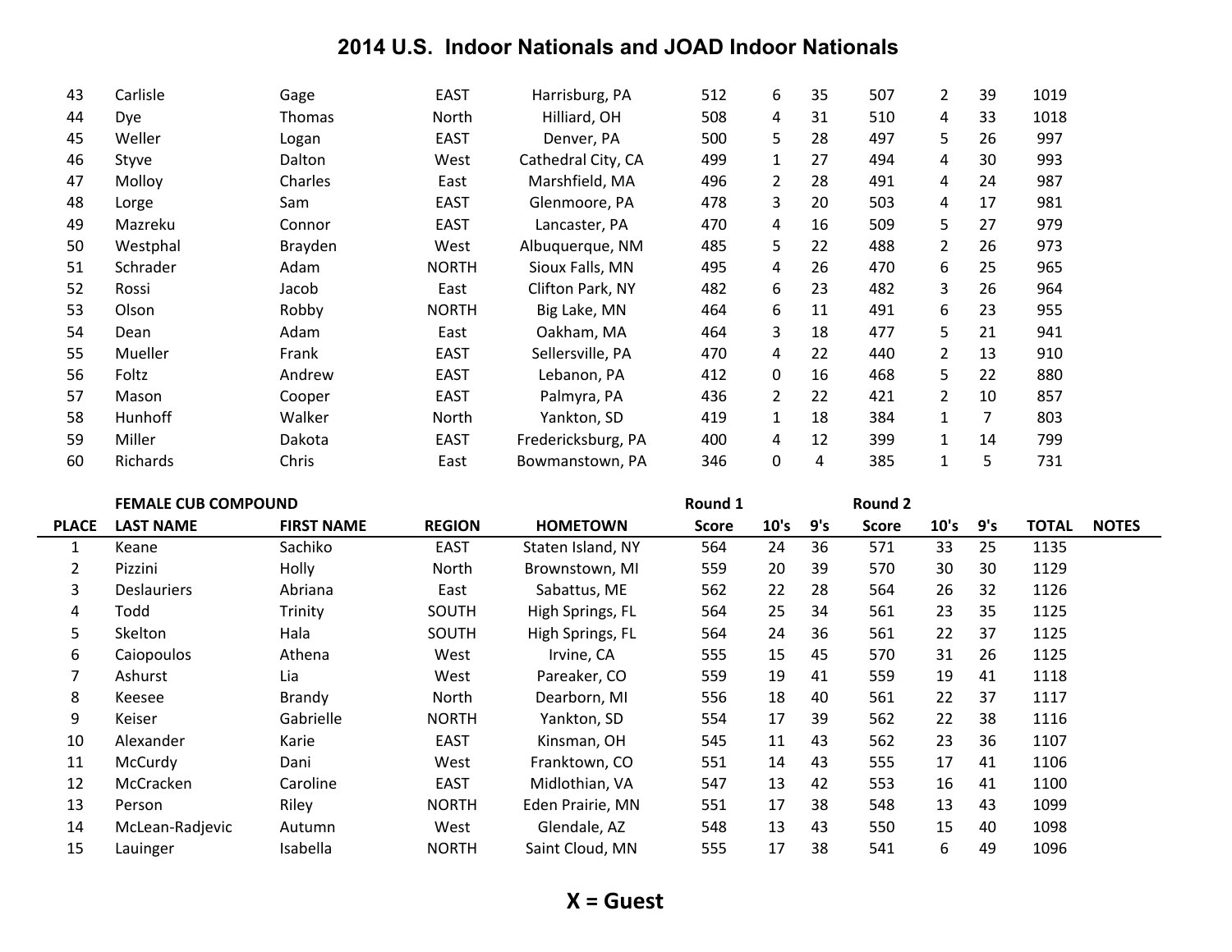# 2014 U.S. Indoor Nationals and JOAD Indoor Nationals

| | | | | | | | | | | | | |
|---|---|---|---|---|---|---|---|---|---|---|---|---|
| 43 | Carlisle | Gage | EAST | Harrisburg, PA | 512 | 6 | 35 | 507 | 2 | 39 | 1019 | |
| 44 | Dye | Thomas | North | Hilliard, OH | 508 | 4 | 31 | 510 | 4 | 33 | 1018 | |
| 45 | Weller | Logan | EAST | Denver, PA | 500 | 5 | 28 | 497 | 5 | 26 | 997 | |
| 46 | Styve | Dalton | West | Cathedral City, CA | 499 | 1 | 27 | 494 | 4 | 30 | 993 | |
| 47 | Molloy | Charles | East | Marshfield, MA | 496 | 2 | 28 | 491 | 4 | 24 | 987 | |
| 48 | Lorge | Sam | EAST | Glenmoore, PA | 478 | 3 | 20 | 503 | 4 | 17 | 981 | |
| 49 | Mazreku | Connor | EAST | Lancaster, PA | 470 | 4 | 16 | 509 | 5 | 27 | 979 | |
| 50 | Westphal | Brayden | West | Albuquerque, NM | 485 | 5 | 22 | 488 | 2 | 26 | 973 | |
| 51 | Schrader | Adam | NORTH | Sioux Falls, MN | 495 | 4 | 26 | 470 | 6 | 25 | 965 | |
| 52 | Rossi | Jacob | East | Clifton Park, NY | 482 | 6 | 23 | 482 | 3 | 26 | 964 | |
| 53 | Olson | Robby | NORTH | Big Lake, MN | 464 | 6 | 11 | 491 | 6 | 23 | 955 | |
| 54 | Dean | Adam | East | Oakham, MA | 464 | 3 | 18 | 477 | 5 | 21 | 941 | |
| 55 | Mueller | Frank | EAST | Sellersville, PA | 470 | 4 | 22 | 440 | 2 | 13 | 910 | |
| 56 | Foltz | Andrew | EAST | Lebanon, PA | 412 | 0 | 16 | 468 | 5 | 22 | 880 | |
| 57 | Mason | Cooper | EAST | Palmyra, PA | 436 | 2 | 22 | 421 | 2 | 10 | 857 | |
| 58 | Hunhoff | Walker | North | Yankton, SD | 419 | 1 | 18 | 384 | 1 | 7 | 803 | |
| 59 | Miller | Dakota | EAST | Fredericksburg, PA | 400 | 4 | 12 | 399 | 1 | 14 | 799 | |
| 60 | Richards | Chris | East | Bowmanstown, PA | 346 | 0 | 4 | 385 | 1 | 5 | 731 | |

| | **FEMALE CUB COMPOUND** | | | | **Round 1** | | | **Round 2** | | | | |
|---|---|---|---|---|---|---|---|---|---|---|---|---|
| **PLACE** | **LAST NAME** | **FIRST NAME** | **REGION** | **HOMETOWN** | **Score** | **10's** | **9's** | **Score** | **10's** | **9's** | **TOTAL** | **NOTES** |
| 1 | Keane | Sachiko | EAST | Staten Island, NY | 564 | 24 | 36 | 571 | 33 | 25 | 1135 | |
| 2 | Pizzini | Holly | North | Brownstown, MI | 559 | 20 | 39 | 570 | 30 | 30 | 1129 | |
| 3 | Deslauriers | Abriana | East | Sabattus, ME | 562 | 22 | 28 | 564 | 26 | 32 | 1126 | |
| 4 | Todd | Trinity | SOUTH | High Springs, FL | 564 | 25 | 34 | 561 | 23 | 35 | 1125 | |
| 5 | Skelton | Hala | SOUTH | High Springs, FL | 564 | 24 | 36 | 561 | 22 | 37 | 1125 | |
| 6 | Caiopoulos | Athena | West | Irvine, CA | 555 | 15 | 45 | 570 | 31 | 26 | 1125 | |
| 7 | Ashurst | Lia | West | Pareaker, CO | 559 | 19 | 41 | 559 | 19 | 41 | 1118 | |
| 8 | Keesee | Brandy | North | Dearborn, MI | 556 | 18 | 40 | 561 | 22 | 37 | 1117 | |
| 9 | Keiser | Gabrielle | NORTH | Yankton, SD | 554 | 17 | 39 | 562 | 22 | 38 | 1116 | |
| 10 | Alexander | Karie | EAST | Kinsman, OH | 545 | 11 | 43 | 562 | 23 | 36 | 1107 | |
| 11 | McCurdy | Dani | West | Franktown, CO | 551 | 14 | 43 | 555 | 17 | 41 | 1106 | |
| 12 | McCracken | Caroline | EAST | Midlothian, VA | 547 | 13 | 42 | 553 | 16 | 41 | 1100 | |
| 13 | Person | Riley | NORTH | Eden Prairie, MN | 551 | 17 | 38 | 548 | 13 | 43 | 1099 | |
| 14 | McLean-Radjevic | Autumn | West | Glendale, AZ | 548 | 13 | 43 | 550 | 15 | 40 | 1098 | |
| 15 | Lauinger | Isabella | NORTH | Saint Cloud, MN | 555 | 17 | 38 | 541 | 6 | 49 | 1096 | |

**X = Guest**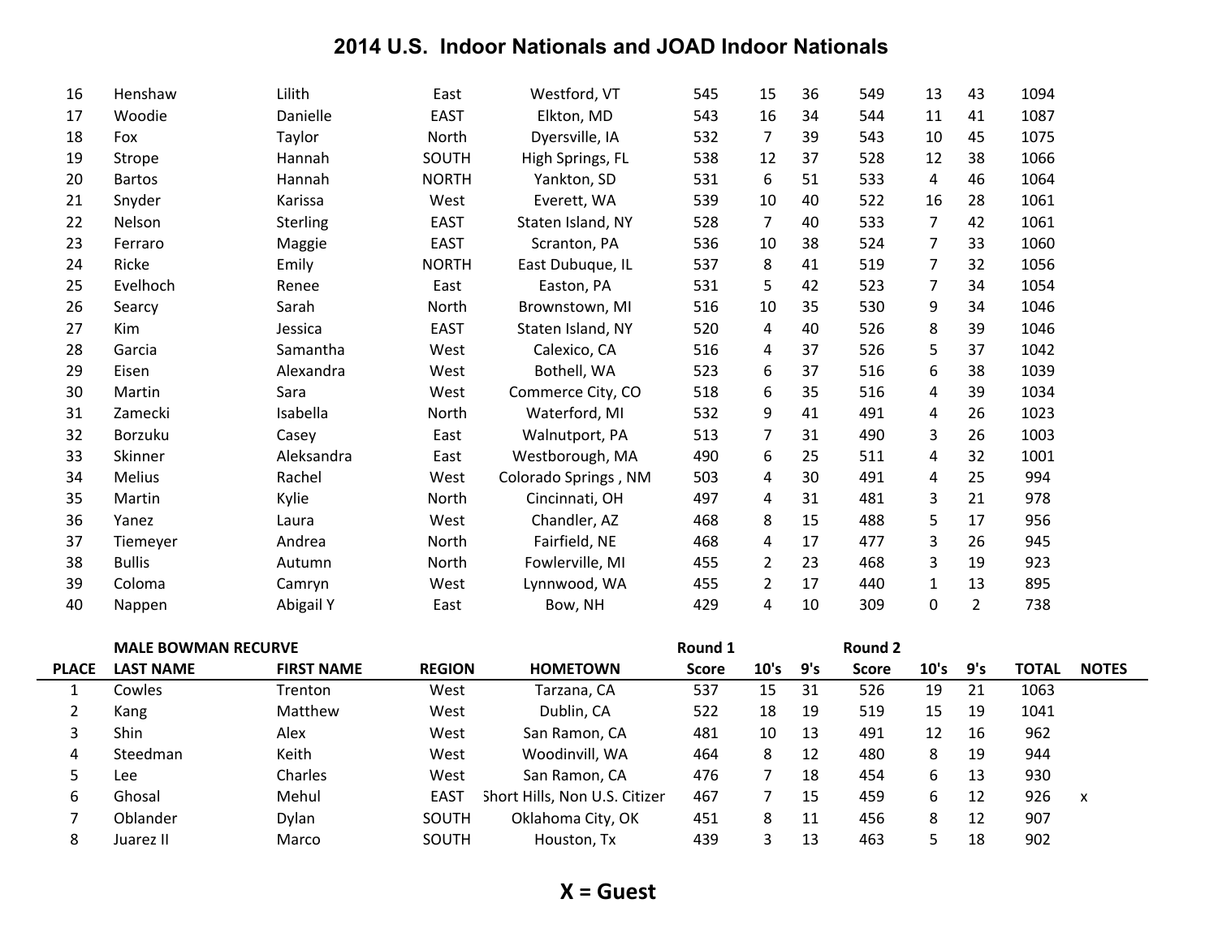## 2014 U.S. Indoor Nationals and JOAD Indoor Nationals

| | | | | | | | | | | | | |
|---|---|---|---|---|---|---|---|---|---|---|---|---|
| 16 | Henshaw | Lilith | East | Westford, VT | 545 | 15 | 36 | 549 | 13 | 43 | 1094 | |
| 17 | Woodie | Danielle | EAST | Elkton, MD | 543 | 16 | 34 | 544 | 11 | 41 | 1087 | |
| 18 | Fox | Taylor | North | Dyersville, IA | 532 | 7 | 39 | 543 | 10 | 45 | 1075 | |
| 19 | Strope | Hannah | SOUTH | High Springs, FL | 538 | 12 | 37 | 528 | 12 | 38 | 1066 | |
| 20 | Bartos | Hannah | NORTH | Yankton, SD | 531 | 6 | 51 | 533 | 4 | 46 | 1064 | |
| 21 | Snyder | Karissa | West | Everett, WA | 539 | 10 | 40 | 522 | 16 | 28 | 1061 | |
| 22 | Nelson | Sterling | EAST | Staten Island, NY | 528 | 7 | 40 | 533 | 7 | 42 | 1061 | |
| 23 | Ferraro | Maggie | EAST | Scranton, PA | 536 | 10 | 38 | 524 | 7 | 33 | 1060 | |
| 24 | Ricke | Emily | NORTH | East Dubuque, IL | 537 | 8 | 41 | 519 | 7 | 32 | 1056 | |
| 25 | Evelhoch | Renee | East | Easton, PA | 531 | 5 | 42 | 523 | 7 | 34 | 1054 | |
| 26 | Searcy | Sarah | North | Brownstown, MI | 516 | 10 | 35 | 530 | 9 | 34 | 1046 | |
| 27 | Kim | Jessica | EAST | Staten Island, NY | 520 | 4 | 40 | 526 | 8 | 39 | 1046 | |
| 28 | Garcia | Samantha | West | Calexico, CA | 516 | 4 | 37 | 526 | 5 | 37 | 1042 | |
| 29 | Eisen | Alexandra | West | Bothell, WA | 523 | 6 | 37 | 516 | 6 | 38 | 1039 | |
| 30 | Martin | Sara | West | Commerce City, CO | 518 | 6 | 35 | 516 | 4 | 39 | 1034 | |
| 31 | Zamecki | Isabella | North | Waterford, MI | 532 | 9 | 41 | 491 | 4 | 26 | 1023 | |
| 32 | Borzuku | Casey | East | Walnutport, PA | 513 | 7 | 31 | 490 | 3 | 26 | 1003 | |
| 33 | Skinner | Aleksandra | East | Westborough, MA | 490 | 6 | 25 | 511 | 4 | 32 | 1001 | |
| 34 | Melius | Rachel | West | Colorado Springs , NM | 503 | 4 | 30 | 491 | 4 | 25 | 994 | |
| 35 | Martin | Kylie | North | Cincinnati, OH | 497 | 4 | 31 | 481 | 3 | 21 | 978 | |
| 36 | Yanez | Laura | West | Chandler, AZ | 468 | 8 | 15 | 488 | 5 | 17 | 956 | |
| 37 | Tiemeyer | Andrea | North | Fairfield, NE | 468 | 4 | 17 | 477 | 3 | 26 | 945 | |
| 38 | Bullis | Autumn | North | Fowlerville, MI | 455 | 2 | 23 | 468 | 3 | 19 | 923 | |
| 39 | Coloma | Camryn | West | Lynnwood, WA | 455 | 2 | 17 | 440 | 1 | 13 | 895 | |
| 40 | Nappen | Abigail Y | East | Bow, NH | 429 | 4 | 10 | 309 | 0 | 2 | 738 | |

| | MALE BOWMAN RECURVE | | | | Round 1 | | | Round 2 | | | | |
|---|---|---|---|---|---|---|---|---|---|---|---|---|
| **PLACE** | **LAST NAME** | **FIRST NAME** | **REGION** | **HOMETOWN** | **Score** | **10's** | **9's** | **Score** | **10's** | **9's** | **TOTAL** | **NOTES** |
| 1 | Cowles | Trenton | West | Tarzana, CA | 537 | 15 | 31 | 526 | 19 | 21 | 1063 | |
| 2 | Kang | Matthew | West | Dublin, CA | 522 | 18 | 19 | 519 | 15 | 19 | 1041 | |
| 3 | Shin | Alex | West | San Ramon, CA | 481 | 10 | 13 | 491 | 12 | 16 | 962 | |
| 4 | Steedman | Keith | West | Woodinvill, WA | 464 | 8 | 12 | 480 | 8 | 19 | 944 | |
| 5 | Lee | Charles | West | San Ramon, CA | 476 | 7 | 18 | 454 | 6 | 13 | 930 | |
| 6 | Ghosal | Mehul | EAST | Short Hills, Non U.S. Citizer | 467 | 7 | 15 | 459 | 6 | 12 | 926 | x |
| 7 | Oblander | Dylan | SOUTH | Oklahoma City, OK | 451 | 8 | 11 | 456 | 8 | 12 | 907 | |
| 8 | Juarez II | Marco | SOUTH | Houston, Tx | 439 | 3 | 13 | 463 | 5 | 18 | 902 | |

**X = Guest**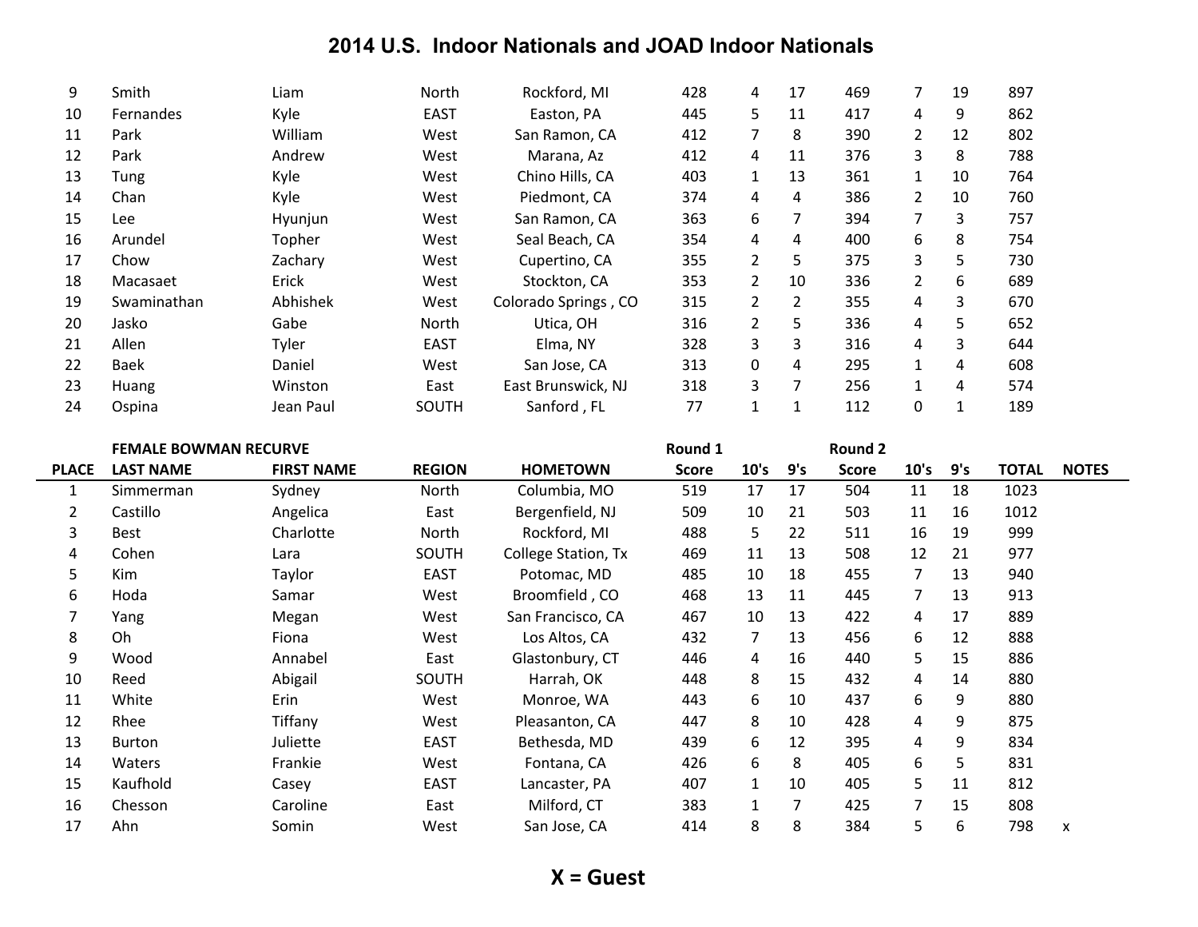# 2014 U.S. Indoor Nationals and JOAD Indoor Nationals

| | | | | | | | | | | | | |
|---|---|---|---|---|---|---|---|---|---|---|---|---|
| 9 | Smith | Liam | North | Rockford, MI | 428 | 4 | 17 | 469 | 7 | 19 | 897 | |
| 10 | Fernandes | Kyle | EAST | Easton, PA | 445 | 5 | 11 | 417 | 4 | 9 | 862 | |
| 11 | Park | William | West | San Ramon, CA | 412 | 7 | 8 | 390 | 2 | 12 | 802 | |
| 12 | Park | Andrew | West | Marana, Az | 412 | 4 | 11 | 376 | 3 | 8 | 788 | |
| 13 | Tung | Kyle | West | Chino Hills, CA | 403 | 1 | 13 | 361 | 1 | 10 | 764 | |
| 14 | Chan | Kyle | West | Piedmont, CA | 374 | 4 | 4 | 386 | 2 | 10 | 760 | |
| 15 | Lee | Hyunjun | West | San Ramon, CA | 363 | 6 | 7 | 394 | 7 | 3 | 757 | |
| 16 | Arundel | Topher | West | Seal Beach, CA | 354 | 4 | 4 | 400 | 6 | 8 | 754 | |
| 17 | Chow | Zachary | West | Cupertino, CA | 355 | 2 | 5 | 375 | 3 | 5 | 730 | |
| 18 | Macasaet | Erick | West | Stockton, CA | 353 | 2 | 10 | 336 | 2 | 6 | 689 | |
| 19 | Swaminathan | Abhishek | West | Colorado Springs , CO | 315 | 2 | 2 | 355 | 4 | 3 | 670 | |
| 20 | Jasko | Gabe | North | Utica, OH | 316 | 2 | 5 | 336 | 4 | 5 | 652 | |
| 21 | Allen | Tyler | EAST | Elma, NY | 328 | 3 | 3 | 316 | 4 | 3 | 644 | |
| 22 | Baek | Daniel | West | San Jose, CA | 313 | 0 | 4 | 295 | 1 | 4 | 608 | |
| 23 | Huang | Winston | East | East Brunswick, NJ | 318 | 3 | 7 | 256 | 1 | 4 | 574 | |
| 24 | Ospina | Jean Paul | SOUTH | Sanford , FL | 77 | 1 | 1 | 112 | 0 | 1 | 189 | |

| | **FEMALE BOWMAN RECURVE** | | | | **Round 1** | | | **Round 2** | | | | |
|---|---|---|---|---|---|---|---|---|---|---|---|---|
| **PLACE** | **LAST NAME** | **FIRST NAME** | **REGION** | **HOMETOWN** | **Score** | **10's** | **9's** | **Score** | **10's** | **9's** | **TOTAL** | **NOTES** |
| 1 | Simmerman | Sydney | North | Columbia, MO | 519 | 17 | 17 | 504 | 11 | 18 | 1023 | |
| 2 | Castillo | Angelica | East | Bergenfield, NJ | 509 | 10 | 21 | 503 | 11 | 16 | 1012 | |
| 3 | Best | Charlotte | North | Rockford, MI | 488 | 5 | 22 | 511 | 16 | 19 | 999 | |
| 4 | Cohen | Lara | SOUTH | College Station, Tx | 469 | 11 | 13 | 508 | 12 | 21 | 977 | |
| 5 | Kim | Taylor | EAST | Potomac, MD | 485 | 10 | 18 | 455 | 7 | 13 | 940 | |
| 6 | Hoda | Samar | West | Broomfield , CO | 468 | 13 | 11 | 445 | 7 | 13 | 913 | |
| 7 | Yang | Megan | West | San Francisco, CA | 467 | 10 | 13 | 422 | 4 | 17 | 889 | |
| 8 | Oh | Fiona | West | Los Altos, CA | 432 | 7 | 13 | 456 | 6 | 12 | 888 | |
| 9 | Wood | Annabel | East | Glastonbury, CT | 446 | 4 | 16 | 440 | 5 | 15 | 886 | |
| 10 | Reed | Abigail | SOUTH | Harrah, OK | 448 | 8 | 15 | 432 | 4 | 14 | 880 | |
| 11 | White | Erin | West | Monroe, WA | 443 | 6 | 10 | 437 | 6 | 9 | 880 | |
| 12 | Rhee | Tiffany | West | Pleasanton, CA | 447 | 8 | 10 | 428 | 4 | 9 | 875 | |
| 13 | Burton | Juliette | EAST | Bethesda, MD | 439 | 6 | 12 | 395 | 4 | 9 | 834 | |
| 14 | Waters | Frankie | West | Fontana, CA | 426 | 6 | 8 | 405 | 6 | 5 | 831 | |
| 15 | Kaufhold | Casey | EAST | Lancaster, PA | 407 | 1 | 10 | 405 | 5 | 11 | 812 | |
| 16 | Chesson | Caroline | East | Milford, CT | 383 | 1 | 7 | 425 | 7 | 15 | 808 | |
| 17 | Ahn | Somin | West | San Jose, CA | 414 | 8 | 8 | 384 | 5 | 6 | 798 | x |

**X = Guest**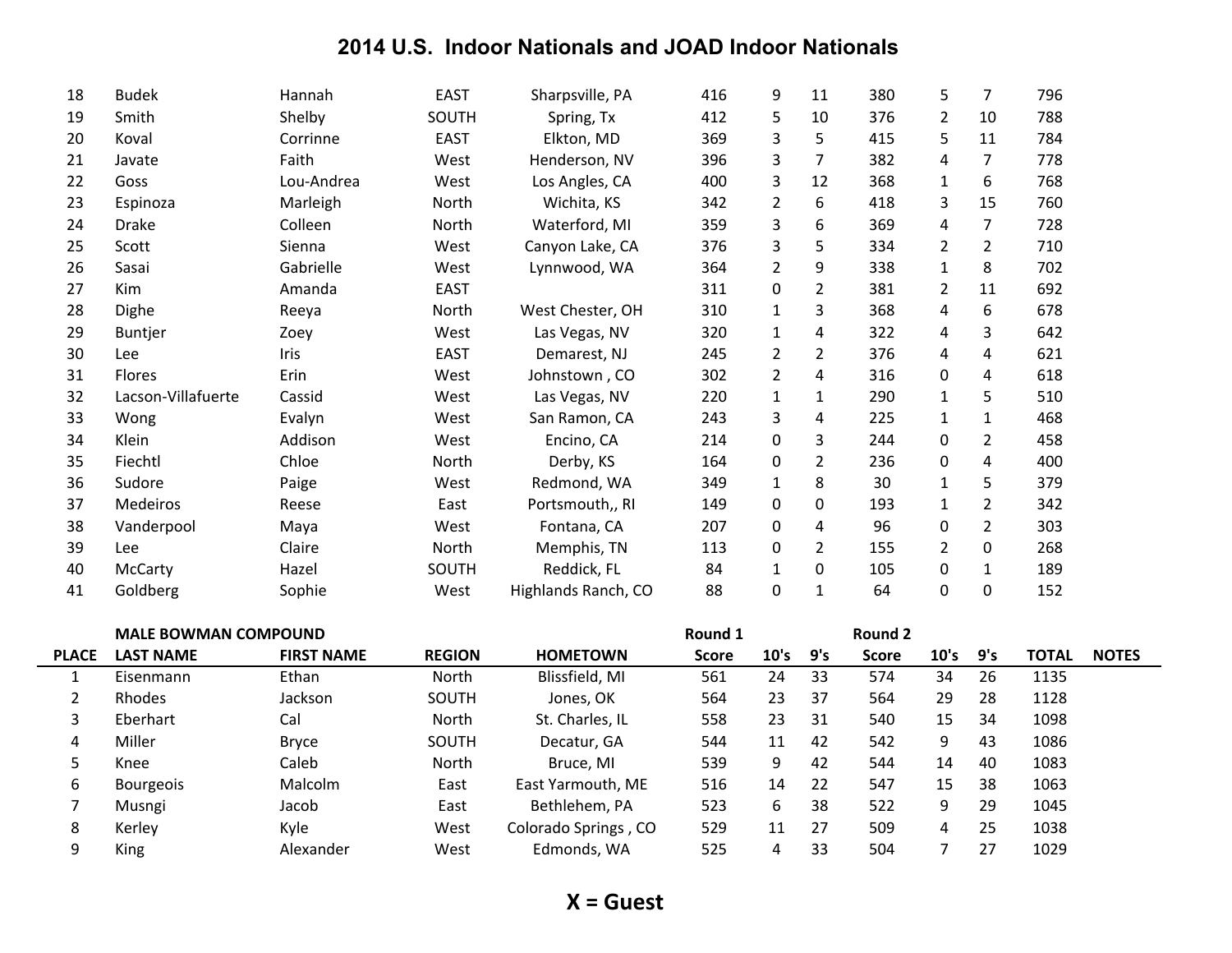# 2014 U.S. Indoor Nationals and JOAD Indoor Nationals

| | | | | | | | | | | | | |
|---|---|---|---|---|---|---|---|---|---|---|---|---|
| 18 | Budek | Hannah | EAST | Sharpsville, PA | 416 | 9 | 11 | 380 | 5 | 7 | 796 | |
| 19 | Smith | Shelby | SOUTH | Spring, Tx | 412 | 5 | 10 | 376 | 2 | 10 | 788 | |
| 20 | Koval | Corrinne | EAST | Elkton, MD | 369 | 3 | 5 | 415 | 5 | 11 | 784 | |
| 21 | Javate | Faith | West | Henderson, NV | 396 | 3 | 7 | 382 | 4 | 7 | 778 | |
| 22 | Goss | Lou-Andrea | West | Los Angles, CA | 400 | 3 | 12 | 368 | 1 | 6 | 768 | |
| 23 | Espinoza | Marleigh | North | Wichita, KS | 342 | 2 | 6 | 418 | 3 | 15 | 760 | |
| 24 | Drake | Colleen | North | Waterford, MI | 359 | 3 | 6 | 369 | 4 | 7 | 728 | |
| 25 | Scott | Sienna | West | Canyon Lake, CA | 376 | 3 | 5 | 334 | 2 | 2 | 710 | |
| 26 | Sasai | Gabrielle | West | Lynnwood, WA | 364 | 2 | 9 | 338 | 1 | 8 | 702 | |
| 27 | Kim | Amanda | EAST | | 311 | 0 | 2 | 381 | 2 | 11 | 692 | |
| 28 | Dighe | Reeya | North | West Chester, OH | 310 | 1 | 3 | 368 | 4 | 6 | 678 | |
| 29 | Buntjer | Zoey | West | Las Vegas, NV | 320 | 1 | 4 | 322 | 4 | 3 | 642 | |
| 30 | Lee | Iris | EAST | Demarest, NJ | 245 | 2 | 2 | 376 | 4 | 4 | 621 | |
| 31 | Flores | Erin | West | Johnstown , CO | 302 | 2 | 4 | 316 | 0 | 4 | 618 | |
| 32 | Lacson-Villafuerte | Cassid | West | Las Vegas, NV | 220 | 1 | 1 | 290 | 1 | 5 | 510 | |
| 33 | Wong | Evalyn | West | San Ramon, CA | 243 | 3 | 4 | 225 | 1 | 1 | 468 | |
| 34 | Klein | Addison | West | Encino, CA | 214 | 0 | 3 | 244 | 0 | 2 | 458 | |
| 35 | Fiechtl | Chloe | North | Derby, KS | 164 | 0 | 2 | 236 | 0 | 4 | 400 | |
| 36 | Sudore | Paige | West | Redmond, WA | 349 | 1 | 8 | 30 | 1 | 5 | 379 | |
| 37 | Medeiros | Reese | East | Portsmouth,, RI | 149 | 0 | 0 | 193 | 1 | 2 | 342 | |
| 38 | Vanderpool | Maya | West | Fontana, CA | 207 | 0 | 4 | 96 | 0 | 2 | 303 | |
| 39 | Lee | Claire | North | Memphis, TN | 113 | 0 | 2 | 155 | 2 | 0 | 268 | |
| 40 | McCarty | Hazel | SOUTH | Reddick, FL | 84 | 1 | 0 | 105 | 0 | 1 | 189 | |
| 41 | Goldberg | Sophie | West | Highlands Ranch, CO | 88 | 0 | 1 | 64 | 0 | 0 | 152 | |

**MALE BOWMAN COMPOUND**

| PLACE | LAST NAME | FIRST NAME | REGION | HOMETOWN | Round 1 Score | 10's | 9's | Round 2 Score | 10's | 9's | TOTAL | NOTES |
|---|---|---|---|---|---|---|---|---|---|---|---|---|
| 1 | Eisenmann | Ethan | North | Blissfield, MI | 561 | 24 | 33 | 574 | 34 | 26 | 1135 | |
| 2 | Rhodes | Jackson | SOUTH | Jones, OK | 564 | 23 | 37 | 564 | 29 | 28 | 1128 | |
| 3 | Eberhart | Cal | North | St. Charles, IL | 558 | 23 | 31 | 540 | 15 | 34 | 1098 | |
| 4 | Miller | Bryce | SOUTH | Decatur, GA | 544 | 11 | 42 | 542 | 9 | 43 | 1086 | |
| 5 | Knee | Caleb | North | Bruce, MI | 539 | 9 | 42 | 544 | 14 | 40 | 1083 | |
| 6 | Bourgeois | Malcolm | East | East Yarmouth, ME | 516 | 14 | 22 | 547 | 15 | 38 | 1063 | |
| 7 | Musngi | Jacob | East | Bethlehem, PA | 523 | 6 | 38 | 522 | 9 | 29 | 1045 | |
| 8 | Kerley | Kyle | West | Colorado Springs , CO | 529 | 11 | 27 | 509 | 4 | 25 | 1038 | |
| 9 | King | Alexander | West | Edmonds, WA | 525 | 4 | 33 | 504 | 7 | 27 | 1029 | |

**X = Guest**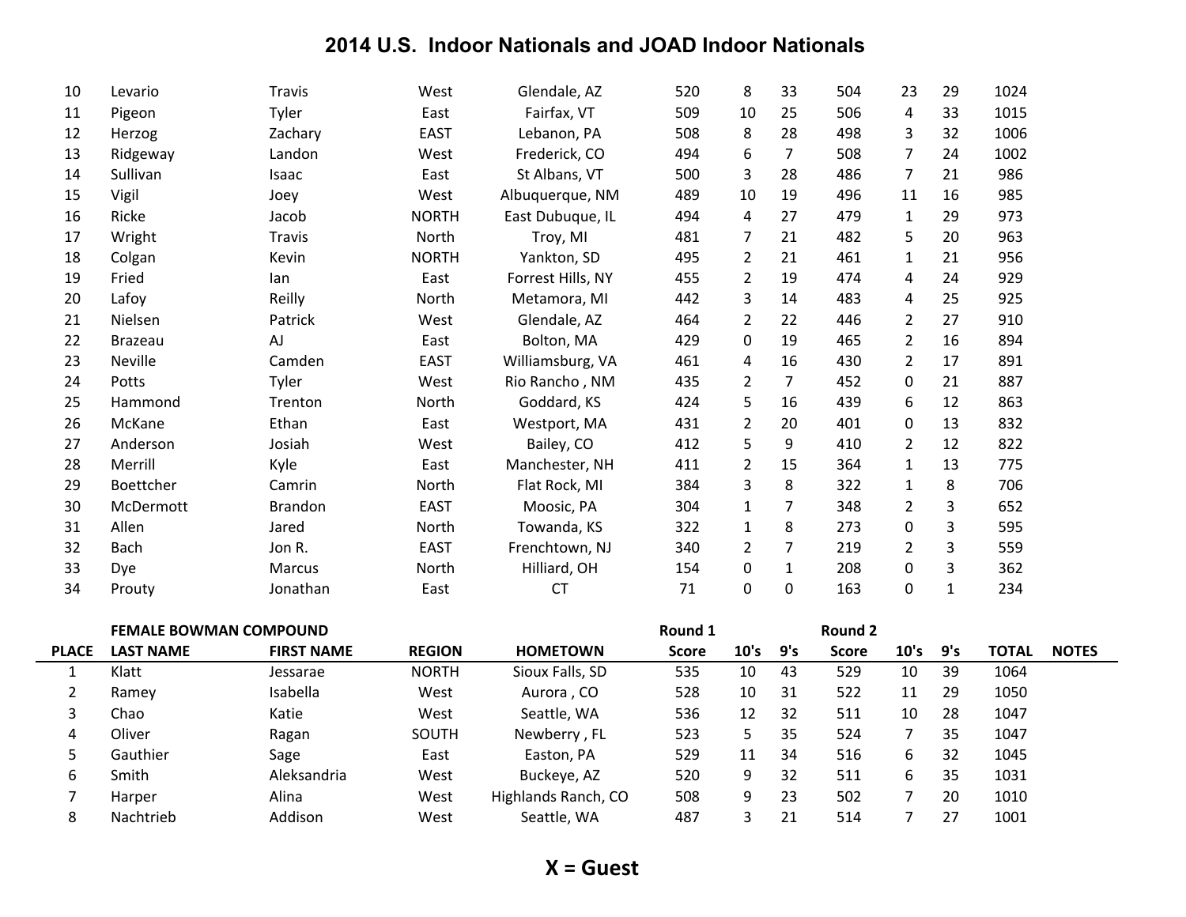## 2014 U.S. Indoor Nationals and JOAD Indoor Nationals

| | | | | | | | | | | | | |
|---|---|---|---|---|---|---|---|---|---|---|---|---|
| 10 | Levario | Travis | West | Glendale, AZ | 520 | 8 | 33 | 504 | 23 | 29 | 1024 | |
| 11 | Pigeon | Tyler | East | Fairfax, VT | 509 | 10 | 25 | 506 | 4 | 33 | 1015 | |
| 12 | Herzog | Zachary | EAST | Lebanon, PA | 508 | 8 | 28 | 498 | 3 | 32 | 1006 | |
| 13 | Ridgeway | Landon | West | Frederick, CO | 494 | 6 | 7 | 508 | 7 | 24 | 1002 | |
| 14 | Sullivan | Isaac | East | St Albans, VT | 500 | 3 | 28 | 486 | 7 | 21 | 986 | |
| 15 | Vigil | Joey | West | Albuquerque, NM | 489 | 10 | 19 | 496 | 11 | 16 | 985 | |
| 16 | Ricke | Jacob | NORTH | East Dubuque, IL | 494 | 4 | 27 | 479 | 1 | 29 | 973 | |
| 17 | Wright | Travis | North | Troy, MI | 481 | 7 | 21 | 482 | 5 | 20 | 963 | |
| 18 | Colgan | Kevin | NORTH | Yankton, SD | 495 | 2 | 21 | 461 | 1 | 21 | 956 | |
| 19 | Fried | Ian | East | Forrest Hills, NY | 455 | 2 | 19 | 474 | 4 | 24 | 929 | |
| 20 | Lafoy | Reilly | North | Metamora, MI | 442 | 3 | 14 | 483 | 4 | 25 | 925 | |
| 21 | Nielsen | Patrick | West | Glendale, AZ | 464 | 2 | 22 | 446 | 2 | 27 | 910 | |
| 22 | Brazeau | AJ | East | Bolton, MA | 429 | 0 | 19 | 465 | 2 | 16 | 894 | |
| 23 | Neville | Camden | EAST | Williamsburg, VA | 461 | 4 | 16 | 430 | 2 | 17 | 891 | |
| 24 | Potts | Tyler | West | Rio Rancho , NM | 435 | 2 | 7 | 452 | 0 | 21 | 887 | |
| 25 | Hammond | Trenton | North | Goddard, KS | 424 | 5 | 16 | 439 | 6 | 12 | 863 | |
| 26 | McKane | Ethan | East | Westport, MA | 431 | 2 | 20 | 401 | 0 | 13 | 832 | |
| 27 | Anderson | Josiah | West | Bailey, CO | 412 | 5 | 9 | 410 | 2 | 12 | 822 | |
| 28 | Merrill | Kyle | East | Manchester, NH | 411 | 2 | 15 | 364 | 1 | 13 | 775 | |
| 29 | Boettcher | Camrin | North | Flat Rock, MI | 384 | 3 | 8 | 322 | 1 | 8 | 706 | |
| 30 | McDermott | Brandon | EAST | Moosic, PA | 304 | 1 | 7 | 348 | 2 | 3 | 652 | |
| 31 | Allen | Jared | North | Towanda, KS | 322 | 1 | 8 | 273 | 0 | 3 | 595 | |
| 32 | Bach | Jon R. | EAST | Frenchtown, NJ | 340 | 2 | 7 | 219 | 2 | 3 | 559 | |
| 33 | Dye | Marcus | North | Hilliard, OH | 154 | 0 | 1 | 208 | 0 | 3 | 362 | |
| 34 | Prouty | Jonathan | East | CT | 71 | 0 | 0 | 163 | 0 | 1 | 234 | |

| | FEMALE BOWMAN COMPOUND | | | | Round 1 | | | Round 2 | | | | |
|---|---|---|---|---|---|---|---|---|---|---|---|---|
| PLACE | LAST NAME | FIRST NAME | REGION | HOMETOWN | Score | 10's | 9's | Score | 10's | 9's | TOTAL | NOTES |
| 1 | Klatt | Jessarae | NORTH | Sioux Falls, SD | 535 | 10 | 43 | 529 | 10 | 39 | 1064 | |
| 2 | Ramey | Isabella | West | Aurora , CO | 528 | 10 | 31 | 522 | 11 | 29 | 1050 | |
| 3 | Chao | Katie | West | Seattle, WA | 536 | 12 | 32 | 511 | 10 | 28 | 1047 | |
| 4 | Oliver | Ragan | SOUTH | Newberry , FL | 523 | 5 | 35 | 524 | 7 | 35 | 1047 | |
| 5 | Gauthier | Sage | East | Easton, PA | 529 | 11 | 34 | 516 | 6 | 32 | 1045 | |
| 6 | Smith | Aleksandria | West | Buckeye, AZ | 520 | 9 | 32 | 511 | 6 | 35 | 1031 | |
| 7 | Harper | Alina | West | Highlands Ranch, CO | 508 | 9 | 23 | 502 | 7 | 20 | 1010 | |
| 8 | Nachtrieb | Addison | West | Seattle, WA | 487 | 3 | 21 | 514 | 7 | 27 | 1001 | |

**X = Guest**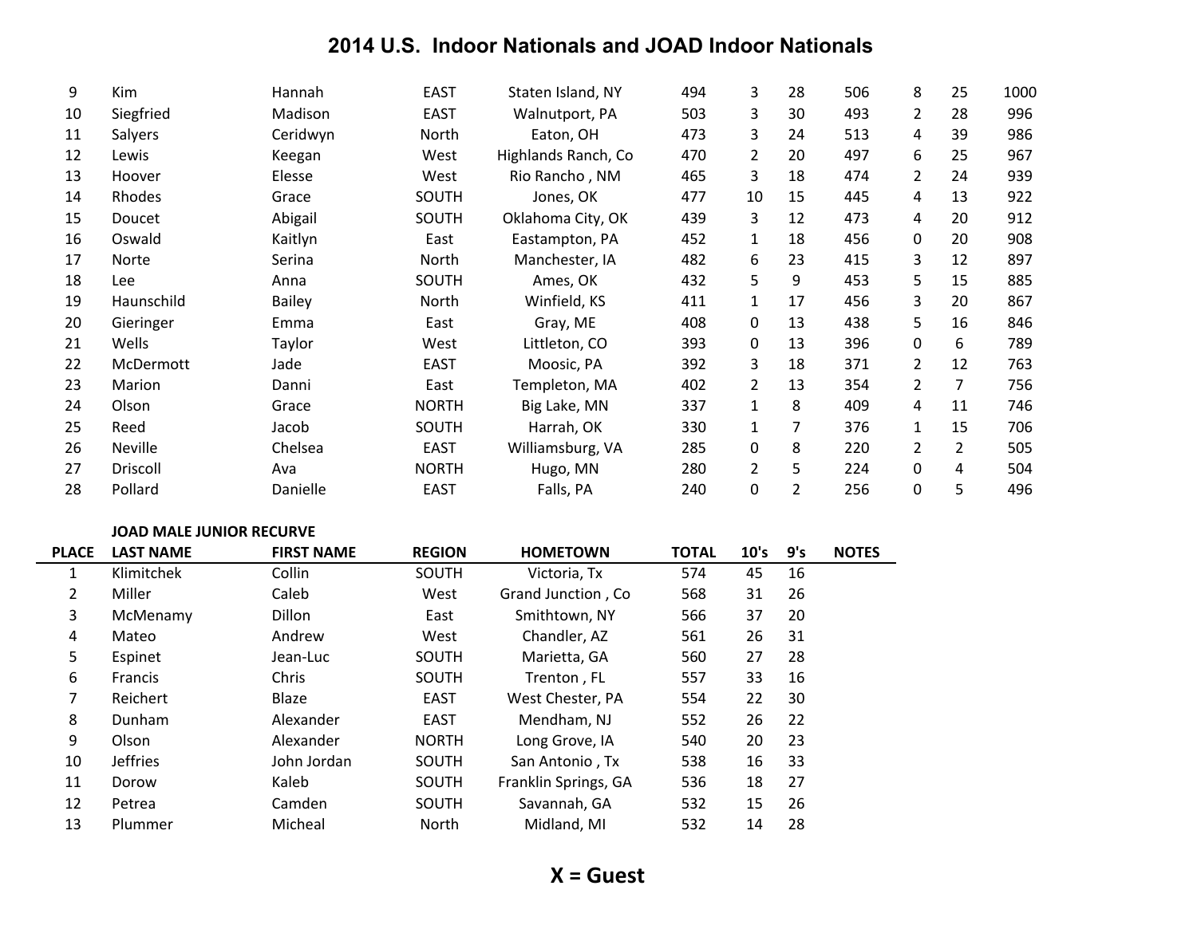# 2014 U.S. Indoor Nationals and JOAD Indoor Nationals

| | | | | | | | | | | | |
|---|---|---|---|---|---|---|---|---|---|---|---|
| 9 | Kim | Hannah | EAST | Staten Island, NY | 494 | 3 | 28 | 506 | 8 | 25 | 1000 |
| 10 | Siegfried | Madison | EAST | Walnutport, PA | 503 | 3 | 30 | 493 | 2 | 28 | 996 |
| 11 | Salyers | Ceridwyn | North | Eaton, OH | 473 | 3 | 24 | 513 | 4 | 39 | 986 |
| 12 | Lewis | Keegan | West | Highlands Ranch, Co | 470 | 2 | 20 | 497 | 6 | 25 | 967 |
| 13 | Hoover | Elesse | West | Rio Rancho , NM | 465 | 3 | 18 | 474 | 2 | 24 | 939 |
| 14 | Rhodes | Grace | SOUTH | Jones, OK | 477 | 10 | 15 | 445 | 4 | 13 | 922 |
| 15 | Doucet | Abigail | SOUTH | Oklahoma City, OK | 439 | 3 | 12 | 473 | 4 | 20 | 912 |
| 16 | Oswald | Kaitlyn | East | Eastampton, PA | 452 | 1 | 18 | 456 | 0 | 20 | 908 |
| 17 | Norte | Serina | North | Manchester, IA | 482 | 6 | 23 | 415 | 3 | 12 | 897 |
| 18 | Lee | Anna | SOUTH | Ames, OK | 432 | 5 | 9 | 453 | 5 | 15 | 885 |
| 19 | Haunschild | Bailey | North | Winfield, KS | 411 | 1 | 17 | 456 | 3 | 20 | 867 |
| 20 | Gieringer | Emma | East | Gray, ME | 408 | 0 | 13 | 438 | 5 | 16 | 846 |
| 21 | Wells | Taylor | West | Littleton, CO | 393 | 0 | 13 | 396 | 0 | 6 | 789 |
| 22 | McDermott | Jade | EAST | Moosic, PA | 392 | 3 | 18 | 371 | 2 | 12 | 763 |
| 23 | Marion | Danni | East | Templeton, MA | 402 | 2 | 13 | 354 | 2 | 7 | 756 |
| 24 | Olson | Grace | NORTH | Big Lake, MN | 337 | 1 | 8 | 409 | 4 | 11 | 746 |
| 25 | Reed | Jacob | SOUTH | Harrah, OK | 330 | 1 | 7 | 376 | 1 | 15 | 706 |
| 26 | Neville | Chelsea | EAST | Williamsburg, VA | 285 | 0 | 8 | 220 | 2 | 2 | 505 |
| 27 | Driscoll | Ava | NORTH | Hugo, MN | 280 | 2 | 5 | 224 | 0 | 4 | 504 |
| 28 | Pollard | Danielle | EAST | Falls, PA | 240 | 0 | 2 | 256 | 0 | 5 | 496 |

**JOAD MALE JUNIOR RECURVE**

| PLACE | LAST NAME | FIRST NAME | REGION | HOMETOWN | TOTAL | 10's | 9's | NOTES |
|---|---|---|---|---|---|---|---|---|
| 1 | Klimitchek | Collin | SOUTH | Victoria, Tx | 574 | 45 | 16 | |
| 2 | Miller | Caleb | West | Grand Junction , Co | 568 | 31 | 26 | |
| 3 | McMenamy | Dillon | East | Smithtown, NY | 566 | 37 | 20 | |
| 4 | Mateo | Andrew | West | Chandler, AZ | 561 | 26 | 31 | |
| 5 | Espinet | Jean-Luc | SOUTH | Marietta, GA | 560 | 27 | 28 | |
| 6 | Francis | Chris | SOUTH | Trenton , FL | 557 | 33 | 16 | |
| 7 | Reichert | Blaze | EAST | West Chester, PA | 554 | 22 | 30 | |
| 8 | Dunham | Alexander | EAST | Mendham, NJ | 552 | 26 | 22 | |
| 9 | Olson | Alexander | NORTH | Long Grove, IA | 540 | 20 | 23 | |
| 10 | Jeffries | John Jordan | SOUTH | San Antonio , Tx | 538 | 16 | 33 | |
| 11 | Dorow | Kaleb | SOUTH | Franklin Springs, GA | 536 | 18 | 27 | |
| 12 | Petrea | Camden | SOUTH | Savannah, GA | 532 | 15 | 26 | |
| 13 | Plummer | Micheal | North | Midland, MI | 532 | 14 | 28 | |

**X = Guest**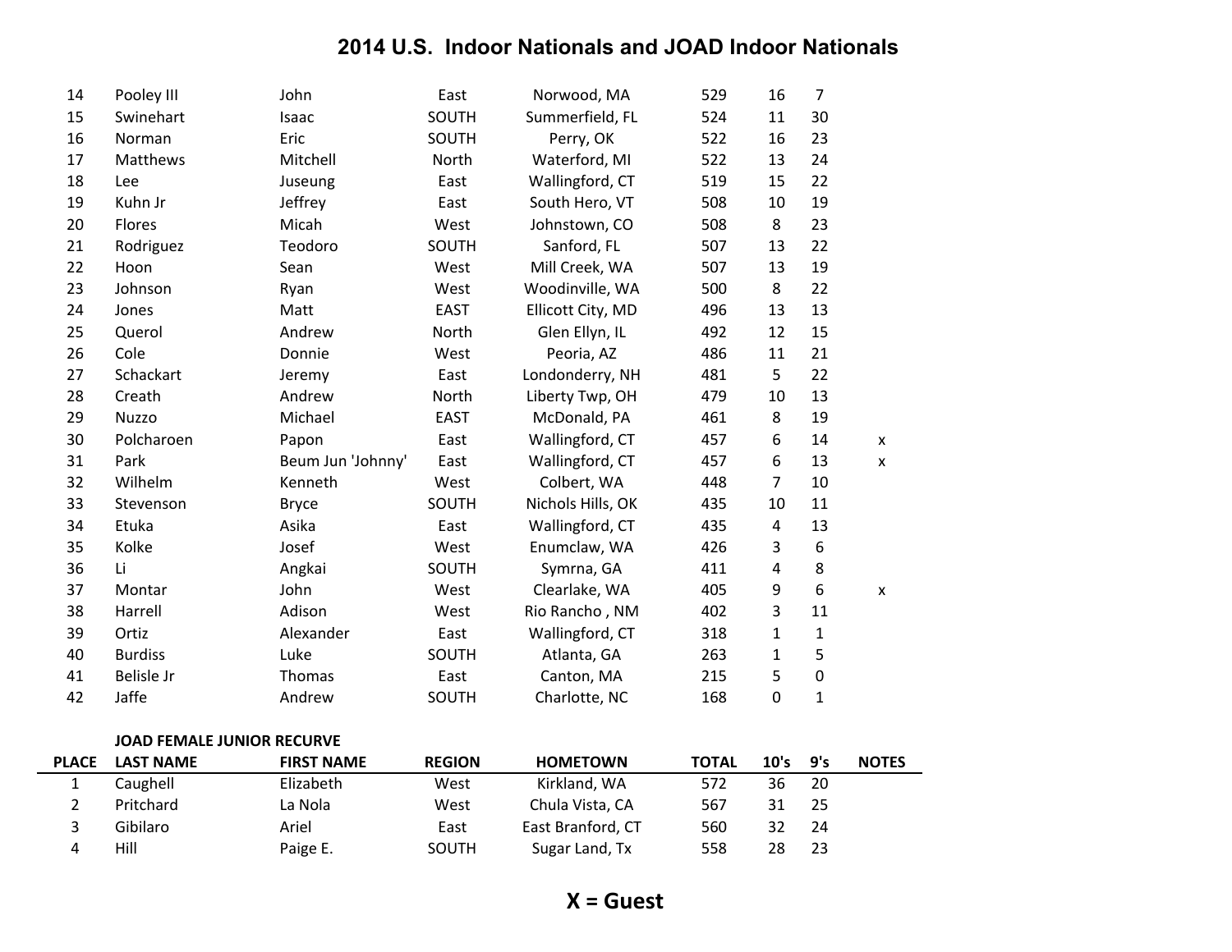# 2014 U.S. Indoor Nationals and JOAD Indoor Nationals

| PLACE | LAST NAME | FIRST NAME | REGION | HOMETOWN | TOTAL | 10's | 9's | NOTES |
|---|---|---|---|---|---|---|---|---|
| 14 | Pooley III | John | East | Norwood, MA | 529 | 16 | 7 | |
| 15 | Swinehart | Isaac | SOUTH | Summerfield, FL | 524 | 11 | 30 | |
| 16 | Norman | Eric | SOUTH | Perry, OK | 522 | 16 | 23 | |
| 17 | Matthews | Mitchell | North | Waterford, MI | 522 | 13 | 24 | |
| 18 | Lee | Juseung | East | Wallingford, CT | 519 | 15 | 22 | |
| 19 | Kuhn Jr | Jeffrey | East | South Hero, VT | 508 | 10 | 19 | |
| 20 | Flores | Micah | West | Johnstown, CO | 508 | 8 | 23 | |
| 21 | Rodriguez | Teodoro | SOUTH | Sanford, FL | 507 | 13 | 22 | |
| 22 | Hoon | Sean | West | Mill Creek, WA | 507 | 13 | 19 | |
| 23 | Johnson | Ryan | West | Woodinville, WA | 500 | 8 | 22 | |
| 24 | Jones | Matt | EAST | Ellicott City, MD | 496 | 13 | 13 | |
| 25 | Querol | Andrew | North | Glen Ellyn, IL | 492 | 12 | 15 | |
| 26 | Cole | Donnie | West | Peoria, AZ | 486 | 11 | 21 | |
| 27 | Schackart | Jeremy | East | Londonderry, NH | 481 | 5 | 22 | |
| 28 | Creath | Andrew | North | Liberty Twp, OH | 479 | 10 | 13 | |
| 29 | Nuzzo | Michael | EAST | McDonald, PA | 461 | 8 | 19 | |
| 30 | Polcharoen | Papon | East | Wallingford, CT | 457 | 6 | 14 | x |
| 31 | Park | Beum Jun 'Johnny' | East | Wallingford, CT | 457 | 6 | 13 | x |
| 32 | Wilhelm | Kenneth | West | Colbert, WA | 448 | 7 | 10 | |
| 33 | Stevenson | Bryce | SOUTH | Nichols Hills, OK | 435 | 10 | 11 | |
| 34 | Etuka | Asika | East | Wallingford, CT | 435 | 4 | 13 | |
| 35 | Kolke | Josef | West | Enumclaw, WA | 426 | 3 | 6 | |
| 36 | Li | Angkai | SOUTH | Symrna, GA | 411 | 4 | 8 | |
| 37 | Montar | John | West | Clearlake, WA | 405 | 9 | 6 | x |
| 38 | Harrell | Adison | West | Rio Rancho , NM | 402 | 3 | 11 | |
| 39 | Ortiz | Alexander | East | Wallingford, CT | 318 | 1 | 1 | |
| 40 | Burdiss | Luke | SOUTH | Atlanta, GA | 263 | 1 | 5 | |
| 41 | Belisle Jr | Thomas | East | Canton, MA | 215 | 5 | 0 | |
| 42 | Jaffe | Andrew | SOUTH | Charlotte, NC | 168 | 0 | 1 | |

**JOAD FEMALE JUNIOR RECURVE**

| PLACE | LAST NAME | FIRST NAME | REGION | HOMETOWN | TOTAL | 10's | 9's | NOTES |
|---|---|---|---|---|---|---|---|---|
| 1 | Caughell | Elizabeth | West | Kirkland, WA | 572 | 36 | 20 | |
| 2 | Pritchard | La Nola | West | Chula Vista, CA | 567 | 31 | 25 | |
| 3 | Gibilaro | Ariel | East | East Branford, CT | 560 | 32 | 24 | |
| 4 | Hill | Paige E. | SOUTH | Sugar Land, Tx | 558 | 28 | 23 | |

**X = Guest**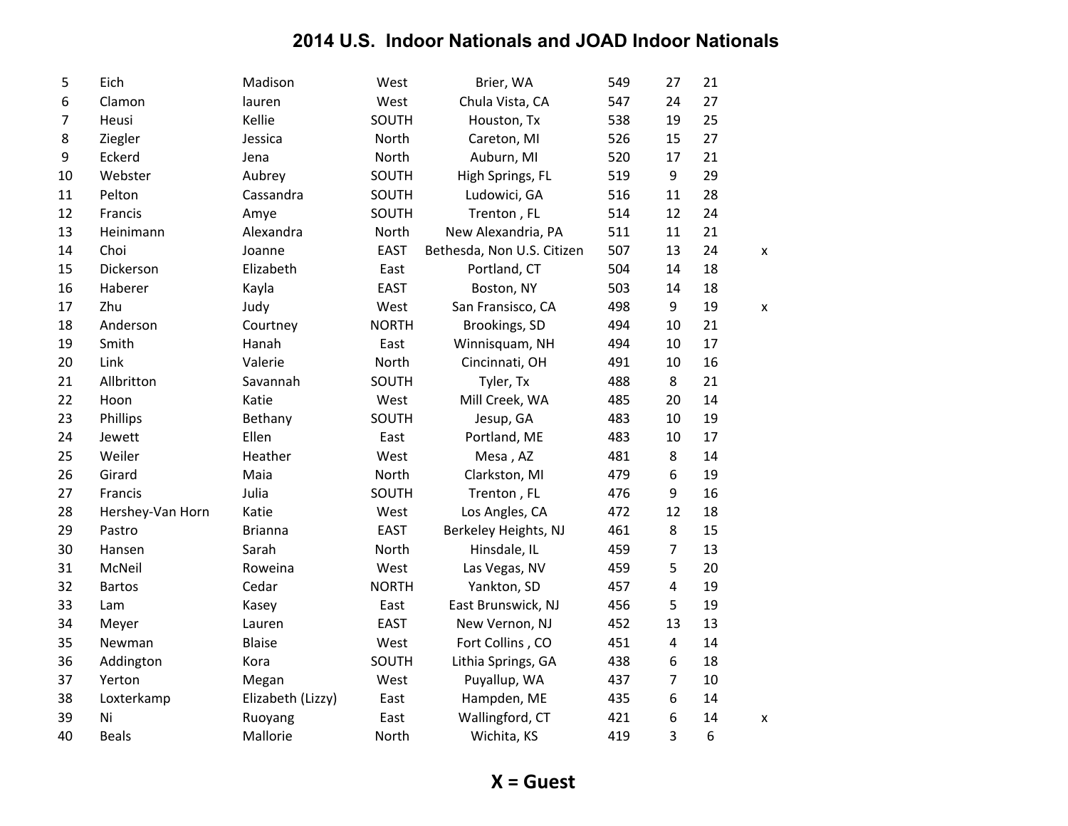# 2014 U.S. Indoor Nationals and JOAD Indoor Nationals

| | | | | | | | | |
|---|---|---|---|---|---|---|---|---|
| 5 | Eich | Madison | West | Brier, WA | 549 | 27 | 21 | |
| 6 | Clamon | lauren | West | Chula Vista, CA | 547 | 24 | 27 | |
| 7 | Heusi | Kellie | SOUTH | Houston, Tx | 538 | 19 | 25 | |
| 8 | Ziegler | Jessica | North | Careton, MI | 526 | 15 | 27 | |
| 9 | Eckerd | Jena | North | Auburn, MI | 520 | 17 | 21 | |
| 10 | Webster | Aubrey | SOUTH | High Springs, FL | 519 | 9 | 29 | |
| 11 | Pelton | Cassandra | SOUTH | Ludowici, GA | 516 | 11 | 28 | |
| 12 | Francis | Amye | SOUTH | Trenton , FL | 514 | 12 | 24 | |
| 13 | Heinimann | Alexandra | North | New Alexandria, PA | 511 | 11 | 21 | |
| 14 | Choi | Joanne | EAST | Bethesda, Non U.S. Citizen | 507 | 13 | 24 | x |
| 15 | Dickerson | Elizabeth | East | Portland, CT | 504 | 14 | 18 | |
| 16 | Haberer | Kayla | EAST | Boston, NY | 503 | 14 | 18 | |
| 17 | Zhu | Judy | West | San Fransisco, CA | 498 | 9 | 19 | x |
| 18 | Anderson | Courtney | NORTH | Brookings, SD | 494 | 10 | 21 | |
| 19 | Smith | Hanah | East | Winnisquam, NH | 494 | 10 | 17 | |
| 20 | Link | Valerie | North | Cincinnati, OH | 491 | 10 | 16 | |
| 21 | Allbritton | Savannah | SOUTH | Tyler, Tx | 488 | 8 | 21 | |
| 22 | Hoon | Katie | West | Mill Creek, WA | 485 | 20 | 14 | |
| 23 | Phillips | Bethany | SOUTH | Jesup, GA | 483 | 10 | 19 | |
| 24 | Jewett | Ellen | East | Portland, ME | 483 | 10 | 17 | |
| 25 | Weiler | Heather | West | Mesa , AZ | 481 | 8 | 14 | |
| 26 | Girard | Maia | North | Clarkston, MI | 479 | 6 | 19 | |
| 27 | Francis | Julia | SOUTH | Trenton , FL | 476 | 9 | 16 | |
| 28 | Hershey-Van Horn | Katie | West | Los Angles, CA | 472 | 12 | 18 | |
| 29 | Pastro | Brianna | EAST | Berkeley Heights, NJ | 461 | 8 | 15 | |
| 30 | Hansen | Sarah | North | Hinsdale, IL | 459 | 7 | 13 | |
| 31 | McNeil | Roweina | West | Las Vegas, NV | 459 | 5 | 20 | |
| 32 | Bartos | Cedar | NORTH | Yankton, SD | 457 | 4 | 19 | |
| 33 | Lam | Kasey | East | East Brunswick, NJ | 456 | 5 | 19 | |
| 34 | Meyer | Lauren | EAST | New Vernon, NJ | 452 | 13 | 13 | |
| 35 | Newman | Blaise | West | Fort Collins , CO | 451 | 4 | 14 | |
| 36 | Addington | Kora | SOUTH | Lithia Springs, GA | 438 | 6 | 18 | |
| 37 | Yerton | Megan | West | Puyallup, WA | 437 | 7 | 10 | |
| 38 | Loxterkamp | Elizabeth (Lizzy) | East | Hampden, ME | 435 | 6 | 14 | |
| 39 | Ni | Ruoyang | East | Wallingford, CT | 421 | 6 | 14 | x |
| 40 | Beals | Mallorie | North | Wichita, KS | 419 | 3 | 6 | |

**X = Guest**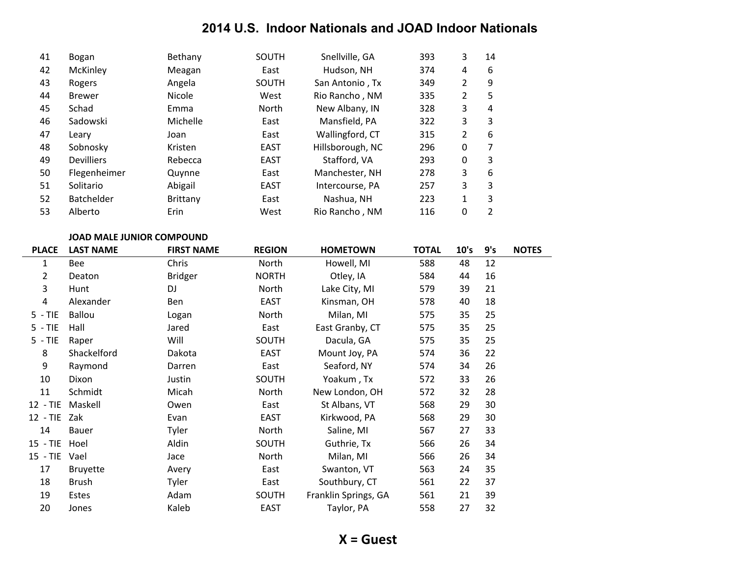# 2014 U.S. Indoor Nationals and JOAD Indoor Nationals

| PLACE | LAST NAME | FIRST NAME | REGION | HOMETOWN | TOTAL | 10's | 9's | NOTES |
|---|---|---|---|---|---|---|---|---|
| 41 | Bogan | Bethany | SOUTH | Snellville, GA | 393 | 3 | 14 | |
| 42 | McKinley | Meagan | East | Hudson, NH | 374 | 4 | 6 | |
| 43 | Rogers | Angela | SOUTH | San Antonio , Tx | 349 | 2 | 9 | |
| 44 | Brewer | Nicole | West | Rio Rancho , NM | 335 | 2 | 5 | |
| 45 | Schad | Emma | North | New Albany, IN | 328 | 3 | 4 | |
| 46 | Sadowski | Michelle | East | Mansfield, PA | 322 | 3 | 3 | |
| 47 | Leary | Joan | East | Wallingford, CT | 315 | 2 | 6 | |
| 48 | Sobnosky | Kristen | EAST | Hillsborough, NC | 296 | 0 | 7 | |
| 49 | Devilliers | Rebecca | EAST | Stafford, VA | 293 | 0 | 3 | |
| 50 | Flegenheimer | Quynne | East | Manchester, NH | 278 | 3 | 6 | |
| 51 | Solitario | Abigail | EAST | Intercourse, PA | 257 | 3 | 3 | |
| 52 | Batchelder | Brittany | East | Nashua, NH | 223 | 1 | 3 | |
| 53 | Alberto | Erin | West | Rio Rancho , NM | 116 | 0 | 2 | |

**JOAD MALE JUNIOR COMPOUND**

| PLACE | LAST NAME | FIRST NAME | REGION | HOMETOWN | TOTAL | 10's | 9's | NOTES |
|---|---|---|---|---|---|---|---|---|
| 1 | Bee | Chris | North | Howell, MI | 588 | 48 | 12 | |
| 2 | Deaton | Bridger | NORTH | Otley, IA | 584 | 44 | 16 | |
| 3 | Hunt | DJ | North | Lake City, MI | 579 | 39 | 21 | |
| 4 | Alexander | Ben | EAST | Kinsman, OH | 578 | 40 | 18 | |
| 5 - TIE | Ballou | Logan | North | Milan, MI | 575 | 35 | 25 | |
| 5 - TIE | Hall | Jared | East | East Granby, CT | 575 | 35 | 25 | |
| 5 - TIE | Raper | Will | SOUTH | Dacula, GA | 575 | 35 | 25 | |
| 8 | Shackelford | Dakota | EAST | Mount Joy, PA | 574 | 36 | 22 | |
| 9 | Raymond | Darren | East | Seaford, NY | 574 | 34 | 26 | |
| 10 | Dixon | Justin | SOUTH | Yoakum , Tx | 572 | 33 | 26 | |
| 11 | Schmidt | Micah | North | New London, OH | 572 | 32 | 28 | |
| 12 - TIE | Maskell | Owen | East | St Albans, VT | 568 | 29 | 30 | |
| 12 - TIE | Zak | Evan | EAST | Kirkwood, PA | 568 | 29 | 30 | |
| 14 | Bauer | Tyler | North | Saline, MI | 567 | 27 | 33 | |
| 15 - TIE | Hoel | Aldin | SOUTH | Guthrie, Tx | 566 | 26 | 34 | |
| 15 - TIE | Vael | Jace | North | Milan, MI | 566 | 26 | 34 | |
| 17 | Bruyette | Avery | East | Swanton, VT | 563 | 24 | 35 | |
| 18 | Brush | Tyler | East | Southbury, CT | 561 | 22 | 37 | |
| 19 | Estes | Adam | SOUTH | Franklin Springs, GA | 561 | 21 | 39 | |
| 20 | Jones | Kaleb | EAST | Taylor, PA | 558 | 27 | 32 | |

**X = Guest**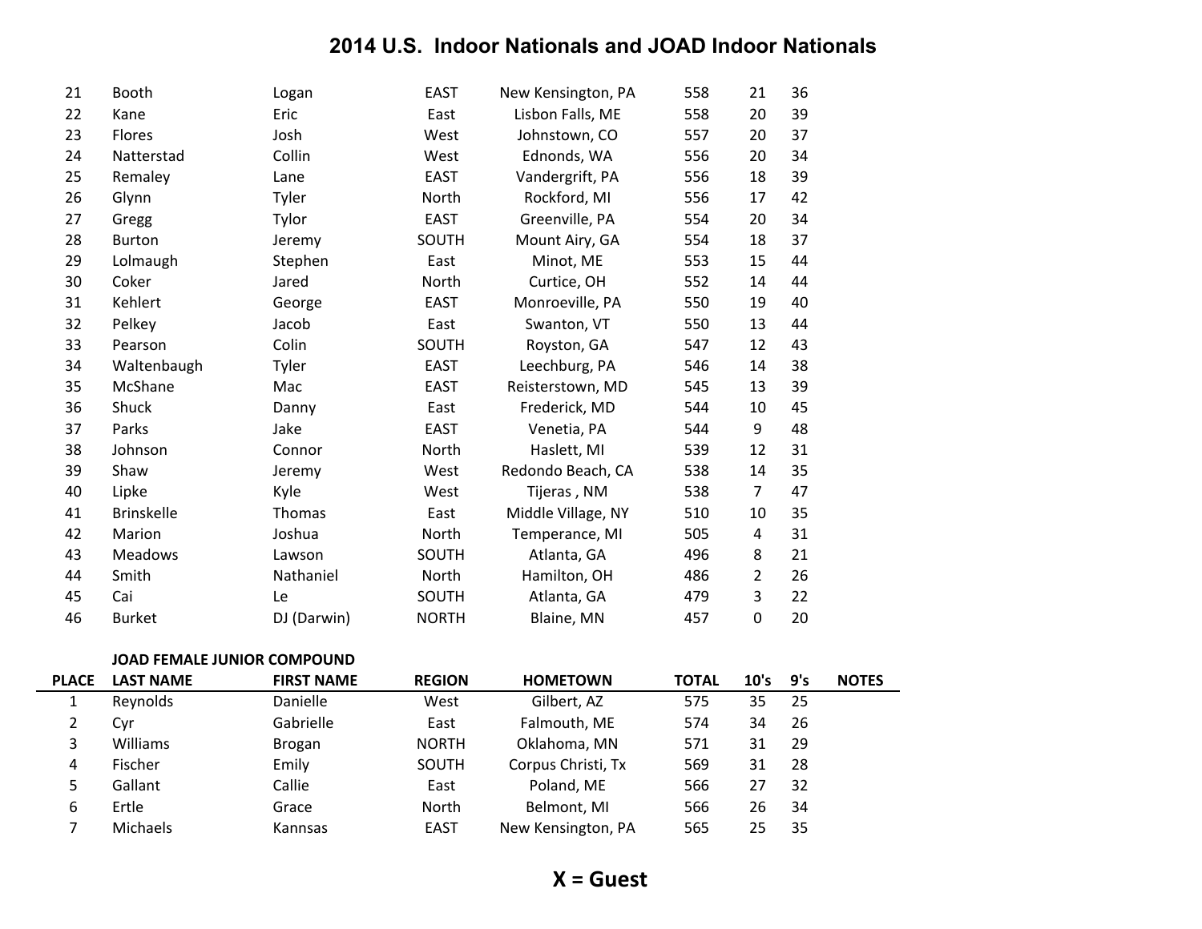## 2014 U.S. Indoor Nationals and JOAD Indoor Nationals

| | | | | | | | | |
|---|---|---|---|---|---|---|---|---|
| 21 | Booth | Logan | EAST | New Kensington, PA | 558 | 21 | 36 | |
| 22 | Kane | Eric | East | Lisbon Falls, ME | 558 | 20 | 39 | |
| 23 | Flores | Josh | West | Johnstown, CO | 557 | 20 | 37 | |
| 24 | Natterstad | Collin | West | Ednonds, WA | 556 | 20 | 34 | |
| 25 | Remaley | Lane | EAST | Vandergrift, PA | 556 | 18 | 39 | |
| 26 | Glynn | Tyler | North | Rockford, MI | 556 | 17 | 42 | |
| 27 | Gregg | Tylor | EAST | Greenville, PA | 554 | 20 | 34 | |
| 28 | Burton | Jeremy | SOUTH | Mount Airy, GA | 554 | 18 | 37 | |
| 29 | Lolmaugh | Stephen | East | Minot, ME | 553 | 15 | 44 | |
| 30 | Coker | Jared | North | Curtice, OH | 552 | 14 | 44 | |
| 31 | Kehlert | George | EAST | Monroeville, PA | 550 | 19 | 40 | |
| 32 | Pelkey | Jacob | East | Swanton, VT | 550 | 13 | 44 | |
| 33 | Pearson | Colin | SOUTH | Royston, GA | 547 | 12 | 43 | |
| 34 | Waltenbaugh | Tyler | EAST | Leechburg, PA | 546 | 14 | 38 | |
| 35 | McShane | Mac | EAST | Reisterstown, MD | 545 | 13 | 39 | |
| 36 | Shuck | Danny | East | Frederick, MD | 544 | 10 | 45 | |
| 37 | Parks | Jake | EAST | Venetia, PA | 544 | 9 | 48 | |
| 38 | Johnson | Connor | North | Haslett, MI | 539 | 12 | 31 | |
| 39 | Shaw | Jeremy | West | Redondo Beach, CA | 538 | 14 | 35 | |
| 40 | Lipke | Kyle | West | Tijeras , NM | 538 | 7 | 47 | |
| 41 | Brinskelle | Thomas | East | Middle Village, NY | 510 | 10 | 35 | |
| 42 | Marion | Joshua | North | Temperance, MI | 505 | 4 | 31 | |
| 43 | Meadows | Lawson | SOUTH | Atlanta, GA | 496 | 8 | 21 | |
| 44 | Smith | Nathaniel | North | Hamilton, OH | 486 | 2 | 26 | |
| 45 | Cai | Le | SOUTH | Atlanta, GA | 479 | 3 | 22 | |
| 46 | Burket | DJ (Darwin) | NORTH | Blaine, MN | 457 | 0 | 20 | |

**JOAD FEMALE JUNIOR COMPOUND**

| PLACE | LAST NAME | FIRST NAME | REGION | HOMETOWN | TOTAL | 10's | 9's | NOTES |
|---|---|---|---|---|---|---|---|---|
| 1 | Reynolds | Danielle | West | Gilbert, AZ | 575 | 35 | 25 | |
| 2 | Cyr | Gabrielle | East | Falmouth, ME | 574 | 34 | 26 | |
| 3 | Williams | Brogan | NORTH | Oklahoma, MN | 571 | 31 | 29 | |
| 4 | Fischer | Emily | SOUTH | Corpus Christi, Tx | 569 | 31 | 28 | |
| 5 | Gallant | Callie | East | Poland, ME | 566 | 27 | 32 | |
| 6 | Ertle | Grace | North | Belmont, MI | 566 | 26 | 34 | |
| 7 | Michaels | Kannsas | EAST | New Kensington, PA | 565 | 25 | 35 | |

**X = Guest**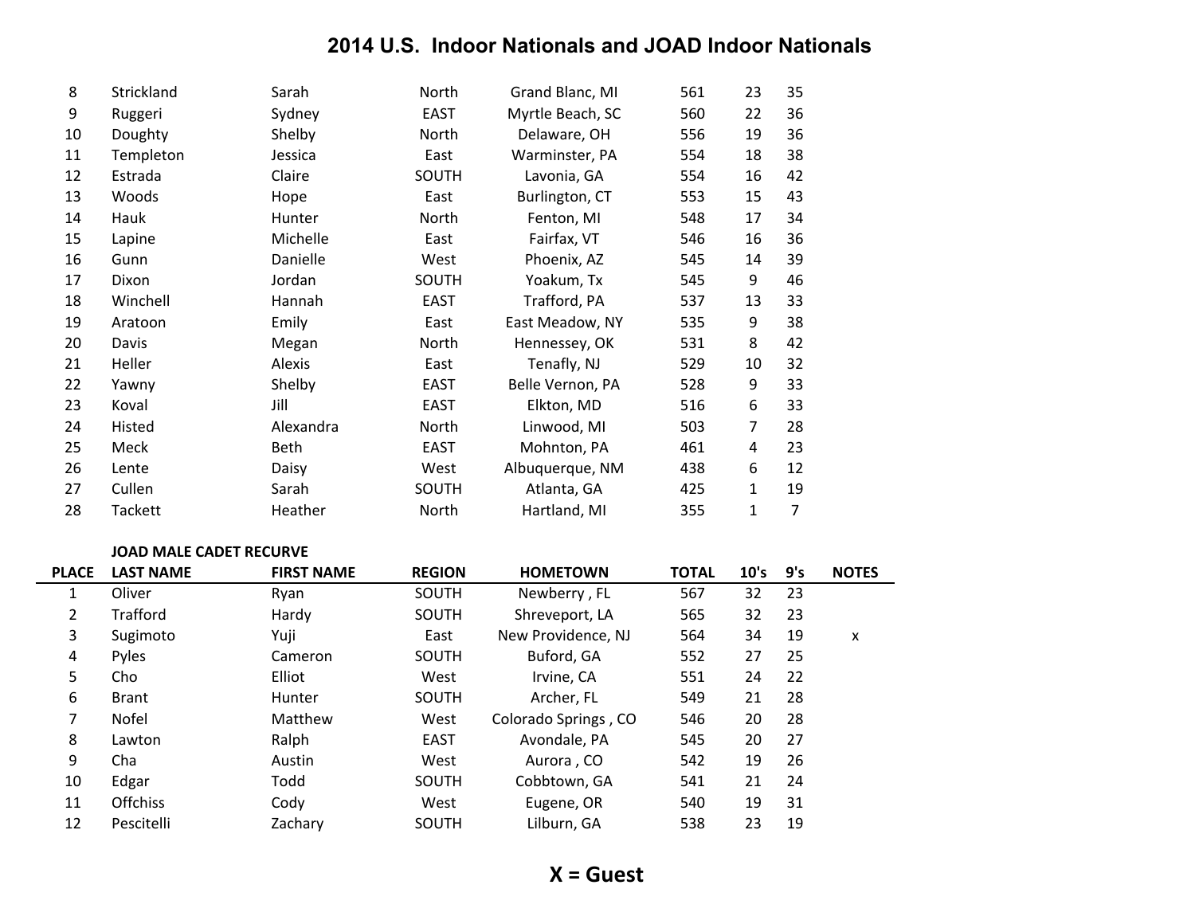# 2014 U.S. Indoor Nationals and JOAD Indoor Nationals

| | | | | | | | | |
|---|---|---|---|---|---|---|---|---|
| 8 | Strickland | Sarah | North | Grand Blanc, MI | 561 | 23 | 35 | |
| 9 | Ruggeri | Sydney | EAST | Myrtle Beach, SC | 560 | 22 | 36 | |
| 10 | Doughty | Shelby | North | Delaware, OH | 556 | 19 | 36 | |
| 11 | Templeton | Jessica | East | Warminster, PA | 554 | 18 | 38 | |
| 12 | Estrada | Claire | SOUTH | Lavonia, GA | 554 | 16 | 42 | |
| 13 | Woods | Hope | East | Burlington, CT | 553 | 15 | 43 | |
| 14 | Hauk | Hunter | North | Fenton, MI | 548 | 17 | 34 | |
| 15 | Lapine | Michelle | East | Fairfax, VT | 546 | 16 | 36 | |
| 16 | Gunn | Danielle | West | Phoenix, AZ | 545 | 14 | 39 | |
| 17 | Dixon | Jordan | SOUTH | Yoakum, Tx | 545 | 9 | 46 | |
| 18 | Winchell | Hannah | EAST | Trafford, PA | 537 | 13 | 33 | |
| 19 | Aratoon | Emily | East | East Meadow, NY | 535 | 9 | 38 | |
| 20 | Davis | Megan | North | Hennessey, OK | 531 | 8 | 42 | |
| 21 | Heller | Alexis | East | Tenafly, NJ | 529 | 10 | 32 | |
| 22 | Yawny | Shelby | EAST | Belle Vernon, PA | 528 | 9 | 33 | |
| 23 | Koval | Jill | EAST | Elkton, MD | 516 | 6 | 33 | |
| 24 | Histed | Alexandra | North | Linwood, MI | 503 | 7 | 28 | |
| 25 | Meck | Beth | EAST | Mohnton, PA | 461 | 4 | 23 | |
| 26 | Lente | Daisy | West | Albuquerque, NM | 438 | 6 | 12 | |
| 27 | Cullen | Sarah | SOUTH | Atlanta, GA | 425 | 1 | 19 | |
| 28 | Tackett | Heather | North | Hartland, MI | 355 | 1 | 7 | |

**JOAD MALE CADET RECURVE**

| PLACE | LAST NAME | FIRST NAME | REGION | HOMETOWN | TOTAL | 10's | 9's | NOTES |
|---|---|---|---|---|---|---|---|---|
| 1 | Oliver | Ryan | SOUTH | Newberry , FL | 567 | 32 | 23 | |
| 2 | Trafford | Hardy | SOUTH | Shreveport, LA | 565 | 32 | 23 | |
| 3 | Sugimoto | Yuji | East | New Providence, NJ | 564 | 34 | 19 | x |
| 4 | Pyles | Cameron | SOUTH | Buford, GA | 552 | 27 | 25 | |
| 5 | Cho | Elliot | West | Irvine, CA | 551 | 24 | 22 | |
| 6 | Brant | Hunter | SOUTH | Archer, FL | 549 | 21 | 28 | |
| 7 | Nofel | Matthew | West | Colorado Springs , CO | 546 | 20 | 28 | |
| 8 | Lawton | Ralph | EAST | Avondale, PA | 545 | 20 | 27 | |
| 9 | Cha | Austin | West | Aurora , CO | 542 | 19 | 26 | |
| 10 | Edgar | Todd | SOUTH | Cobbtown, GA | 541 | 21 | 24 | |
| 11 | Offchiss | Cody | West | Eugene, OR | 540 | 19 | 31 | |
| 12 | Pescitelli | Zachary | SOUTH | Lilburn, GA | 538 | 23 | 19 | |

**X = Guest**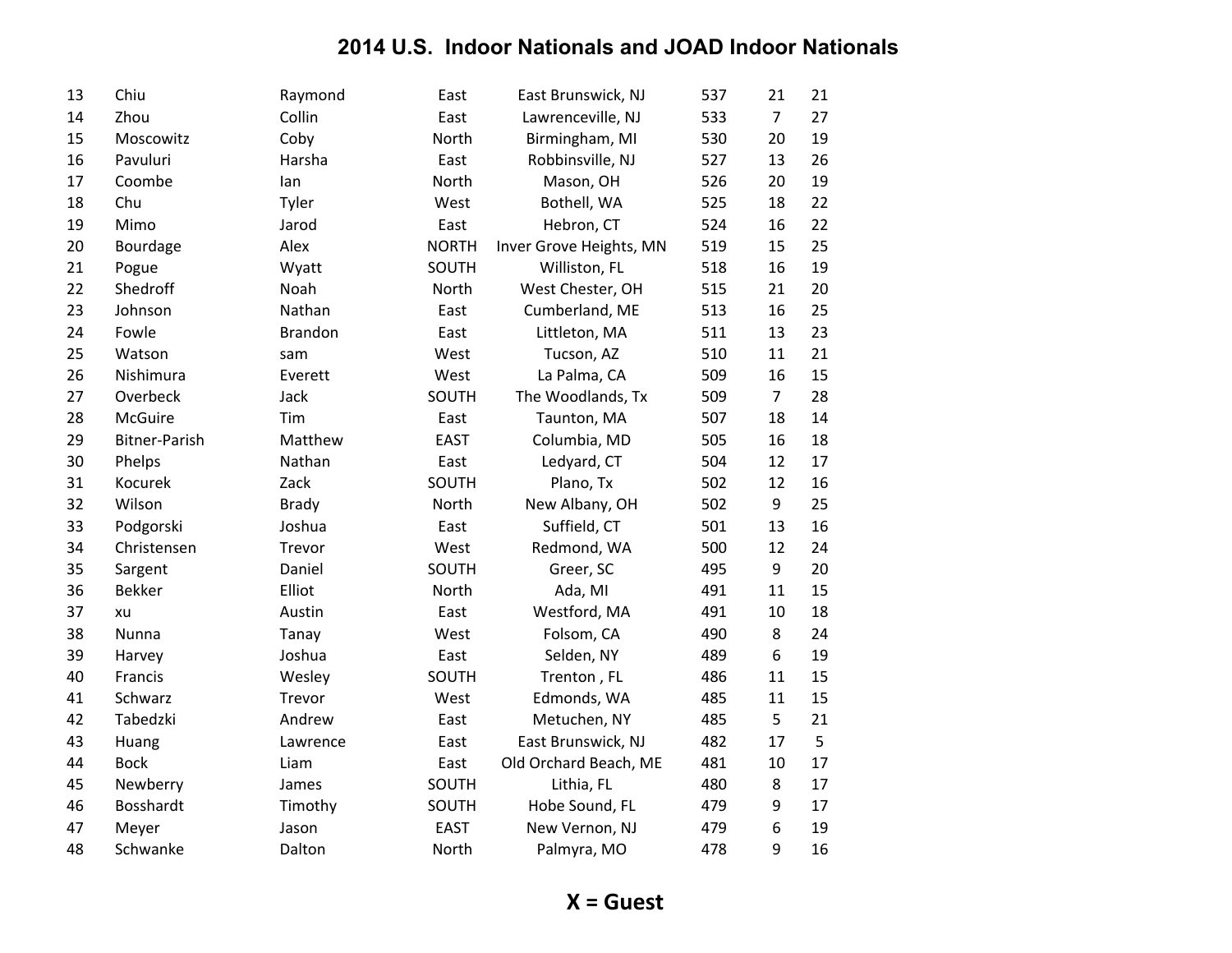# 2014 U.S. Indoor Nationals and JOAD Indoor Nationals

| | | | | | | | |
|---|---|---|---|---|---|---|---|
| 13 | Chiu | Raymond | East | East Brunswick, NJ | 537 | 21 | 21 |
| 14 | Zhou | Collin | East | Lawrenceville, NJ | 533 | 7 | 27 |
| 15 | Moscowitz | Coby | North | Birmingham, MI | 530 | 20 | 19 |
| 16 | Pavuluri | Harsha | East | Robbinsville, NJ | 527 | 13 | 26 |
| 17 | Coombe | Ian | North | Mason, OH | 526 | 20 | 19 |
| 18 | Chu | Tyler | West | Bothell, WA | 525 | 18 | 22 |
| 19 | Mimo | Jarod | East | Hebron, CT | 524 | 16 | 22 |
| 20 | Bourdage | Alex | NORTH | Inver Grove Heights, MN | 519 | 15 | 25 |
| 21 | Pogue | Wyatt | SOUTH | Williston, FL | 518 | 16 | 19 |
| 22 | Shedroff | Noah | North | West Chester, OH | 515 | 21 | 20 |
| 23 | Johnson | Nathan | East | Cumberland, ME | 513 | 16 | 25 |
| 24 | Fowle | Brandon | East | Littleton, MA | 511 | 13 | 23 |
| 25 | Watson | sam | West | Tucson, AZ | 510 | 11 | 21 |
| 26 | Nishimura | Everett | West | La Palma, CA | 509 | 16 | 15 |
| 27 | Overbeck | Jack | SOUTH | The Woodlands, Tx | 509 | 7 | 28 |
| 28 | McGuire | Tim | East | Taunton, MA | 507 | 18 | 14 |
| 29 | Bitner-Parish | Matthew | EAST | Columbia, MD | 505 | 16 | 18 |
| 30 | Phelps | Nathan | East | Ledyard, CT | 504 | 12 | 17 |
| 31 | Kocurek | Zack | SOUTH | Plano, Tx | 502 | 12 | 16 |
| 32 | Wilson | Brady | North | New Albany, OH | 502 | 9 | 25 |
| 33 | Podgorski | Joshua | East | Suffield, CT | 501 | 13 | 16 |
| 34 | Christensen | Trevor | West | Redmond, WA | 500 | 12 | 24 |
| 35 | Sargent | Daniel | SOUTH | Greer, SC | 495 | 9 | 20 |
| 36 | Bekker | Elliot | North | Ada, MI | 491 | 11 | 15 |
| 37 | xu | Austin | East | Westford, MA | 491 | 10 | 18 |
| 38 | Nunna | Tanay | West | Folsom, CA | 490 | 8 | 24 |
| 39 | Harvey | Joshua | East | Selden, NY | 489 | 6 | 19 |
| 40 | Francis | Wesley | SOUTH | Trenton , FL | 486 | 11 | 15 |
| 41 | Schwarz | Trevor | West | Edmonds, WA | 485 | 11 | 15 |
| 42 | Tabedzki | Andrew | East | Metuchen, NY | 485 | 5 | 21 |
| 43 | Huang | Lawrence | East | East Brunswick, NJ | 482 | 17 | 5 |
| 44 | Bock | Liam | East | Old Orchard Beach, ME | 481 | 10 | 17 |
| 45 | Newberry | James | SOUTH | Lithia, FL | 480 | 8 | 17 |
| 46 | Bosshardt | Timothy | SOUTH | Hobe Sound, FL | 479 | 9 | 17 |
| 47 | Meyer | Jason | EAST | New Vernon, NJ | 479 | 6 | 19 |
| 48 | Schwanke | Dalton | North | Palmyra, MO | 478 | 9 | 16 |

**X = Guest**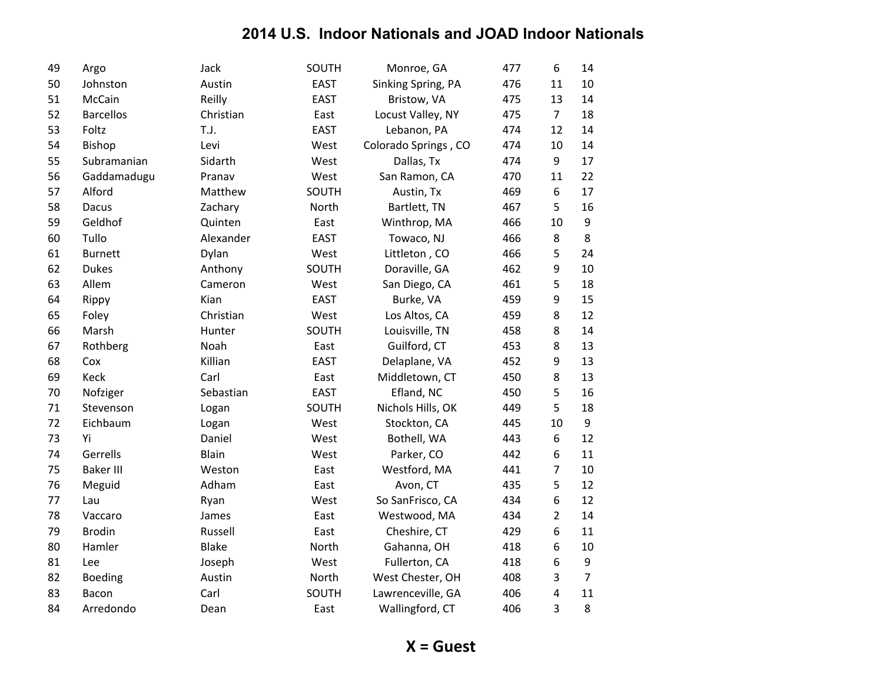## 2014 U.S. Indoor Nationals and JOAD Indoor Nationals

| | | | | | | | |
|---|---|---|---|---|---|---|---|
| 49 | Argo | Jack | SOUTH | Monroe, GA | 477 | 6 | 14 |
| 50 | Johnston | Austin | EAST | Sinking Spring, PA | 476 | 11 | 10 |
| 51 | McCain | Reilly | EAST | Bristow, VA | 475 | 13 | 14 |
| 52 | Barcellos | Christian | East | Locust Valley, NY | 475 | 7 | 18 |
| 53 | Foltz | T.J. | EAST | Lebanon, PA | 474 | 12 | 14 |
| 54 | Bishop | Levi | West | Colorado Springs , CO | 474 | 10 | 14 |
| 55 | Subramanian | Sidarth | West | Dallas, Tx | 474 | 9 | 17 |
| 56 | Gaddamadugu | Pranav | West | San Ramon, CA | 470 | 11 | 22 |
| 57 | Alford | Matthew | SOUTH | Austin, Tx | 469 | 6 | 17 |
| 58 | Dacus | Zachary | North | Bartlett, TN | 467 | 5 | 16 |
| 59 | Geldhof | Quinten | East | Winthrop, MA | 466 | 10 | 9 |
| 60 | Tullo | Alexander | EAST | Towaco, NJ | 466 | 8 | 8 |
| 61 | Burnett | Dylan | West | Littleton , CO | 466 | 5 | 24 |
| 62 | Dukes | Anthony | SOUTH | Doraville, GA | 462 | 9 | 10 |
| 63 | Allem | Cameron | West | San Diego, CA | 461 | 5 | 18 |
| 64 | Rippy | Kian | EAST | Burke, VA | 459 | 9 | 15 |
| 65 | Foley | Christian | West | Los Altos, CA | 459 | 8 | 12 |
| 66 | Marsh | Hunter | SOUTH | Louisville, TN | 458 | 8 | 14 |
| 67 | Rothberg | Noah | East | Guilford, CT | 453 | 8 | 13 |
| 68 | Cox | Killian | EAST | Delaplane, VA | 452 | 9 | 13 |
| 69 | Keck | Carl | East | Middletown, CT | 450 | 8 | 13 |
| 70 | Nofziger | Sebastian | EAST | Efland, NC | 450 | 5 | 16 |
| 71 | Stevenson | Logan | SOUTH | Nichols Hills, OK | 449 | 5 | 18 |
| 72 | Eichbaum | Logan | West | Stockton, CA | 445 | 10 | 9 |
| 73 | Yi | Daniel | West | Bothell, WA | 443 | 6 | 12 |
| 74 | Gerrells | Blain | West | Parker, CO | 442 | 6 | 11 |
| 75 | Baker III | Weston | East | Westford, MA | 441 | 7 | 10 |
| 76 | Meguid | Adham | East | Avon, CT | 435 | 5 | 12 |
| 77 | Lau | Ryan | West | So SanFrisco, CA | 434 | 6 | 12 |
| 78 | Vaccaro | James | East | Westwood, MA | 434 | 2 | 14 |
| 79 | Brodin | Russell | East | Cheshire, CT | 429 | 6 | 11 |
| 80 | Hamler | Blake | North | Gahanna, OH | 418 | 6 | 10 |
| 81 | Lee | Joseph | West | Fullerton, CA | 418 | 6 | 9 |
| 82 | Boeding | Austin | North | West Chester, OH | 408 | 3 | 7 |
| 83 | Bacon | Carl | SOUTH | Lawrenceville, GA | 406 | 4 | 11 |
| 84 | Arredondo | Dean | East | Wallingford, CT | 406 | 3 | 8 |

**X = Guest**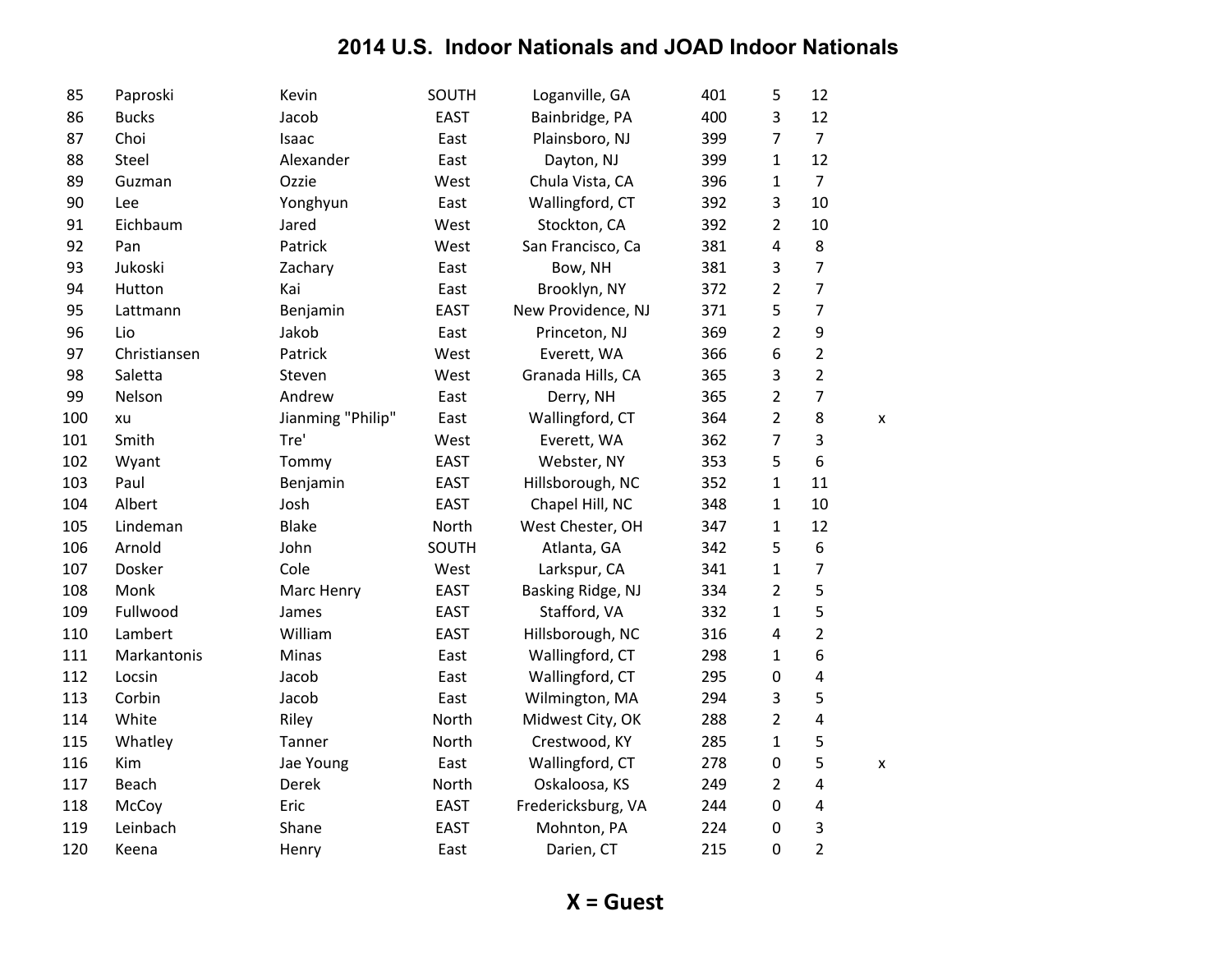# 2014 U.S. Indoor Nationals and JOAD Indoor Nationals

| | | | | | | | | |
|---|---|---|---|---|---|---|---|---|
| 85 | Paproski | Kevin | SOUTH | Loganville, GA | 401 | 5 | 12 | |
| 86 | Bucks | Jacob | EAST | Bainbridge, PA | 400 | 3 | 12 | |
| 87 | Choi | Isaac | East | Plainsboro, NJ | 399 | 7 | 7 | |
| 88 | Steel | Alexander | East | Dayton, NJ | 399 | 1 | 12 | |
| 89 | Guzman | Ozzie | West | Chula Vista, CA | 396 | 1 | 7 | |
| 90 | Lee | Yonghyun | East | Wallingford, CT | 392 | 3 | 10 | |
| 91 | Eichbaum | Jared | West | Stockton, CA | 392 | 2 | 10 | |
| 92 | Pan | Patrick | West | San Francisco, Ca | 381 | 4 | 8 | |
| 93 | Jukoski | Zachary | East | Bow, NH | 381 | 3 | 7 | |
| 94 | Hutton | Kai | East | Brooklyn, NY | 372 | 2 | 7 | |
| 95 | Lattmann | Benjamin | EAST | New Providence, NJ | 371 | 5 | 7 | |
| 96 | Lio | Jakob | East | Princeton, NJ | 369 | 2 | 9 | |
| 97 | Christiansen | Patrick | West | Everett, WA | 366 | 6 | 2 | |
| 98 | Saletta | Steven | West | Granada Hills, CA | 365 | 3 | 2 | |
| 99 | Nelson | Andrew | East | Derry, NH | 365 | 2 | 7 | |
| 100 | xu | Jianming "Philip" | East | Wallingford, CT | 364 | 2 | 8 | x |
| 101 | Smith | Tre' | West | Everett, WA | 362 | 7 | 3 | |
| 102 | Wyant | Tommy | EAST | Webster, NY | 353 | 5 | 6 | |
| 103 | Paul | Benjamin | EAST | Hillsborough, NC | 352 | 1 | 11 | |
| 104 | Albert | Josh | EAST | Chapel Hill, NC | 348 | 1 | 10 | |
| 105 | Lindeman | Blake | North | West Chester, OH | 347 | 1 | 12 | |
| 106 | Arnold | John | SOUTH | Atlanta, GA | 342 | 5 | 6 | |
| 107 | Dosker | Cole | West | Larkspur, CA | 341 | 1 | 7 | |
| 108 | Monk | Marc Henry | EAST | Basking Ridge, NJ | 334 | 2 | 5 | |
| 109 | Fullwood | James | EAST | Stafford, VA | 332 | 1 | 5 | |
| 110 | Lambert | William | EAST | Hillsborough, NC | 316 | 4 | 2 | |
| 111 | Markantonis | Minas | East | Wallingford, CT | 298 | 1 | 6 | |
| 112 | Locsin | Jacob | East | Wallingford, CT | 295 | 0 | 4 | |
| 113 | Corbin | Jacob | East | Wilmington, MA | 294 | 3 | 5 | |
| 114 | White | Riley | North | Midwest City, OK | 288 | 2 | 4 | |
| 115 | Whatley | Tanner | North | Crestwood, KY | 285 | 1 | 5 | |
| 116 | Kim | Jae Young | East | Wallingford, CT | 278 | 0 | 5 | x |
| 117 | Beach | Derek | North | Oskaloosa, KS | 249 | 2 | 4 | |
| 118 | McCoy | Eric | EAST | Fredericksburg, VA | 244 | 0 | 4 | |
| 119 | Leinbach | Shane | EAST | Mohnton, PA | 224 | 0 | 3 | |
| 120 | Keena | Henry | East | Darien, CT | 215 | 0 | 2 | |

**X = Guest**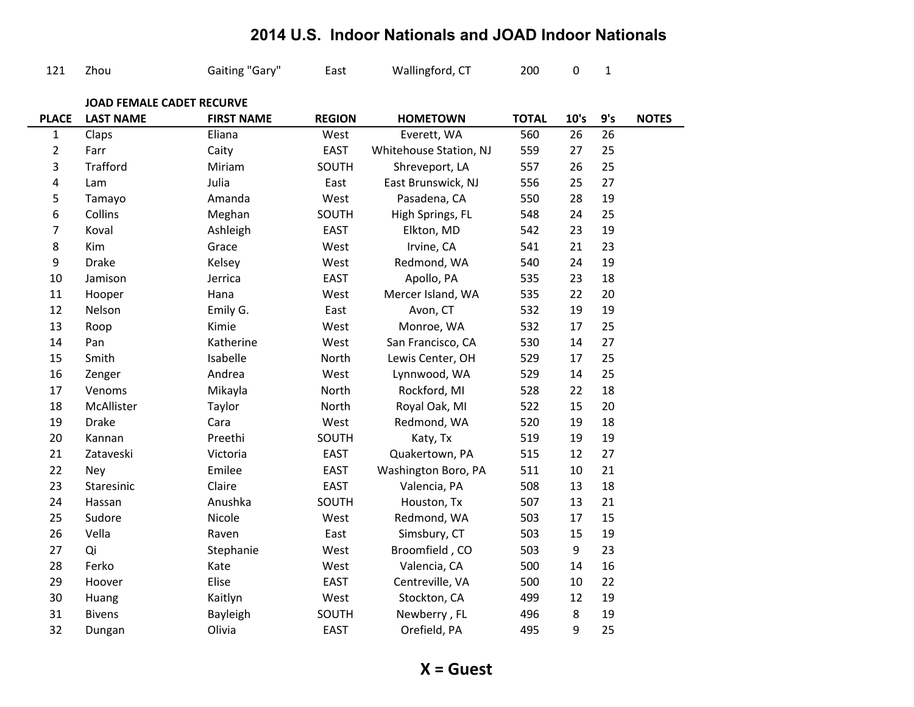# 2014 U.S. Indoor Nationals and JOAD Indoor Nationals

| | | | | | | | | |
|---|---|---|---|---|---|---|---|---|
| 121 | Zhou | Gaiting "Gary" | East | Wallingford, CT | 200 | 0 | 1 | |

**JOAD FEMALE CADET RECURVE**

| PLACE | LAST NAME | FIRST NAME | REGION | HOMETOWN | TOTAL | 10's | 9's | NOTES |
|---|---|---|---|---|---|---|---|---|
| 1 | Claps | Eliana | West | Everett, WA | 560 | 26 | 26 | |
| 2 | Farr | Caity | EAST | Whitehouse Station, NJ | 559 | 27 | 25 | |
| 3 | Trafford | Miriam | SOUTH | Shreveport, LA | 557 | 26 | 25 | |
| 4 | Lam | Julia | East | East Brunswick, NJ | 556 | 25 | 27 | |
| 5 | Tamayo | Amanda | West | Pasadena, CA | 550 | 28 | 19 | |
| 6 | Collins | Meghan | SOUTH | High Springs, FL | 548 | 24 | 25 | |
| 7 | Koval | Ashleigh | EAST | Elkton, MD | 542 | 23 | 19 | |
| 8 | Kim | Grace | West | Irvine, CA | 541 | 21 | 23 | |
| 9 | Drake | Kelsey | West | Redmond, WA | 540 | 24 | 19 | |
| 10 | Jamison | Jerrica | EAST | Apollo, PA | 535 | 23 | 18 | |
| 11 | Hooper | Hana | West | Mercer Island, WA | 535 | 22 | 20 | |
| 12 | Nelson | Emily G. | East | Avon, CT | 532 | 19 | 19 | |
| 13 | Roop | Kimie | West | Monroe, WA | 532 | 17 | 25 | |
| 14 | Pan | Katherine | West | San Francisco, CA | 530 | 14 | 27 | |
| 15 | Smith | Isabelle | North | Lewis Center, OH | 529 | 17 | 25 | |
| 16 | Zenger | Andrea | West | Lynnwood, WA | 529 | 14 | 25 | |
| 17 | Venoms | Mikayla | North | Rockford, MI | 528 | 22 | 18 | |
| 18 | McAllister | Taylor | North | Royal Oak, MI | 522 | 15 | 20 | |
| 19 | Drake | Cara | West | Redmond, WA | 520 | 19 | 18 | |
| 20 | Kannan | Preethi | SOUTH | Katy, Tx | 519 | 19 | 19 | |
| 21 | Zataveski | Victoria | EAST | Quakertown, PA | 515 | 12 | 27 | |
| 22 | Ney | Emilee | EAST | Washington Boro, PA | 511 | 10 | 21 | |
| 23 | Staresinic | Claire | EAST | Valencia, PA | 508 | 13 | 18 | |
| 24 | Hassan | Anushka | SOUTH | Houston, Tx | 507 | 13 | 21 | |
| 25 | Sudore | Nicole | West | Redmond, WA | 503 | 17 | 15 | |
| 26 | Vella | Raven | East | Simsbury, CT | 503 | 15 | 19 | |
| 27 | Qi | Stephanie | West | Broomfield , CO | 503 | 9 | 23 | |
| 28 | Ferko | Kate | West | Valencia, CA | 500 | 14 | 16 | |
| 29 | Hoover | Elise | EAST | Centreville, VA | 500 | 10 | 22 | |
| 30 | Huang | Kaitlyn | West | Stockton, CA | 499 | 12 | 19 | |
| 31 | Bivens | Bayleigh | SOUTH | Newberry , FL | 496 | 8 | 19 | |
| 32 | Dungan | Olivia | EAST | Orefield, PA | 495 | 9 | 25 | |

**X = Guest**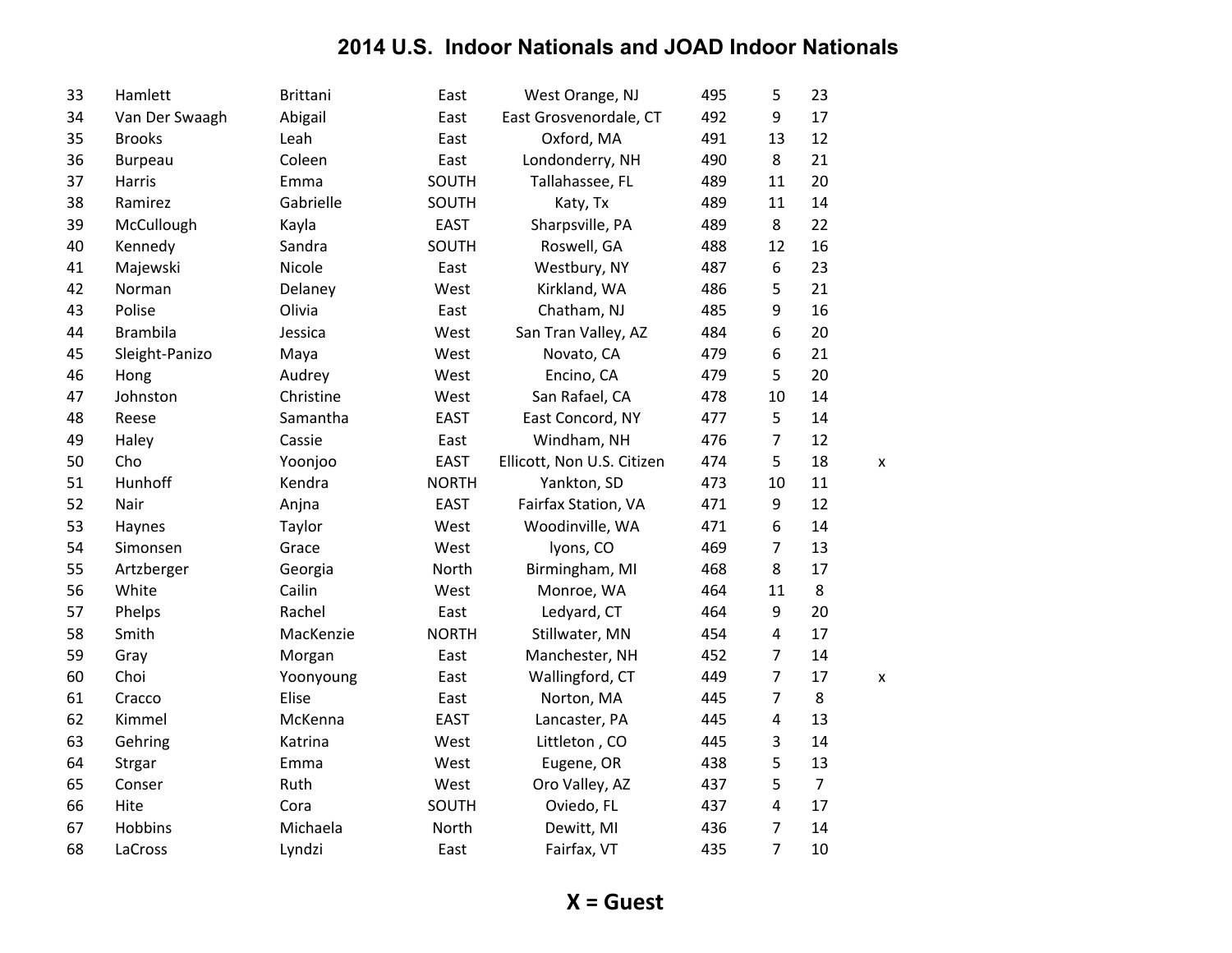# 2014 U.S. Indoor Nationals and JOAD Indoor Nationals

| | | | | | | | | |
|---|---|---|---|---|---|---|---|---|
| 33 | Hamlett | Brittani | East | West Orange, NJ | 495 | 5 | 23 | |
| 34 | Van Der Swaagh | Abigail | East | East Grosvenordale, CT | 492 | 9 | 17 | |
| 35 | Brooks | Leah | East | Oxford, MA | 491 | 13 | 12 | |
| 36 | Burpeau | Coleen | East | Londonderry, NH | 490 | 8 | 21 | |
| 37 | Harris | Emma | SOUTH | Tallahassee, FL | 489 | 11 | 20 | |
| 38 | Ramirez | Gabrielle | SOUTH | Katy, Tx | 489 | 11 | 14 | |
| 39 | McCullough | Kayla | EAST | Sharpsville, PA | 489 | 8 | 22 | |
| 40 | Kennedy | Sandra | SOUTH | Roswell, GA | 488 | 12 | 16 | |
| 41 | Majewski | Nicole | East | Westbury, NY | 487 | 6 | 23 | |
| 42 | Norman | Delaney | West | Kirkland, WA | 486 | 5 | 21 | |
| 43 | Polise | Olivia | East | Chatham, NJ | 485 | 9 | 16 | |
| 44 | Brambila | Jessica | West | San Tran Valley, AZ | 484 | 6 | 20 | |
| 45 | Sleight-Panizo | Maya | West | Novato, CA | 479 | 6 | 21 | |
| 46 | Hong | Audrey | West | Encino, CA | 479 | 5 | 20 | |
| 47 | Johnston | Christine | West | San Rafael, CA | 478 | 10 | 14 | |
| 48 | Reese | Samantha | EAST | East Concord, NY | 477 | 5 | 14 | |
| 49 | Haley | Cassie | East | Windham, NH | 476 | 7 | 12 | |
| 50 | Cho | Yoonjoo | EAST | Ellicott, Non U.S. Citizen | 474 | 5 | 18 | x |
| 51 | Hunhoff | Kendra | NORTH | Yankton, SD | 473 | 10 | 11 | |
| 52 | Nair | Anjna | EAST | Fairfax Station, VA | 471 | 9 | 12 | |
| 53 | Haynes | Taylor | West | Woodinville, WA | 471 | 6 | 14 | |
| 54 | Simonsen | Grace | West | lyons, CO | 469 | 7 | 13 | |
| 55 | Artzberger | Georgia | North | Birmingham, MI | 468 | 8 | 17 | |
| 56 | White | Cailin | West | Monroe, WA | 464 | 11 | 8 | |
| 57 | Phelps | Rachel | East | Ledyard, CT | 464 | 9 | 20 | |
| 58 | Smith | MacKenzie | NORTH | Stillwater, MN | 454 | 4 | 17 | |
| 59 | Gray | Morgan | East | Manchester, NH | 452 | 7 | 14 | |
| 60 | Choi | Yoonyoung | East | Wallingford, CT | 449 | 7 | 17 | x |
| 61 | Cracco | Elise | East | Norton, MA | 445 | 7 | 8 | |
| 62 | Kimmel | McKenna | EAST | Lancaster, PA | 445 | 4 | 13 | |
| 63 | Gehring | Katrina | West | Littleton , CO | 445 | 3 | 14 | |
| 64 | Strgar | Emma | West | Eugene, OR | 438 | 5 | 13 | |
| 65 | Conser | Ruth | West | Oro Valley, AZ | 437 | 5 | 7 | |
| 66 | Hite | Cora | SOUTH | Oviedo, FL | 437 | 4 | 17 | |
| 67 | Hobbins | Michaela | North | Dewitt, MI | 436 | 7 | 14 | |
| 68 | LaCross | Lyndzi | East | Fairfax, VT | 435 | 7 | 10 | |

**X = Guest**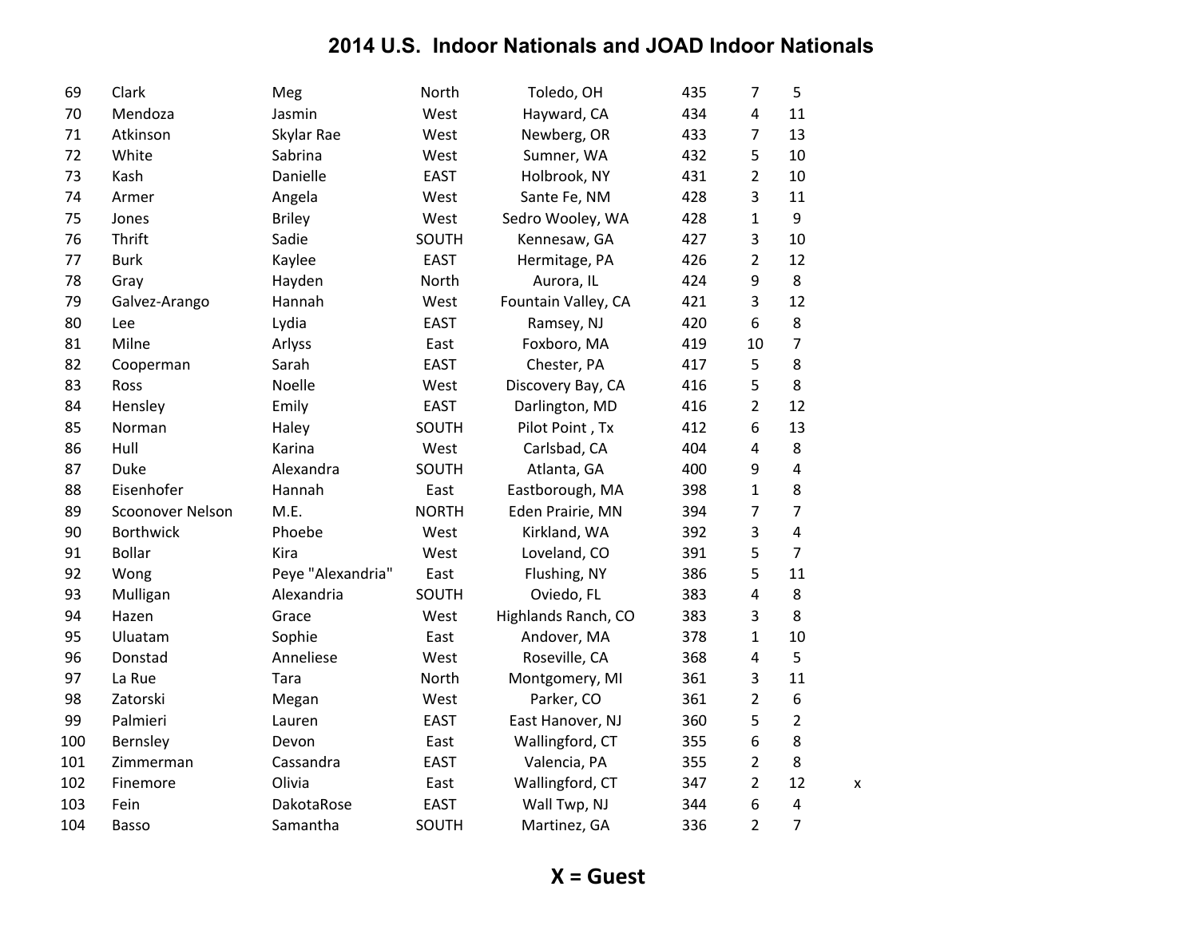# 2014 U.S. Indoor Nationals and JOAD Indoor Nationals

| | | | | | | | | |
|---|---|---|---|---|---|---|---|---|
| 69 | Clark | Meg | North | Toledo, OH | 435 | 7 | 5 | |
| 70 | Mendoza | Jasmin | West | Hayward, CA | 434 | 4 | 11 | |
| 71 | Atkinson | Skylar Rae | West | Newberg, OR | 433 | 7 | 13 | |
| 72 | White | Sabrina | West | Sumner, WA | 432 | 5 | 10 | |
| 73 | Kash | Danielle | EAST | Holbrook, NY | 431 | 2 | 10 | |
| 74 | Armer | Angela | West | Sante Fe, NM | 428 | 3 | 11 | |
| 75 | Jones | Briley | West | Sedro Wooley, WA | 428 | 1 | 9 | |
| 76 | Thrift | Sadie | SOUTH | Kennesaw, GA | 427 | 3 | 10 | |
| 77 | Burk | Kaylee | EAST | Hermitage, PA | 426 | 2 | 12 | |
| 78 | Gray | Hayden | North | Aurora, IL | 424 | 9 | 8 | |
| 79 | Galvez-Arango | Hannah | West | Fountain Valley, CA | 421 | 3 | 12 | |
| 80 | Lee | Lydia | EAST | Ramsey, NJ | 420 | 6 | 8 | |
| 81 | Milne | Arlyss | East | Foxboro, MA | 419 | 10 | 7 | |
| 82 | Cooperman | Sarah | EAST | Chester, PA | 417 | 5 | 8 | |
| 83 | Ross | Noelle | West | Discovery Bay, CA | 416 | 5 | 8 | |
| 84 | Hensley | Emily | EAST | Darlington, MD | 416 | 2 | 12 | |
| 85 | Norman | Haley | SOUTH | Pilot Point , Tx | 412 | 6 | 13 | |
| 86 | Hull | Karina | West | Carlsbad, CA | 404 | 4 | 8 | |
| 87 | Duke | Alexandra | SOUTH | Atlanta, GA | 400 | 9 | 4 | |
| 88 | Eisenhofer | Hannah | East | Eastborough, MA | 398 | 1 | 8 | |
| 89 | Scoonover Nelson | M.E. | NORTH | Eden Prairie, MN | 394 | 7 | 7 | |
| 90 | Borthwick | Phoebe | West | Kirkland, WA | 392 | 3 | 4 | |
| 91 | Bollar | Kira | West | Loveland, CO | 391 | 5 | 7 | |
| 92 | Wong | Peye "Alexandria" | East | Flushing, NY | 386 | 5 | 11 | |
| 93 | Mulligan | Alexandria | SOUTH | Oviedo, FL | 383 | 4 | 8 | |
| 94 | Hazen | Grace | West | Highlands Ranch, CO | 383 | 3 | 8 | |
| 95 | Uluatam | Sophie | East | Andover, MA | 378 | 1 | 10 | |
| 96 | Donstad | Anneliese | West | Roseville, CA | 368 | 4 | 5 | |
| 97 | La Rue | Tara | North | Montgomery, MI | 361 | 3 | 11 | |
| 98 | Zatorski | Megan | West | Parker, CO | 361 | 2 | 6 | |
| 99 | Palmieri | Lauren | EAST | East Hanover, NJ | 360 | 5 | 2 | |
| 100 | Bernsley | Devon | East | Wallingford, CT | 355 | 6 | 8 | |
| 101 | Zimmerman | Cassandra | EAST | Valencia, PA | 355 | 2 | 8 | |
| 102 | Finemore | Olivia | East | Wallingford, CT | 347 | 2 | 12 | x |
| 103 | Fein | DakotaRose | EAST | Wall Twp, NJ | 344 | 6 | 4 | |
| 104 | Basso | Samantha | SOUTH | Martinez, GA | 336 | 2 | 7 | |

**X = Guest**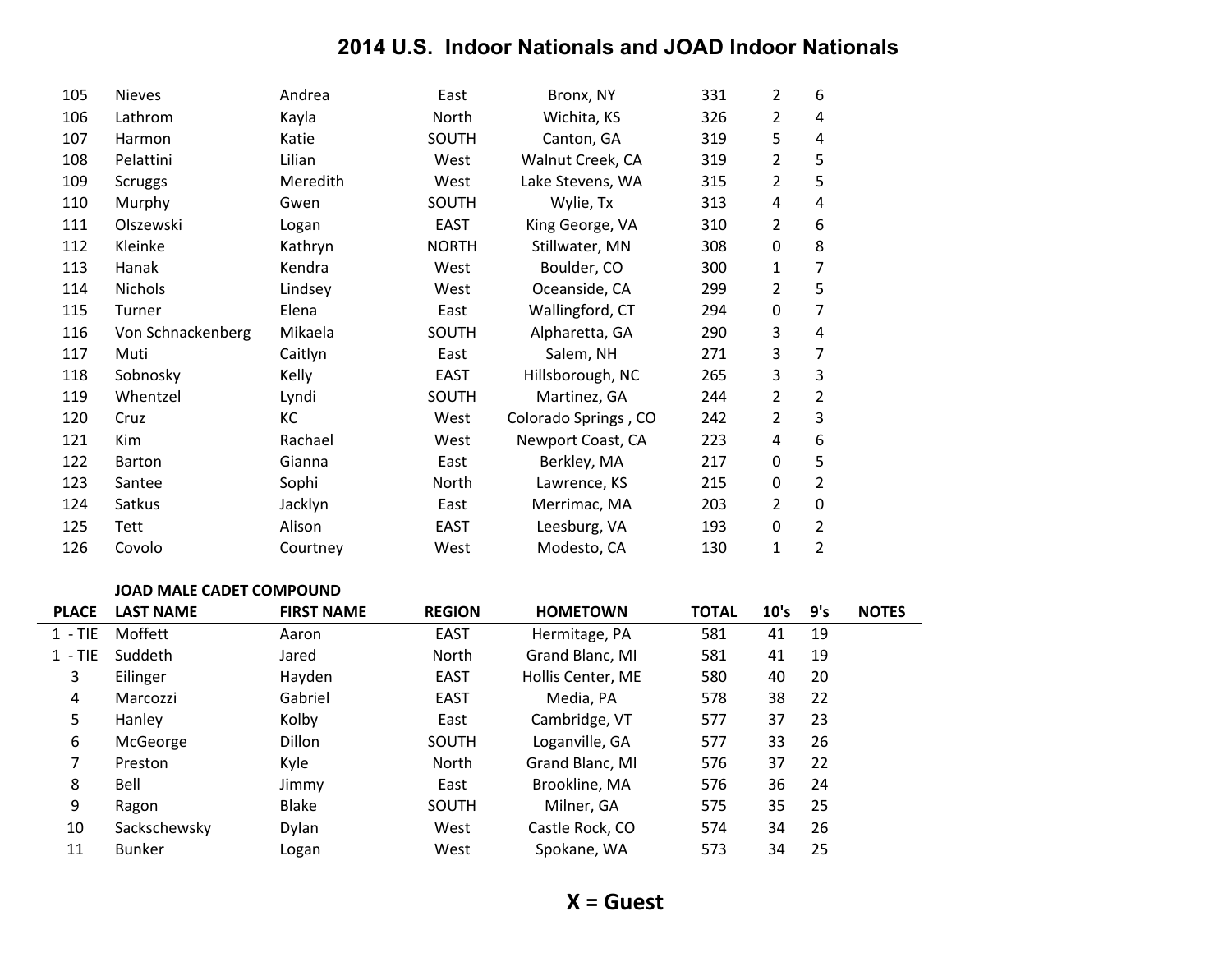# 2014 U.S. Indoor Nationals and JOAD Indoor Nationals

| | | | | | | | | |
|---|---|---|---|---|---|---|---|---|
| 105 | Nieves | Andrea | East | Bronx, NY | 331 | 2 | 6 | |
| 106 | Lathrom | Kayla | North | Wichita, KS | 326 | 2 | 4 | |
| 107 | Harmon | Katie | SOUTH | Canton, GA | 319 | 5 | 4 | |
| 108 | Pelattini | Lilian | West | Walnut Creek, CA | 319 | 2 | 5 | |
| 109 | Scruggs | Meredith | West | Lake Stevens, WA | 315 | 2 | 5 | |
| 110 | Murphy | Gwen | SOUTH | Wylie, Tx | 313 | 4 | 4 | |
| 111 | Olszewski | Logan | EAST | King George, VA | 310 | 2 | 6 | |
| 112 | Kleinke | Kathryn | NORTH | Stillwater, MN | 308 | 0 | 8 | |
| 113 | Hanak | Kendra | West | Boulder, CO | 300 | 1 | 7 | |
| 114 | Nichols | Lindsey | West | Oceanside, CA | 299 | 2 | 5 | |
| 115 | Turner | Elena | East | Wallingford, CT | 294 | 0 | 7 | |
| 116 | Von Schnackenberg | Mikaela | SOUTH | Alpharetta, GA | 290 | 3 | 4 | |
| 117 | Muti | Caitlyn | East | Salem, NH | 271 | 3 | 7 | |
| 118 | Sobnosky | Kelly | EAST | Hillsborough, NC | 265 | 3 | 3 | |
| 119 | Whentzel | Lyndi | SOUTH | Martinez, GA | 244 | 2 | 2 | |
| 120 | Cruz | KC | West | Colorado Springs , CO | 242 | 2 | 3 | |
| 121 | Kim | Rachael | West | Newport Coast, CA | 223 | 4 | 6 | |
| 122 | Barton | Gianna | East | Berkley, MA | 217 | 0 | 5 | |
| 123 | Santee | Sophi | North | Lawrence, KS | 215 | 0 | 2 | |
| 124 | Satkus | Jacklyn | East | Merrimac, MA | 203 | 2 | 0 | |
| 125 | Tett | Alison | EAST | Leesburg, VA | 193 | 0 | 2 | |
| 126 | Covolo | Courtney | West | Modesto, CA | 130 | 1 | 2 | |

**JOAD MALE CADET COMPOUND**

| PLACE | LAST NAME | FIRST NAME | REGION | HOMETOWN | TOTAL | 10's | 9's | NOTES |
|---|---|---|---|---|---|---|---|---|
| 1 - TIE | Moffett | Aaron | EAST | Hermitage, PA | 581 | 41 | 19 | |
| 1 - TIE | Suddeth | Jared | North | Grand Blanc, MI | 581 | 41 | 19 | |
| 3 | Eilinger | Hayden | EAST | Hollis Center, ME | 580 | 40 | 20 | |
| 4 | Marcozzi | Gabriel | EAST | Media, PA | 578 | 38 | 22 | |
| 5 | Hanley | Kolby | East | Cambridge, VT | 577 | 37 | 23 | |
| 6 | McGeorge | Dillon | SOUTH | Loganville, GA | 577 | 33 | 26 | |
| 7 | Preston | Kyle | North | Grand Blanc, MI | 576 | 37 | 22 | |
| 8 | Bell | Jimmy | East | Brookline, MA | 576 | 36 | 24 | |
| 9 | Ragon | Blake | SOUTH | Milner, GA | 575 | 35 | 25 | |
| 10 | Sackschewsky | Dylan | West | Castle Rock, CO | 574 | 34 | 26 | |
| 11 | Bunker | Logan | West | Spokane, WA | 573 | 34 | 25 | |

**X = Guest**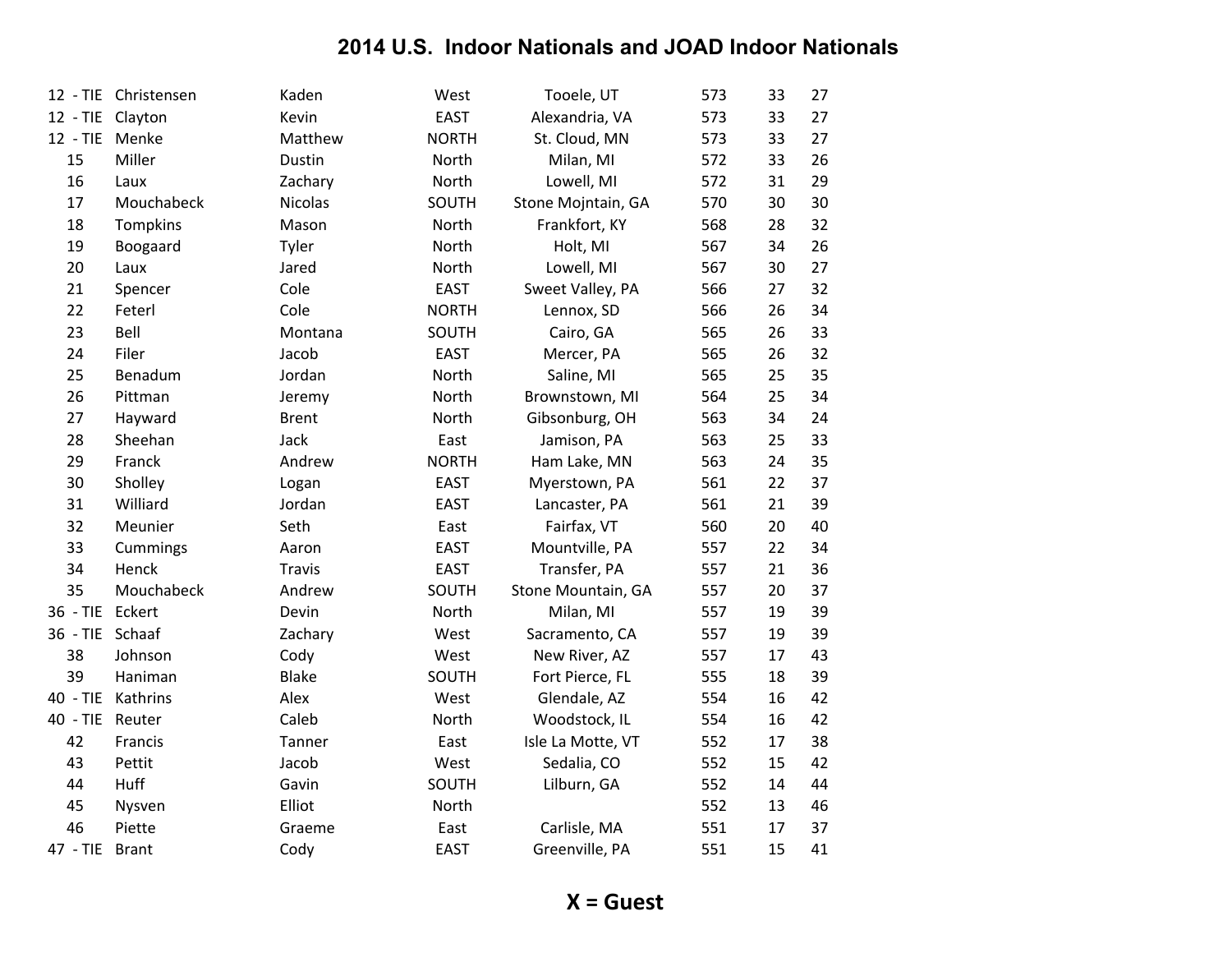# 2014 U.S. Indoor Nationals and JOAD Indoor Nationals

| | | | | | | | |
|---|---|---|---|---|---|---|---|
| 12 - TIE | Christensen | Kaden | West | Tooele, UT | 573 | 33 | 27 |
| 12 - TIE | Clayton | Kevin | EAST | Alexandria, VA | 573 | 33 | 27 |
| 12 - TIE | Menke | Matthew | NORTH | St. Cloud, MN | 573 | 33 | 27 |
| 15 | Miller | Dustin | North | Milan, MI | 572 | 33 | 26 |
| 16 | Laux | Zachary | North | Lowell, MI | 572 | 31 | 29 |
| 17 | Mouchabeck | Nicolas | SOUTH | Stone Mojntain, GA | 570 | 30 | 30 |
| 18 | Tompkins | Mason | North | Frankfort, KY | 568 | 28 | 32 |
| 19 | Boogaard | Tyler | North | Holt, MI | 567 | 34 | 26 |
| 20 | Laux | Jared | North | Lowell, MI | 567 | 30 | 27 |
| 21 | Spencer | Cole | EAST | Sweet Valley, PA | 566 | 27 | 32 |
| 22 | Feterl | Cole | NORTH | Lennox, SD | 566 | 26 | 34 |
| 23 | Bell | Montana | SOUTH | Cairo, GA | 565 | 26 | 33 |
| 24 | Filer | Jacob | EAST | Mercer, PA | 565 | 26 | 32 |
| 25 | Benadum | Jordan | North | Saline, MI | 565 | 25 | 35 |
| 26 | Pittman | Jeremy | North | Brownstown, MI | 564 | 25 | 34 |
| 27 | Hayward | Brent | North | Gibsonburg, OH | 563 | 34 | 24 |
| 28 | Sheehan | Jack | East | Jamison, PA | 563 | 25 | 33 |
| 29 | Franck | Andrew | NORTH | Ham Lake, MN | 563 | 24 | 35 |
| 30 | Sholley | Logan | EAST | Myerstown, PA | 561 | 22 | 37 |
| 31 | Williard | Jordan | EAST | Lancaster, PA | 561 | 21 | 39 |
| 32 | Meunier | Seth | East | Fairfax, VT | 560 | 20 | 40 |
| 33 | Cummings | Aaron | EAST | Mountville, PA | 557 | 22 | 34 |
| 34 | Henck | Travis | EAST | Transfer, PA | 557 | 21 | 36 |
| 35 | Mouchabeck | Andrew | SOUTH | Stone Mountain, GA | 557 | 20 | 37 |
| 36 - TIE | Eckert | Devin | North | Milan, MI | 557 | 19 | 39 |
| 36 - TIE | Schaaf | Zachary | West | Sacramento, CA | 557 | 19 | 39 |
| 38 | Johnson | Cody | West | New River, AZ | 557 | 17 | 43 |
| 39 | Haniman | Blake | SOUTH | Fort Pierce, FL | 555 | 18 | 39 |
| 40 - TIE | Kathrins | Alex | West | Glendale, AZ | 554 | 16 | 42 |
| 40 - TIE | Reuter | Caleb | North | Woodstock, IL | 554 | 16 | 42 |
| 42 | Francis | Tanner | East | Isle La Motte, VT | 552 | 17 | 38 |
| 43 | Pettit | Jacob | West | Sedalia, CO | 552 | 15 | 42 |
| 44 | Huff | Gavin | SOUTH | Lilburn, GA | 552 | 14 | 44 |
| 45 | Nysven | Elliot | North | | 552 | 13 | 46 |
| 46 | Piette | Graeme | East | Carlisle, MA | 551 | 17 | 37 |
| 47 - TIE | Brant | Cody | EAST | Greenville, PA | 551 | 15 | 41 |

**X = Guest**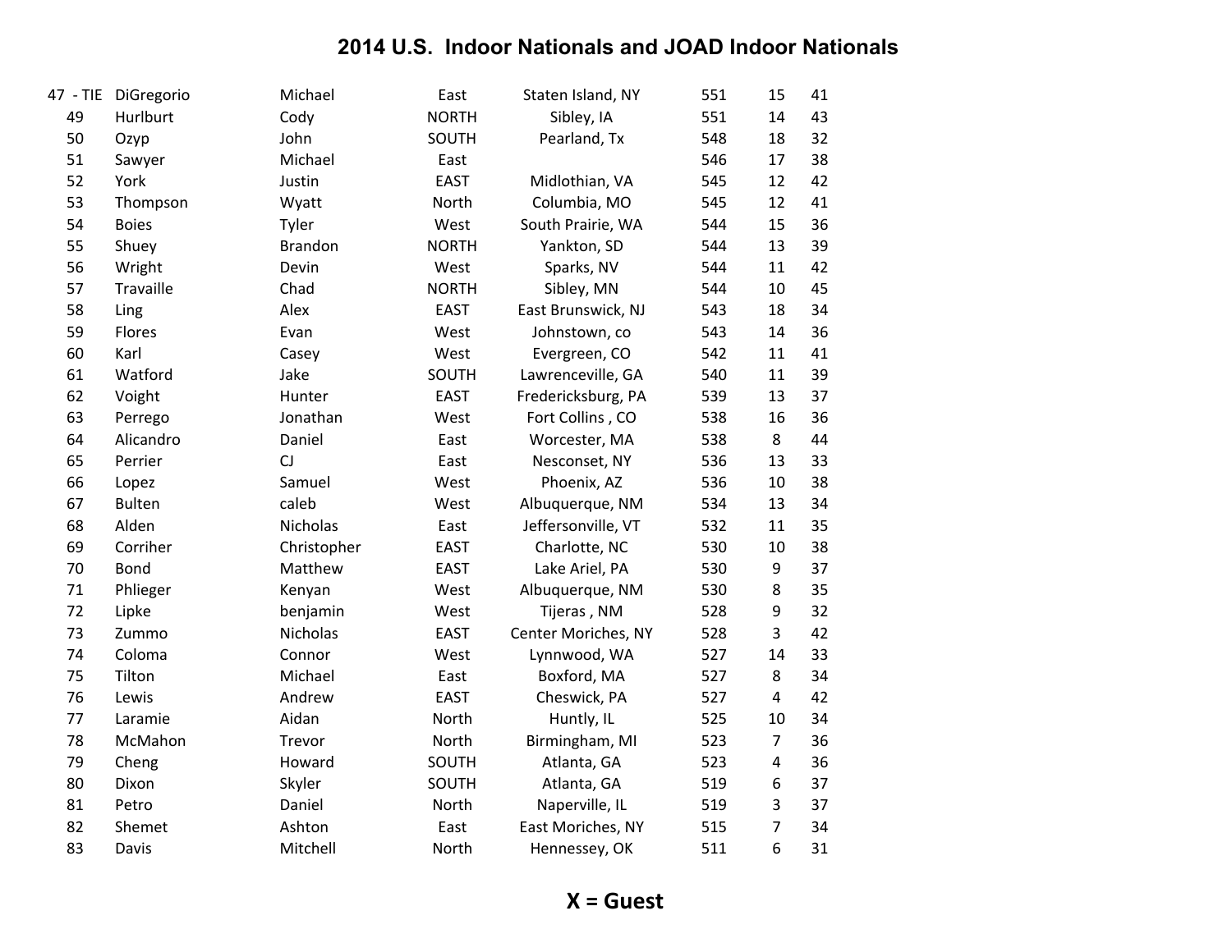## 2014 U.S. Indoor Nationals and JOAD Indoor Nationals

| | | | | | | | |
|---|---|---|---|---|---|---|---|
| 47 - TIE | DiGregorio | Michael | East | Staten Island, NY | 551 | 15 | 41 |
| 49 | Hurlburt | Cody | NORTH | Sibley, IA | 551 | 14 | 43 |
| 50 | Ozyp | John | SOUTH | Pearland, Tx | 548 | 18 | 32 |
| 51 | Sawyer | Michael | East | | 546 | 17 | 38 |
| 52 | York | Justin | EAST | Midlothian, VA | 545 | 12 | 42 |
| 53 | Thompson | Wyatt | North | Columbia, MO | 545 | 12 | 41 |
| 54 | Boies | Tyler | West | South Prairie, WA | 544 | 15 | 36 |
| 55 | Shuey | Brandon | NORTH | Yankton, SD | 544 | 13 | 39 |
| 56 | Wright | Devin | West | Sparks, NV | 544 | 11 | 42 |
| 57 | Travaille | Chad | NORTH | Sibley, MN | 544 | 10 | 45 |
| 58 | Ling | Alex | EAST | East Brunswick, NJ | 543 | 18 | 34 |
| 59 | Flores | Evan | West | Johnstown, co | 543 | 14 | 36 |
| 60 | Karl | Casey | West | Evergreen, CO | 542 | 11 | 41 |
| 61 | Watford | Jake | SOUTH | Lawrenceville, GA | 540 | 11 | 39 |
| 62 | Voight | Hunter | EAST | Fredericksburg, PA | 539 | 13 | 37 |
| 63 | Perrego | Jonathan | West | Fort Collins , CO | 538 | 16 | 36 |
| 64 | Alicandro | Daniel | East | Worcester, MA | 538 | 8 | 44 |
| 65 | Perrier | CJ | East | Nesconset, NY | 536 | 13 | 33 |
| 66 | Lopez | Samuel | West | Phoenix, AZ | 536 | 10 | 38 |
| 67 | Bulten | caleb | West | Albuquerque, NM | 534 | 13 | 34 |
| 68 | Alden | Nicholas | East | Jeffersonville, VT | 532 | 11 | 35 |
| 69 | Corriher | Christopher | EAST | Charlotte, NC | 530 | 10 | 38 |
| 70 | Bond | Matthew | EAST | Lake Ariel, PA | 530 | 9 | 37 |
| 71 | Phlieger | Kenyan | West | Albuquerque, NM | 530 | 8 | 35 |
| 72 | Lipke | benjamin | West | Tijeras , NM | 528 | 9 | 32 |
| 73 | Zummo | Nicholas | EAST | Center Moriches, NY | 528 | 3 | 42 |
| 74 | Coloma | Connor | West | Lynnwood, WA | 527 | 14 | 33 |
| 75 | Tilton | Michael | East | Boxford, MA | 527 | 8 | 34 |
| 76 | Lewis | Andrew | EAST | Cheswick, PA | 527 | 4 | 42 |
| 77 | Laramie | Aidan | North | Huntly, IL | 525 | 10 | 34 |
| 78 | McMahon | Trevor | North | Birmingham, MI | 523 | 7 | 36 |
| 79 | Cheng | Howard | SOUTH | Atlanta, GA | 523 | 4 | 36 |
| 80 | Dixon | Skyler | SOUTH | Atlanta, GA | 519 | 6 | 37 |
| 81 | Petro | Daniel | North | Naperville, IL | 519 | 3 | 37 |
| 82 | Shemet | Ashton | East | East Moriches, NY | 515 | 7 | 34 |
| 83 | Davis | Mitchell | North | Hennessey, OK | 511 | 6 | 31 |

**X = Guest**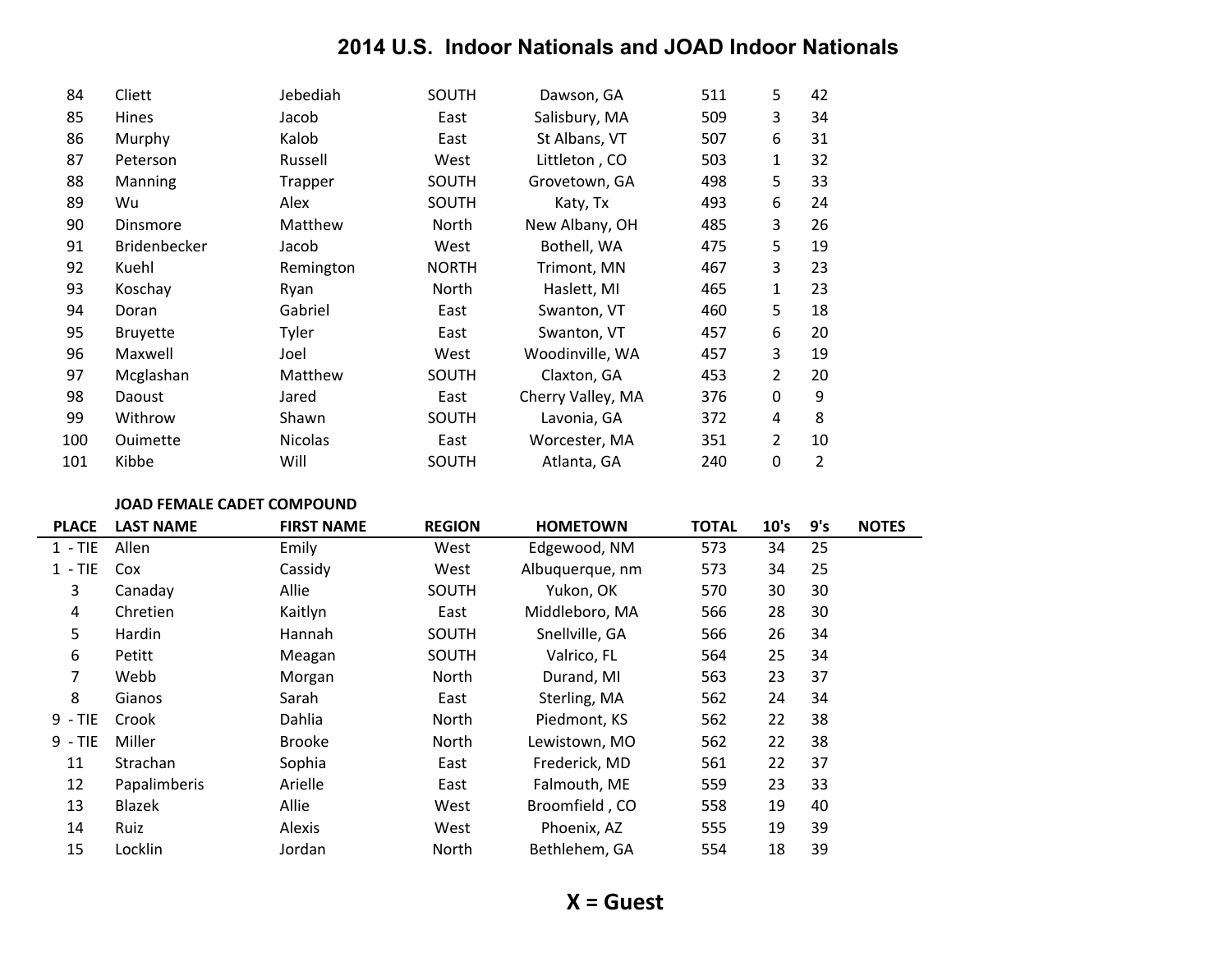# 2014 U.S. Indoor Nationals and JOAD Indoor Nationals

| PLACE | LAST NAME | FIRST NAME | REGION | HOMETOWN | TOTAL | 10's | 9's | NOTES |
|---|---|---|---|---|---|---|---|---|
| 84 | Cliett | Jebediah | SOUTH | Dawson, GA | 511 | 5 | 42 | |
| 85 | Hines | Jacob | East | Salisbury, MA | 509 | 3 | 34 | |
| 86 | Murphy | Kalob | East | St Albans, VT | 507 | 6 | 31 | |
| 87 | Peterson | Russell | West | Littleton , CO | 503 | 1 | 32 | |
| 88 | Manning | Trapper | SOUTH | Grovetown, GA | 498 | 5 | 33 | |
| 89 | Wu | Alex | SOUTH | Katy, Tx | 493 | 6 | 24 | |
| 90 | Dinsmore | Matthew | North | New Albany, OH | 485 | 3 | 26 | |
| 91 | Bridenbecker | Jacob | West | Bothell, WA | 475 | 5 | 19 | |
| 92 | Kuehl | Remington | NORTH | Trimont, MN | 467 | 3 | 23 | |
| 93 | Koschay | Ryan | North | Haslett, MI | 465 | 1 | 23 | |
| 94 | Doran | Gabriel | East | Swanton, VT | 460 | 5 | 18 | |
| 95 | Bruyette | Tyler | East | Swanton, VT | 457 | 6 | 20 | |
| 96 | Maxwell | Joel | West | Woodinville, WA | 457 | 3 | 19 | |
| 97 | Mcglashan | Matthew | SOUTH | Claxton, GA | 453 | 2 | 20 | |
| 98 | Daoust | Jared | East | Cherry Valley, MA | 376 | 0 | 9 | |
| 99 | Withrow | Shawn | SOUTH | Lavonia, GA | 372 | 4 | 8 | |
| 100 | Ouimette | Nicolas | East | Worcester, MA | 351 | 2 | 10 | |
| 101 | Kibbe | Will | SOUTH | Atlanta, GA | 240 | 0 | 2 | |

**JOAD FEMALE CADET COMPOUND**

| PLACE | LAST NAME | FIRST NAME | REGION | HOMETOWN | TOTAL | 10's | 9's | NOTES |
|---|---|---|---|---|---|---|---|---|
| 1 - TIE | Allen | Emily | West | Edgewood, NM | 573 | 34 | 25 | |
| 1 - TIE | Cox | Cassidy | West | Albuquerque, nm | 573 | 34 | 25 | |
| 3 | Canaday | Allie | SOUTH | Yukon, OK | 570 | 30 | 30 | |
| 4 | Chretien | Kaitlyn | East | Middleboro, MA | 566 | 28 | 30 | |
| 5 | Hardin | Hannah | SOUTH | Snellville, GA | 566 | 26 | 34 | |
| 6 | Petitt | Meagan | SOUTH | Valrico, FL | 564 | 25 | 34 | |
| 7 | Webb | Morgan | North | Durand, MI | 563 | 23 | 37 | |
| 8 | Gianos | Sarah | East | Sterling, MA | 562 | 24 | 34 | |
| 9 - TIE | Crook | Dahlia | North | Piedmont, KS | 562 | 22 | 38 | |
| 9 - TIE | Miller | Brooke | North | Lewistown, MO | 562 | 22 | 38 | |
| 11 | Strachan | Sophia | East | Frederick, MD | 561 | 22 | 37 | |
| 12 | Papalimberis | Arielle | East | Falmouth, ME | 559 | 23 | 33 | |
| 13 | Blazek | Allie | West | Broomfield , CO | 558 | 19 | 40 | |
| 14 | Ruiz | Alexis | West | Phoenix, AZ | 555 | 19 | 39 | |
| 15 | Locklin | Jordan | North | Bethlehem, GA | 554 | 18 | 39 | |

**X = Guest**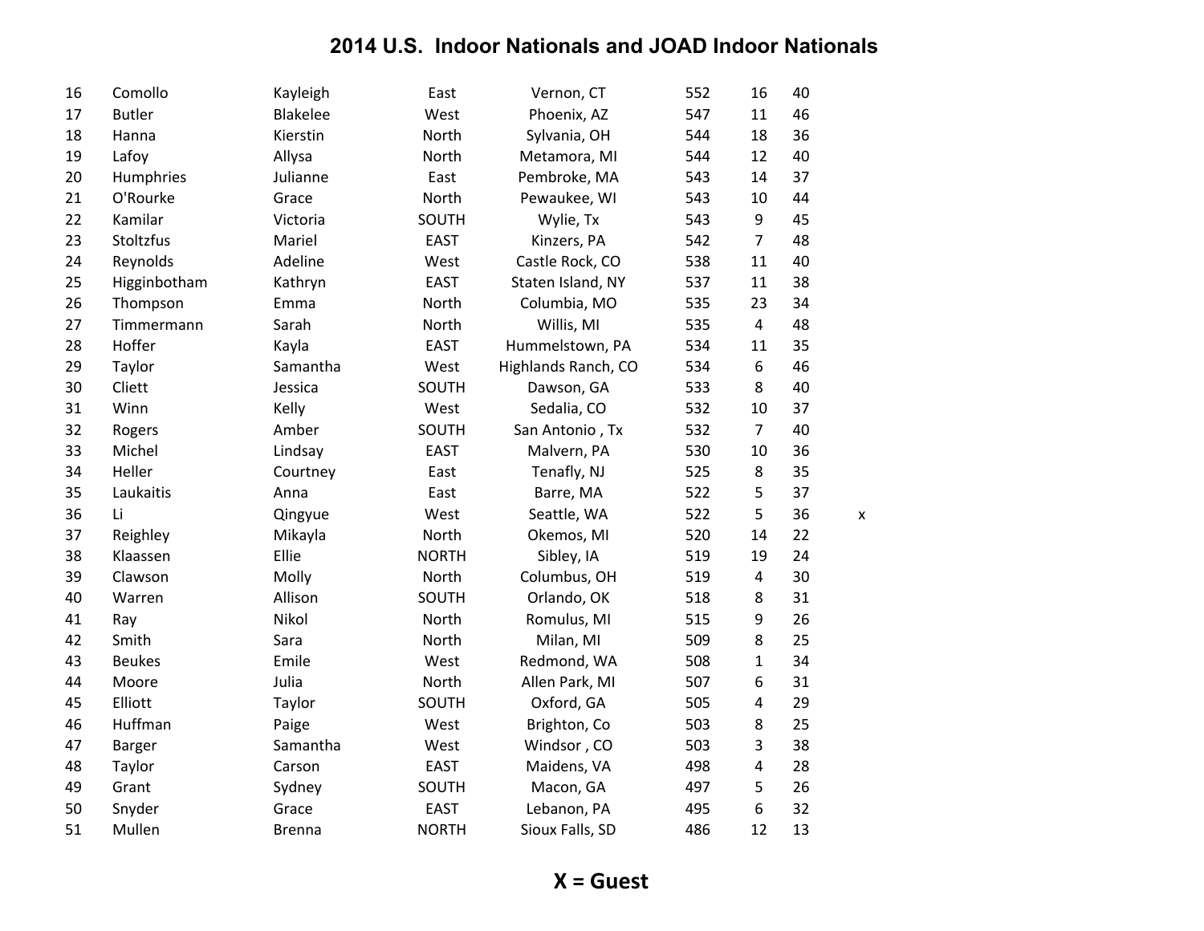# 2014 U.S. Indoor Nationals and JOAD Indoor Nationals

| | | | | | | | | |
|---|---|---|---|---|---|---|---|---|
| 16 | Comollo | Kayleigh | East | Vernon, CT | 552 | 16 | 40 | |
| 17 | Butler | Blakelee | West | Phoenix, AZ | 547 | 11 | 46 | |
| 18 | Hanna | Kierstin | North | Sylvania, OH | 544 | 18 | 36 | |
| 19 | Lafoy | Allysa | North | Metamora, MI | 544 | 12 | 40 | |
| 20 | Humphries | Julianne | East | Pembroke, MA | 543 | 14 | 37 | |
| 21 | O'Rourke | Grace | North | Pewaukee, WI | 543 | 10 | 44 | |
| 22 | Kamilar | Victoria | SOUTH | Wylie, Tx | 543 | 9 | 45 | |
| 23 | Stoltzfus | Mariel | EAST | Kinzers, PA | 542 | 7 | 48 | |
| 24 | Reynolds | Adeline | West | Castle Rock, CO | 538 | 11 | 40 | |
| 25 | Higginbotham | Kathryn | EAST | Staten Island, NY | 537 | 11 | 38 | |
| 26 | Thompson | Emma | North | Columbia, MO | 535 | 23 | 34 | |
| 27 | Timmermann | Sarah | North | Willis, MI | 535 | 4 | 48 | |
| 28 | Hoffer | Kayla | EAST | Hummelstown, PA | 534 | 11 | 35 | |
| 29 | Taylor | Samantha | West | Highlands Ranch, CO | 534 | 6 | 46 | |
| 30 | Cliett | Jessica | SOUTH | Dawson, GA | 533 | 8 | 40 | |
| 31 | Winn | Kelly | West | Sedalia, CO | 532 | 10 | 37 | |
| 32 | Rogers | Amber | SOUTH | San Antonio , Tx | 532 | 7 | 40 | |
| 33 | Michel | Lindsay | EAST | Malvern, PA | 530 | 10 | 36 | |
| 34 | Heller | Courtney | East | Tenafly, NJ | 525 | 8 | 35 | |
| 35 | Laukaitis | Anna | East | Barre, MA | 522 | 5 | 37 | |
| 36 | Li | Qingyue | West | Seattle, WA | 522 | 5 | 36 | x |
| 37 | Reighley | Mikayla | North | Okemos, MI | 520 | 14 | 22 | |
| 38 | Klaassen | Ellie | NORTH | Sibley, IA | 519 | 19 | 24 | |
| 39 | Clawson | Molly | North | Columbus, OH | 519 | 4 | 30 | |
| 40 | Warren | Allison | SOUTH | Orlando, OK | 518 | 8 | 31 | |
| 41 | Ray | Nikol | North | Romulus, MI | 515 | 9 | 26 | |
| 42 | Smith | Sara | North | Milan, MI | 509 | 8 | 25 | |
| 43 | Beukes | Emile | West | Redmond, WA | 508 | 1 | 34 | |
| 44 | Moore | Julia | North | Allen Park, MI | 507 | 6 | 31 | |
| 45 | Elliott | Taylor | SOUTH | Oxford, GA | 505 | 4 | 29 | |
| 46 | Huffman | Paige | West | Brighton, Co | 503 | 8 | 25 | |
| 47 | Barger | Samantha | West | Windsor , CO | 503 | 3 | 38 | |
| 48 | Taylor | Carson | EAST | Maidens, VA | 498 | 4 | 28 | |
| 49 | Grant | Sydney | SOUTH | Macon, GA | 497 | 5 | 26 | |
| 50 | Snyder | Grace | EAST | Lebanon, PA | 495 | 6 | 32 | |
| 51 | Mullen | Brenna | NORTH | Sioux Falls, SD | 486 | 12 | 13 | |

**X = Guest**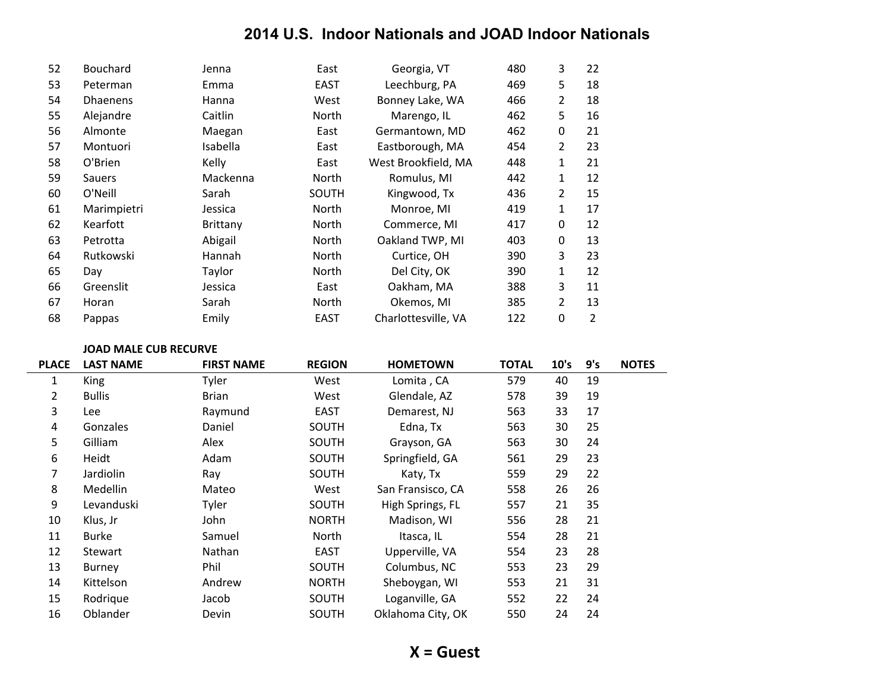# 2014 U.S. Indoor Nationals and JOAD Indoor Nationals

| | | | | | | | | |
|---|---|---|---|---|---|---|---|---|
| 52 | Bouchard | Jenna | East | Georgia, VT | 480 | 3 | 22 | |
| 53 | Peterman | Emma | EAST | Leechburg, PA | 469 | 5 | 18 | |
| 54 | Dhaenens | Hanna | West | Bonney Lake, WA | 466 | 2 | 18 | |
| 55 | Alejandre | Caitlin | North | Marengo, IL | 462 | 5 | 16 | |
| 56 | Almonte | Maegan | East | Germantown, MD | 462 | 0 | 21 | |
| 57 | Montuori | Isabella | East | Eastborough, MA | 454 | 2 | 23 | |
| 58 | O'Brien | Kelly | East | West Brookfield, MA | 448 | 1 | 21 | |
| 59 | Sauers | Mackenna | North | Romulus, MI | 442 | 1 | 12 | |
| 60 | O'Neill | Sarah | SOUTH | Kingwood, Tx | 436 | 2 | 15 | |
| 61 | Marimpietri | Jessica | North | Monroe, MI | 419 | 1 | 17 | |
| 62 | Kearfott | Brittany | North | Commerce, MI | 417 | 0 | 12 | |
| 63 | Petrotta | Abigail | North | Oakland TWP, MI | 403 | 0 | 13 | |
| 64 | Rutkowski | Hannah | North | Curtice, OH | 390 | 3 | 23 | |
| 65 | Day | Taylor | North | Del City, OK | 390 | 1 | 12 | |
| 66 | Greenslit | Jessica | East | Oakham, MA | 388 | 3 | 11 | |
| 67 | Horan | Sarah | North | Okemos, MI | 385 | 2 | 13 | |
| 68 | Pappas | Emily | EAST | Charlottesville, VA | 122 | 0 | 2 | |

**JOAD MALE CUB RECURVE**

| PLACE | LAST NAME | FIRST NAME | REGION | HOMETOWN | TOTAL | 10's | 9's | NOTES |
|---|---|---|---|---|---|---|---|---|
| 1 | King | Tyler | West | Lomita , CA | 579 | 40 | 19 | |
| 2 | Bullis | Brian | West | Glendale, AZ | 578 | 39 | 19 | |
| 3 | Lee | Raymund | EAST | Demarest, NJ | 563 | 33 | 17 | |
| 4 | Gonzales | Daniel | SOUTH | Edna, Tx | 563 | 30 | 25 | |
| 5 | Gilliam | Alex | SOUTH | Grayson, GA | 563 | 30 | 24 | |
| 6 | Heidt | Adam | SOUTH | Springfield, GA | 561 | 29 | 23 | |
| 7 | Jardiolin | Ray | SOUTH | Katy, Tx | 559 | 29 | 22 | |
| 8 | Medellin | Mateo | West | San Fransisco, CA | 558 | 26 | 26 | |
| 9 | Levanduski | Tyler | SOUTH | High Springs, FL | 557 | 21 | 35 | |
| 10 | Klus, Jr | John | NORTH | Madison, WI | 556 | 28 | 21 | |
| 11 | Burke | Samuel | North | Itasca, IL | 554 | 28 | 21 | |
| 12 | Stewart | Nathan | EAST | Upperville, VA | 554 | 23 | 28 | |
| 13 | Burney | Phil | SOUTH | Columbus, NC | 553 | 23 | 29 | |
| 14 | Kittelson | Andrew | NORTH | Sheboygan, WI | 553 | 21 | 31 | |
| 15 | Rodrique | Jacob | SOUTH | Loganville, GA | 552 | 22 | 24 | |
| 16 | Oblander | Devin | SOUTH | Oklahoma City, OK | 550 | 24 | 24 | |

**X = Guest**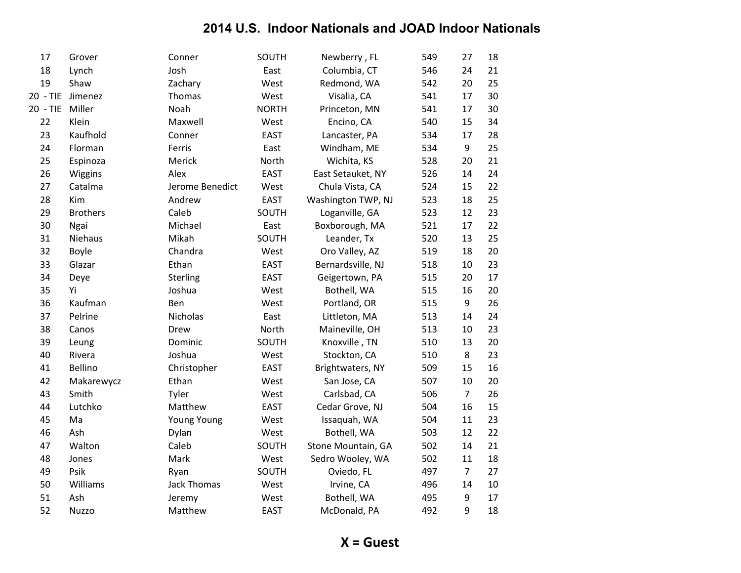# 2014 U.S. Indoor Nationals and JOAD Indoor Nationals

| | | | | | | | |
|---|---|---|---|---|---|---|---|
| 17 | Grover | Conner | SOUTH | Newberry , FL | 549 | 27 | 18 |
| 18 | Lynch | Josh | East | Columbia, CT | 546 | 24 | 21 |
| 19 | Shaw | Zachary | West | Redmond, WA | 542 | 20 | 25 |
| 20 - TIE | Jimenez | Thomas | West | Visalia, CA | 541 | 17 | 30 |
| 20 - TIE | Miller | Noah | NORTH | Princeton, MN | 541 | 17 | 30 |
| 22 | Klein | Maxwell | West | Encino, CA | 540 | 15 | 34 |
| 23 | Kaufhold | Conner | EAST | Lancaster, PA | 534 | 17 | 28 |
| 24 | Florman | Ferris | East | Windham, ME | 534 | 9 | 25 |
| 25 | Espinoza | Merick | North | Wichita, KS | 528 | 20 | 21 |
| 26 | Wiggins | Alex | EAST | East Setauket, NY | 526 | 14 | 24 |
| 27 | Catalma | Jerome Benedict | West | Chula Vista, CA | 524 | 15 | 22 |
| 28 | Kim | Andrew | EAST | Washington TWP, NJ | 523 | 18 | 25 |
| 29 | Brothers | Caleb | SOUTH | Loganville, GA | 523 | 12 | 23 |
| 30 | Ngai | Michael | East | Boxborough, MA | 521 | 17 | 22 |
| 31 | Niehaus | Mikah | SOUTH | Leander, Tx | 520 | 13 | 25 |
| 32 | Boyle | Chandra | West | Oro Valley, AZ | 519 | 18 | 20 |
| 33 | Glazar | Ethan | EAST | Bernardsville, NJ | 518 | 10 | 23 |
| 34 | Deye | Sterling | EAST | Geigertown, PA | 515 | 20 | 17 |
| 35 | Yi | Joshua | West | Bothell, WA | 515 | 16 | 20 |
| 36 | Kaufman | Ben | West | Portland, OR | 515 | 9 | 26 |
| 37 | Pelrine | Nicholas | East | Littleton, MA | 513 | 14 | 24 |
| 38 | Canos | Drew | North | Maineville, OH | 513 | 10 | 23 |
| 39 | Leung | Dominic | SOUTH | Knoxville , TN | 510 | 13 | 20 |
| 40 | Rivera | Joshua | West | Stockton, CA | 510 | 8 | 23 |
| 41 | Bellino | Christopher | EAST | Brightwaters, NY | 509 | 15 | 16 |
| 42 | Makarewycz | Ethan | West | San Jose, CA | 507 | 10 | 20 |
| 43 | Smith | Tyler | West | Carlsbad, CA | 506 | 7 | 26 |
| 44 | Lutchko | Matthew | EAST | Cedar Grove, NJ | 504 | 16 | 15 |
| 45 | Ma | Young Young | West | Issaquah, WA | 504 | 11 | 23 |
| 46 | Ash | Dylan | West | Bothell, WA | 503 | 12 | 22 |
| 47 | Walton | Caleb | SOUTH | Stone Mountain, GA | 502 | 14 | 21 |
| 48 | Jones | Mark | West | Sedro Wooley, WA | 502 | 11 | 18 |
| 49 | Psik | Ryan | SOUTH | Oviedo, FL | 497 | 7 | 27 |
| 50 | Williams | Jack Thomas | West | Irvine, CA | 496 | 14 | 10 |
| 51 | Ash | Jeremy | West | Bothell, WA | 495 | 9 | 17 |
| 52 | Nuzzo | Matthew | EAST | McDonald, PA | 492 | 9 | 18 |

**X = Guest**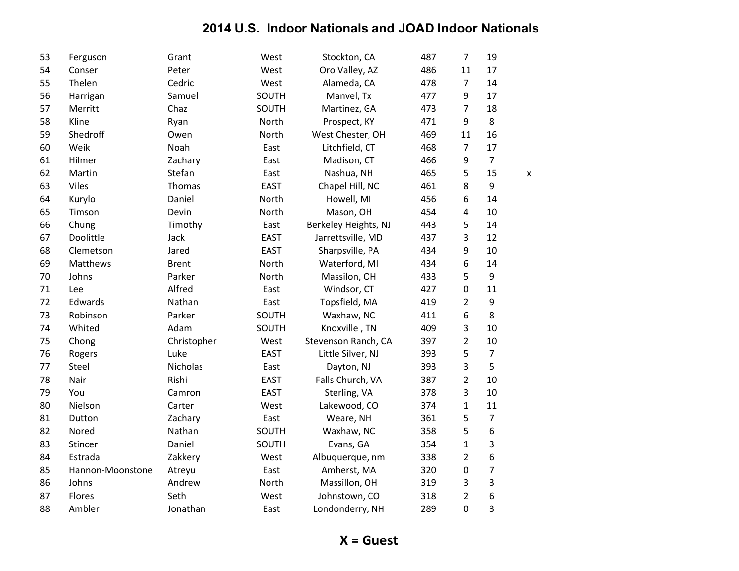# 2014 U.S. Indoor Nationals and JOAD Indoor Nationals

| | | | | | | | | |
|---|---|---|---|---|---|---|---|---|
| 53 | Ferguson | Grant | West | Stockton, CA | 487 | 7 | 19 | |
| 54 | Conser | Peter | West | Oro Valley, AZ | 486 | 11 | 17 | |
| 55 | Thelen | Cedric | West | Alameda, CA | 478 | 7 | 14 | |
| 56 | Harrigan | Samuel | SOUTH | Manvel, Tx | 477 | 9 | 17 | |
| 57 | Merritt | Chaz | SOUTH | Martinez, GA | 473 | 7 | 18 | |
| 58 | Kline | Ryan | North | Prospect, KY | 471 | 9 | 8 | |
| 59 | Shedroff | Owen | North | West Chester, OH | 469 | 11 | 16 | |
| 60 | Weik | Noah | East | Litchfield, CT | 468 | 7 | 17 | |
| 61 | Hilmer | Zachary | East | Madison, CT | 466 | 9 | 7 | |
| 62 | Martin | Stefan | East | Nashua, NH | 465 | 5 | 15 | x |
| 63 | Viles | Thomas | EAST | Chapel Hill, NC | 461 | 8 | 9 | |
| 64 | Kurylo | Daniel | North | Howell, MI | 456 | 6 | 14 | |
| 65 | Timson | Devin | North | Mason, OH | 454 | 4 | 10 | |
| 66 | Chung | Timothy | East | Berkeley Heights, NJ | 443 | 5 | 14 | |
| 67 | Doolittle | Jack | EAST | Jarrettsville, MD | 437 | 3 | 12 | |
| 68 | Clemetson | Jared | EAST | Sharpsville, PA | 434 | 9 | 10 | |
| 69 | Matthews | Brent | North | Waterford, MI | 434 | 6 | 14 | |
| 70 | Johns | Parker | North | Massilon, OH | 433 | 5 | 9 | |
| 71 | Lee | Alfred | East | Windsor, CT | 427 | 0 | 11 | |
| 72 | Edwards | Nathan | East | Topsfield, MA | 419 | 2 | 9 | |
| 73 | Robinson | Parker | SOUTH | Waxhaw, NC | 411 | 6 | 8 | |
| 74 | Whited | Adam | SOUTH | Knoxville , TN | 409 | 3 | 10 | |
| 75 | Chong | Christopher | West | Stevenson Ranch, CA | 397 | 2 | 10 | |
| 76 | Rogers | Luke | EAST | Little Silver, NJ | 393 | 5 | 7 | |
| 77 | Steel | Nicholas | East | Dayton, NJ | 393 | 3 | 5 | |
| 78 | Nair | Rishi | EAST | Falls Church, VA | 387 | 2 | 10 | |
| 79 | You | Camron | EAST | Sterling, VA | 378 | 3 | 10 | |
| 80 | Nielson | Carter | West | Lakewood, CO | 374 | 1 | 11 | |
| 81 | Dutton | Zachary | East | Weare, NH | 361 | 5 | 7 | |
| 82 | Nored | Nathan | SOUTH | Waxhaw, NC | 358 | 5 | 6 | |
| 83 | Stincer | Daniel | SOUTH | Evans, GA | 354 | 1 | 3 | |
| 84 | Estrada | Zakkery | West | Albuquerque, nm | 338 | 2 | 6 | |
| 85 | Hannon-Moonstone | Atreyu | East | Amherst, MA | 320 | 0 | 7 | |
| 86 | Johns | Andrew | North | Massillon, OH | 319 | 3 | 3 | |
| 87 | Flores | Seth | West | Johnstown, CO | 318 | 2 | 6 | |
| 88 | Ambler | Jonathan | East | Londonderry, NH | 289 | 0 | 3 | |

**X = Guest**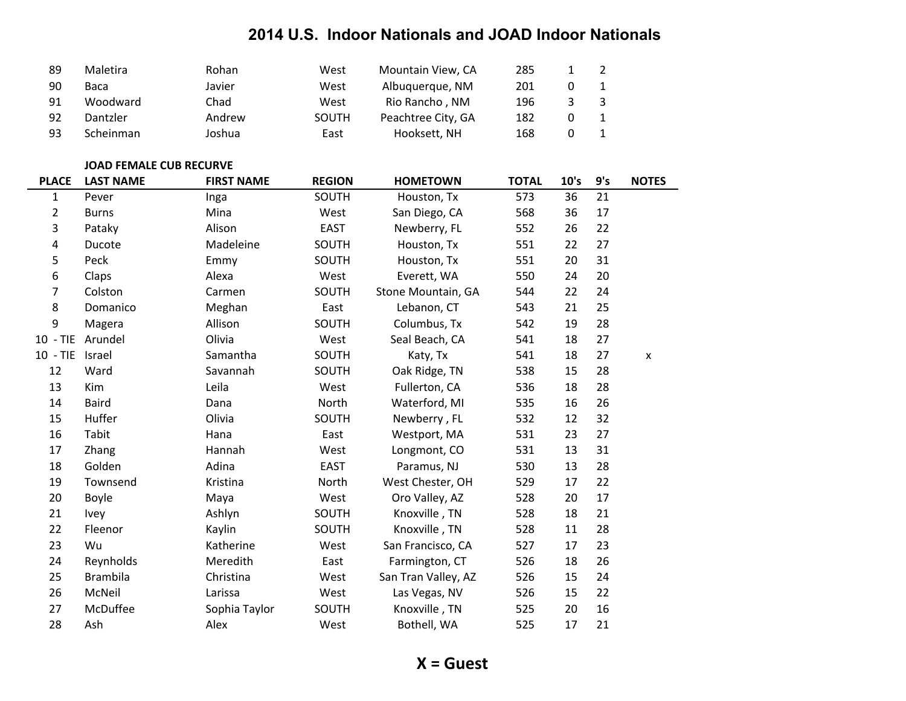# 2014 U.S. Indoor Nationals and JOAD Indoor Nationals

| | | | | | | | | |
|---|---|---|---|---|---|---|---|---|
| 89 | Maletira | Rohan | West | Mountain View, CA | 285 | 1 | 2 | |
| 90 | Baca | Javier | West | Albuquerque, NM | 201 | 0 | 1 | |
| 91 | Woodward | Chad | West | Rio Rancho , NM | 196 | 3 | 3 | |
| 92 | Dantzler | Andrew | SOUTH | Peachtree City, GA | 182 | 0 | 1 | |
| 93 | Scheinman | Joshua | East | Hooksett, NH | 168 | 0 | 1 | |

**JOAD FEMALE CUB RECURVE**

| PLACE | LAST NAME | FIRST NAME | REGION | HOMETOWN | TOTAL | 10's | 9's | NOTES |
|---|---|---|---|---|---|---|---|---|
| 1 | Pever | Inga | SOUTH | Houston, Tx | 573 | 36 | 21 | |
| 2 | Burns | Mina | West | San Diego, CA | 568 | 36 | 17 | |
| 3 | Pataky | Alison | EAST | Newberry, FL | 552 | 26 | 22 | |
| 4 | Ducote | Madeleine | SOUTH | Houston, Tx | 551 | 22 | 27 | |
| 5 | Peck | Emmy | SOUTH | Houston, Tx | 551 | 20 | 31 | |
| 6 | Claps | Alexa | West | Everett, WA | 550 | 24 | 20 | |
| 7 | Colston | Carmen | SOUTH | Stone Mountain, GA | 544 | 22 | 24 | |
| 8 | Domanico | Meghan | East | Lebanon, CT | 543 | 21 | 25 | |
| 9 | Magera | Allison | SOUTH | Columbus, Tx | 542 | 19 | 28 | |
| 10 - TIE | Arundel | Olivia | West | Seal Beach, CA | 541 | 18 | 27 | |
| 10 - TIE | Israel | Samantha | SOUTH | Katy, Tx | 541 | 18 | 27 | x |
| 12 | Ward | Savannah | SOUTH | Oak Ridge, TN | 538 | 15 | 28 | |
| 13 | Kim | Leila | West | Fullerton, CA | 536 | 18 | 28 | |
| 14 | Baird | Dana | North | Waterford, MI | 535 | 16 | 26 | |
| 15 | Huffer | Olivia | SOUTH | Newberry , FL | 532 | 12 | 32 | |
| 16 | Tabit | Hana | East | Westport, MA | 531 | 23 | 27 | |
| 17 | Zhang | Hannah | West | Longmont, CO | 531 | 13 | 31 | |
| 18 | Golden | Adina | EAST | Paramus, NJ | 530 | 13 | 28 | |
| 19 | Townsend | Kristina | North | West Chester, OH | 529 | 17 | 22 | |
| 20 | Boyle | Maya | West | Oro Valley, AZ | 528 | 20 | 17 | |
| 21 | Ivey | Ashlyn | SOUTH | Knoxville , TN | 528 | 18 | 21 | |
| 22 | Fleenor | Kaylin | SOUTH | Knoxville , TN | 528 | 11 | 28 | |
| 23 | Wu | Katherine | West | San Francisco, CA | 527 | 17 | 23 | |
| 24 | Reynholds | Meredith | East | Farmington, CT | 526 | 18 | 26 | |
| 25 | Brambila | Christina | West | San Tran Valley, AZ | 526 | 15 | 24 | |
| 26 | McNeil | Larissa | West | Las Vegas, NV | 526 | 15 | 22 | |
| 27 | McDuffee | Sophia Taylor | SOUTH | Knoxville , TN | 525 | 20 | 16 | |
| 28 | Ash | Alex | West | Bothell, WA | 525 | 17 | 21 | |

**X = Guest**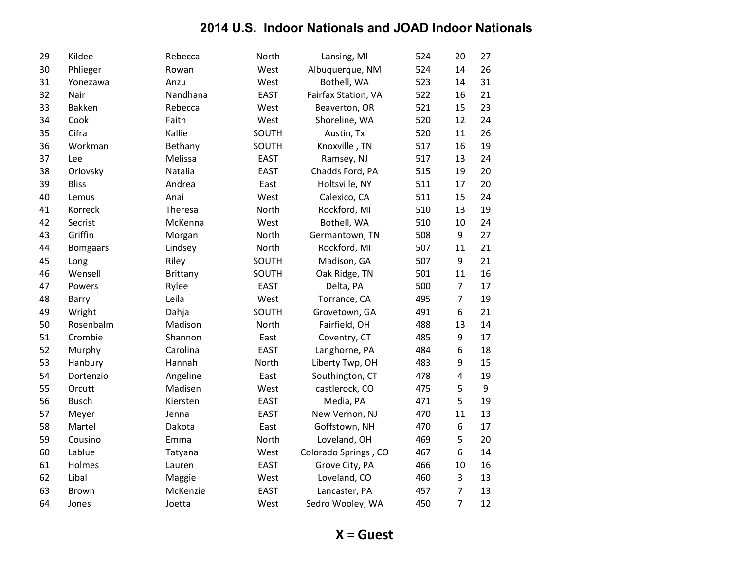# 2014 U.S. Indoor Nationals and JOAD Indoor Nationals

| | | | | | | | |
|---|---|---|---|---|---|---|---|
| 29 | Kildee | Rebecca | North | Lansing, MI | 524 | 20 | 27 |
| 30 | Phlieger | Rowan | West | Albuquerque, NM | 524 | 14 | 26 |
| 31 | Yonezawa | Anzu | West | Bothell, WA | 523 | 14 | 31 |
| 32 | Nair | Nandhana | EAST | Fairfax Station, VA | 522 | 16 | 21 |
| 33 | Bakken | Rebecca | West | Beaverton, OR | 521 | 15 | 23 |
| 34 | Cook | Faith | West | Shoreline, WA | 520 | 12 | 24 |
| 35 | Cifra | Kallie | SOUTH | Austin, Tx | 520 | 11 | 26 |
| 36 | Workman | Bethany | SOUTH | Knoxville , TN | 517 | 16 | 19 |
| 37 | Lee | Melissa | EAST | Ramsey, NJ | 517 | 13 | 24 |
| 38 | Orlovsky | Natalia | EAST | Chadds Ford, PA | 515 | 19 | 20 |
| 39 | Bliss | Andrea | East | Holtsville, NY | 511 | 17 | 20 |
| 40 | Lemus | Anai | West | Calexico, CA | 511 | 15 | 24 |
| 41 | Korreck | Theresa | North | Rockford, MI | 510 | 13 | 19 |
| 42 | Secrist | McKenna | West | Bothell, WA | 510 | 10 | 24 |
| 43 | Griffin | Morgan | North | Germantown, TN | 508 | 9 | 27 |
| 44 | Bomgaars | Lindsey | North | Rockford, MI | 507 | 11 | 21 |
| 45 | Long | Riley | SOUTH | Madison, GA | 507 | 9 | 21 |
| 46 | Wensell | Brittany | SOUTH | Oak Ridge, TN | 501 | 11 | 16 |
| 47 | Powers | Rylee | EAST | Delta, PA | 500 | 7 | 17 |
| 48 | Barry | Leila | West | Torrance, CA | 495 | 7 | 19 |
| 49 | Wright | Dahja | SOUTH | Grovetown, GA | 491 | 6 | 21 |
| 50 | Rosenbalm | Madison | North | Fairfield, OH | 488 | 13 | 14 |
| 51 | Crombie | Shannon | East | Coventry, CT | 485 | 9 | 17 |
| 52 | Murphy | Carolina | EAST | Langhorne, PA | 484 | 6 | 18 |
| 53 | Hanbury | Hannah | North | Liberty Twp, OH | 483 | 9 | 15 |
| 54 | Dortenzio | Angeline | East | Southington, CT | 478 | 4 | 19 |
| 55 | Orcutt | Madisen | West | castlerock, CO | 475 | 5 | 9 |
| 56 | Busch | Kiersten | EAST | Media, PA | 471 | 5 | 19 |
| 57 | Meyer | Jenna | EAST | New Vernon, NJ | 470 | 11 | 13 |
| 58 | Martel | Dakota | East | Goffstown, NH | 470 | 6 | 17 |
| 59 | Cousino | Emma | North | Loveland, OH | 469 | 5 | 20 |
| 60 | Lablue | Tatyana | West | Colorado Springs , CO | 467 | 6 | 14 |
| 61 | Holmes | Lauren | EAST | Grove City, PA | 466 | 10 | 16 |
| 62 | Libal | Maggie | West | Loveland, CO | 460 | 3 | 13 |
| 63 | Brown | McKenzie | EAST | Lancaster, PA | 457 | 7 | 13 |
| 64 | Jones | Joetta | West | Sedro Wooley, WA | 450 | 7 | 12 |

**X = Guest**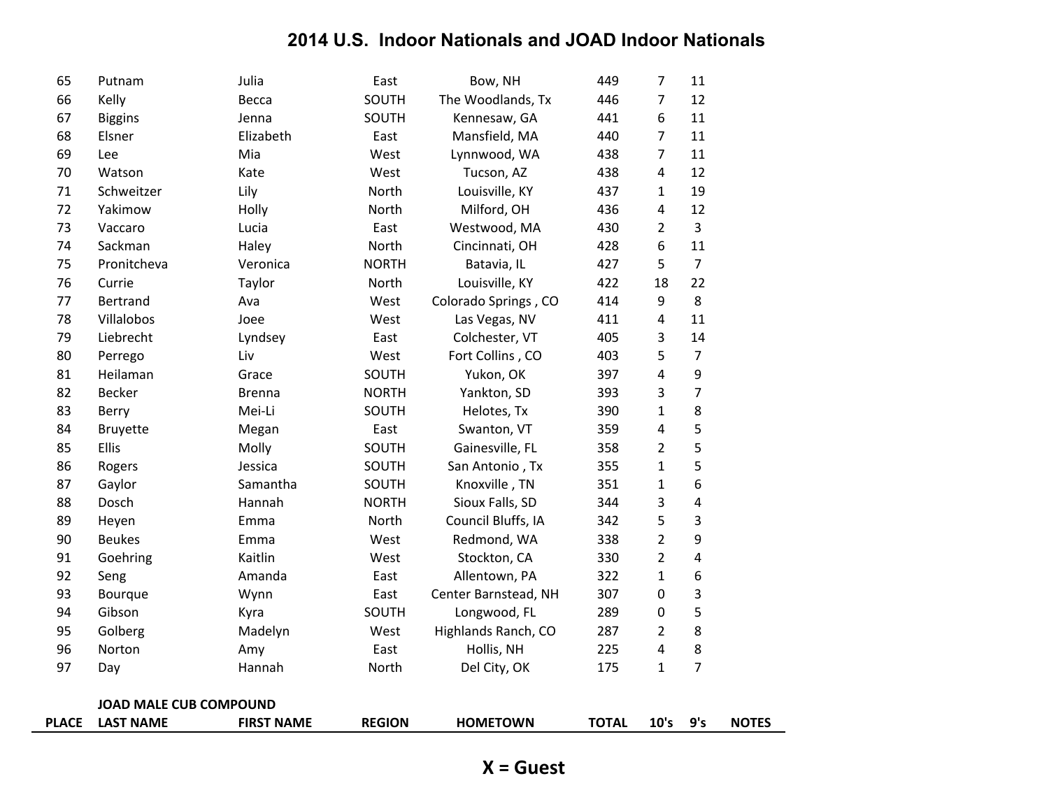# 2014 U.S. Indoor Nationals and JOAD Indoor Nationals

| | | | | | | | | |
|---|---|---|---|---|---|---|---|---|
| 65 | Putnam | Julia | East | Bow, NH | 449 | 7 | 11 | |
| 66 | Kelly | Becca | SOUTH | The Woodlands, Tx | 446 | 7 | 12 | |
| 67 | Biggins | Jenna | SOUTH | Kennesaw, GA | 441 | 6 | 11 | |
| 68 | Elsner | Elizabeth | East | Mansfield, MA | 440 | 7 | 11 | |
| 69 | Lee | Mia | West | Lynnwood, WA | 438 | 7 | 11 | |
| 70 | Watson | Kate | West | Tucson, AZ | 438 | 4 | 12 | |
| 71 | Schweitzer | Lily | North | Louisville, KY | 437 | 1 | 19 | |
| 72 | Yakimow | Holly | North | Milford, OH | 436 | 4 | 12 | |
| 73 | Vaccaro | Lucia | East | Westwood, MA | 430 | 2 | 3 | |
| 74 | Sackman | Haley | North | Cincinnati, OH | 428 | 6 | 11 | |
| 75 | Pronitcheva | Veronica | NORTH | Batavia, IL | 427 | 5 | 7 | |
| 76 | Currie | Taylor | North | Louisville, KY | 422 | 18 | 22 | |
| 77 | Bertrand | Ava | West | Colorado Springs , CO | 414 | 9 | 8 | |
| 78 | Villalobos | Joee | West | Las Vegas, NV | 411 | 4 | 11 | |
| 79 | Liebrecht | Lyndsey | East | Colchester, VT | 405 | 3 | 14 | |
| 80 | Perrego | Liv | West | Fort Collins , CO | 403 | 5 | 7 | |
| 81 | Heilaman | Grace | SOUTH | Yukon, OK | 397 | 4 | 9 | |
| 82 | Becker | Brenna | NORTH | Yankton, SD | 393 | 3 | 7 | |
| 83 | Berry | Mei-Li | SOUTH | Helotes, Tx | 390 | 1 | 8 | |
| 84 | Bruyette | Megan | East | Swanton, VT | 359 | 4 | 5 | |
| 85 | Ellis | Molly | SOUTH | Gainesville, FL | 358 | 2 | 5 | |
| 86 | Rogers | Jessica | SOUTH | San Antonio , Tx | 355 | 1 | 5 | |
| 87 | Gaylor | Samantha | SOUTH | Knoxville , TN | 351 | 1 | 6 | |
| 88 | Dosch | Hannah | NORTH | Sioux Falls, SD | 344 | 3 | 4 | |
| 89 | Heyen | Emma | North | Council Bluffs, IA | 342 | 5 | 3 | |
| 90 | Beukes | Emma | West | Redmond, WA | 338 | 2 | 9 | |
| 91 | Goehring | Kaitlin | West | Stockton, CA | 330 | 2 | 4 | |
| 92 | Seng | Amanda | East | Allentown, PA | 322 | 1 | 6 | |
| 93 | Bourque | Wynn | East | Center Barnstead, NH | 307 | 0 | 3 | |
| 94 | Gibson | Kyra | SOUTH | Longwood, FL | 289 | 0 | 5 | |
| 95 | Golberg | Madelyn | West | Highlands Ranch, CO | 287 | 2 | 8 | |
| 96 | Norton | Amy | East | Hollis, NH | 225 | 4 | 8 | |
| 97 | Day | Hannah | North | Del City, OK | 175 | 1 | 7 | |

**JOAD MALE CUB COMPOUND**

| PLACE | LAST NAME | FIRST NAME | REGION | HOMETOWN | TOTAL | 10's | 9's | NOTES |
|---|---|---|---|---|---|---|---|---|

**X = Guest**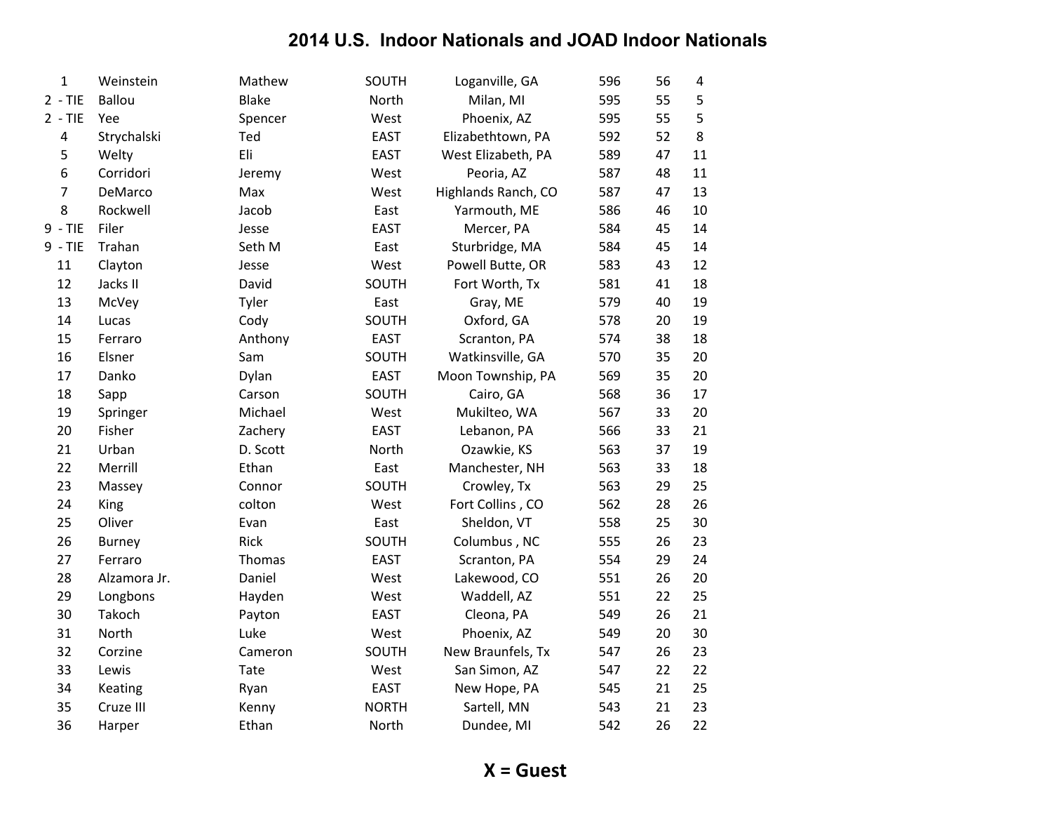# 2014 U.S. Indoor Nationals and JOAD Indoor Nationals

| | | | | | | | |
|---|---|---|---|---|---|---|---|
| 1 | Weinstein | Mathew | SOUTH | Loganville, GA | 596 | 56 | 4 |
| 2 - TIE | Ballou | Blake | North | Milan, MI | 595 | 55 | 5 |
| 2 - TIE | Yee | Spencer | West | Phoenix, AZ | 595 | 55 | 5 |
| 4 | Strychalski | Ted | EAST | Elizabethtown, PA | 592 | 52 | 8 |
| 5 | Welty | Eli | EAST | West Elizabeth, PA | 589 | 47 | 11 |
| 6 | Corridori | Jeremy | West | Peoria, AZ | 587 | 48 | 11 |
| 7 | DeMarco | Max | West | Highlands Ranch, CO | 587 | 47 | 13 |
| 8 | Rockwell | Jacob | East | Yarmouth, ME | 586 | 46 | 10 |
| 9 - TIE | Filer | Jesse | EAST | Mercer, PA | 584 | 45 | 14 |
| 9 - TIE | Trahan | Seth M | East | Sturbridge, MA | 584 | 45 | 14 |
| 11 | Clayton | Jesse | West | Powell Butte, OR | 583 | 43 | 12 |
| 12 | Jacks II | David | SOUTH | Fort Worth, Tx | 581 | 41 | 18 |
| 13 | McVey | Tyler | East | Gray, ME | 579 | 40 | 19 |
| 14 | Lucas | Cody | SOUTH | Oxford, GA | 578 | 20 | 19 |
| 15 | Ferraro | Anthony | EAST | Scranton, PA | 574 | 38 | 18 |
| 16 | Elsner | Sam | SOUTH | Watkinsville, GA | 570 | 35 | 20 |
| 17 | Danko | Dylan | EAST | Moon Township, PA | 569 | 35 | 20 |
| 18 | Sapp | Carson | SOUTH | Cairo, GA | 568 | 36 | 17 |
| 19 | Springer | Michael | West | Mukilteo, WA | 567 | 33 | 20 |
| 20 | Fisher | Zachery | EAST | Lebanon, PA | 566 | 33 | 21 |
| 21 | Urban | D. Scott | North | Ozawkie, KS | 563 | 37 | 19 |
| 22 | Merrill | Ethan | East | Manchester, NH | 563 | 33 | 18 |
| 23 | Massey | Connor | SOUTH | Crowley, Tx | 563 | 29 | 25 |
| 24 | King | colton | West | Fort Collins , CO | 562 | 28 | 26 |
| 25 | Oliver | Evan | East | Sheldon, VT | 558 | 25 | 30 |
| 26 | Burney | Rick | SOUTH | Columbus , NC | 555 | 26 | 23 |
| 27 | Ferraro | Thomas | EAST | Scranton, PA | 554 | 29 | 24 |
| 28 | Alzamora Jr. | Daniel | West | Lakewood, CO | 551 | 26 | 20 |
| 29 | Longbons | Hayden | West | Waddell, AZ | 551 | 22 | 25 |
| 30 | Takoch | Payton | EAST | Cleona, PA | 549 | 26 | 21 |
| 31 | North | Luke | West | Phoenix, AZ | 549 | 20 | 30 |
| 32 | Corzine | Cameron | SOUTH | New Braunfels, Tx | 547 | 26 | 23 |
| 33 | Lewis | Tate | West | San Simon, AZ | 547 | 22 | 22 |
| 34 | Keating | Ryan | EAST | New Hope, PA | 545 | 21 | 25 |
| 35 | Cruze III | Kenny | NORTH | Sartell, MN | 543 | 21 | 23 |
| 36 | Harper | Ethan | North | Dundee, MI | 542 | 26 | 22 |

**X = Guest**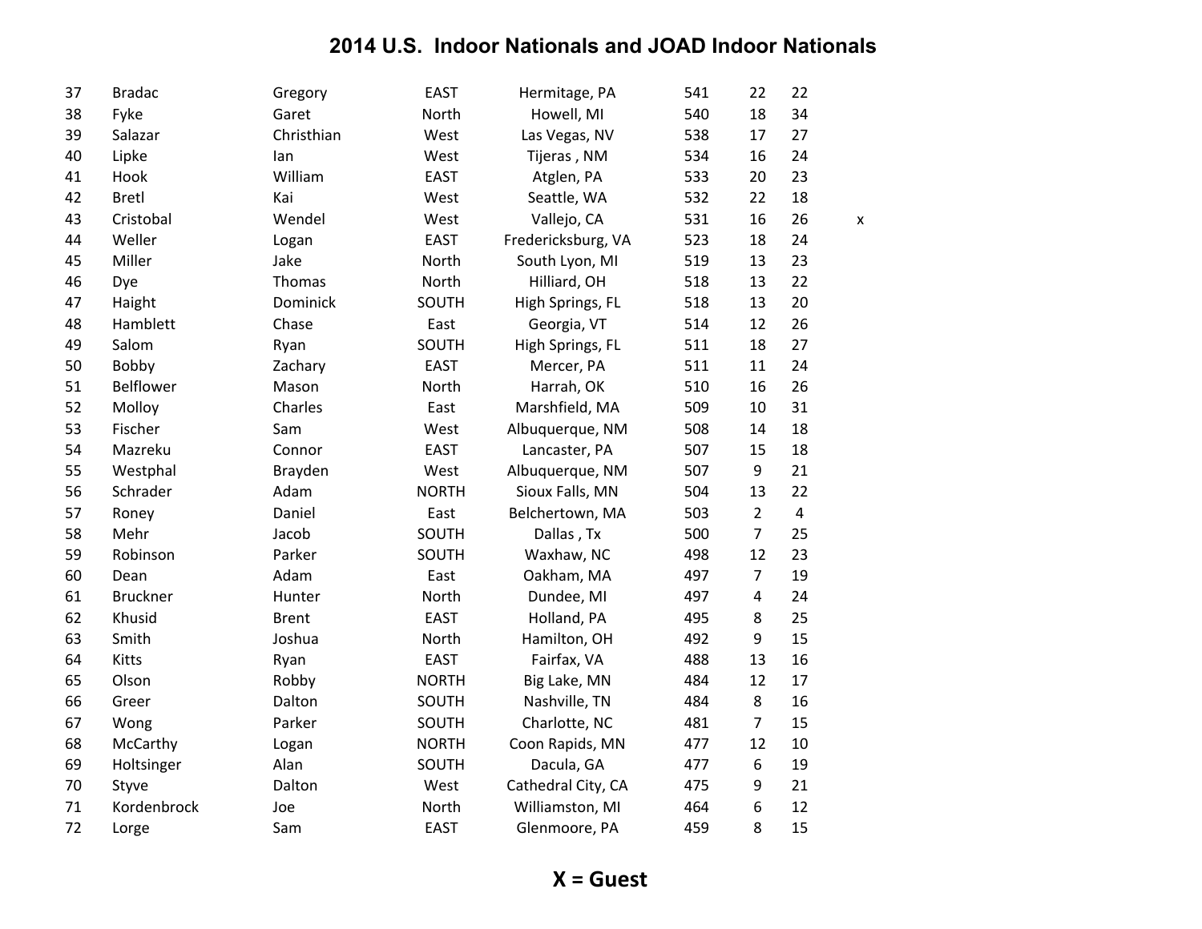## 2014 U.S. Indoor Nationals and JOAD Indoor Nationals

| | | | | | | | | |
|---|---|---|---|---|---|---|---|---|
| 37 | Bradac | Gregory | EAST | Hermitage, PA | 541 | 22 | 22 | |
| 38 | Fyke | Garet | North | Howell, MI | 540 | 18 | 34 | |
| 39 | Salazar | Christhian | West | Las Vegas, NV | 538 | 17 | 27 | |
| 40 | Lipke | Ian | West | Tijeras , NM | 534 | 16 | 24 | |
| 41 | Hook | William | EAST | Atglen, PA | 533 | 20 | 23 | |
| 42 | Bretl | Kai | West | Seattle, WA | 532 | 22 | 18 | |
| 43 | Cristobal | Wendel | West | Vallejo, CA | 531 | 16 | 26 | x |
| 44 | Weller | Logan | EAST | Fredericksburg, VA | 523 | 18 | 24 | |
| 45 | Miller | Jake | North | South Lyon, MI | 519 | 13 | 23 | |
| 46 | Dye | Thomas | North | Hilliard, OH | 518 | 13 | 22 | |
| 47 | Haight | Dominick | SOUTH | High Springs, FL | 518 | 13 | 20 | |
| 48 | Hamblett | Chase | East | Georgia, VT | 514 | 12 | 26 | |
| 49 | Salom | Ryan | SOUTH | High Springs, FL | 511 | 18 | 27 | |
| 50 | Bobby | Zachary | EAST | Mercer, PA | 511 | 11 | 24 | |
| 51 | Belflower | Mason | North | Harrah, OK | 510 | 16 | 26 | |
| 52 | Molloy | Charles | East | Marshfield, MA | 509 | 10 | 31 | |
| 53 | Fischer | Sam | West | Albuquerque, NM | 508 | 14 | 18 | |
| 54 | Mazreku | Connor | EAST | Lancaster, PA | 507 | 15 | 18 | |
| 55 | Westphal | Brayden | West | Albuquerque, NM | 507 | 9 | 21 | |
| 56 | Schrader | Adam | NORTH | Sioux Falls, MN | 504 | 13 | 22 | |
| 57 | Roney | Daniel | East | Belchertown, MA | 503 | 2 | 4 | |
| 58 | Mehr | Jacob | SOUTH | Dallas , Tx | 500 | 7 | 25 | |
| 59 | Robinson | Parker | SOUTH | Waxhaw, NC | 498 | 12 | 23 | |
| 60 | Dean | Adam | East | Oakham, MA | 497 | 7 | 19 | |
| 61 | Bruckner | Hunter | North | Dundee, MI | 497 | 4 | 24 | |
| 62 | Khusid | Brent | EAST | Holland, PA | 495 | 8 | 25 | |
| 63 | Smith | Joshua | North | Hamilton, OH | 492 | 9 | 15 | |
| 64 | Kitts | Ryan | EAST | Fairfax, VA | 488 | 13 | 16 | |
| 65 | Olson | Robby | NORTH | Big Lake, MN | 484 | 12 | 17 | |
| 66 | Greer | Dalton | SOUTH | Nashville, TN | 484 | 8 | 16 | |
| 67 | Wong | Parker | SOUTH | Charlotte, NC | 481 | 7 | 15 | |
| 68 | McCarthy | Logan | NORTH | Coon Rapids, MN | 477 | 12 | 10 | |
| 69 | Holtsinger | Alan | SOUTH | Dacula, GA | 477 | 6 | 19 | |
| 70 | Styve | Dalton | West | Cathedral City, CA | 475 | 9 | 21 | |
| 71 | Kordenbrock | Joe | North | Williamston, MI | 464 | 6 | 12 | |
| 72 | Lorge | Sam | EAST | Glenmoore, PA | 459 | 8 | 15 | |

**X = Guest**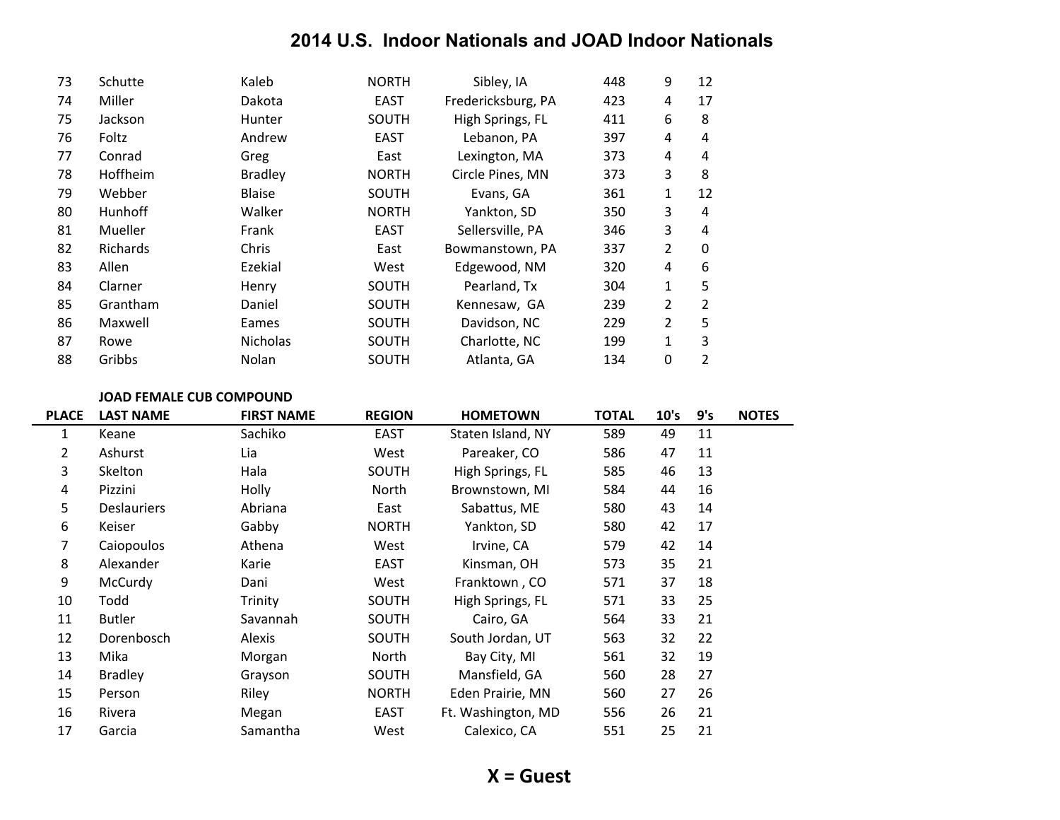# 2014 U.S. Indoor Nationals and JOAD Indoor Nationals

| PLACE | LAST NAME | FIRST NAME | REGION | HOMETOWN | TOTAL | 10's | 9's | NOTES |
|---|---|---|---|---|---|---|---|---|
| 73 | Schutte | Kaleb | NORTH | Sibley, IA | 448 | 9 | 12 | |
| 74 | Miller | Dakota | EAST | Fredericksburg, PA | 423 | 4 | 17 | |
| 75 | Jackson | Hunter | SOUTH | High Springs, FL | 411 | 6 | 8 | |
| 76 | Foltz | Andrew | EAST | Lebanon, PA | 397 | 4 | 4 | |
| 77 | Conrad | Greg | East | Lexington, MA | 373 | 4 | 4 | |
| 78 | Hoffheim | Bradley | NORTH | Circle Pines, MN | 373 | 3 | 8 | |
| 79 | Webber | Blaise | SOUTH | Evans, GA | 361 | 1 | 12 | |
| 80 | Hunhoff | Walker | NORTH | Yankton, SD | 350 | 3 | 4 | |
| 81 | Mueller | Frank | EAST | Sellersville, PA | 346 | 3 | 4 | |
| 82 | Richards | Chris | East | Bowmanstown, PA | 337 | 2 | 0 | |
| 83 | Allen | Ezekial | West | Edgewood, NM | 320 | 4 | 6 | |
| 84 | Clarner | Henry | SOUTH | Pearland, Tx | 304 | 1 | 5 | |
| 85 | Grantham | Daniel | SOUTH | Kennesaw, GA | 239 | 2 | 2 | |
| 86 | Maxwell | Eames | SOUTH | Davidson, NC | 229 | 2 | 5 | |
| 87 | Rowe | Nicholas | SOUTH | Charlotte, NC | 199 | 1 | 3 | |
| 88 | Gribbs | Nolan | SOUTH | Atlanta, GA | 134 | 0 | 2 | |

**JOAD FEMALE CUB COMPOUND**

| PLACE | LAST NAME | FIRST NAME | REGION | HOMETOWN | TOTAL | 10's | 9's | NOTES |
|---|---|---|---|---|---|---|---|---|
| 1 | Keane | Sachiko | EAST | Staten Island, NY | 589 | 49 | 11 | |
| 2 | Ashurst | Lia | West | Pareaker, CO | 586 | 47 | 11 | |
| 3 | Skelton | Hala | SOUTH | High Springs, FL | 585 | 46 | 13 | |
| 4 | Pizzini | Holly | North | Brownstown, MI | 584 | 44 | 16 | |
| 5 | Deslauriers | Abriana | East | Sabattus, ME | 580 | 43 | 14 | |
| 6 | Keiser | Gabby | NORTH | Yankton, SD | 580 | 42 | 17 | |
| 7 | Caiopoulos | Athena | West | Irvine, CA | 579 | 42 | 14 | |
| 8 | Alexander | Karie | EAST | Kinsman, OH | 573 | 35 | 21 | |
| 9 | McCurdy | Dani | West | Franktown , CO | 571 | 37 | 18 | |
| 10 | Todd | Trinity | SOUTH | High Springs, FL | 571 | 33 | 25 | |
| 11 | Butler | Savannah | SOUTH | Cairo, GA | 564 | 33 | 21 | |
| 12 | Dorenbosch | Alexis | SOUTH | South Jordan, UT | 563 | 32 | 22 | |
| 13 | Mika | Morgan | North | Bay City, MI | 561 | 32 | 19 | |
| 14 | Bradley | Grayson | SOUTH | Mansfield, GA | 560 | 28 | 27 | |
| 15 | Person | Riley | NORTH | Eden Prairie, MN | 560 | 27 | 26 | |
| 16 | Rivera | Megan | EAST | Ft. Washington, MD | 556 | 26 | 21 | |
| 17 | Garcia | Samantha | West | Calexico, CA | 551 | 25 | 21 | |

**X = Guest**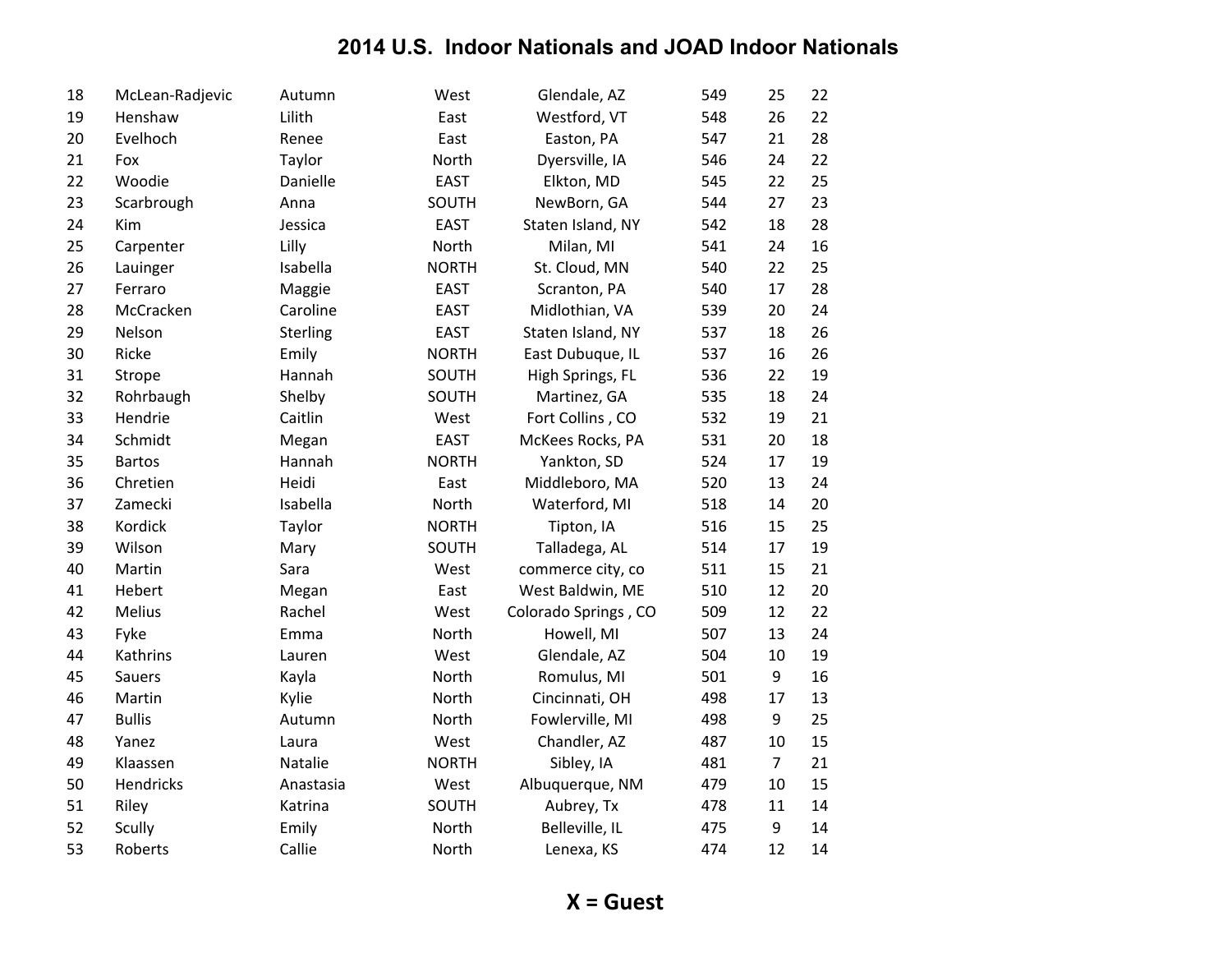## 2014 U.S. Indoor Nationals and JOAD Indoor Nationals

| | | | | | | | |
|---|---|---|---|---|---|---|---|
| 18 | McLean-Radjevic | Autumn | West | Glendale, AZ | 549 | 25 | 22 |
| 19 | Henshaw | Lilith | East | Westford, VT | 548 | 26 | 22 |
| 20 | Evelhoch | Renee | East | Easton, PA | 547 | 21 | 28 |
| 21 | Fox | Taylor | North | Dyersville, IA | 546 | 24 | 22 |
| 22 | Woodie | Danielle | EAST | Elkton, MD | 545 | 22 | 25 |
| 23 | Scarbrough | Anna | SOUTH | NewBorn, GA | 544 | 27 | 23 |
| 24 | Kim | Jessica | EAST | Staten Island, NY | 542 | 18 | 28 |
| 25 | Carpenter | Lilly | North | Milan, MI | 541 | 24 | 16 |
| 26 | Lauinger | Isabella | NORTH | St. Cloud, MN | 540 | 22 | 25 |
| 27 | Ferraro | Maggie | EAST | Scranton, PA | 540 | 17 | 28 |
| 28 | McCracken | Caroline | EAST | Midlothian, VA | 539 | 20 | 24 |
| 29 | Nelson | Sterling | EAST | Staten Island, NY | 537 | 18 | 26 |
| 30 | Ricke | Emily | NORTH | East Dubuque, IL | 537 | 16 | 26 |
| 31 | Strope | Hannah | SOUTH | High Springs, FL | 536 | 22 | 19 |
| 32 | Rohrbaugh | Shelby | SOUTH | Martinez, GA | 535 | 18 | 24 |
| 33 | Hendrie | Caitlin | West | Fort Collins , CO | 532 | 19 | 21 |
| 34 | Schmidt | Megan | EAST | McKees Rocks, PA | 531 | 20 | 18 |
| 35 | Bartos | Hannah | NORTH | Yankton, SD | 524 | 17 | 19 |
| 36 | Chretien | Heidi | East | Middleboro, MA | 520 | 13 | 24 |
| 37 | Zamecki | Isabella | North | Waterford, MI | 518 | 14 | 20 |
| 38 | Kordick | Taylor | NORTH | Tipton, IA | 516 | 15 | 25 |
| 39 | Wilson | Mary | SOUTH | Talladega, AL | 514 | 17 | 19 |
| 40 | Martin | Sara | West | commerce city, co | 511 | 15 | 21 |
| 41 | Hebert | Megan | East | West Baldwin, ME | 510 | 12 | 20 |
| 42 | Melius | Rachel | West | Colorado Springs , CO | 509 | 12 | 22 |
| 43 | Fyke | Emma | North | Howell, MI | 507 | 13 | 24 |
| 44 | Kathrins | Lauren | West | Glendale, AZ | 504 | 10 | 19 |
| 45 | Sauers | Kayla | North | Romulus, MI | 501 | 9 | 16 |
| 46 | Martin | Kylie | North | Cincinnati, OH | 498 | 17 | 13 |
| 47 | Bullis | Autumn | North | Fowlerville, MI | 498 | 9 | 25 |
| 48 | Yanez | Laura | West | Chandler, AZ | 487 | 10 | 15 |
| 49 | Klaassen | Natalie | NORTH | Sibley, IA | 481 | 7 | 21 |
| 50 | Hendricks | Anastasia | West | Albuquerque, NM | 479 | 10 | 15 |
| 51 | Riley | Katrina | SOUTH | Aubrey, Tx | 478 | 11 | 14 |
| 52 | Scully | Emily | North | Belleville, IL | 475 | 9 | 14 |
| 53 | Roberts | Callie | North | Lenexa, KS | 474 | 12 | 14 |

**X = Guest**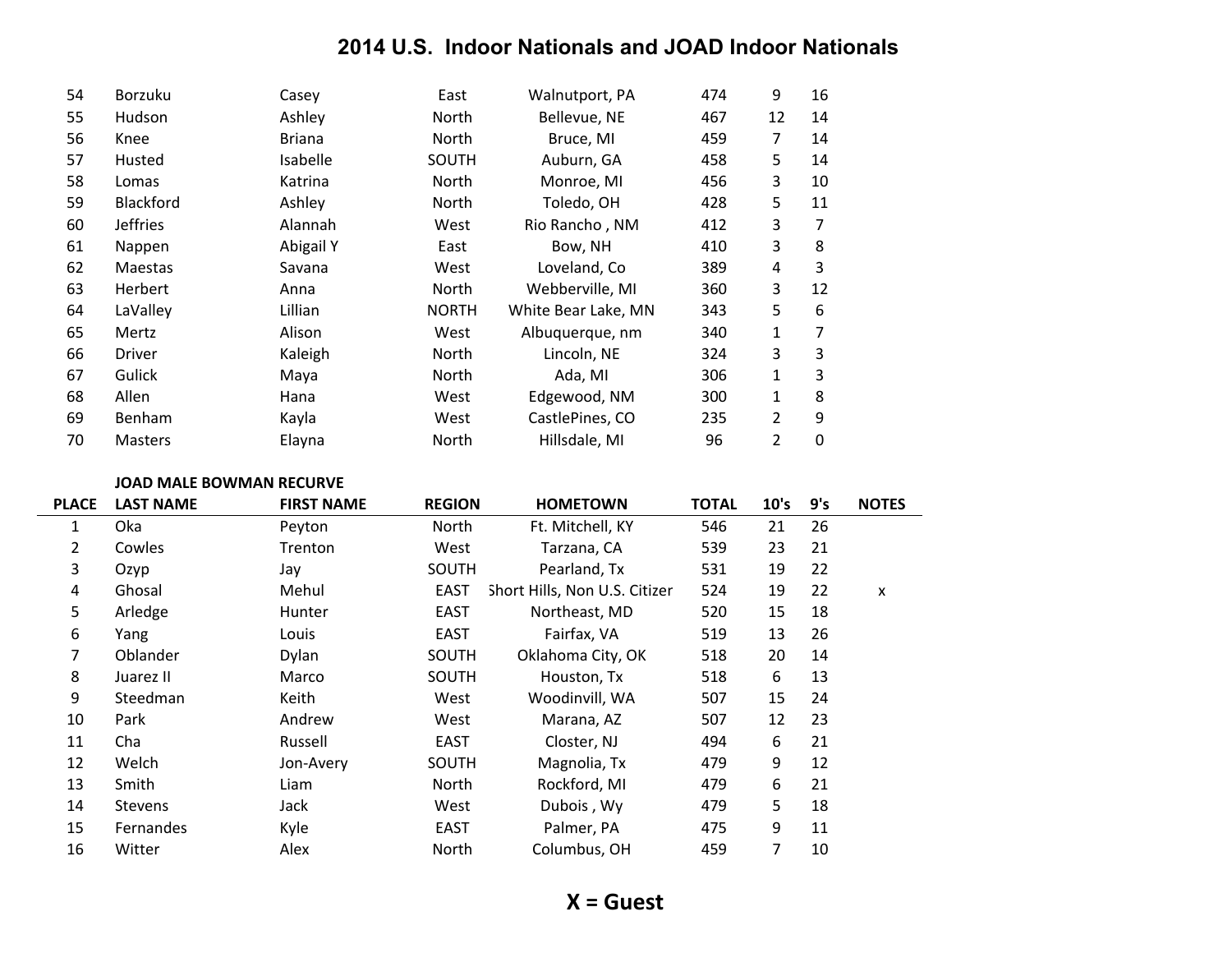# 2014 U.S. Indoor Nationals and JOAD Indoor Nationals

| PLACE | LAST NAME | FIRST NAME | REGION | HOMETOWN | TOTAL | 10's | 9's | NOTES |
|---|---|---|---|---|---|---|---|---|
| 54 | Borzuku | Casey | East | Walnutport, PA | 474 | 9 | 16 | |
| 55 | Hudson | Ashley | North | Bellevue, NE | 467 | 12 | 14 | |
| 56 | Knee | Briana | North | Bruce, MI | 459 | 7 | 14 | |
| 57 | Husted | Isabelle | SOUTH | Auburn, GA | 458 | 5 | 14 | |
| 58 | Lomas | Katrina | North | Monroe, MI | 456 | 3 | 10 | |
| 59 | Blackford | Ashley | North | Toledo, OH | 428 | 5 | 11 | |
| 60 | Jeffries | Alannah | West | Rio Rancho , NM | 412 | 3 | 7 | |
| 61 | Nappen | Abigail Y | East | Bow, NH | 410 | 3 | 8 | |
| 62 | Maestas | Savana | West | Loveland, Co | 389 | 4 | 3 | |
| 63 | Herbert | Anna | North | Webberville, MI | 360 | 3 | 12 | |
| 64 | LaValley | Lillian | NORTH | White Bear Lake, MN | 343 | 5 | 6 | |
| 65 | Mertz | Alison | West | Albuquerque, nm | 340 | 1 | 7 | |
| 66 | Driver | Kaleigh | North | Lincoln, NE | 324 | 3 | 3 | |
| 67 | Gulick | Maya | North | Ada, MI | 306 | 1 | 3 | |
| 68 | Allen | Hana | West | Edgewood, NM | 300 | 1 | 8 | |
| 69 | Benham | Kayla | West | CastlePines, CO | 235 | 2 | 9 | |
| 70 | Masters | Elayna | North | Hillsdale, MI | 96 | 2 | 0 | |

**JOAD MALE BOWMAN RECURVE**

| PLACE | LAST NAME | FIRST NAME | REGION | HOMETOWN | TOTAL | 10's | 9's | NOTES |
|---|---|---|---|---|---|---|---|---|
| 1 | Oka | Peyton | North | Ft. Mitchell, KY | 546 | 21 | 26 | |
| 2 | Cowles | Trenton | West | Tarzana, CA | 539 | 23 | 21 | |
| 3 | Ozyp | Jay | SOUTH | Pearland, Tx | 531 | 19 | 22 | |
| 4 | Ghosal | Mehul | EAST | Short Hills, Non U.S. Citizer | 524 | 19 | 22 | x |
| 5 | Arledge | Hunter | EAST | Northeast, MD | 520 | 15 | 18 | |
| 6 | Yang | Louis | EAST | Fairfax, VA | 519 | 13 | 26 | |
| 7 | Oblander | Dylan | SOUTH | Oklahoma City, OK | 518 | 20 | 14 | |
| 8 | Juarez II | Marco | SOUTH | Houston, Tx | 518 | 6 | 13 | |
| 9 | Steedman | Keith | West | Woodinvill, WA | 507 | 15 | 24 | |
| 10 | Park | Andrew | West | Marana, AZ | 507 | 12 | 23 | |
| 11 | Cha | Russell | EAST | Closter, NJ | 494 | 6 | 21 | |
| 12 | Welch | Jon-Avery | SOUTH | Magnolia, Tx | 479 | 9 | 12 | |
| 13 | Smith | Liam | North | Rockford, MI | 479 | 6 | 21 | |
| 14 | Stevens | Jack | West | Dubois , Wy | 479 | 5 | 18 | |
| 15 | Fernandes | Kyle | EAST | Palmer, PA | 475 | 9 | 11 | |
| 16 | Witter | Alex | North | Columbus, OH | 459 | 7 | 10 | |

**X = Guest**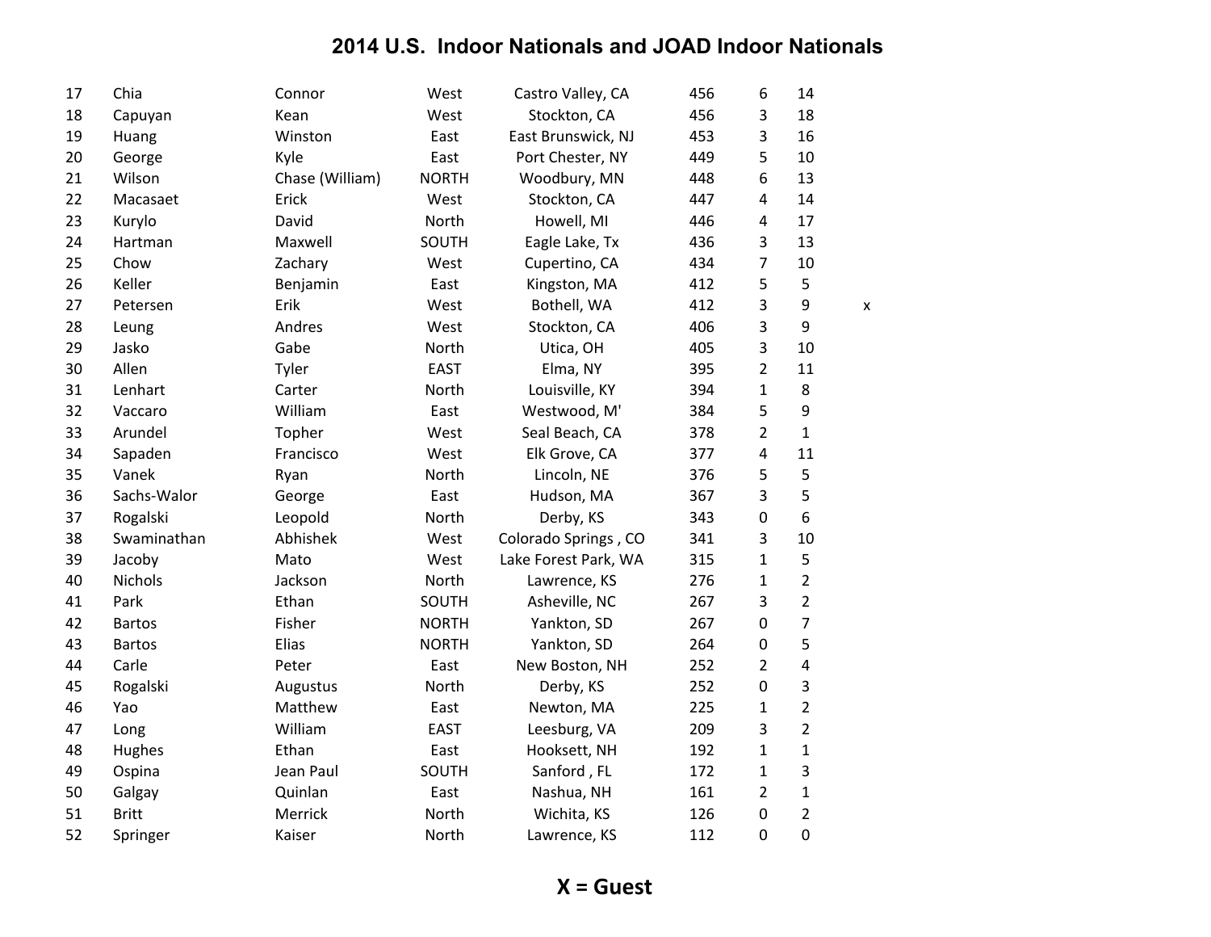# 2014 U.S. Indoor Nationals and JOAD Indoor Nationals

| | | | | | | | | |
|---|---|---|---|---|---|---|---|---|
| 17 | Chia | Connor | West | Castro Valley, CA | 456 | 6 | 14 | |
| 18 | Capuyan | Kean | West | Stockton, CA | 456 | 3 | 18 | |
| 19 | Huang | Winston | East | East Brunswick, NJ | 453 | 3 | 16 | |
| 20 | George | Kyle | East | Port Chester, NY | 449 | 5 | 10 | |
| 21 | Wilson | Chase (William) | NORTH | Woodbury, MN | 448 | 6 | 13 | |
| 22 | Macasaet | Erick | West | Stockton, CA | 447 | 4 | 14 | |
| 23 | Kurylo | David | North | Howell, MI | 446 | 4 | 17 | |
| 24 | Hartman | Maxwell | SOUTH | Eagle Lake, Tx | 436 | 3 | 13 | |
| 25 | Chow | Zachary | West | Cupertino, CA | 434 | 7 | 10 | |
| 26 | Keller | Benjamin | East | Kingston, MA | 412 | 5 | 5 | |
| 27 | Petersen | Erik | West | Bothell, WA | 412 | 3 | 9 | x |
| 28 | Leung | Andres | West | Stockton, CA | 406 | 3 | 9 | |
| 29 | Jasko | Gabe | North | Utica, OH | 405 | 3 | 10 | |
| 30 | Allen | Tyler | EAST | Elma, NY | 395 | 2 | 11 | |
| 31 | Lenhart | Carter | North | Louisville, KY | 394 | 1 | 8 | |
| 32 | Vaccaro | William | East | Westwood, M' | 384 | 5 | 9 | |
| 33 | Arundel | Topher | West | Seal Beach, CA | 378 | 2 | 1 | |
| 34 | Sapaden | Francisco | West | Elk Grove, CA | 377 | 4 | 11 | |
| 35 | Vanek | Ryan | North | Lincoln, NE | 376 | 5 | 5 | |
| 36 | Sachs-Walor | George | East | Hudson, MA | 367 | 3 | 5 | |
| 37 | Rogalski | Leopold | North | Derby, KS | 343 | 0 | 6 | |
| 38 | Swaminathan | Abhishek | West | Colorado Springs , CO | 341 | 3 | 10 | |
| 39 | Jacoby | Mato | West | Lake Forest Park, WA | 315 | 1 | 5 | |
| 40 | Nichols | Jackson | North | Lawrence, KS | 276 | 1 | 2 | |
| 41 | Park | Ethan | SOUTH | Asheville, NC | 267 | 3 | 2 | |
| 42 | Bartos | Fisher | NORTH | Yankton, SD | 267 | 0 | 7 | |
| 43 | Bartos | Elias | NORTH | Yankton, SD | 264 | 0 | 5 | |
| 44 | Carle | Peter | East | New Boston, NH | 252 | 2 | 4 | |
| 45 | Rogalski | Augustus | North | Derby, KS | 252 | 0 | 3 | |
| 46 | Yao | Matthew | East | Newton, MA | 225 | 1 | 2 | |
| 47 | Long | William | EAST | Leesburg, VA | 209 | 3 | 2 | |
| 48 | Hughes | Ethan | East | Hooksett, NH | 192 | 1 | 1 | |
| 49 | Ospina | Jean Paul | SOUTH | Sanford , FL | 172 | 1 | 3 | |
| 50 | Galgay | Quinlan | East | Nashua, NH | 161 | 2 | 1 | |
| 51 | Britt | Merrick | North | Wichita, KS | 126 | 0 | 2 | |
| 52 | Springer | Kaiser | North | Lawrence, KS | 112 | 0 | 0 | |

**X = Guest**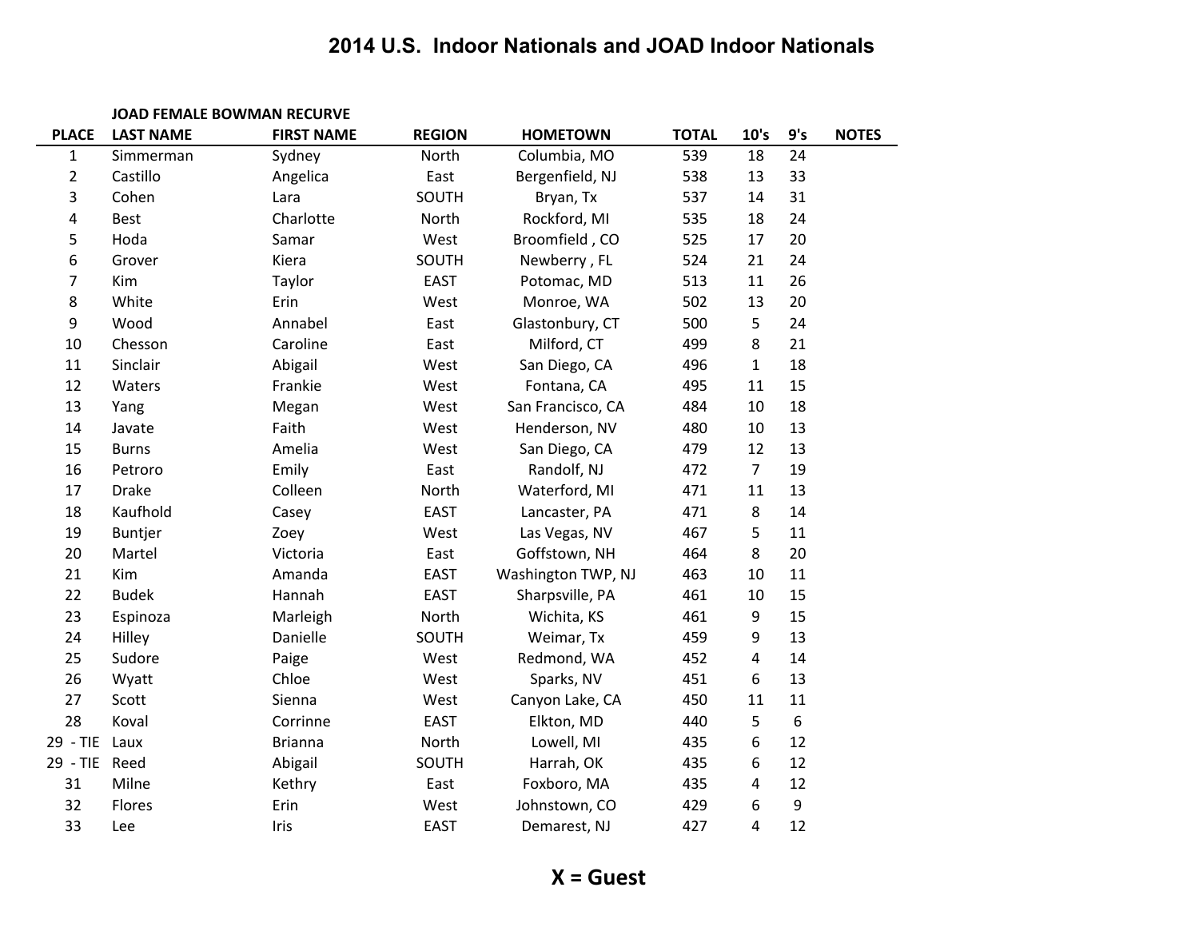# 2014 U.S. Indoor Nationals and JOAD Indoor Nationals

| PLACE | JOAD FEMALE BOWMAN RECURVE<br>LAST NAME | FIRST NAME | REGION | HOMETOWN | TOTAL | 10's | 9's | NOTES |
|---|---|---|---|---|---|---|---|---|
| 1 | Simmerman | Sydney | North | Columbia, MO | 539 | 18 | 24 | |
| 2 | Castillo | Angelica | East | Bergenfield, NJ | 538 | 13 | 33 | |
| 3 | Cohen | Lara | SOUTH | Bryan, Tx | 537 | 14 | 31 | |
| 4 | Best | Charlotte | North | Rockford, MI | 535 | 18 | 24 | |
| 5 | Hoda | Samar | West | Broomfield , CO | 525 | 17 | 20 | |
| 6 | Grover | Kiera | SOUTH | Newberry , FL | 524 | 21 | 24 | |
| 7 | Kim | Taylor | EAST | Potomac, MD | 513 | 11 | 26 | |
| 8 | White | Erin | West | Monroe, WA | 502 | 13 | 20 | |
| 9 | Wood | Annabel | East | Glastonbury, CT | 500 | 5 | 24 | |
| 10 | Chesson | Caroline | East | Milford, CT | 499 | 8 | 21 | |
| 11 | Sinclair | Abigail | West | San Diego, CA | 496 | 1 | 18 | |
| 12 | Waters | Frankie | West | Fontana, CA | 495 | 11 | 15 | |
| 13 | Yang | Megan | West | San Francisco, CA | 484 | 10 | 18 | |
| 14 | Javate | Faith | West | Henderson, NV | 480 | 10 | 13 | |
| 15 | Burns | Amelia | West | San Diego, CA | 479 | 12 | 13 | |
| 16 | Petroro | Emily | East | Randolf, NJ | 472 | 7 | 19 | |
| 17 | Drake | Colleen | North | Waterford, MI | 471 | 11 | 13 | |
| 18 | Kaufhold | Casey | EAST | Lancaster, PA | 471 | 8 | 14 | |
| 19 | Buntjer | Zoey | West | Las Vegas, NV | 467 | 5 | 11 | |
| 20 | Martel | Victoria | East | Goffstown, NH | 464 | 8 | 20 | |
| 21 | Kim | Amanda | EAST | Washington TWP, NJ | 463 | 10 | 11 | |
| 22 | Budek | Hannah | EAST | Sharpsville, PA | 461 | 10 | 15 | |
| 23 | Espinoza | Marleigh | North | Wichita, KS | 461 | 9 | 15 | |
| 24 | Hilley | Danielle | SOUTH | Weimar, Tx | 459 | 9 | 13 | |
| 25 | Sudore | Paige | West | Redmond, WA | 452 | 4 | 14 | |
| 26 | Wyatt | Chloe | West | Sparks, NV | 451 | 6 | 13 | |
| 27 | Scott | Sienna | West | Canyon Lake, CA | 450 | 11 | 11 | |
| 28 | Koval | Corrinne | EAST | Elkton, MD | 440 | 5 | 6 | |
| 29 - TIE | Laux | Brianna | North | Lowell, MI | 435 | 6 | 12 | |
| 29 - TIE | Reed | Abigail | SOUTH | Harrah, OK | 435 | 6 | 12 | |
| 31 | Milne | Kethry | East | Foxboro, MA | 435 | 4 | 12 | |
| 32 | Flores | Erin | West | Johnstown, CO | 429 | 6 | 9 | |
| 33 | Lee | Iris | EAST | Demarest, NJ | 427 | 4 | 12 | |

**X = Guest**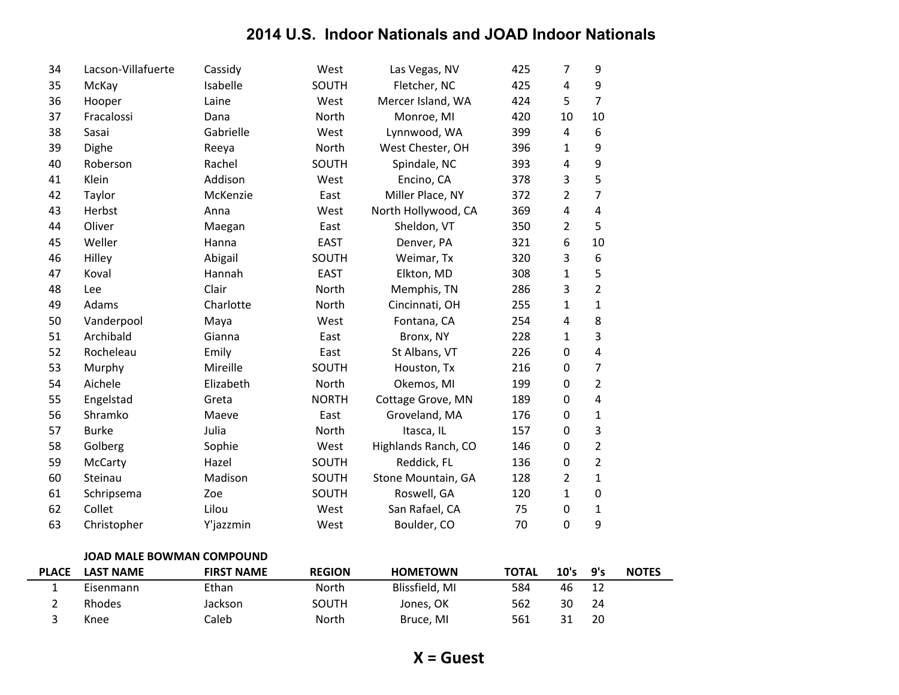# 2014 U.S. Indoor Nationals and JOAD Indoor Nationals

| PLACE | LAST NAME | FIRST NAME | REGION | HOMETOWN | TOTAL | 10's | 9's | NOTES |
|---|---|---|---|---|---|---|---|---|
| 34 | Lacson-Villafuerte | Cassidy | West | Las Vegas, NV | 425 | 7 | 9 | |
| 35 | McKay | Isabelle | SOUTH | Fletcher, NC | 425 | 4 | 9 | |
| 36 | Hooper | Laine | West | Mercer Island, WA | 424 | 5 | 7 | |
| 37 | Fracalossi | Dana | North | Monroe, MI | 420 | 10 | 10 | |
| 38 | Sasai | Gabrielle | West | Lynnwood, WA | 399 | 4 | 6 | |
| 39 | Dighe | Reeya | North | West Chester, OH | 396 | 1 | 9 | |
| 40 | Roberson | Rachel | SOUTH | Spindale, NC | 393 | 4 | 9 | |
| 41 | Klein | Addison | West | Encino, CA | 378 | 3 | 5 | |
| 42 | Taylor | McKenzie | East | Miller Place, NY | 372 | 2 | 7 | |
| 43 | Herbst | Anna | West | North Hollywood, CA | 369 | 4 | 4 | |
| 44 | Oliver | Maegan | East | Sheldon, VT | 350 | 2 | 5 | |
| 45 | Weller | Hanna | EAST | Denver, PA | 321 | 6 | 10 | |
| 46 | Hilley | Abigail | SOUTH | Weimar, Tx | 320 | 3 | 6 | |
| 47 | Koval | Hannah | EAST | Elkton, MD | 308 | 1 | 5 | |
| 48 | Lee | Clair | North | Memphis, TN | 286 | 3 | 2 | |
| 49 | Adams | Charlotte | North | Cincinnati, OH | 255 | 1 | 1 | |
| 50 | Vanderpool | Maya | West | Fontana, CA | 254 | 4 | 8 | |
| 51 | Archibald | Gianna | East | Bronx, NY | 228 | 1 | 3 | |
| 52 | Rocheleau | Emily | East | St Albans, VT | 226 | 0 | 4 | |
| 53 | Murphy | Mireille | SOUTH | Houston, Tx | 216 | 0 | 7 | |
| 54 | Aichele | Elizabeth | North | Okemos, MI | 199 | 0 | 2 | |
| 55 | Engelstad | Greta | NORTH | Cottage Grove, MN | 189 | 0 | 4 | |
| 56 | Shramko | Maeve | East | Groveland, MA | 176 | 0 | 1 | |
| 57 | Burke | Julia | North | Itasca, IL | 157 | 0 | 3 | |
| 58 | Golberg | Sophie | West | Highlands Ranch, CO | 146 | 0 | 2 | |
| 59 | McCarty | Hazel | SOUTH | Reddick, FL | 136 | 0 | 2 | |
| 60 | Steinau | Madison | SOUTH | Stone Mountain, GA | 128 | 2 | 1 | |
| 61 | Schripsema | Zoe | SOUTH | Roswell, GA | 120 | 1 | 0 | |
| 62 | Collet | Lilou | West | San Rafael, CA | 75 | 0 | 1 | |
| 63 | Christopher | Y'jazzmin | West | Boulder, CO | 70 | 0 | 9 | |

**JOAD MALE BOWMAN COMPOUND**

| PLACE | LAST NAME | FIRST NAME | REGION | HOMETOWN | TOTAL | 10's | 9's | NOTES |
|---|---|---|---|---|---|---|---|---|
| 1 | Eisenmann | Ethan | North | Blissfield, MI | 584 | 46 | 12 | |
| 2 | Rhodes | Jackson | SOUTH | Jones, OK | 562 | 30 | 24 | |
| 3 | Knee | Caleb | North | Bruce, MI | 561 | 31 | 20 | |

**X = Guest**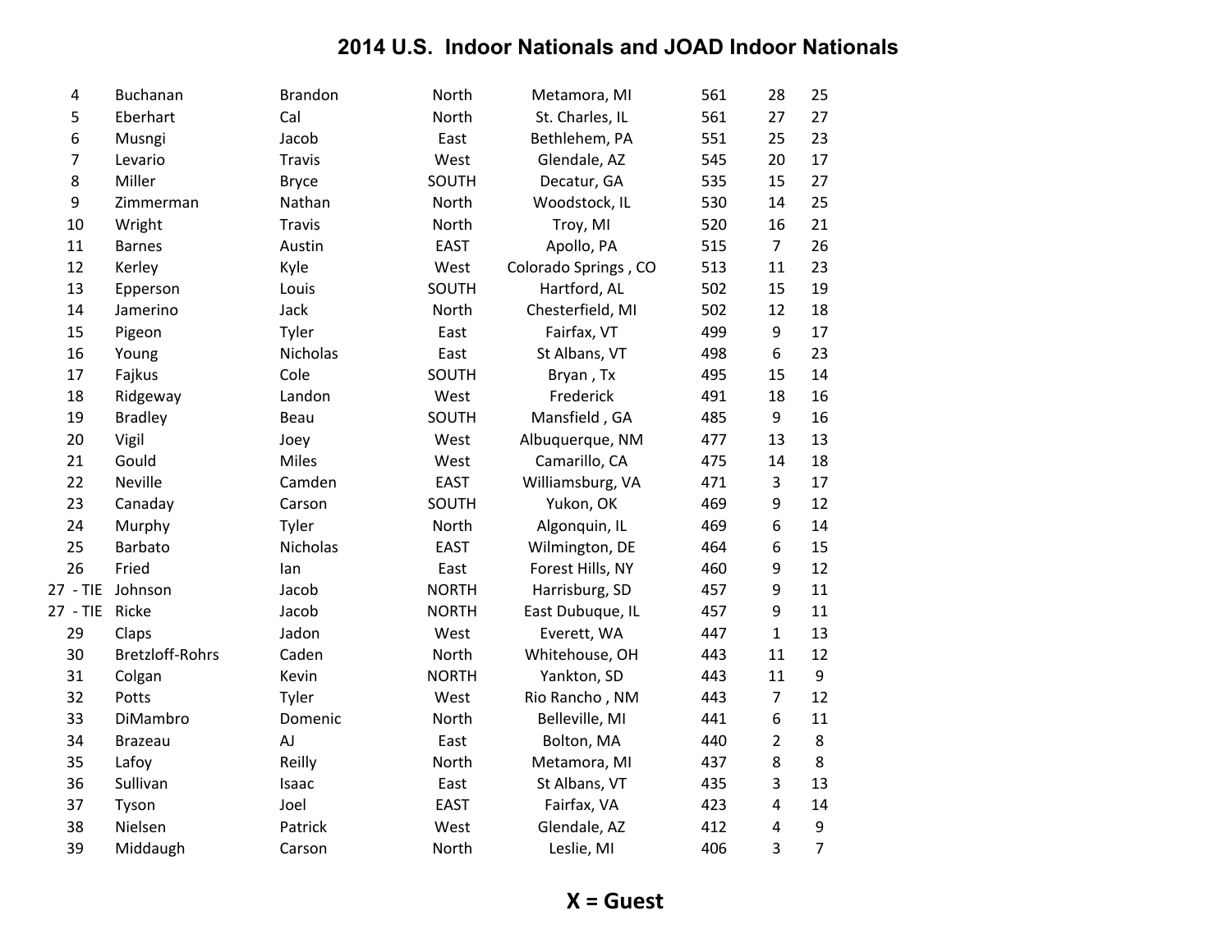# 2014 U.S. Indoor Nationals and JOAD Indoor Nationals

| | | | | | | | |
|---|---|---|---|---|---|---|---|
| 4 | Buchanan | Brandon | North | Metamora, MI | 561 | 28 | 25 |
| 5 | Eberhart | Cal | North | St. Charles, IL | 561 | 27 | 27 |
| 6 | Musngi | Jacob | East | Bethlehem, PA | 551 | 25 | 23 |
| 7 | Levario | Travis | West | Glendale, AZ | 545 | 20 | 17 |
| 8 | Miller | Bryce | SOUTH | Decatur, GA | 535 | 15 | 27 |
| 9 | Zimmerman | Nathan | North | Woodstock, IL | 530 | 14 | 25 |
| 10 | Wright | Travis | North | Troy, MI | 520 | 16 | 21 |
| 11 | Barnes | Austin | EAST | Apollo, PA | 515 | 7 | 26 |
| 12 | Kerley | Kyle | West | Colorado Springs , CO | 513 | 11 | 23 |
| 13 | Epperson | Louis | SOUTH | Hartford, AL | 502 | 15 | 19 |
| 14 | Jamerino | Jack | North | Chesterfield, MI | 502 | 12 | 18 |
| 15 | Pigeon | Tyler | East | Fairfax, VT | 499 | 9 | 17 |
| 16 | Young | Nicholas | East | St Albans, VT | 498 | 6 | 23 |
| 17 | Fajkus | Cole | SOUTH | Bryan , Tx | 495 | 15 | 14 |
| 18 | Ridgeway | Landon | West | Frederick | 491 | 18 | 16 |
| 19 | Bradley | Beau | SOUTH | Mansfield , GA | 485 | 9 | 16 |
| 20 | Vigil | Joey | West | Albuquerque, NM | 477 | 13 | 13 |
| 21 | Gould | Miles | West | Camarillo, CA | 475 | 14 | 18 |
| 22 | Neville | Camden | EAST | Williamsburg, VA | 471 | 3 | 17 |
| 23 | Canaday | Carson | SOUTH | Yukon, OK | 469 | 9 | 12 |
| 24 | Murphy | Tyler | North | Algonquin, IL | 469 | 6 | 14 |
| 25 | Barbato | Nicholas | EAST | Wilmington, DE | 464 | 6 | 15 |
| 26 | Fried | Ian | East | Forest Hills, NY | 460 | 9 | 12 |
| 27 - TIE | Johnson | Jacob | NORTH | Harrisburg, SD | 457 | 9 | 11 |
| 27 - TIE | Ricke | Jacob | NORTH | East Dubuque, IL | 457 | 9 | 11 |
| 29 | Claps | Jadon | West | Everett, WA | 447 | 1 | 13 |
| 30 | Bretzloff-Rohrs | Caden | North | Whitehouse, OH | 443 | 11 | 12 |
| 31 | Colgan | Kevin | NORTH | Yankton, SD | 443 | 11 | 9 |
| 32 | Potts | Tyler | West | Rio Rancho , NM | 443 | 7 | 12 |
| 33 | DiMambro | Domenic | North | Belleville, MI | 441 | 6 | 11 |
| 34 | Brazeau | AJ | East | Bolton, MA | 440 | 2 | 8 |
| 35 | Lafoy | Reilly | North | Metamora, MI | 437 | 8 | 8 |
| 36 | Sullivan | Isaac | East | St Albans, VT | 435 | 3 | 13 |
| 37 | Tyson | Joel | EAST | Fairfax, VA | 423 | 4 | 14 |
| 38 | Nielsen | Patrick | West | Glendale, AZ | 412 | 4 | 9 |
| 39 | Middaugh | Carson | North | Leslie, MI | 406 | 3 | 7 |

**X = Guest**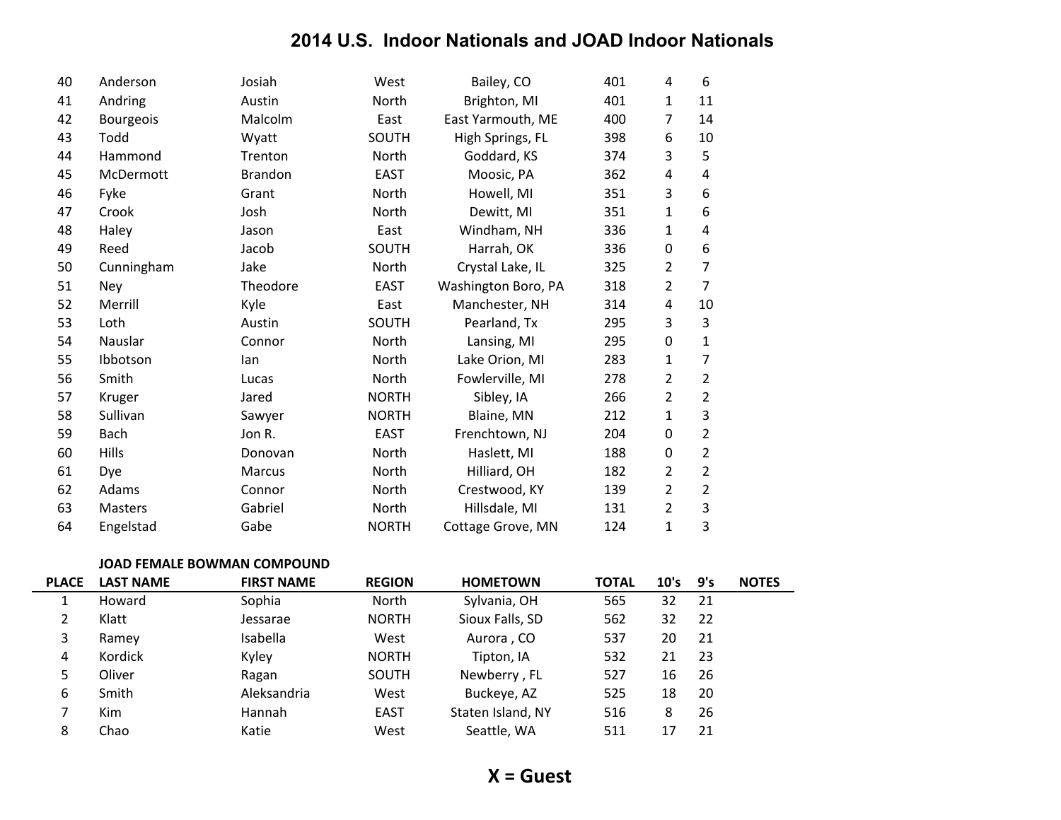# 2014 U.S. Indoor Nationals and JOAD Indoor Nationals

| | | | | | | | | |
|---|---|---|---|---|---|---|---|---|
| 40 | Anderson | Josiah | West | Bailey, CO | 401 | 4 | 6 | |
| 41 | Andring | Austin | North | Brighton, MI | 401 | 1 | 11 | |
| 42 | Bourgeois | Malcolm | East | East Yarmouth, ME | 400 | 7 | 14 | |
| 43 | Todd | Wyatt | SOUTH | High Springs, FL | 398 | 6 | 10 | |
| 44 | Hammond | Trenton | North | Goddard, KS | 374 | 3 | 5 | |
| 45 | McDermott | Brandon | EAST | Moosic, PA | 362 | 4 | 4 | |
| 46 | Fyke | Grant | North | Howell, MI | 351 | 3 | 6 | |
| 47 | Crook | Josh | North | Dewitt, MI | 351 | 1 | 6 | |
| 48 | Haley | Jason | East | Windham, NH | 336 | 1 | 4 | |
| 49 | Reed | Jacob | SOUTH | Harrah, OK | 336 | 0 | 6 | |
| 50 | Cunningham | Jake | North | Crystal Lake, IL | 325 | 2 | 7 | |
| 51 | Ney | Theodore | EAST | Washington Boro, PA | 318 | 2 | 7 | |
| 52 | Merrill | Kyle | East | Manchester, NH | 314 | 4 | 10 | |
| 53 | Loth | Austin | SOUTH | Pearland, Tx | 295 | 3 | 3 | |
| 54 | Nauslar | Connor | North | Lansing, MI | 295 | 0 | 1 | |
| 55 | Ibbotson | Ian | North | Lake Orion, MI | 283 | 1 | 7 | |
| 56 | Smith | Lucas | North | Fowlerville, MI | 278 | 2 | 2 | |
| 57 | Kruger | Jared | NORTH | Sibley, IA | 266 | 2 | 2 | |
| 58 | Sullivan | Sawyer | NORTH | Blaine, MN | 212 | 1 | 3 | |
| 59 | Bach | Jon R. | EAST | Frenchtown, NJ | 204 | 0 | 2 | |
| 60 | Hills | Donovan | North | Haslett, MI | 188 | 0 | 2 | |
| 61 | Dye | Marcus | North | Hilliard, OH | 182 | 2 | 2 | |
| 62 | Adams | Connor | North | Crestwood, KY | 139 | 2 | 2 | |
| 63 | Masters | Gabriel | North | Hillsdale, MI | 131 | 2 | 3 | |
| 64 | Engelstad | Gabe | NORTH | Cottage Grove, MN | 124 | 1 | 3 | |

**JOAD FEMALE BOWMAN COMPOUND**

| PLACE | LAST NAME | FIRST NAME | REGION | HOMETOWN | TOTAL | 10's | 9's | NOTES |
|---|---|---|---|---|---|---|---|---|
| 1 | Howard | Sophia | North | Sylvania, OH | 565 | 32 | 21 | |
| 2 | Klatt | Jessarae | NORTH | Sioux Falls, SD | 562 | 32 | 22 | |
| 3 | Ramey | Isabella | West | Aurora , CO | 537 | 20 | 21 | |
| 4 | Kordick | Kyley | NORTH | Tipton, IA | 532 | 21 | 23 | |
| 5 | Oliver | Ragan | SOUTH | Newberry , FL | 527 | 16 | 26 | |
| 6 | Smith | Aleksandria | West | Buckeye, AZ | 525 | 18 | 20 | |
| 7 | Kim | Hannah | EAST | Staten Island, NY | 516 | 8 | 26 | |
| 8 | Chao | Katie | West | Seattle, WA | 511 | 17 | 21 | |

**X = Guest**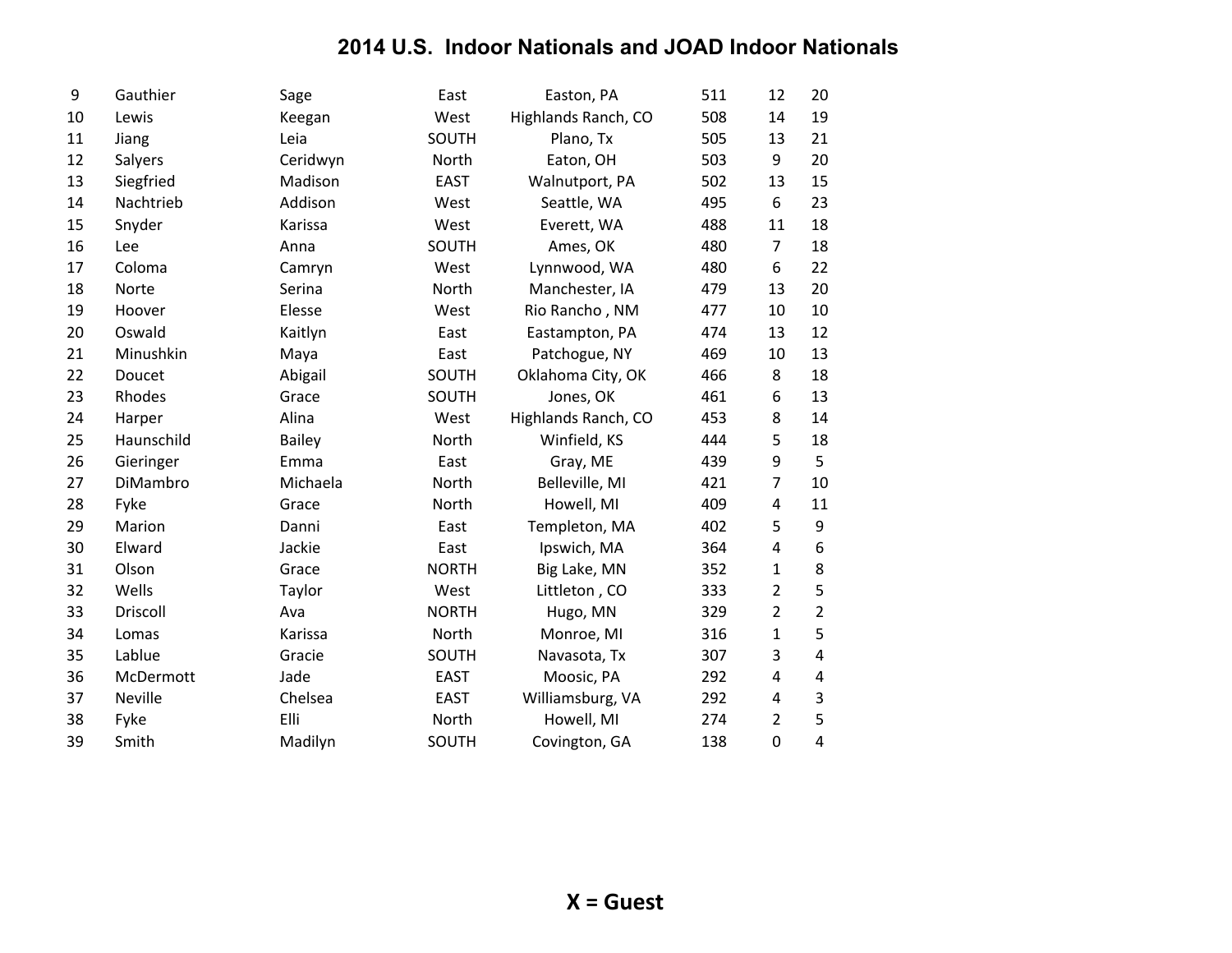## 2014 U.S. Indoor Nationals and JOAD Indoor Nationals

| | | | | | | | |
|---|---|---|---|---|---|---|---|
| 9 | Gauthier | Sage | East | Easton, PA | 511 | 12 | 20 |
| 10 | Lewis | Keegan | West | Highlands Ranch, CO | 508 | 14 | 19 |
| 11 | Jiang | Leia | SOUTH | Plano, Tx | 505 | 13 | 21 |
| 12 | Salyers | Ceridwyn | North | Eaton, OH | 503 | 9 | 20 |
| 13 | Siegfried | Madison | EAST | Walnutport, PA | 502 | 13 | 15 |
| 14 | Nachtrieb | Addison | West | Seattle, WA | 495 | 6 | 23 |
| 15 | Snyder | Karissa | West | Everett, WA | 488 | 11 | 18 |
| 16 | Lee | Anna | SOUTH | Ames, OK | 480 | 7 | 18 |
| 17 | Coloma | Camryn | West | Lynnwood, WA | 480 | 6 | 22 |
| 18 | Norte | Serina | North | Manchester, IA | 479 | 13 | 20 |
| 19 | Hoover | Elesse | West | Rio Rancho , NM | 477 | 10 | 10 |
| 20 | Oswald | Kaitlyn | East | Eastampton, PA | 474 | 13 | 12 |
| 21 | Minushkin | Maya | East | Patchogue, NY | 469 | 10 | 13 |
| 22 | Doucet | Abigail | SOUTH | Oklahoma City, OK | 466 | 8 | 18 |
| 23 | Rhodes | Grace | SOUTH | Jones, OK | 461 | 6 | 13 |
| 24 | Harper | Alina | West | Highlands Ranch, CO | 453 | 8 | 14 |
| 25 | Haunschild | Bailey | North | Winfield, KS | 444 | 5 | 18 |
| 26 | Gieringer | Emma | East | Gray, ME | 439 | 9 | 5 |
| 27 | DiMambro | Michaela | North | Belleville, MI | 421 | 7 | 10 |
| 28 | Fyke | Grace | North | Howell, MI | 409 | 4 | 11 |
| 29 | Marion | Danni | East | Templeton, MA | 402 | 5 | 9 |
| 30 | Elward | Jackie | East | Ipswich, MA | 364 | 4 | 6 |
| 31 | Olson | Grace | NORTH | Big Lake, MN | 352 | 1 | 8 |
| 32 | Wells | Taylor | West | Littleton , CO | 333 | 2 | 5 |
| 33 | Driscoll | Ava | NORTH | Hugo, MN | 329 | 2 | 2 |
| 34 | Lomas | Karissa | North | Monroe, MI | 316 | 1 | 5 |
| 35 | Lablue | Gracie | SOUTH | Navasota, Tx | 307 | 3 | 4 |
| 36 | McDermott | Jade | EAST | Moosic, PA | 292 | 4 | 4 |
| 37 | Neville | Chelsea | EAST | Williamsburg, VA | 292 | 4 | 3 |
| 38 | Fyke | Elli | North | Howell, MI | 274 | 2 | 5 |
| 39 | Smith | Madilyn | SOUTH | Covington, GA | 138 | 0 | 4 |

**X = Guest**